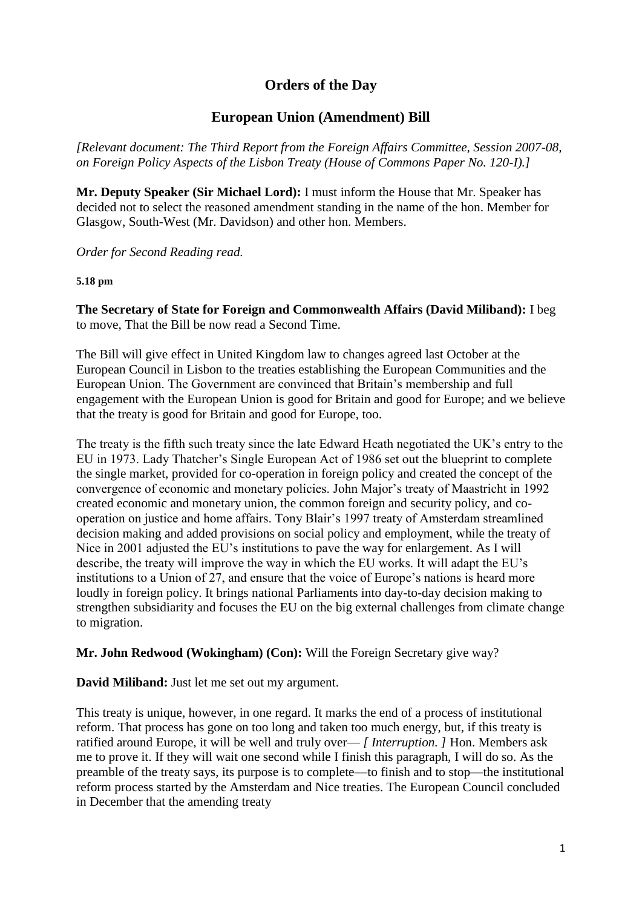# Orders of the Day

## European Union (Amendment) Bill

*[Relevant document: The Third Report from the Foreign Affairs Committee, Session 2007-08, on Foreign Policy Aspects of the Lisbon Treaty (House of Commons Paper No. 120-I).]*

**Mr. Deputy Speaker (Sir Michael Lord):** I must inform the House that Mr. Speaker has decided not to select the reasoned amendment standing in the name of the hon. Member for Glasgow, South-West (Mr. Davidson) and other hon. Members.

*Order for Second Reading read.*

**5.18 pm**

**The Secretary of State for Foreign and Commonwealth Affairs (David Miliband):** I beg to move, That the Bill be now read a Second Time.

The Bill will give effect in United Kingdom law to changes agreed last October at the European Council in Lisbon to the treaties establishing the European Communities and the European Union. The Government are convinced that Britain's membership and full engagement with the European Union is good for Britain and good for Europe; and we believe that the treaty is good for Britain and good for Europe, too.

The treaty is the fifth such treaty since the late Edward Heath negotiated the UK's entry to the EU in 1973. Lady Thatcher's Single European Act of 1986 set out the blueprint to complete the single market, provided for co-operation in foreign policy and created the concept of the convergence of economic and monetary policies. John Major's treaty of Maastricht in 1992 created economic and monetary union, the common foreign and security policy, and co-operation on justice and home affairs. Tony Blair's 1997 treaty of Amsterdam streamlined decision making and added provisions on social policy and employment, while the treaty of Nice in 2001 adjusted the EU's institutions to pave the way for enlargement. As I will describe, the treaty will improve the way in which the EU works. It will adapt the EU's institutions to a Union of 27, and ensure that the voice of Europe's nations is heard more loudly in foreign policy. It brings national Parliaments into day-to-day decision making to strengthen subsidiarity and focuses the EU on the big external challenges from climate change to migration.

**Mr. John Redwood (Wokingham) (Con):** Will the Foreign Secretary give way?

**David Miliband:** Just let me set out my argument.

This treaty is unique, however, in one regard. It marks the end of a process of institutional reform. That process has gone on too long and taken too much energy, but, if this treaty is ratified around Europe, it will be well and truly over— *[ Interruption. ]* Hon. Members ask me to prove it. If they will wait one second while I finish this paragraph, I will do so. As the preamble of the treaty says, its purpose is to complete—to finish and to stop—the institutional reform process started by the Amsterdam and Nice treaties. The European Council concluded in December that the amending treaty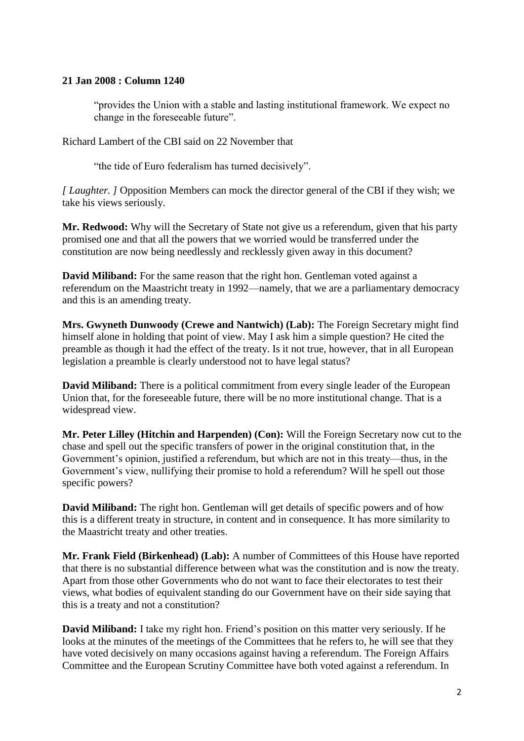**21 Jan 2008 : Column 1240**

> "provides the Union with a stable and lasting institutional framework. We expect no change in the foreseeable future".

Richard Lambert of the CBI said on 22 November that

> "the tide of Euro federalism has turned decisively".

*[ Laughter. ]* Opposition Members can mock the director general of the CBI if they wish; we take his views seriously.

**Mr. Redwood:** Why will the Secretary of State not give us a referendum, given that his party promised one and that all the powers that we worried would be transferred under the constitution are now being needlessly and recklessly given away in this document?

**David Miliband:** For the same reason that the right hon. Gentleman voted against a referendum on the Maastricht treaty in 1992—namely, that we are a parliamentary democracy and this is an amending treaty.

**Mrs. Gwyneth Dunwoody (Crewe and Nantwich) (Lab):** The Foreign Secretary might find himself alone in holding that point of view. May I ask him a simple question? He cited the preamble as though it had the effect of the treaty. Is it not true, however, that in all European legislation a preamble is clearly understood not to have legal status?

**David Miliband:** There is a political commitment from every single leader of the European Union that, for the foreseeable future, there will be no more institutional change. That is a widespread view.

**Mr. Peter Lilley (Hitchin and Harpenden) (Con):** Will the Foreign Secretary now cut to the chase and spell out the specific transfers of power in the original constitution that, in the Government's opinion, justified a referendum, but which are not in this treaty—thus, in the Government's view, nullifying their promise to hold a referendum? Will he spell out those specific powers?

**David Miliband:** The right hon. Gentleman will get details of specific powers and of how this is a different treaty in structure, in content and in consequence. It has more similarity to the Maastricht treaty and other treaties.

**Mr. Frank Field (Birkenhead) (Lab):** A number of Committees of this House have reported that there is no substantial difference between what was the constitution and is now the treaty. Apart from those other Governments who do not want to face their electorates to test their views, what bodies of equivalent standing do our Government have on their side saying that this is a treaty and not a constitution?

**David Miliband:** I take my right hon. Friend's position on this matter very seriously. If he looks at the minutes of the meetings of the Committees that he refers to, he will see that they have voted decisively on many occasions against having a referendum. The Foreign Affairs Committee and the European Scrutiny Committee have both voted against a referendum. In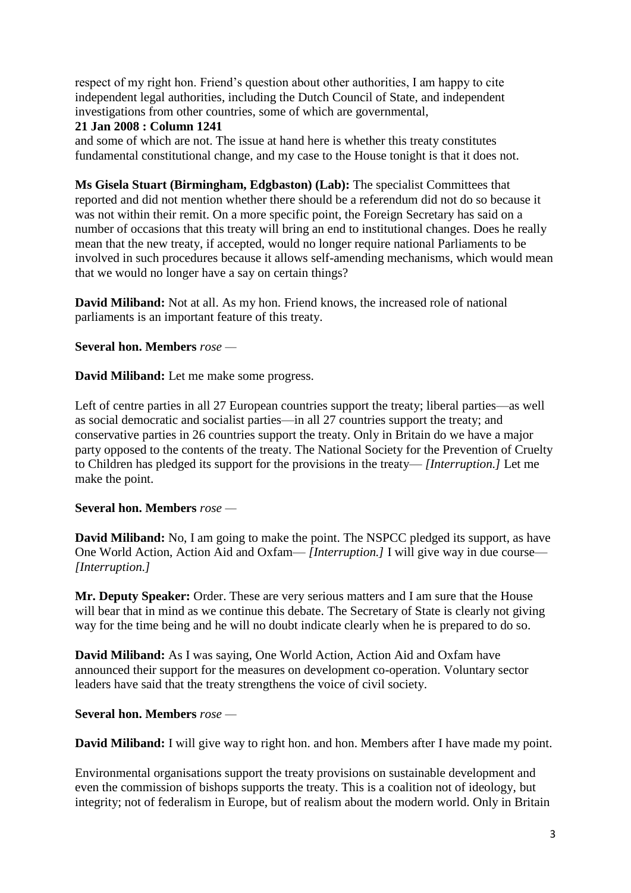respect of my right hon. Friend's question about other authorities, I am happy to cite independent legal authorities, including the Dutch Council of State, and independent investigations from other countries, some of which are governmental,

**21 Jan 2008 : Column 1241**

and some of which are not. The issue at hand here is whether this treaty constitutes fundamental constitutional change, and my case to the House tonight is that it does not.

**Ms Gisela Stuart (Birmingham, Edgbaston) (Lab):** The specialist Committees that reported and did not mention whether there should be a referendum did not do so because it was not within their remit. On a more specific point, the Foreign Secretary has said on a number of occasions that this treaty will bring an end to institutional changes. Does he really mean that the new treaty, if accepted, would no longer require national Parliaments to be involved in such procedures because it allows self-amending mechanisms, which would mean that we would no longer have a say on certain things?

**David Miliband:** Not at all. As my hon. Friend knows, the increased role of national parliaments is an important feature of this treaty.

**Several hon. Members** *rose* —

**David Miliband:** Let me make some progress.

Left of centre parties in all 27 European countries support the treaty; liberal parties—as well as social democratic and socialist parties—in all 27 countries support the treaty; and conservative parties in 26 countries support the treaty. Only in Britain do we have a major party opposed to the contents of the treaty. The National Society for the Prevention of Cruelty to Children has pledged its support for the provisions in the treaty— *[Interruption.]* Let me make the point.

**Several hon. Members** *rose* —

**David Miliband:** No, I am going to make the point. The NSPCC pledged its support, as have One World Action, Action Aid and Oxfam— *[Interruption.]* I will give way in due course— *[Interruption.]*

**Mr. Deputy Speaker:** Order. These are very serious matters and I am sure that the House will bear that in mind as we continue this debate. The Secretary of State is clearly not giving way for the time being and he will no doubt indicate clearly when he is prepared to do so.

**David Miliband:** As I was saying, One World Action, Action Aid and Oxfam have announced their support for the measures on development co-operation. Voluntary sector leaders have said that the treaty strengthens the voice of civil society.

**Several hon. Members** *rose* —

**David Miliband:** I will give way to right hon. and hon. Members after I have made my point.

Environmental organisations support the treaty provisions on sustainable development and even the commission of bishops supports the treaty. This is a coalition not of ideology, but integrity; not of federalism in Europe, but of realism about the modern world. Only in Britain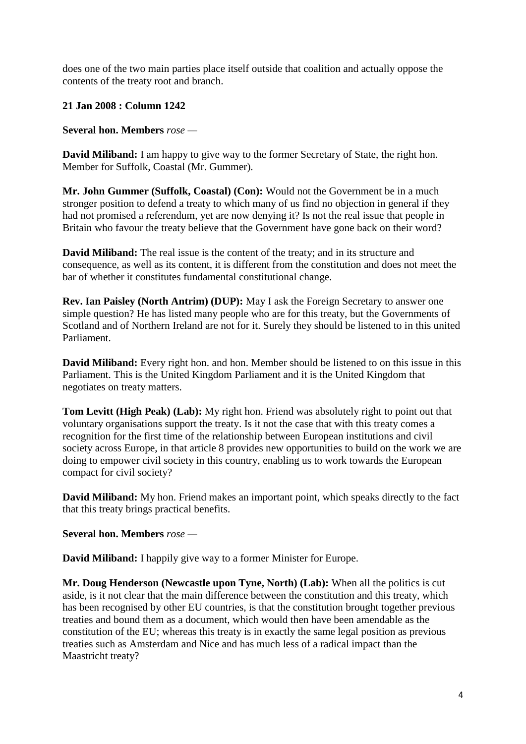does one of the two main parties place itself outside that coalition and actually oppose the contents of the treaty root and branch.

**21 Jan 2008 : Column 1242**

**Several hon. Members** *rose* —

**David Miliband:** I am happy to give way to the former Secretary of State, the right hon. Member for Suffolk, Coastal (Mr. Gummer).

**Mr. John Gummer (Suffolk, Coastal) (Con):** Would not the Government be in a much stronger position to defend a treaty to which many of us find no objection in general if they had not promised a referendum, yet are now denying it? Is not the real issue that people in Britain who favour the treaty believe that the Government have gone back on their word?

**David Miliband:** The real issue is the content of the treaty; and in its structure and consequence, as well as its content, it is different from the constitution and does not meet the bar of whether it constitutes fundamental constitutional change.

**Rev. Ian Paisley (North Antrim) (DUP):** May I ask the Foreign Secretary to answer one simple question? He has listed many people who are for this treaty, but the Governments of Scotland and of Northern Ireland are not for it. Surely they should be listened to in this united Parliament.

**David Miliband:** Every right hon. and hon. Member should be listened to on this issue in this Parliament. This is the United Kingdom Parliament and it is the United Kingdom that negotiates on treaty matters.

**Tom Levitt (High Peak) (Lab):** My right hon. Friend was absolutely right to point out that voluntary organisations support the treaty. Is it not the case that with this treaty comes a recognition for the first time of the relationship between European institutions and civil society across Europe, in that article 8 provides new opportunities to build on the work we are doing to empower civil society in this country, enabling us to work towards the European compact for civil society?

**David Miliband:** My hon. Friend makes an important point, which speaks directly to the fact that this treaty brings practical benefits.

**Several hon. Members** *rose* —

**David Miliband:** I happily give way to a former Minister for Europe.

**Mr. Doug Henderson (Newcastle upon Tyne, North) (Lab):** When all the politics is cut aside, is it not clear that the main difference between the constitution and this treaty, which has been recognised by other EU countries, is that the constitution brought together previous treaties and bound them as a document, which would then have been amendable as the constitution of the EU; whereas this treaty is in exactly the same legal position as previous treaties such as Amsterdam and Nice and has much less of a radical impact than the Maastricht treaty?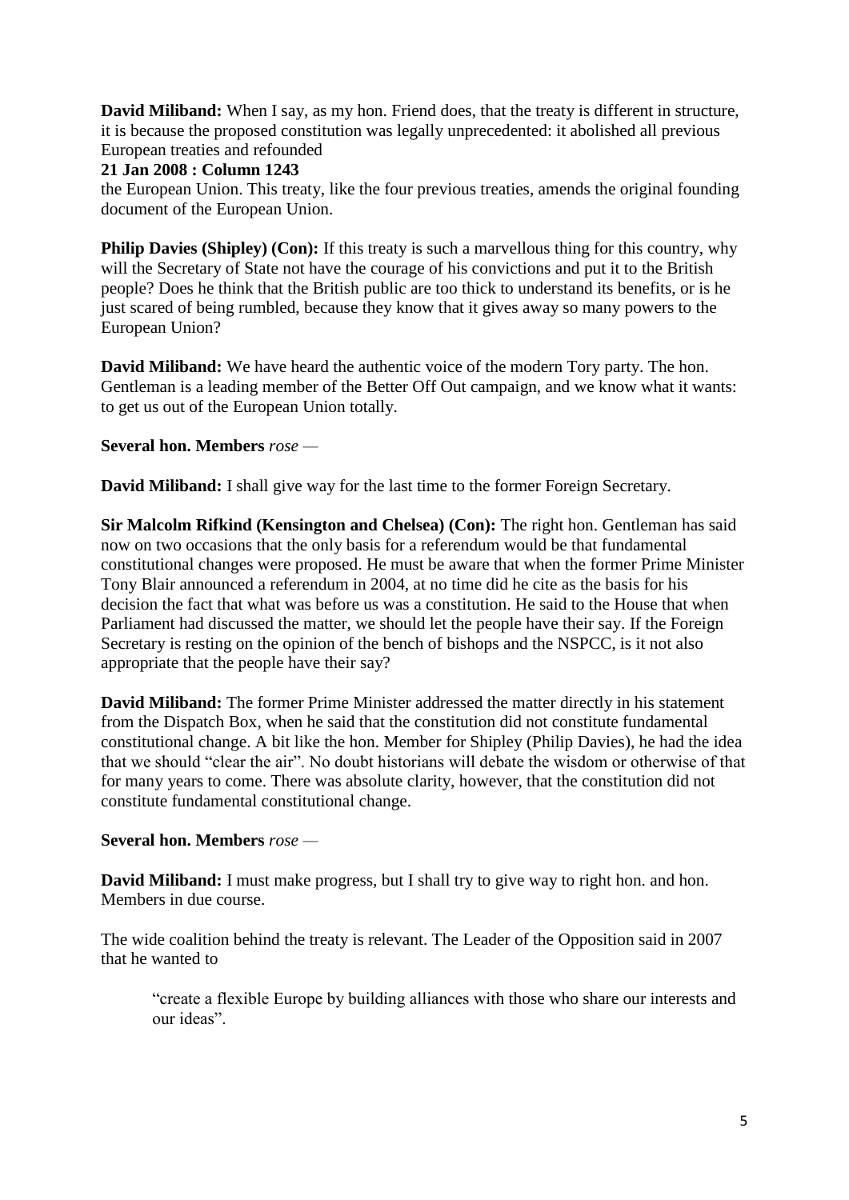**David Miliband:** When I say, as my hon. Friend does, that the treaty is different in structure, it is because the proposed constitution was legally unprecedented: it abolished all previous European treaties and refounded

**21 Jan 2008 : Column 1243**

the European Union. This treaty, like the four previous treaties, amends the original founding document of the European Union.

**Philip Davies (Shipley) (Con):** If this treaty is such a marvellous thing for this country, why will the Secretary of State not have the courage of his convictions and put it to the British people? Does he think that the British public are too thick to understand its benefits, or is he just scared of being rumbled, because they know that it gives away so many powers to the European Union?

**David Miliband:** We have heard the authentic voice of the modern Tory party. The hon. Gentleman is a leading member of the Better Off Out campaign, and we know what it wants: to get us out of the European Union totally.

**Several hon. Members** *rose* —

**David Miliband:** I shall give way for the last time to the former Foreign Secretary.

**Sir Malcolm Rifkind (Kensington and Chelsea) (Con):** The right hon. Gentleman has said now on two occasions that the only basis for a referendum would be that fundamental constitutional changes were proposed. He must be aware that when the former Prime Minister Tony Blair announced a referendum in 2004, at no time did he cite as the basis for his decision the fact that what was before us was a constitution. He said to the House that when Parliament had discussed the matter, we should let the people have their say. If the Foreign Secretary is resting on the opinion of the bench of bishops and the NSPCC, is it not also appropriate that the people have their say?

**David Miliband:** The former Prime Minister addressed the matter directly in his statement from the Dispatch Box, when he said that the constitution did not constitute fundamental constitutional change. A bit like the hon. Member for Shipley (Philip Davies), he had the idea that we should "clear the air". No doubt historians will debate the wisdom or otherwise of that for many years to come. There was absolute clarity, however, that the constitution did not constitute fundamental constitutional change.

**Several hon. Members** *rose* —

**David Miliband:** I must make progress, but I shall try to give way to right hon. and hon. Members in due course.

The wide coalition behind the treaty is relevant. The Leader of the Opposition said in 2007 that he wanted to

> "create a flexible Europe by building alliances with those who share our interests and our ideas".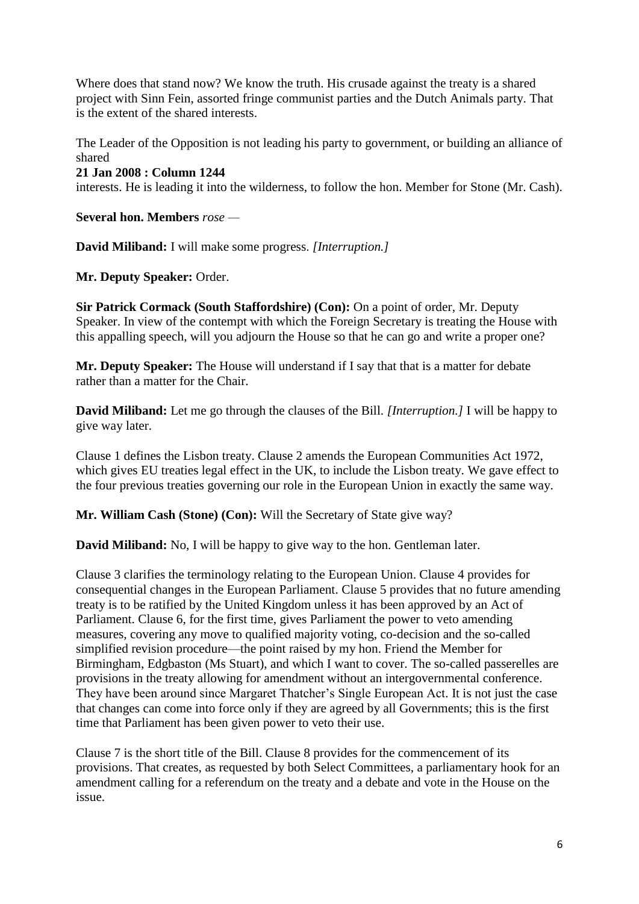Where does that stand now? We know the truth. His crusade against the treaty is a shared project with Sinn Fein, assorted fringe communist parties and the Dutch Animals party. That is the extent of the shared interests.

The Leader of the Opposition is not leading his party to government, or building an alliance of shared

**21 Jan 2008 : Column 1244**

interests. He is leading it into the wilderness, to follow the hon. Member for Stone (Mr. Cash).

**Several hon. Members** *rose* —

**David Miliband:** I will make some progress. *[Interruption.]*

**Mr. Deputy Speaker:** Order.

**Sir Patrick Cormack (South Staffordshire) (Con):** On a point of order, Mr. Deputy Speaker. In view of the contempt with which the Foreign Secretary is treating the House with this appalling speech, will you adjourn the House so that he can go and write a proper one?

**Mr. Deputy Speaker:** The House will understand if I say that that is a matter for debate rather than a matter for the Chair.

**David Miliband:** Let me go through the clauses of the Bill. *[Interruption.]* I will be happy to give way later.

Clause 1 defines the Lisbon treaty. Clause 2 amends the European Communities Act 1972, which gives EU treaties legal effect in the UK, to include the Lisbon treaty. We gave effect to the four previous treaties governing our role in the European Union in exactly the same way.

**Mr. William Cash (Stone) (Con):** Will the Secretary of State give way?

**David Miliband:** No, I will be happy to give way to the hon. Gentleman later.

Clause 3 clarifies the terminology relating to the European Union. Clause 4 provides for consequential changes in the European Parliament. Clause 5 provides that no future amending treaty is to be ratified by the United Kingdom unless it has been approved by an Act of Parliament. Clause 6, for the first time, gives Parliament the power to veto amending measures, covering any move to qualified majority voting, co-decision and the so-called simplified revision procedure—the point raised by my hon. Friend the Member for Birmingham, Edgbaston (Ms Stuart), and which I want to cover. The so-called passerelles are provisions in the treaty allowing for amendment without an intergovernmental conference. They have been around since Margaret Thatcher's Single European Act. It is not just the case that changes can come into force only if they are agreed by all Governments; this is the first time that Parliament has been given power to veto their use.

Clause 7 is the short title of the Bill. Clause 8 provides for the commencement of its provisions. That creates, as requested by both Select Committees, a parliamentary hook for an amendment calling for a referendum on the treaty and a debate and vote in the House on the issue.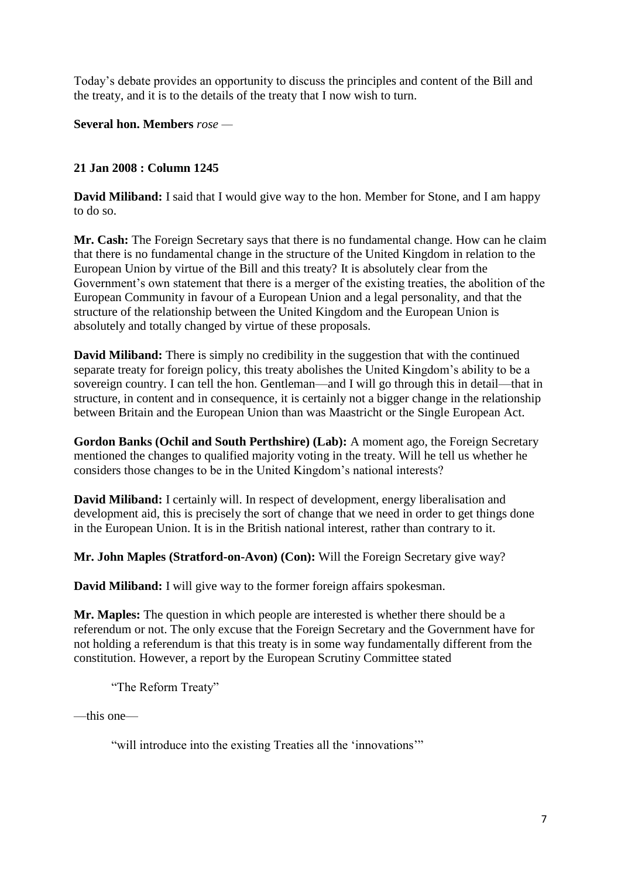Today's debate provides an opportunity to discuss the principles and content of the Bill and the treaty, and it is to the details of the treaty that I now wish to turn.

**Several hon. Members** *rose* —

**21 Jan 2008 : Column 1245**

**David Miliband:** I said that I would give way to the hon. Member for Stone, and I am happy to do so.

**Mr. Cash:** The Foreign Secretary says that there is no fundamental change. How can he claim that there is no fundamental change in the structure of the United Kingdom in relation to the European Union by virtue of the Bill and this treaty? It is absolutely clear from the Government's own statement that there is a merger of the existing treaties, the abolition of the European Community in favour of a European Union and a legal personality, and that the structure of the relationship between the United Kingdom and the European Union is absolutely and totally changed by virtue of these proposals.

**David Miliband:** There is simply no credibility in the suggestion that with the continued separate treaty for foreign policy, this treaty abolishes the United Kingdom's ability to be a sovereign country. I can tell the hon. Gentleman—and I will go through this in detail—that in structure, in content and in consequence, it is certainly not a bigger change in the relationship between Britain and the European Union than was Maastricht or the Single European Act.

**Gordon Banks (Ochil and South Perthshire) (Lab):** A moment ago, the Foreign Secretary mentioned the changes to qualified majority voting in the treaty. Will he tell us whether he considers those changes to be in the United Kingdom's national interests?

**David Miliband:** I certainly will. In respect of development, energy liberalisation and development aid, this is precisely the sort of change that we need in order to get things done in the European Union. It is in the British national interest, rather than contrary to it.

**Mr. John Maples (Stratford-on-Avon) (Con):** Will the Foreign Secretary give way?

**David Miliband:** I will give way to the former foreign affairs spokesman.

**Mr. Maples:** The question in which people are interested is whether there should be a referendum or not. The only excuse that the Foreign Secretary and the Government have for not holding a referendum is that this treaty is in some way fundamentally different from the constitution. However, a report by the European Scrutiny Committee stated

> "The Reform Treaty"

—this one—

> "will introduce into the existing Treaties all the 'innovations'"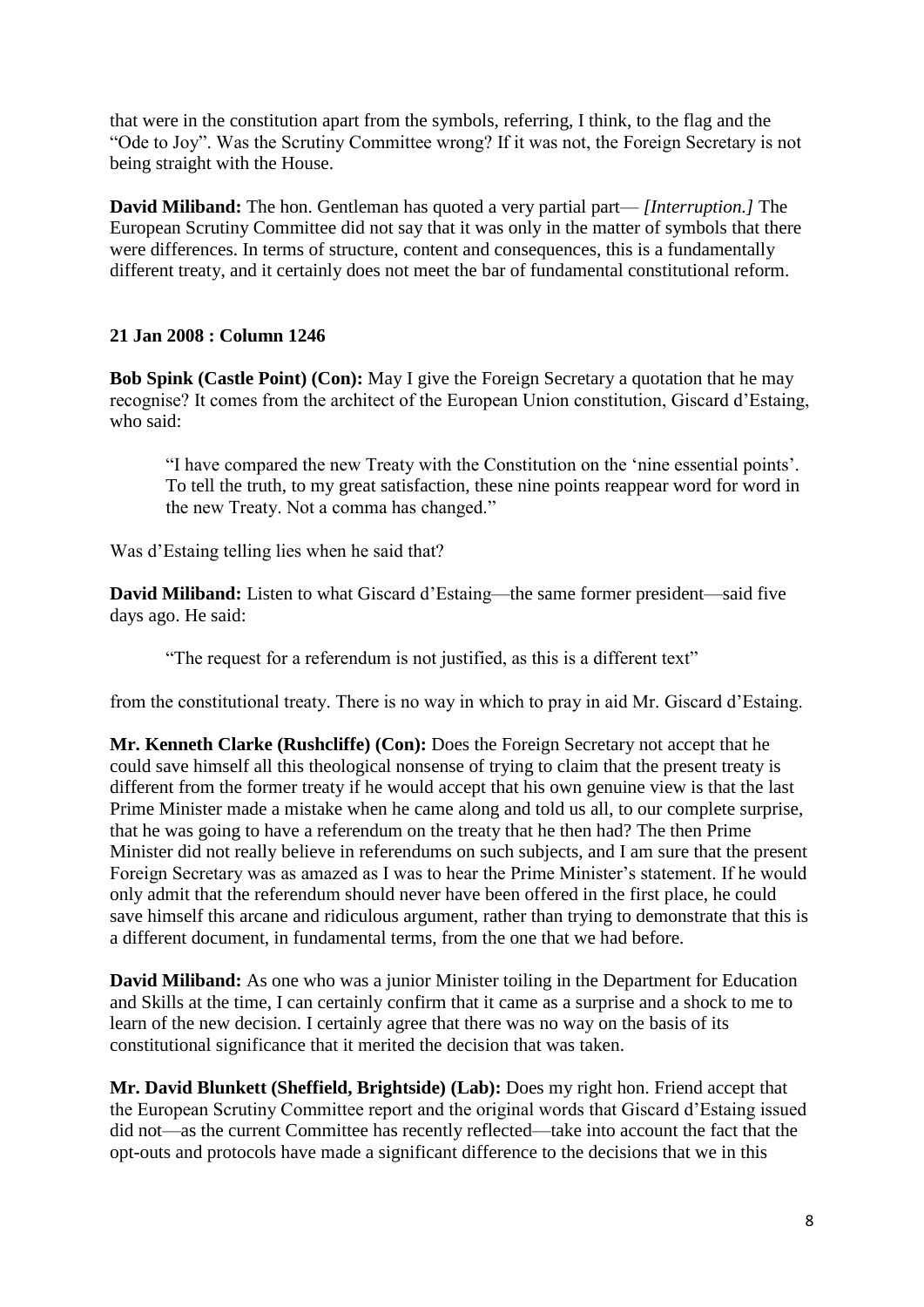that were in the constitution apart from the symbols, referring, I think, to the flag and the "Ode to Joy". Was the Scrutiny Committee wrong? If it was not, the Foreign Secretary is not being straight with the House.

**David Miliband:** The hon. Gentleman has quoted a very partial part— *[Interruption.]* The European Scrutiny Committee did not say that it was only in the matter of symbols that there were differences. In terms of structure, content and consequences, this is a fundamentally different treaty, and it certainly does not meet the bar of fundamental constitutional reform.

**21 Jan 2008 : Column 1246**

**Bob Spink (Castle Point) (Con):** May I give the Foreign Secretary a quotation that he may recognise? It comes from the architect of the European Union constitution, Giscard d'Estaing, who said:

> "I have compared the new Treaty with the Constitution on the 'nine essential points'. To tell the truth, to my great satisfaction, these nine points reappear word for word in the new Treaty. Not a comma has changed."

Was d'Estaing telling lies when he said that?

**David Miliband:** Listen to what Giscard d'Estaing—the same former president—said five days ago. He said:

> "The request for a referendum is not justified, as this is a different text"

from the constitutional treaty. There is no way in which to pray in aid Mr. Giscard d'Estaing.

**Mr. Kenneth Clarke (Rushcliffe) (Con):** Does the Foreign Secretary not accept that he could save himself all this theological nonsense of trying to claim that the present treaty is different from the former treaty if he would accept that his own genuine view is that the last Prime Minister made a mistake when he came along and told us all, to our complete surprise, that he was going to have a referendum on the treaty that he then had? The then Prime Minister did not really believe in referendums on such subjects, and I am sure that the present Foreign Secretary was as amazed as I was to hear the Prime Minister's statement. If he would only admit that the referendum should never have been offered in the first place, he could save himself this arcane and ridiculous argument, rather than trying to demonstrate that this is a different document, in fundamental terms, from the one that we had before.

**David Miliband:** As one who was a junior Minister toiling in the Department for Education and Skills at the time, I can certainly confirm that it came as a surprise and a shock to me to learn of the new decision. I certainly agree that there was no way on the basis of its constitutional significance that it merited the decision that was taken.

**Mr. David Blunkett (Sheffield, Brightside) (Lab):** Does my right hon. Friend accept that the European Scrutiny Committee report and the original words that Giscard d'Estaing issued did not—as the current Committee has recently reflected—take into account the fact that the opt-outs and protocols have made a significant difference to the decisions that we in this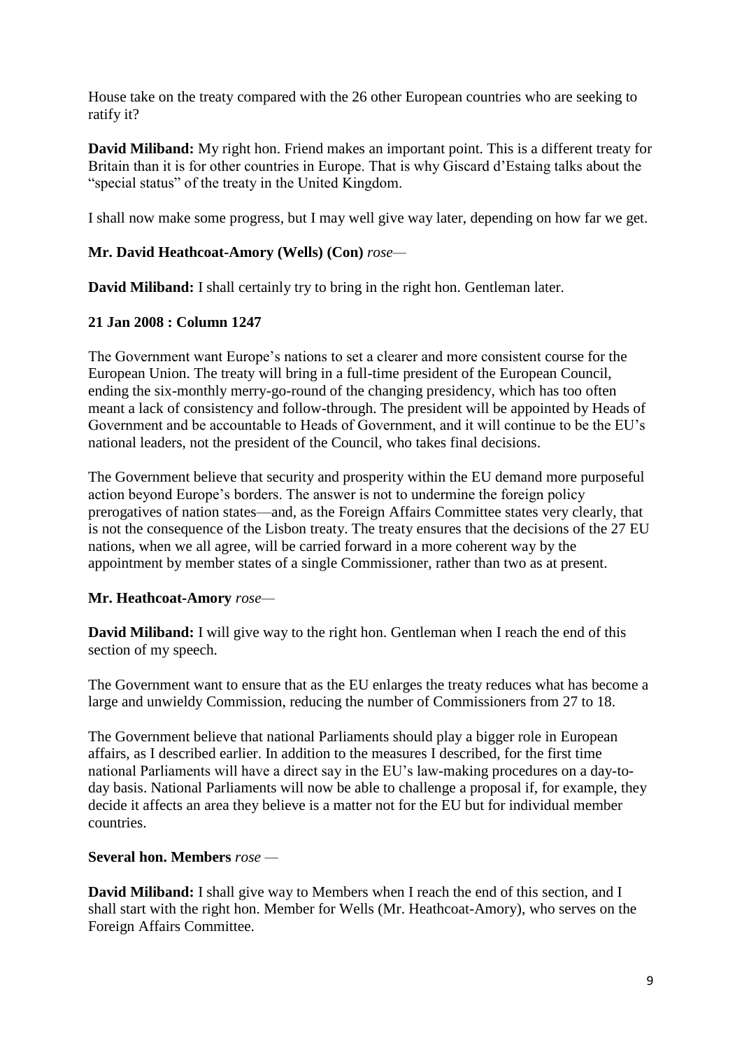House take on the treaty compared with the 26 other European countries who are seeking to ratify it?

**David Miliband:** My right hon. Friend makes an important point. This is a different treaty for Britain than it is for other countries in Europe. That is why Giscard d'Estaing talks about the "special status" of the treaty in the United Kingdom.

I shall now make some progress, but I may well give way later, depending on how far we get.

**Mr. David Heathcoat-Amory (Wells) (Con)** *rose—*

**David Miliband:** I shall certainly try to bring in the right hon. Gentleman later.

**21 Jan 2008 : Column 1247**

The Government want Europe's nations to set a clearer and more consistent course for the European Union. The treaty will bring in a full-time president of the European Council, ending the six-monthly merry-go-round of the changing presidency, which has too often meant a lack of consistency and follow-through. The president will be appointed by Heads of Government and be accountable to Heads of Government, and it will continue to be the EU's national leaders, not the president of the Council, who takes final decisions.

The Government believe that security and prosperity within the EU demand more purposeful action beyond Europe's borders. The answer is not to undermine the foreign policy prerogatives of nation states—and, as the Foreign Affairs Committee states very clearly, that is not the consequence of the Lisbon treaty. The treaty ensures that the decisions of the 27 EU nations, when we all agree, will be carried forward in a more coherent way by the appointment by member states of a single Commissioner, rather than two as at present.

**Mr. Heathcoat-Amory** *rose—*

**David Miliband:** I will give way to the right hon. Gentleman when I reach the end of this section of my speech.

The Government want to ensure that as the EU enlarges the treaty reduces what has become a large and unwieldy Commission, reducing the number of Commissioners from 27 to 18.

The Government believe that national Parliaments should play a bigger role in European affairs, as I described earlier. In addition to the measures I described, for the first time national Parliaments will have a direct say in the EU's law-making procedures on a day-to-day basis. National Parliaments will now be able to challenge a proposal if, for example, they decide it affects an area they believe is a matter not for the EU but for individual member countries.

**Several hon. Members** *rose —*

**David Miliband:** I shall give way to Members when I reach the end of this section, and I shall start with the right hon. Member for Wells (Mr. Heathcoat-Amory), who serves on the Foreign Affairs Committee.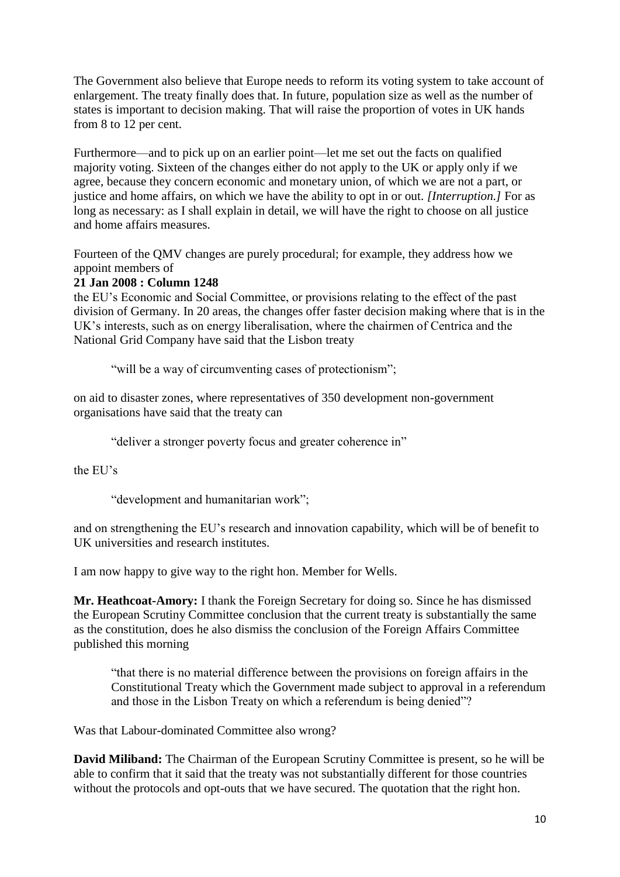The Government also believe that Europe needs to reform its voting system to take account of enlargement. The treaty finally does that. In future, population size as well as the number of states is important to decision making. That will raise the proportion of votes in UK hands from 8 to 12 per cent.

Furthermore—and to pick up on an earlier point—let me set out the facts on qualified majority voting. Sixteen of the changes either do not apply to the UK or apply only if we agree, because they concern economic and monetary union, of which we are not a part, or justice and home affairs, on which we have the ability to opt in or out. *[Interruption.]* For as long as necessary: as I shall explain in detail, we will have the right to choose on all justice and home affairs measures.

Fourteen of the QMV changes are purely procedural; for example, they address how we appoint members of

**21 Jan 2008 : Column 1248**

the EU's Economic and Social Committee, or provisions relating to the effect of the past division of Germany. In 20 areas, the changes offer faster decision making where that is in the UK's interests, such as on energy liberalisation, where the chairmen of Centrica and the National Grid Company have said that the Lisbon treaty

> "will be a way of circumventing cases of protectionism";

on aid to disaster zones, where representatives of 350 development non-government organisations have said that the treaty can

> "deliver a stronger poverty focus and greater coherence in"

the EU's

> "development and humanitarian work";

and on strengthening the EU's research and innovation capability, which will be of benefit to UK universities and research institutes.

I am now happy to give way to the right hon. Member for Wells.

**Mr. Heathcoat-Amory:** I thank the Foreign Secretary for doing so. Since he has dismissed the European Scrutiny Committee conclusion that the current treaty is substantially the same as the constitution, does he also dismiss the conclusion of the Foreign Affairs Committee published this morning

> "that there is no material difference between the provisions on foreign affairs in the Constitutional Treaty which the Government made subject to approval in a referendum and those in the Lisbon Treaty on which a referendum is being denied"?

Was that Labour-dominated Committee also wrong?

**David Miliband:** The Chairman of the European Scrutiny Committee is present, so he will be able to confirm that it said that the treaty was not substantially different for those countries without the protocols and opt-outs that we have secured. The quotation that the right hon.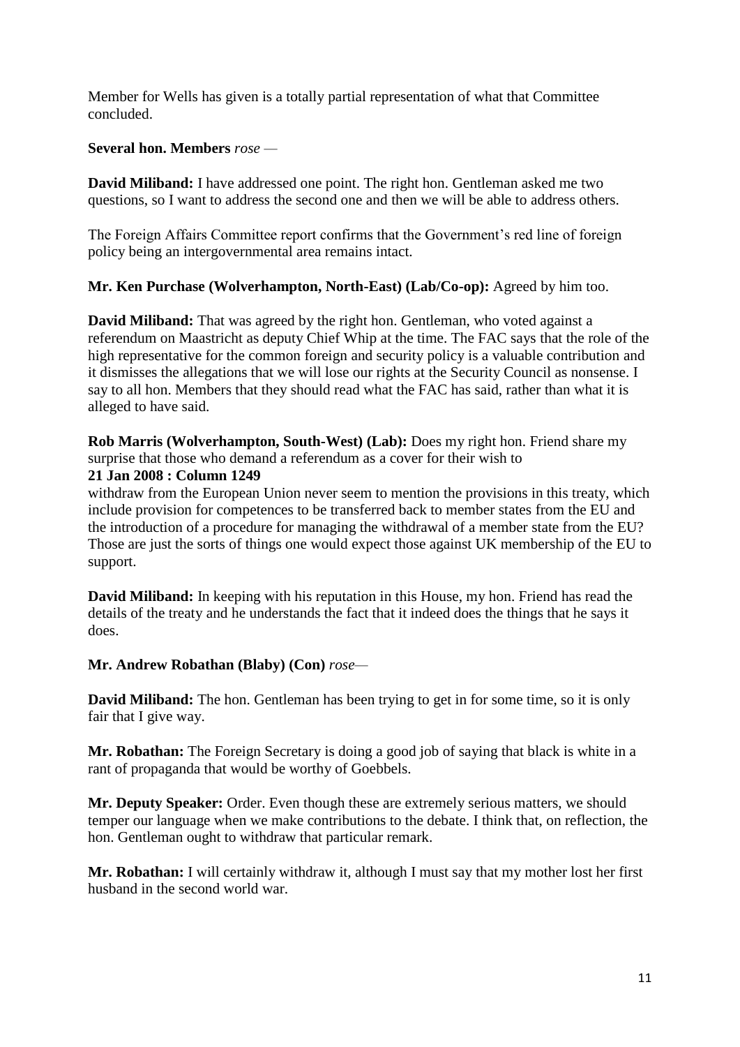Member for Wells has given is a totally partial representation of what that Committee concluded.

**Several hon. Members** *rose* —

**David Miliband:** I have addressed one point. The right hon. Gentleman asked me two questions, so I want to address the second one and then we will be able to address others.

The Foreign Affairs Committee report confirms that the Government's red line of foreign policy being an intergovernmental area remains intact.

**Mr. Ken Purchase (Wolverhampton, North-East) (Lab/Co-op):** Agreed by him too.

**David Miliband:** That was agreed by the right hon. Gentleman, who voted against a referendum on Maastricht as deputy Chief Whip at the time. The FAC says that the role of the high representative for the common foreign and security policy is a valuable contribution and it dismisses the allegations that we will lose our rights at the Security Council as nonsense. I say to all hon. Members that they should read what the FAC has said, rather than what it is alleged to have said.

**Rob Marris (Wolverhampton, South-West) (Lab):** Does my right hon. Friend share my surprise that those who demand a referendum as a cover for their wish to

**21 Jan 2008 : Column 1249**

withdraw from the European Union never seem to mention the provisions in this treaty, which include provision for competences to be transferred back to member states from the EU and the introduction of a procedure for managing the withdrawal of a member state from the EU? Those are just the sorts of things one would expect those against UK membership of the EU to support.

**David Miliband:** In keeping with his reputation in this House, my hon. Friend has read the details of the treaty and he understands the fact that it indeed does the things that he says it does.

**Mr. Andrew Robathan (Blaby) (Con)** *rose*—

**David Miliband:** The hon. Gentleman has been trying to get in for some time, so it is only fair that I give way.

**Mr. Robathan:** The Foreign Secretary is doing a good job of saying that black is white in a rant of propaganda that would be worthy of Goebbels.

**Mr. Deputy Speaker:** Order. Even though these are extremely serious matters, we should temper our language when we make contributions to the debate. I think that, on reflection, the hon. Gentleman ought to withdraw that particular remark.

**Mr. Robathan:** I will certainly withdraw it, although I must say that my mother lost her first husband in the second world war.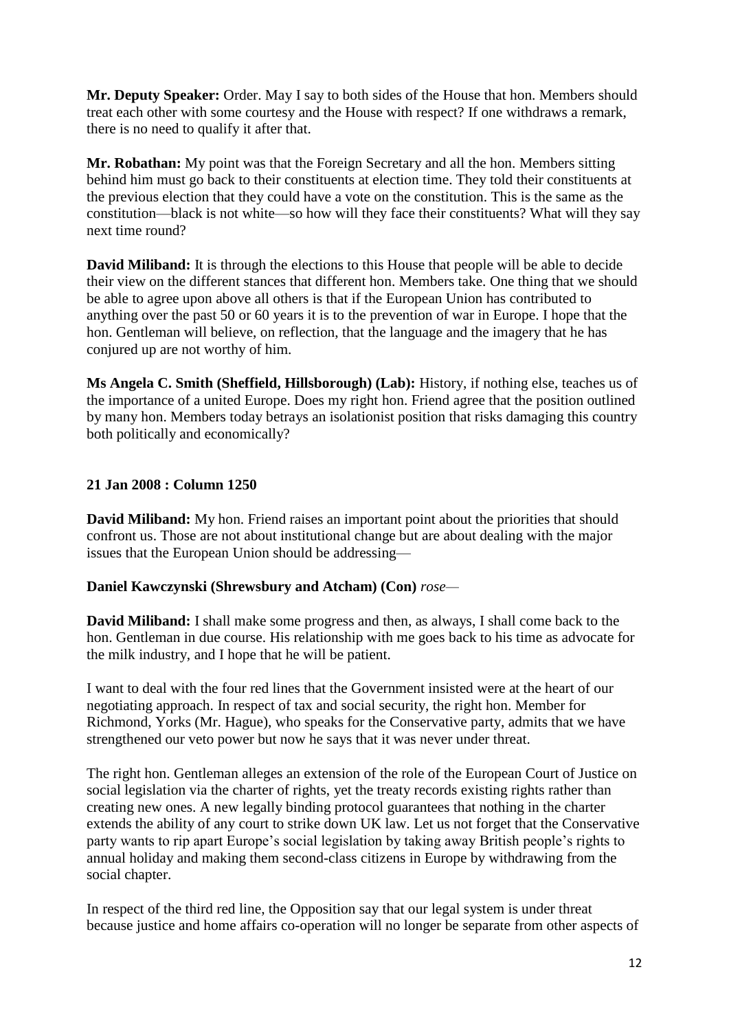**Mr. Deputy Speaker:** Order. May I say to both sides of the House that hon. Members should treat each other with some courtesy and the House with respect? If one withdraws a remark, there is no need to qualify it after that.

**Mr. Robathan:** My point was that the Foreign Secretary and all the hon. Members sitting behind him must go back to their constituents at election time. They told their constituents at the previous election that they could have a vote on the constitution. This is the same as the constitution—black is not white—so how will they face their constituents? What will they say next time round?

**David Miliband:** It is through the elections to this House that people will be able to decide their view on the different stances that different hon. Members take. One thing that we should be able to agree upon above all others is that if the European Union has contributed to anything over the past 50 or 60 years it is to the prevention of war in Europe. I hope that the hon. Gentleman will believe, on reflection, that the language and the imagery that he has conjured up are not worthy of him.

**Ms Angela C. Smith (Sheffield, Hillsborough) (Lab):** History, if nothing else, teaches us of the importance of a united Europe. Does my right hon. Friend agree that the position outlined by many hon. Members today betrays an isolationist position that risks damaging this country both politically and economically?

**21 Jan 2008 : Column 1250**

**David Miliband:** My hon. Friend raises an important point about the priorities that should confront us. Those are not about institutional change but are about dealing with the major issues that the European Union should be addressing—

**Daniel Kawczynski (Shrewsbury and Atcham) (Con)** *rose*—

**David Miliband:** I shall make some progress and then, as always, I shall come back to the hon. Gentleman in due course. His relationship with me goes back to his time as advocate for the milk industry, and I hope that he will be patient.

I want to deal with the four red lines that the Government insisted were at the heart of our negotiating approach. In respect of tax and social security, the right hon. Member for Richmond, Yorks (Mr. Hague), who speaks for the Conservative party, admits that we have strengthened our veto power but now he says that it was never under threat.

The right hon. Gentleman alleges an extension of the role of the European Court of Justice on social legislation via the charter of rights, yet the treaty records existing rights rather than creating new ones. A new legally binding protocol guarantees that nothing in the charter extends the ability of any court to strike down UK law. Let us not forget that the Conservative party wants to rip apart Europe's social legislation by taking away British people's rights to annual holiday and making them second-class citizens in Europe by withdrawing from the social chapter.

In respect of the third red line, the Opposition say that our legal system is under threat because justice and home affairs co-operation will no longer be separate from other aspects of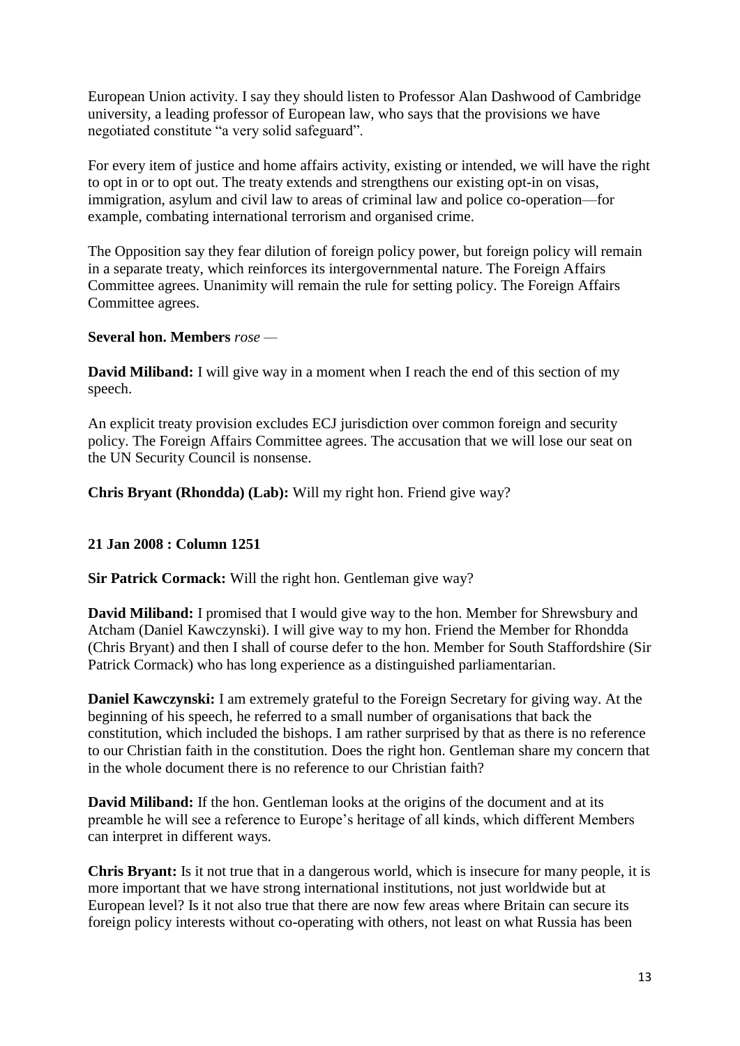European Union activity. I say they should listen to Professor Alan Dashwood of Cambridge university, a leading professor of European law, who says that the provisions we have negotiated constitute "a very solid safeguard".

For every item of justice and home affairs activity, existing or intended, we will have the right to opt in or to opt out. The treaty extends and strengthens our existing opt-in on visas, immigration, asylum and civil law to areas of criminal law and police co-operation—for example, combating international terrorism and organised crime.

The Opposition say they fear dilution of foreign policy power, but foreign policy will remain in a separate treaty, which reinforces its intergovernmental nature. The Foreign Affairs Committee agrees. Unanimity will remain the rule for setting policy. The Foreign Affairs Committee agrees.

**Several hon. Members** *rose* —

**David Miliband:** I will give way in a moment when I reach the end of this section of my speech.

An explicit treaty provision excludes ECJ jurisdiction over common foreign and security policy. The Foreign Affairs Committee agrees. The accusation that we will lose our seat on the UN Security Council is nonsense.

**Chris Bryant (Rhondda) (Lab):** Will my right hon. Friend give way?

**21 Jan 2008 : Column 1251**

**Sir Patrick Cormack:** Will the right hon. Gentleman give way?

**David Miliband:** I promised that I would give way to the hon. Member for Shrewsbury and Atcham (Daniel Kawczynski). I will give way to my hon. Friend the Member for Rhondda (Chris Bryant) and then I shall of course defer to the hon. Member for South Staffordshire (Sir Patrick Cormack) who has long experience as a distinguished parliamentarian.

**Daniel Kawczynski:** I am extremely grateful to the Foreign Secretary for giving way. At the beginning of his speech, he referred to a small number of organisations that back the constitution, which included the bishops. I am rather surprised by that as there is no reference to our Christian faith in the constitution. Does the right hon. Gentleman share my concern that in the whole document there is no reference to our Christian faith?

**David Miliband:** If the hon. Gentleman looks at the origins of the document and at its preamble he will see a reference to Europe's heritage of all kinds, which different Members can interpret in different ways.

**Chris Bryant:** Is it not true that in a dangerous world, which is insecure for many people, it is more important that we have strong international institutions, not just worldwide but at European level? Is it not also true that there are now few areas where Britain can secure its foreign policy interests without co-operating with others, not least on what Russia has been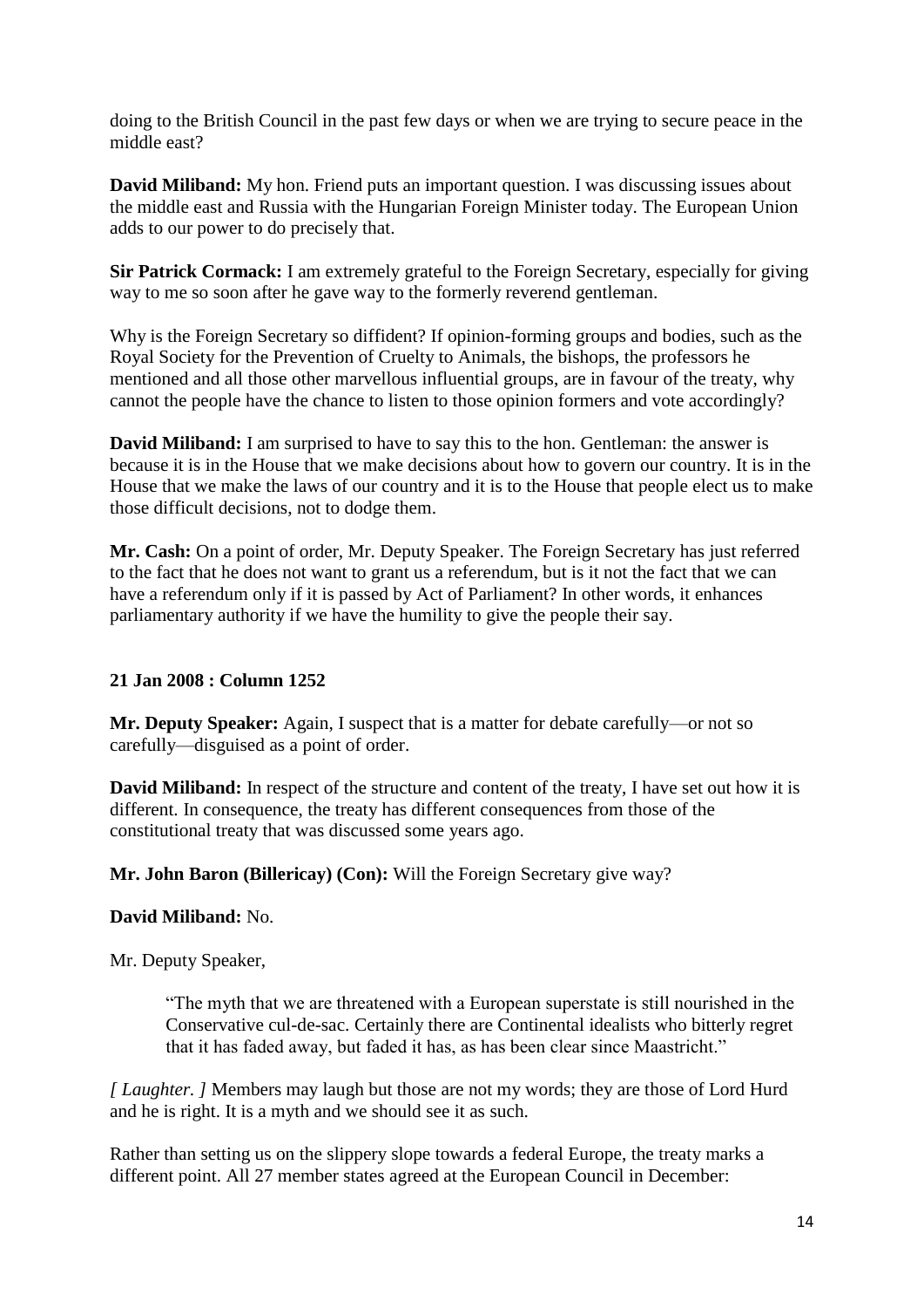doing to the British Council in the past few days or when we are trying to secure peace in the middle east?

**David Miliband:** My hon. Friend puts an important question. I was discussing issues about the middle east and Russia with the Hungarian Foreign Minister today. The European Union adds to our power to do precisely that.

**Sir Patrick Cormack:** I am extremely grateful to the Foreign Secretary, especially for giving way to me so soon after he gave way to the formerly reverend gentleman.

Why is the Foreign Secretary so diffident? If opinion-forming groups and bodies, such as the Royal Society for the Prevention of Cruelty to Animals, the bishops, the professors he mentioned and all those other marvellous influential groups, are in favour of the treaty, why cannot the people have the chance to listen to those opinion formers and vote accordingly?

**David Miliband:** I am surprised to have to say this to the hon. Gentleman: the answer is because it is in the House that we make decisions about how to govern our country. It is in the House that we make the laws of our country and it is to the House that people elect us to make those difficult decisions, not to dodge them.

**Mr. Cash:** On a point of order, Mr. Deputy Speaker. The Foreign Secretary has just referred to the fact that he does not want to grant us a referendum, but is it not the fact that we can have a referendum only if it is passed by Act of Parliament? In other words, it enhances parliamentary authority if we have the humility to give the people their say.

**21 Jan 2008 : Column 1252**

**Mr. Deputy Speaker:** Again, I suspect that is a matter for debate carefully—or not so carefully—disguised as a point of order.

**David Miliband:** In respect of the structure and content of the treaty, I have set out how it is different. In consequence, the treaty has different consequences from those of the constitutional treaty that was discussed some years ago.

**Mr. John Baron (Billericay) (Con):** Will the Foreign Secretary give way?

**David Miliband:** No.

Mr. Deputy Speaker,

> "The myth that we are threatened with a European superstate is still nourished in the Conservative cul-de-sac. Certainly there are Continental idealists who bitterly regret that it has faded away, but faded it has, as has been clear since Maastricht."

*[ Laughter. ]* Members may laugh but those are not my words; they are those of Lord Hurd and he is right. It is a myth and we should see it as such.

Rather than setting us on the slippery slope towards a federal Europe, the treaty marks a different point. All 27 member states agreed at the European Council in December: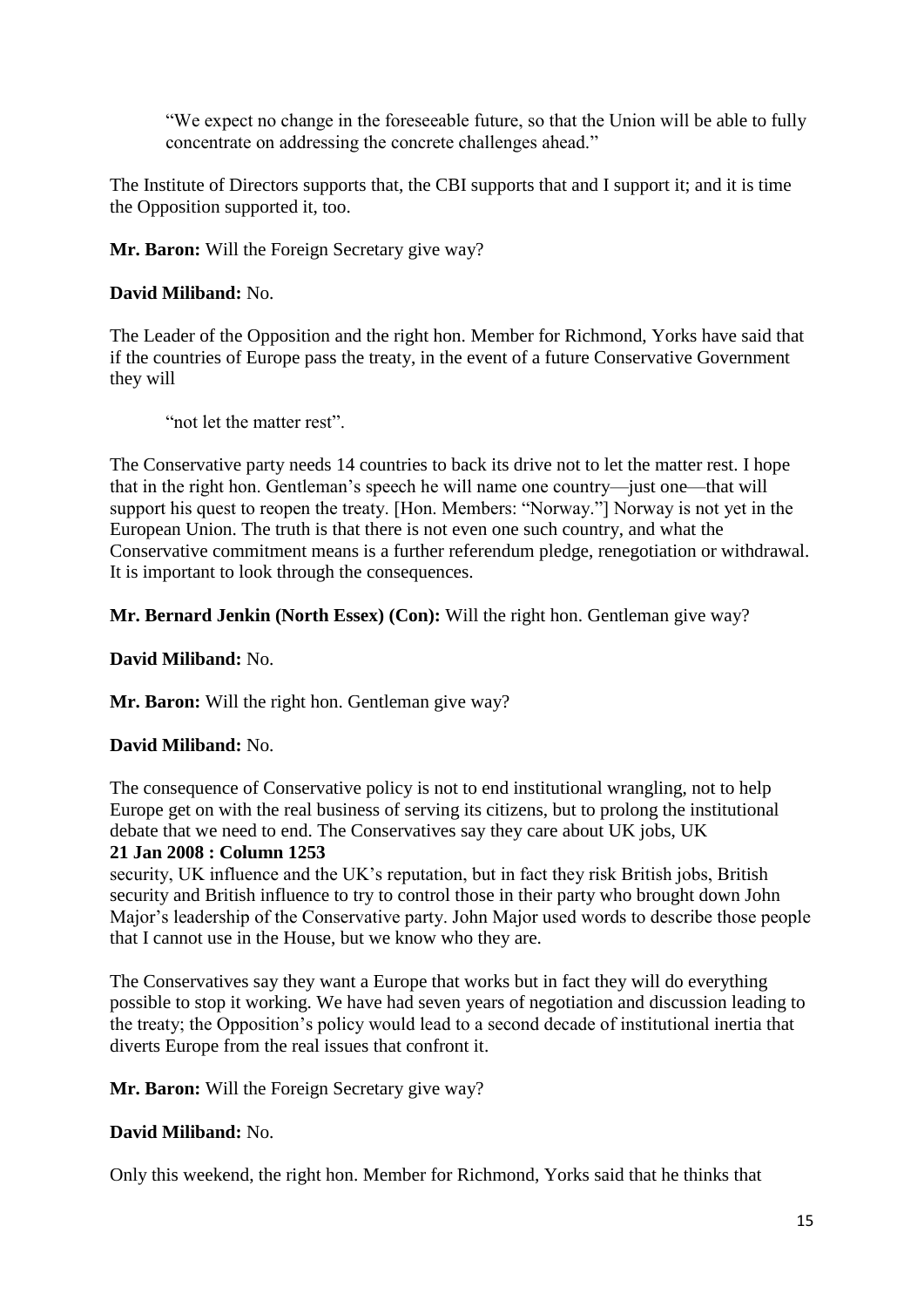> "We expect no change in the foreseeable future, so that the Union will be able to fully concentrate on addressing the concrete challenges ahead."

The Institute of Directors supports that, the CBI supports that and I support it; and it is time the Opposition supported it, too.

**Mr. Baron:** Will the Foreign Secretary give way?

**David Miliband:** No.

The Leader of the Opposition and the right hon. Member for Richmond, Yorks have said that if the countries of Europe pass the treaty, in the event of a future Conservative Government they will

> "not let the matter rest".

The Conservative party needs 14 countries to back its drive not to let the matter rest. I hope that in the right hon. Gentleman's speech he will name one country—just one—that will support his quest to reopen the treaty. [Hon. Members: "Norway."] Norway is not yet in the European Union. The truth is that there is not even one such country, and what the Conservative commitment means is a further referendum pledge, renegotiation or withdrawal. It is important to look through the consequences.

**Mr. Bernard Jenkin (North Essex) (Con):** Will the right hon. Gentleman give way?

**David Miliband:** No.

**Mr. Baron:** Will the right hon. Gentleman give way?

**David Miliband:** No.

The consequence of Conservative policy is not to end institutional wrangling, not to help Europe get on with the real business of serving its citizens, but to prolong the institutional debate that we need to end. The Conservatives say they care about UK jobs, UK

**21 Jan 2008 : Column 1253**

security, UK influence and the UK's reputation, but in fact they risk British jobs, British security and British influence to try to control those in their party who brought down John Major's leadership of the Conservative party. John Major used words to describe those people that I cannot use in the House, but we know who they are.

The Conservatives say they want a Europe that works but in fact they will do everything possible to stop it working. We have had seven years of negotiation and discussion leading to the treaty; the Opposition's policy would lead to a second decade of institutional inertia that diverts Europe from the real issues that confront it.

**Mr. Baron:** Will the Foreign Secretary give way?

**David Miliband:** No.

Only this weekend, the right hon. Member for Richmond, Yorks said that he thinks that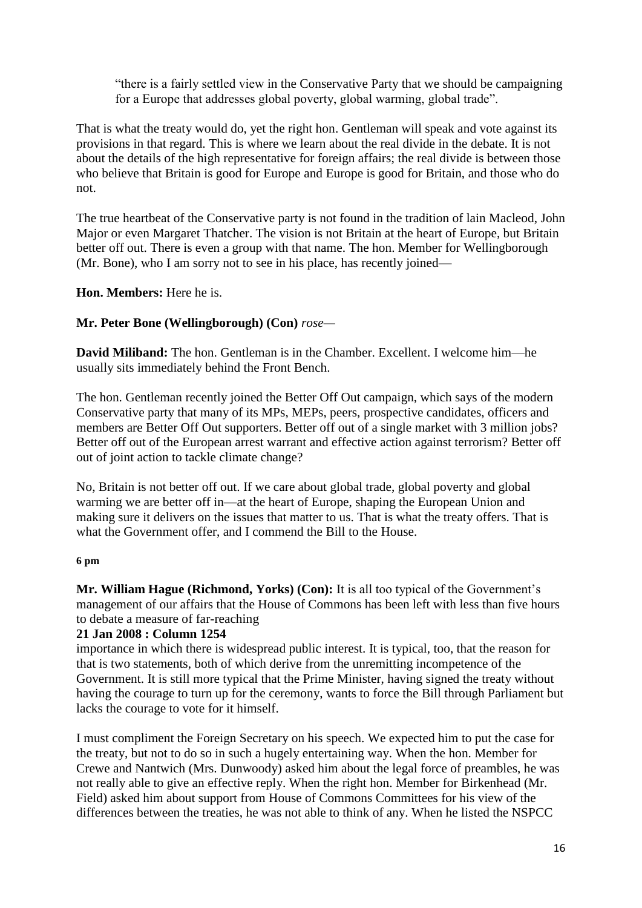"there is a fairly settled view in the Conservative Party that we should be campaigning for a Europe that addresses global poverty, global warming, global trade".

That is what the treaty would do, yet the right hon. Gentleman will speak and vote against its provisions in that regard. This is where we learn about the real divide in the debate. It is not about the details of the high representative for foreign affairs; the real divide is between those who believe that Britain is good for Europe and Europe is good for Britain, and those who do not.

The true heartbeat of the Conservative party is not found in the tradition of lain Macleod, John Major or even Margaret Thatcher. The vision is not Britain at the heart of Europe, but Britain better off out. There is even a group with that name. The hon. Member for Wellingborough (Mr. Bone), who I am sorry not to see in his place, has recently joined—

**Hon. Members:** Here he is.

**Mr. Peter Bone (Wellingborough) (Con)** *rose—*

**David Miliband:** The hon. Gentleman is in the Chamber. Excellent. I welcome him—he usually sits immediately behind the Front Bench.

The hon. Gentleman recently joined the Better Off Out campaign, which says of the modern Conservative party that many of its MPs, MEPs, peers, prospective candidates, officers and members are Better Off Out supporters. Better off out of a single market with 3 million jobs? Better off out of the European arrest warrant and effective action against terrorism? Better off out of joint action to tackle climate change?

No, Britain is not better off out. If we care about global trade, global poverty and global warming we are better off in—at the heart of Europe, shaping the European Union and making sure it delivers on the issues that matter to us. That is what the treaty offers. That is what the Government offer, and I commend the Bill to the House.

**6 pm**

**Mr. William Hague (Richmond, Yorks) (Con):** It is all too typical of the Government's management of our affairs that the House of Commons has been left with less than five hours to debate a measure of far-reaching

**21 Jan 2008 : Column 1254**

importance in which there is widespread public interest. It is typical, too, that the reason for that is two statements, both of which derive from the unremitting incompetence of the Government. It is still more typical that the Prime Minister, having signed the treaty without having the courage to turn up for the ceremony, wants to force the Bill through Parliament but lacks the courage to vote for it himself.

I must compliment the Foreign Secretary on his speech. We expected him to put the case for the treaty, but not to do so in such a hugely entertaining way. When the hon. Member for Crewe and Nantwich (Mrs. Dunwoody) asked him about the legal force of preambles, he was not really able to give an effective reply. When the right hon. Member for Birkenhead (Mr. Field) asked him about support from House of Commons Committees for his view of the differences between the treaties, he was not able to think of any. When he listed the NSPCC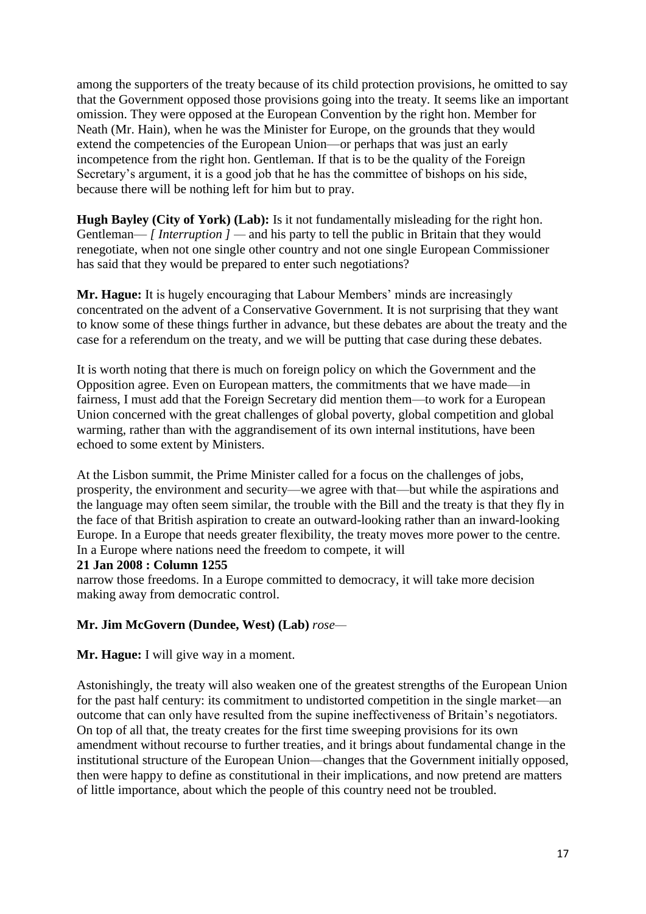among the supporters of the treaty because of its child protection provisions, he omitted to say that the Government opposed those provisions going into the treaty. It seems like an important omission. They were opposed at the European Convention by the right hon. Member for Neath (Mr. Hain), when he was the Minister for Europe, on the grounds that they would extend the competencies of the European Union—or perhaps that was just an early incompetence from the right hon. Gentleman. If that is to be the quality of the Foreign Secretary's argument, it is a good job that he has the committee of bishops on his side, because there will be nothing left for him but to pray.

**Hugh Bayley (City of York) (Lab):** Is it not fundamentally misleading for the right hon. Gentleman— *[ Interruption ]* — and his party to tell the public in Britain that they would renegotiate, when not one single other country and not one single European Commissioner has said that they would be prepared to enter such negotiations?

**Mr. Hague:** It is hugely encouraging that Labour Members' minds are increasingly concentrated on the advent of a Conservative Government. It is not surprising that they want to know some of these things further in advance, but these debates are about the treaty and the case for a referendum on the treaty, and we will be putting that case during these debates.

It is worth noting that there is much on foreign policy on which the Government and the Opposition agree. Even on European matters, the commitments that we have made—in fairness, I must add that the Foreign Secretary did mention them—to work for a European Union concerned with the great challenges of global poverty, global competition and global warming, rather than with the aggrandisement of its own internal institutions, have been echoed to some extent by Ministers.

At the Lisbon summit, the Prime Minister called for a focus on the challenges of jobs, prosperity, the environment and security—we agree with that—but while the aspirations and the language may often seem similar, the trouble with the Bill and the treaty is that they fly in the face of that British aspiration to create an outward-looking rather than an inward-looking Europe. In a Europe that needs greater flexibility, the treaty moves more power to the centre. In a Europe where nations need the freedom to compete, it will

**21 Jan 2008 : Column 1255**

narrow those freedoms. In a Europe committed to democracy, it will take more decision making away from democratic control.

**Mr. Jim McGovern (Dundee, West) (Lab)** *rose*—

**Mr. Hague:** I will give way in a moment.

Astonishingly, the treaty will also weaken one of the greatest strengths of the European Union for the past half century: its commitment to undistorted competition in the single market—an outcome that can only have resulted from the supine ineffectiveness of Britain's negotiators. On top of all that, the treaty creates for the first time sweeping provisions for its own amendment without recourse to further treaties, and it brings about fundamental change in the institutional structure of the European Union—changes that the Government initially opposed, then were happy to define as constitutional in their implications, and now pretend are matters of little importance, about which the people of this country need not be troubled.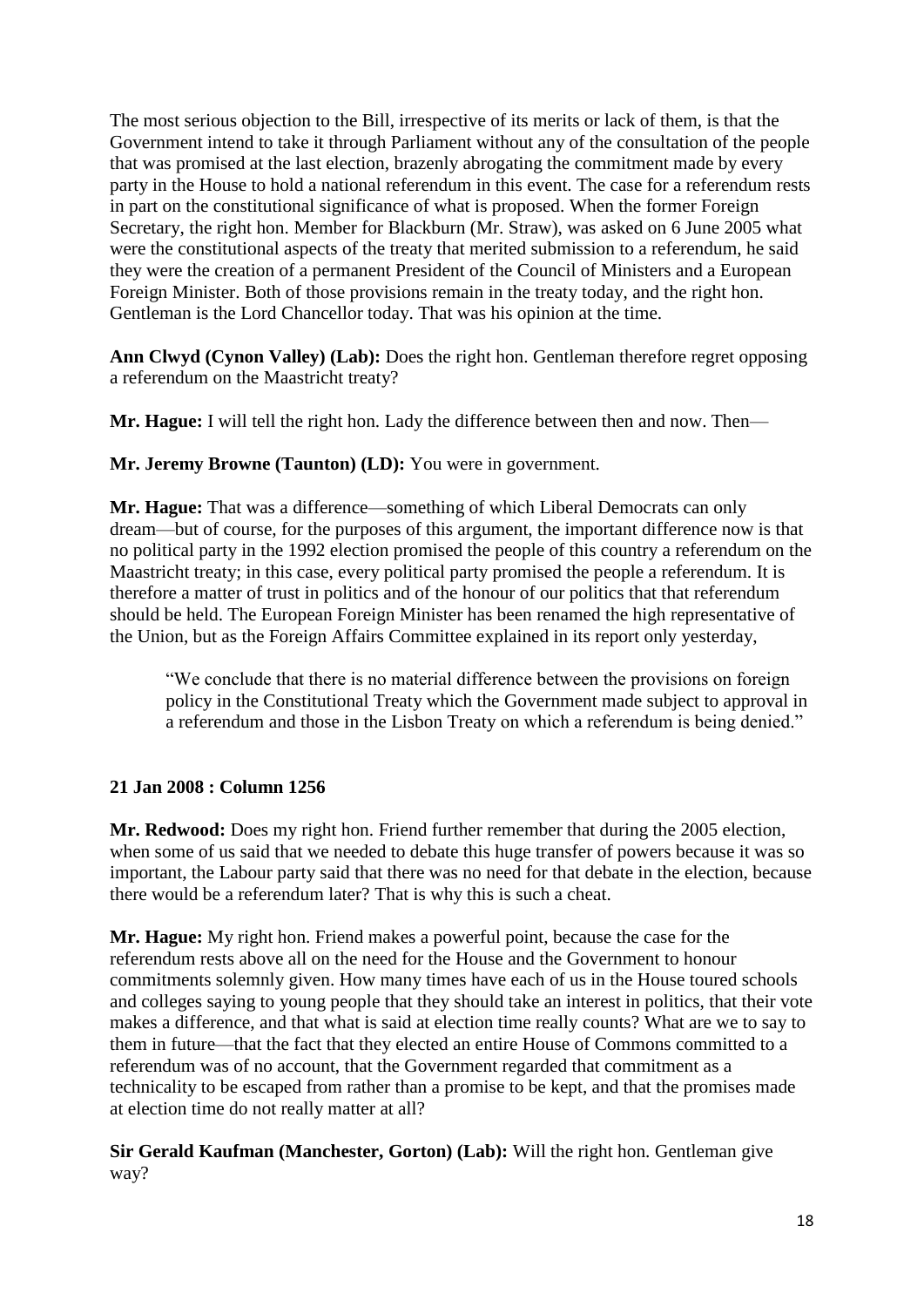The most serious objection to the Bill, irrespective of its merits or lack of them, is that the Government intend to take it through Parliament without any of the consultation of the people that was promised at the last election, brazenly abrogating the commitment made by every party in the House to hold a national referendum in this event. The case for a referendum rests in part on the constitutional significance of what is proposed. When the former Foreign Secretary, the right hon. Member for Blackburn (Mr. Straw), was asked on 6 June 2005 what were the constitutional aspects of the treaty that merited submission to a referendum, he said they were the creation of a permanent President of the Council of Ministers and a European Foreign Minister. Both of those provisions remain in the treaty today, and the right hon. Gentleman is the Lord Chancellor today. That was his opinion at the time.

**Ann Clwyd (Cynon Valley) (Lab):** Does the right hon. Gentleman therefore regret opposing a referendum on the Maastricht treaty?

**Mr. Hague:** I will tell the right hon. Lady the difference between then and now. Then—

**Mr. Jeremy Browne (Taunton) (LD):** You were in government.

**Mr. Hague:** That was a difference—something of which Liberal Democrats can only dream—but of course, for the purposes of this argument, the important difference now is that no political party in the 1992 election promised the people of this country a referendum on the Maastricht treaty; in this case, every political party promised the people a referendum. It is therefore a matter of trust in politics and of the honour of our politics that that referendum should be held. The European Foreign Minister has been renamed the high representative of the Union, but as the Foreign Affairs Committee explained in its report only yesterday,

> "We conclude that there is no material difference between the provisions on foreign policy in the Constitutional Treaty which the Government made subject to approval in a referendum and those in the Lisbon Treaty on which a referendum is being denied."

**21 Jan 2008 : Column 1256**

**Mr. Redwood:** Does my right hon. Friend further remember that during the 2005 election, when some of us said that we needed to debate this huge transfer of powers because it was so important, the Labour party said that there was no need for that debate in the election, because there would be a referendum later? That is why this is such a cheat.

**Mr. Hague:** My right hon. Friend makes a powerful point, because the case for the referendum rests above all on the need for the House and the Government to honour commitments solemnly given. How many times have each of us in the House toured schools and colleges saying to young people that they should take an interest in politics, that their vote makes a difference, and that what is said at election time really counts? What are we to say to them in future—that the fact that they elected an entire House of Commons committed to a referendum was of no account, that the Government regarded that commitment as a technicality to be escaped from rather than a promise to be kept, and that the promises made at election time do not really matter at all?

**Sir Gerald Kaufman (Manchester, Gorton) (Lab):** Will the right hon. Gentleman give way?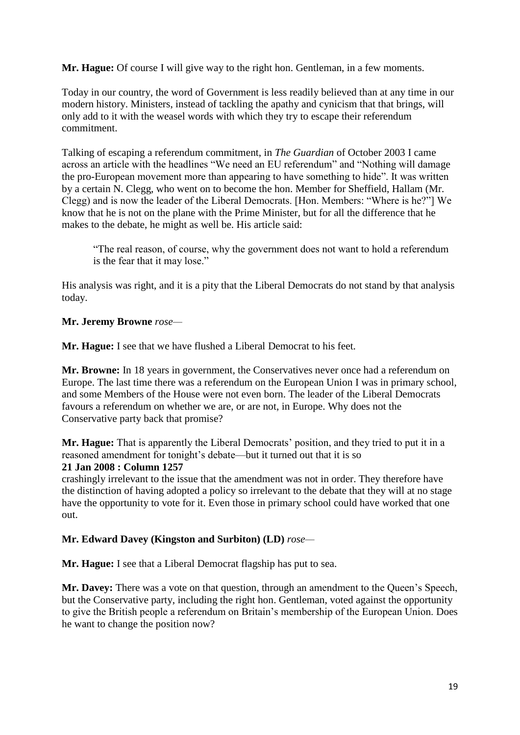**Mr. Hague:** Of course I will give way to the right hon. Gentleman, in a few moments.

Today in our country, the word of Government is less readily believed than at any time in our modern history. Ministers, instead of tackling the apathy and cynicism that that brings, will only add to it with the weasel words with which they try to escape their referendum commitment.

Talking of escaping a referendum commitment, in *The Guardian* of October 2003 I came across an article with the headlines "We need an EU referendum" and "Nothing will damage the pro-European movement more than appearing to have something to hide". It was written by a certain N. Clegg, who went on to become the hon. Member for Sheffield, Hallam (Mr. Clegg) and is now the leader of the Liberal Democrats. [Hon. Members: "Where is he?"] We know that he is not on the plane with the Prime Minister, but for all the difference that he makes to the debate, he might as well be. His article said:

> "The real reason, of course, why the government does not want to hold a referendum is the fear that it may lose."

His analysis was right, and it is a pity that the Liberal Democrats do not stand by that analysis today.

**Mr. Jeremy Browne** *rose*—

**Mr. Hague:** I see that we have flushed a Liberal Democrat to his feet.

**Mr. Browne:** In 18 years in government, the Conservatives never once had a referendum on Europe. The last time there was a referendum on the European Union I was in primary school, and some Members of the House were not even born. The leader of the Liberal Democrats favours a referendum on whether we are, or are not, in Europe. Why does not the Conservative party back that promise?

**Mr. Hague:** That is apparently the Liberal Democrats' position, and they tried to put it in a reasoned amendment for tonight's debate—but it turned out that it is so

**21 Jan 2008 : Column 1257**

crashingly irrelevant to the issue that the amendment was not in order. They therefore have the distinction of having adopted a policy so irrelevant to the debate that they will at no stage have the opportunity to vote for it. Even those in primary school could have worked that one out.

**Mr. Edward Davey (Kingston and Surbiton) (LD)** *rose*—

**Mr. Hague:** I see that a Liberal Democrat flagship has put to sea.

**Mr. Davey:** There was a vote on that question, through an amendment to the Queen's Speech, but the Conservative party, including the right hon. Gentleman, voted against the opportunity to give the British people a referendum on Britain's membership of the European Union. Does he want to change the position now?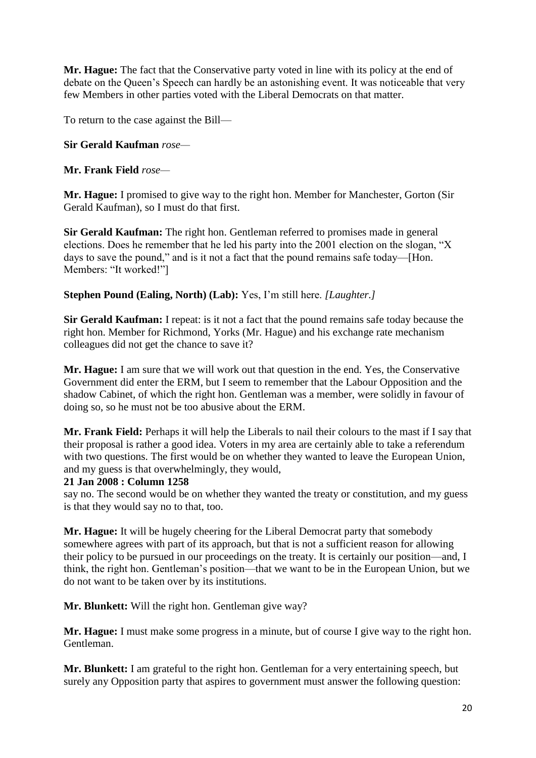**Mr. Hague:** The fact that the Conservative party voted in line with its policy at the end of debate on the Queen's Speech can hardly be an astonishing event. It was noticeable that very few Members in other parties voted with the Liberal Democrats on that matter.

To return to the case against the Bill—

**Sir Gerald Kaufman** *rose—*

**Mr. Frank Field** *rose—*

**Mr. Hague:** I promised to give way to the right hon. Member for Manchester, Gorton (Sir Gerald Kaufman), so I must do that first.

**Sir Gerald Kaufman:** The right hon. Gentleman referred to promises made in general elections. Does he remember that he led his party into the 2001 election on the slogan, "X days to save the pound," and is it not a fact that the pound remains safe today—[Hon. Members: "It worked!"]

**Stephen Pound (Ealing, North) (Lab):** Yes, I'm still here. *[Laughter.]*

**Sir Gerald Kaufman:** I repeat: is it not a fact that the pound remains safe today because the right hon. Member for Richmond, Yorks (Mr. Hague) and his exchange rate mechanism colleagues did not get the chance to save it?

**Mr. Hague:** I am sure that we will work out that question in the end. Yes, the Conservative Government did enter the ERM, but I seem to remember that the Labour Opposition and the shadow Cabinet, of which the right hon. Gentleman was a member, were solidly in favour of doing so, so he must not be too abusive about the ERM.

**Mr. Frank Field:** Perhaps it will help the Liberals to nail their colours to the mast if I say that their proposal is rather a good idea. Voters in my area are certainly able to take a referendum with two questions. The first would be on whether they wanted to leave the European Union, and my guess is that overwhelmingly, they would,

**21 Jan 2008 : Column 1258**

say no. The second would be on whether they wanted the treaty or constitution, and my guess is that they would say no to that, too.

**Mr. Hague:** It will be hugely cheering for the Liberal Democrat party that somebody somewhere agrees with part of its approach, but that is not a sufficient reason for allowing their policy to be pursued in our proceedings on the treaty. It is certainly our position—and, I think, the right hon. Gentleman's position—that we want to be in the European Union, but we do not want to be taken over by its institutions.

**Mr. Blunkett:** Will the right hon. Gentleman give way?

**Mr. Hague:** I must make some progress in a minute, but of course I give way to the right hon. Gentleman.

**Mr. Blunkett:** I am grateful to the right hon. Gentleman for a very entertaining speech, but surely any Opposition party that aspires to government must answer the following question: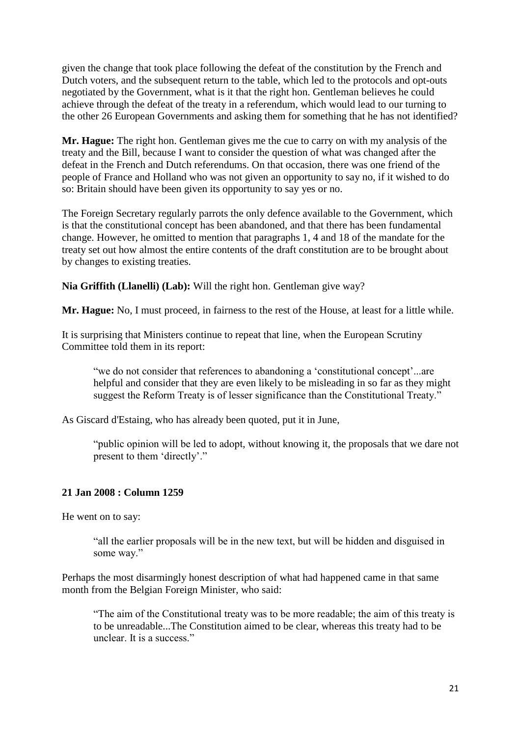given the change that took place following the defeat of the constitution by the French and Dutch voters, and the subsequent return to the table, which led to the protocols and opt-outs negotiated by the Government, what is it that the right hon. Gentleman believes he could achieve through the defeat of the treaty in a referendum, which would lead to our turning to the other 26 European Governments and asking them for something that he has not identified?

**Mr. Hague:** The right hon. Gentleman gives me the cue to carry on with my analysis of the treaty and the Bill, because I want to consider the question of what was changed after the defeat in the French and Dutch referendums. On that occasion, there was one friend of the people of France and Holland who was not given an opportunity to say no, if it wished to do so: Britain should have been given its opportunity to say yes or no.

The Foreign Secretary regularly parrots the only defence available to the Government, which is that the constitutional concept has been abandoned, and that there has been fundamental change. However, he omitted to mention that paragraphs 1, 4 and 18 of the mandate for the treaty set out how almost the entire contents of the draft constitution are to be brought about by changes to existing treaties.

**Nia Griffith (Llanelli) (Lab):** Will the right hon. Gentleman give way?

**Mr. Hague:** No, I must proceed, in fairness to the rest of the House, at least for a little while.

It is surprising that Ministers continue to repeat that line, when the European Scrutiny Committee told them in its report:

> "we do not consider that references to abandoning a 'constitutional concept'...are helpful and consider that they are even likely to be misleading in so far as they might suggest the Reform Treaty is of lesser significance than the Constitutional Treaty."

As Giscard d'Estaing, who has already been quoted, put it in June,

> "public opinion will be led to adopt, without knowing it, the proposals that we dare not present to them 'directly'."

**21 Jan 2008 : Column 1259**

He went on to say:

> "all the earlier proposals will be in the new text, but will be hidden and disguised in some way."

Perhaps the most disarmingly honest description of what had happened came in that same month from the Belgian Foreign Minister, who said:

> "The aim of the Constitutional treaty was to be more readable; the aim of this treaty is to be unreadable...The Constitution aimed to be clear, whereas this treaty had to be unclear. It is a success."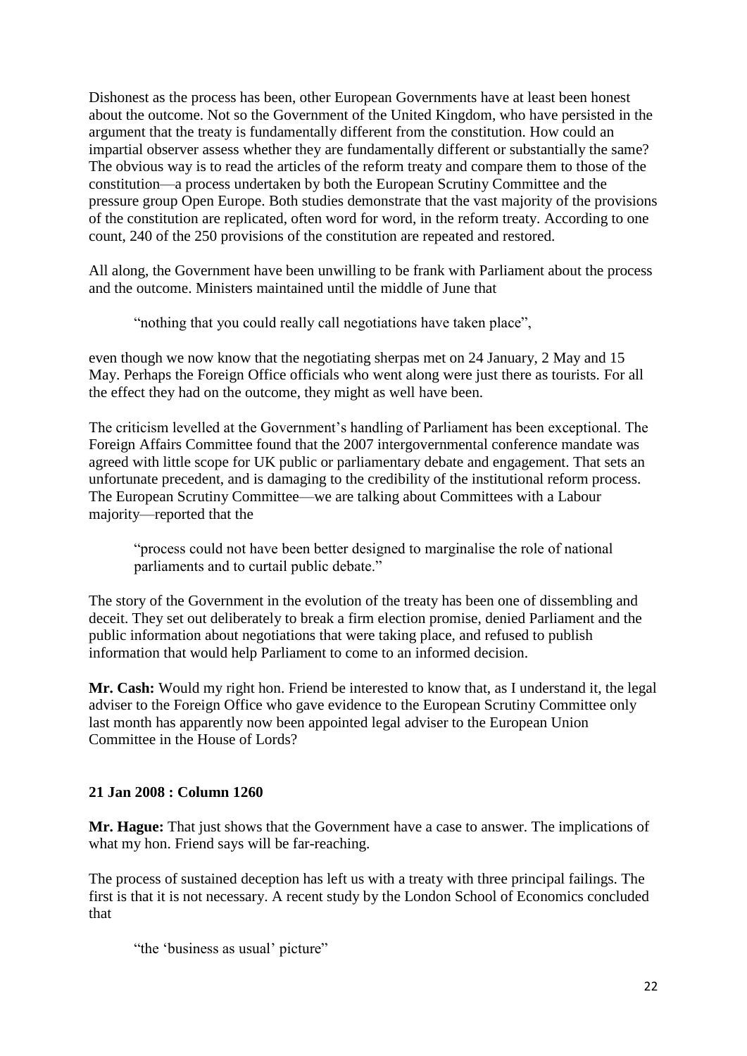Dishonest as the process has been, other European Governments have at least been honest about the outcome. Not so the Government of the United Kingdom, who have persisted in the argument that the treaty is fundamentally different from the constitution. How could an impartial observer assess whether they are fundamentally different or substantially the same? The obvious way is to read the articles of the reform treaty and compare them to those of the constitution—a process undertaken by both the European Scrutiny Committee and the pressure group Open Europe. Both studies demonstrate that the vast majority of the provisions of the constitution are replicated, often word for word, in the reform treaty. According to one count, 240 of the 250 provisions of the constitution are repeated and restored.

All along, the Government have been unwilling to be frank with Parliament about the process and the outcome. Ministers maintained until the middle of June that

> "nothing that you could really call negotiations have taken place",

even though we now know that the negotiating sherpas met on 24 January, 2 May and 15 May. Perhaps the Foreign Office officials who went along were just there as tourists. For all the effect they had on the outcome, they might as well have been.

The criticism levelled at the Government's handling of Parliament has been exceptional. The Foreign Affairs Committee found that the 2007 intergovernmental conference mandate was agreed with little scope for UK public or parliamentary debate and engagement. That sets an unfortunate precedent, and is damaging to the credibility of the institutional reform process. The European Scrutiny Committee—we are talking about Committees with a Labour majority—reported that the

> "process could not have been better designed to marginalise the role of national parliaments and to curtail public debate."

The story of the Government in the evolution of the treaty has been one of dissembling and deceit. They set out deliberately to break a firm election promise, denied Parliament and the public information about negotiations that were taking place, and refused to publish information that would help Parliament to come to an informed decision.

**Mr. Cash:** Would my right hon. Friend be interested to know that, as I understand it, the legal adviser to the Foreign Office who gave evidence to the European Scrutiny Committee only last month has apparently now been appointed legal adviser to the European Union Committee in the House of Lords?

**21 Jan 2008 : Column 1260**

**Mr. Hague:** That just shows that the Government have a case to answer. The implications of what my hon. Friend says will be far-reaching.

The process of sustained deception has left us with a treaty with three principal failings. The first is that it is not necessary. A recent study by the London School of Economics concluded that

> "the 'business as usual' picture"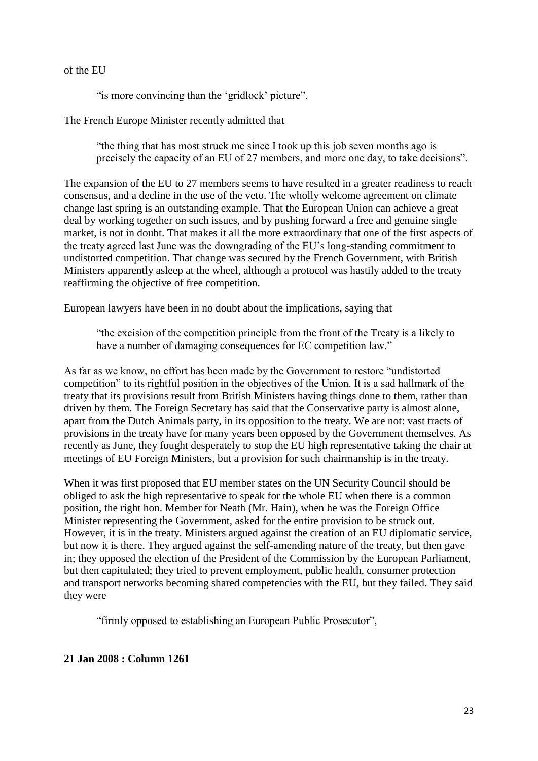of the EU

> "is more convincing than the 'gridlock' picture".

The French Europe Minister recently admitted that

> "the thing that has most struck me since I took up this job seven months ago is precisely the capacity of an EU of 27 members, and more one day, to take decisions".

The expansion of the EU to 27 members seems to have resulted in a greater readiness to reach consensus, and a decline in the use of the veto. The wholly welcome agreement on climate change last spring is an outstanding example. That the European Union can achieve a great deal by working together on such issues, and by pushing forward a free and genuine single market, is not in doubt. That makes it all the more extraordinary that one of the first aspects of the treaty agreed last June was the downgrading of the EU's long-standing commitment to undistorted competition. That change was secured by the French Government, with British Ministers apparently asleep at the wheel, although a protocol was hastily added to the treaty reaffirming the objective of free competition.

European lawyers have been in no doubt about the implications, saying that

> "the excision of the competition principle from the front of the Treaty is a likely to have a number of damaging consequences for EC competition law."

As far as we know, no effort has been made by the Government to restore "undistorted competition" to its rightful position in the objectives of the Union. It is a sad hallmark of the treaty that its provisions result from British Ministers having things done to them, rather than driven by them. The Foreign Secretary has said that the Conservative party is almost alone, apart from the Dutch Animals party, in its opposition to the treaty. We are not: vast tracts of provisions in the treaty have for many years been opposed by the Government themselves. As recently as June, they fought desperately to stop the EU high representative taking the chair at meetings of EU Foreign Ministers, but a provision for such chairmanship is in the treaty.

When it was first proposed that EU member states on the UN Security Council should be obliged to ask the high representative to speak for the whole EU when there is a common position, the right hon. Member for Neath (Mr. Hain), when he was the Foreign Office Minister representing the Government, asked for the entire provision to be struck out. However, it is in the treaty. Ministers argued against the creation of an EU diplomatic service, but now it is there. They argued against the self-amending nature of the treaty, but then gave in; they opposed the election of the President of the Commission by the European Parliament, but then capitulated; they tried to prevent employment, public health, consumer protection and transport networks becoming shared competencies with the EU, but they failed. They said they were

> "firmly opposed to establishing an European Public Prosecutor",

**21 Jan 2008 : Column 1261**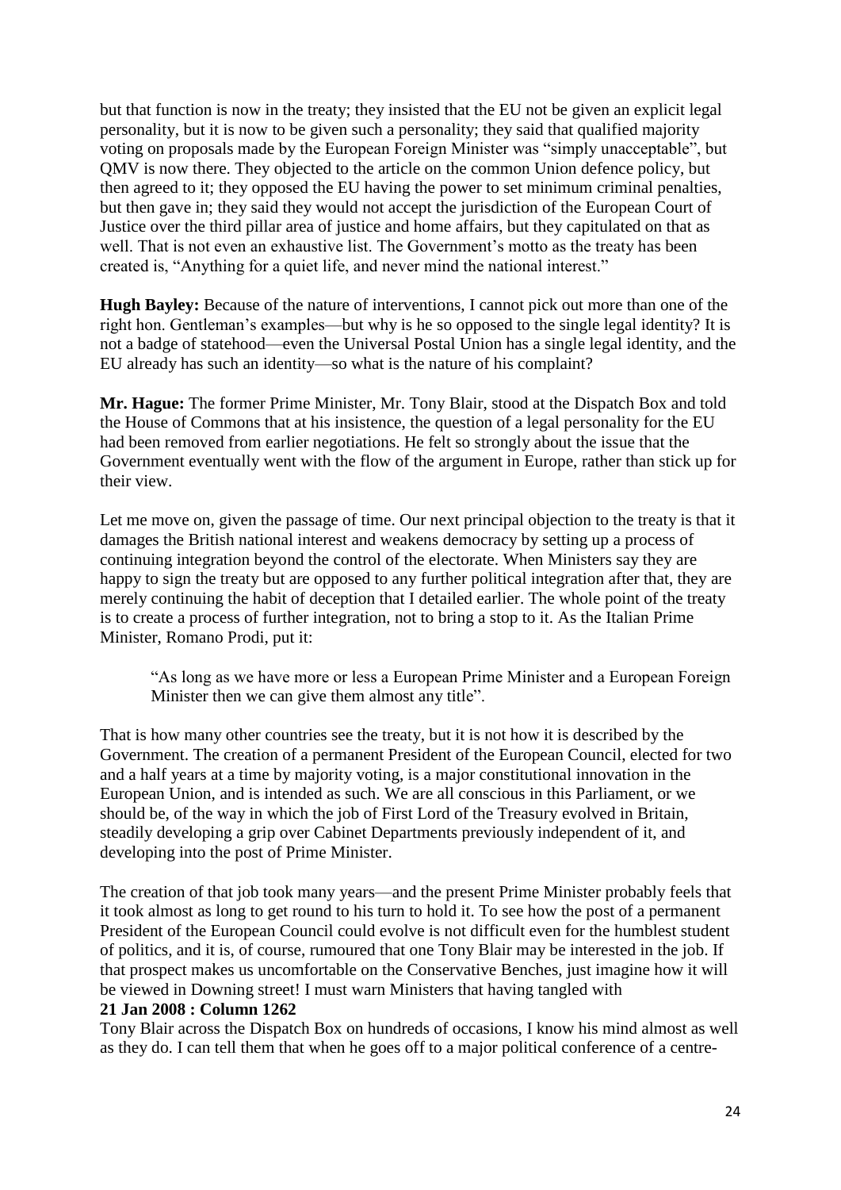but that function is now in the treaty; they insisted that the EU not be given an explicit legal personality, but it is now to be given such a personality; they said that qualified majority voting on proposals made by the European Foreign Minister was "simply unacceptable", but QMV is now there. They objected to the article on the common Union defence policy, but then agreed to it; they opposed the EU having the power to set minimum criminal penalties, but then gave in; they said they would not accept the jurisdiction of the European Court of Justice over the third pillar area of justice and home affairs, but they capitulated on that as well. That is not even an exhaustive list. The Government's motto as the treaty has been created is, "Anything for a quiet life, and never mind the national interest."

**Hugh Bayley:** Because of the nature of interventions, I cannot pick out more than one of the right hon. Gentleman's examples—but why is he so opposed to the single legal identity? It is not a badge of statehood—even the Universal Postal Union has a single legal identity, and the EU already has such an identity—so what is the nature of his complaint?

**Mr. Hague:** The former Prime Minister, Mr. Tony Blair, stood at the Dispatch Box and told the House of Commons that at his insistence, the question of a legal personality for the EU had been removed from earlier negotiations. He felt so strongly about the issue that the Government eventually went with the flow of the argument in Europe, rather than stick up for their view.

Let me move on, given the passage of time. Our next principal objection to the treaty is that it damages the British national interest and weakens democracy by setting up a process of continuing integration beyond the control of the electorate. When Ministers say they are happy to sign the treaty but are opposed to any further political integration after that, they are merely continuing the habit of deception that I detailed earlier. The whole point of the treaty is to create a process of further integration, not to bring a stop to it. As the Italian Prime Minister, Romano Prodi, put it:

> "As long as we have more or less a European Prime Minister and a European Foreign Minister then we can give them almost any title".

That is how many other countries see the treaty, but it is not how it is described by the Government. The creation of a permanent President of the European Council, elected for two and a half years at a time by majority voting, is a major constitutional innovation in the European Union, and is intended as such. We are all conscious in this Parliament, or we should be, of the way in which the job of First Lord of the Treasury evolved in Britain, steadily developing a grip over Cabinet Departments previously independent of it, and developing into the post of Prime Minister.

The creation of that job took many years—and the present Prime Minister probably feels that it took almost as long to get round to his turn to hold it. To see how the post of a permanent President of the European Council could evolve is not difficult even for the humblest student of politics, and it is, of course, rumoured that one Tony Blair may be interested in the job. If that prospect makes us uncomfortable on the Conservative Benches, just imagine how it will be viewed in Downing street! I must warn Ministers that having tangled with

**21 Jan 2008 : Column 1262**

Tony Blair across the Dispatch Box on hundreds of occasions, I know his mind almost as well as they do. I can tell them that when he goes off to a major political conference of a centre-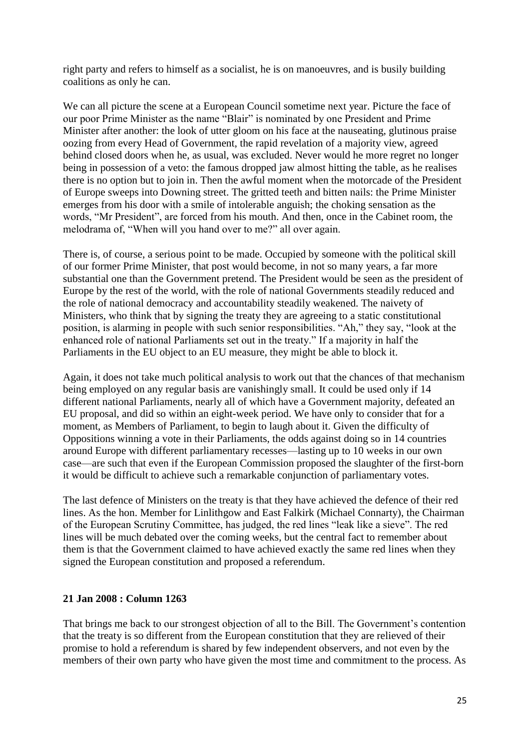right party and refers to himself as a socialist, he is on manoeuvres, and is busily building coalitions as only he can.

We can all picture the scene at a European Council sometime next year. Picture the face of our poor Prime Minister as the name "Blair" is nominated by one President and Prime Minister after another: the look of utter gloom on his face at the nauseating, glutinous praise oozing from every Head of Government, the rapid revelation of a majority view, agreed behind closed doors when he, as usual, was excluded. Never would he more regret no longer being in possession of a veto: the famous dropped jaw almost hitting the table, as he realises there is no option but to join in. Then the awful moment when the motorcade of the President of Europe sweeps into Downing street. The gritted teeth and bitten nails: the Prime Minister emerges from his door with a smile of intolerable anguish; the choking sensation as the words, "Mr President", are forced from his mouth. And then, once in the Cabinet room, the melodrama of, "When will you hand over to me?" all over again.

There is, of course, a serious point to be made. Occupied by someone with the political skill of our former Prime Minister, that post would become, in not so many years, a far more substantial one than the Government pretend. The President would be seen as the president of Europe by the rest of the world, with the role of national Governments steadily reduced and the role of national democracy and accountability steadily weakened. The naivety of Ministers, who think that by signing the treaty they are agreeing to a static constitutional position, is alarming in people with such senior responsibilities. "Ah," they say, "look at the enhanced role of national Parliaments set out in the treaty." If a majority in half the Parliaments in the EU object to an EU measure, they might be able to block it.

Again, it does not take much political analysis to work out that the chances of that mechanism being employed on any regular basis are vanishingly small. It could be used only if 14 different national Parliaments, nearly all of which have a Government majority, defeated an EU proposal, and did so within an eight-week period. We have only to consider that for a moment, as Members of Parliament, to begin to laugh about it. Given the difficulty of Oppositions winning a vote in their Parliaments, the odds against doing so in 14 countries around Europe with different parliamentary recesses—lasting up to 10 weeks in our own case—are such that even if the European Commission proposed the slaughter of the first-born it would be difficult to achieve such a remarkable conjunction of parliamentary votes.

The last defence of Ministers on the treaty is that they have achieved the defence of their red lines. As the hon. Member for Linlithgow and East Falkirk (Michael Connarty), the Chairman of the European Scrutiny Committee, has judged, the red lines "leak like a sieve". The red lines will be much debated over the coming weeks, but the central fact to remember about them is that the Government claimed to have achieved exactly the same red lines when they signed the European constitution and proposed a referendum.

**21 Jan 2008 : Column 1263**

That brings me back to our strongest objection of all to the Bill. The Government's contention that the treaty is so different from the European constitution that they are relieved of their promise to hold a referendum is shared by few independent observers, and not even by the members of their own party who have given the most time and commitment to the process. As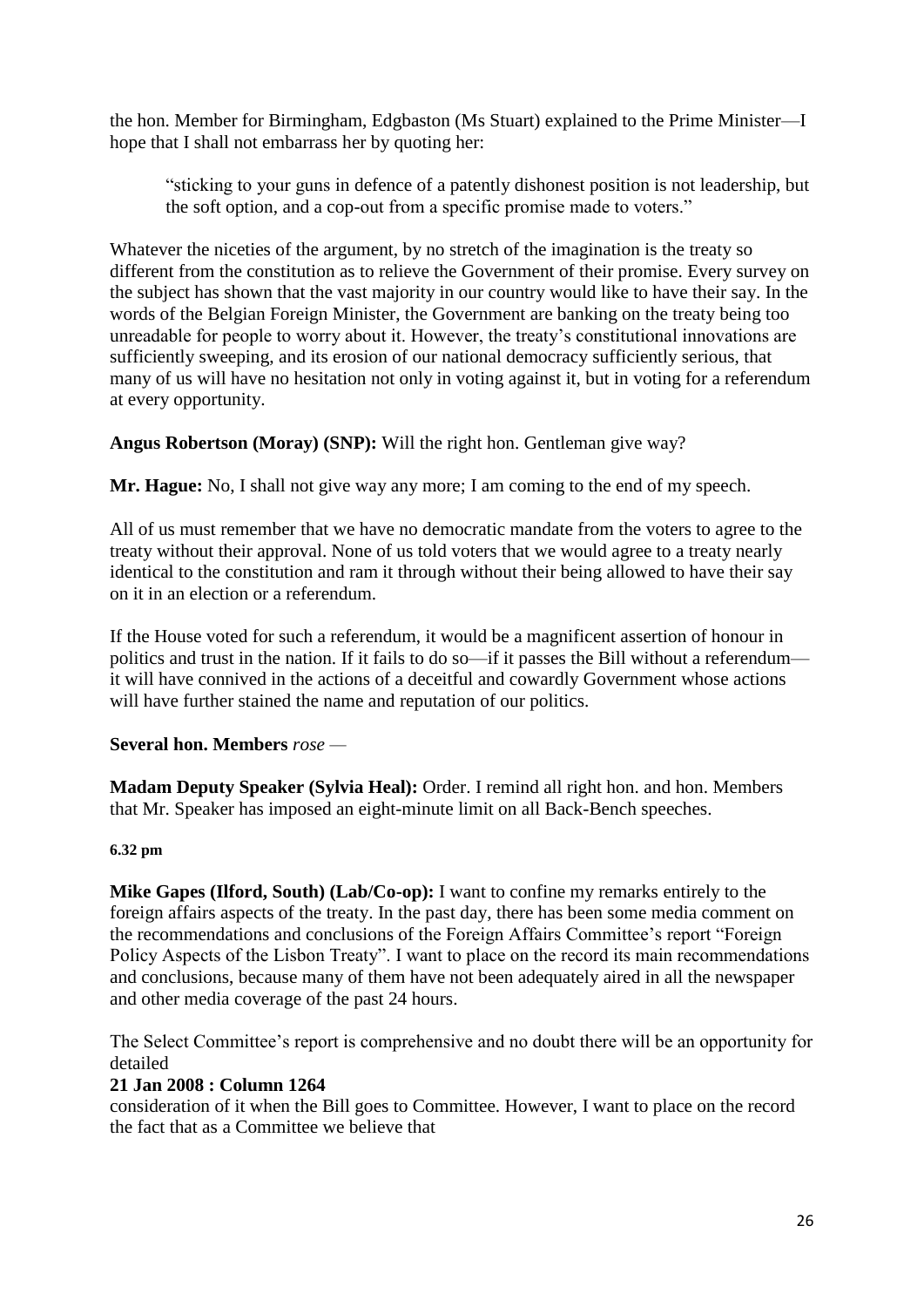the hon. Member for Birmingham, Edgbaston (Ms Stuart) explained to the Prime Minister—I hope that I shall not embarrass her by quoting her:

> “sticking to your guns in defence of a patently dishonest position is not leadership, but the soft option, and a cop-out from a specific promise made to voters.”

Whatever the niceties of the argument, by no stretch of the imagination is the treaty so different from the constitution as to relieve the Government of their promise. Every survey on the subject has shown that the vast majority in our country would like to have their say. In the words of the Belgian Foreign Minister, the Government are banking on the treaty being too unreadable for people to worry about it. However, the treaty’s constitutional innovations are sufficiently sweeping, and its erosion of our national democracy sufficiently serious, that many of us will have no hesitation not only in voting against it, but in voting for a referendum at every opportunity.

**Angus Robertson (Moray) (SNP):** Will the right hon. Gentleman give way?

**Mr. Hague:** No, I shall not give way any more; I am coming to the end of my speech.

All of us must remember that we have no democratic mandate from the voters to agree to the treaty without their approval. None of us told voters that we would agree to a treaty nearly identical to the constitution and ram it through without their being allowed to have their say on it in an election or a referendum.

If the House voted for such a referendum, it would be a magnificent assertion of honour in politics and trust in the nation. If it fails to do so—if it passes the Bill without a referendum—it will have connived in the actions of a deceitful and cowardly Government whose actions will have further stained the name and reputation of our politics.

**Several hon. Members** *rose* —

**Madam Deputy Speaker (Sylvia Heal):** Order. I remind all right hon. and hon. Members that Mr. Speaker has imposed an eight-minute limit on all Back-Bench speeches.

**6.32 pm**

**Mike Gapes (Ilford, South) (Lab/Co-op):** I want to confine my remarks entirely to the foreign affairs aspects of the treaty. In the past day, there has been some media comment on the recommendations and conclusions of the Foreign Affairs Committee’s report “Foreign Policy Aspects of the Lisbon Treaty”. I want to place on the record its main recommendations and conclusions, because many of them have not been adequately aired in all the newspaper and other media coverage of the past 24 hours.

The Select Committee’s report is comprehensive and no doubt there will be an opportunity for detailed

**21 Jan 2008 : Column 1264**

consideration of it when the Bill goes to Committee. However, I want to place on the record the fact that as a Committee we believe that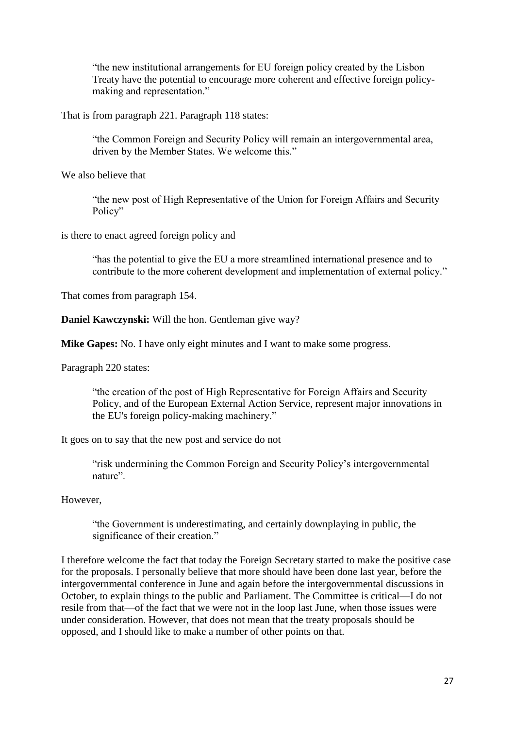> "the new institutional arrangements for EU foreign policy created by the Lisbon Treaty have the potential to encourage more coherent and effective foreign policy-making and representation."

That is from paragraph 221. Paragraph 118 states:

> "the Common Foreign and Security Policy will remain an intergovernmental area, driven by the Member States. We welcome this."

We also believe that

> "the new post of High Representative of the Union for Foreign Affairs and Security Policy"

is there to enact agreed foreign policy and

> "has the potential to give the EU a more streamlined international presence and to contribute to the more coherent development and implementation of external policy."

That comes from paragraph 154.

**Daniel Kawczynski:** Will the hon. Gentleman give way?

**Mike Gapes:** No. I have only eight minutes and I want to make some progress.

Paragraph 220 states:

> "the creation of the post of High Representative for Foreign Affairs and Security Policy, and of the European External Action Service, represent major innovations in the EU's foreign policy-making machinery."

It goes on to say that the new post and service do not

> "risk undermining the Common Foreign and Security Policy's intergovernmental nature".

However,

> "the Government is underestimating, and certainly downplaying in public, the significance of their creation."

I therefore welcome the fact that today the Foreign Secretary started to make the positive case for the proposals. I personally believe that more should have been done last year, before the intergovernmental conference in June and again before the intergovernmental discussions in October, to explain things to the public and Parliament. The Committee is critical—I do not resile from that—of the fact that we were not in the loop last June, when those issues were under consideration. However, that does not mean that the treaty proposals should be opposed, and I should like to make a number of other points on that.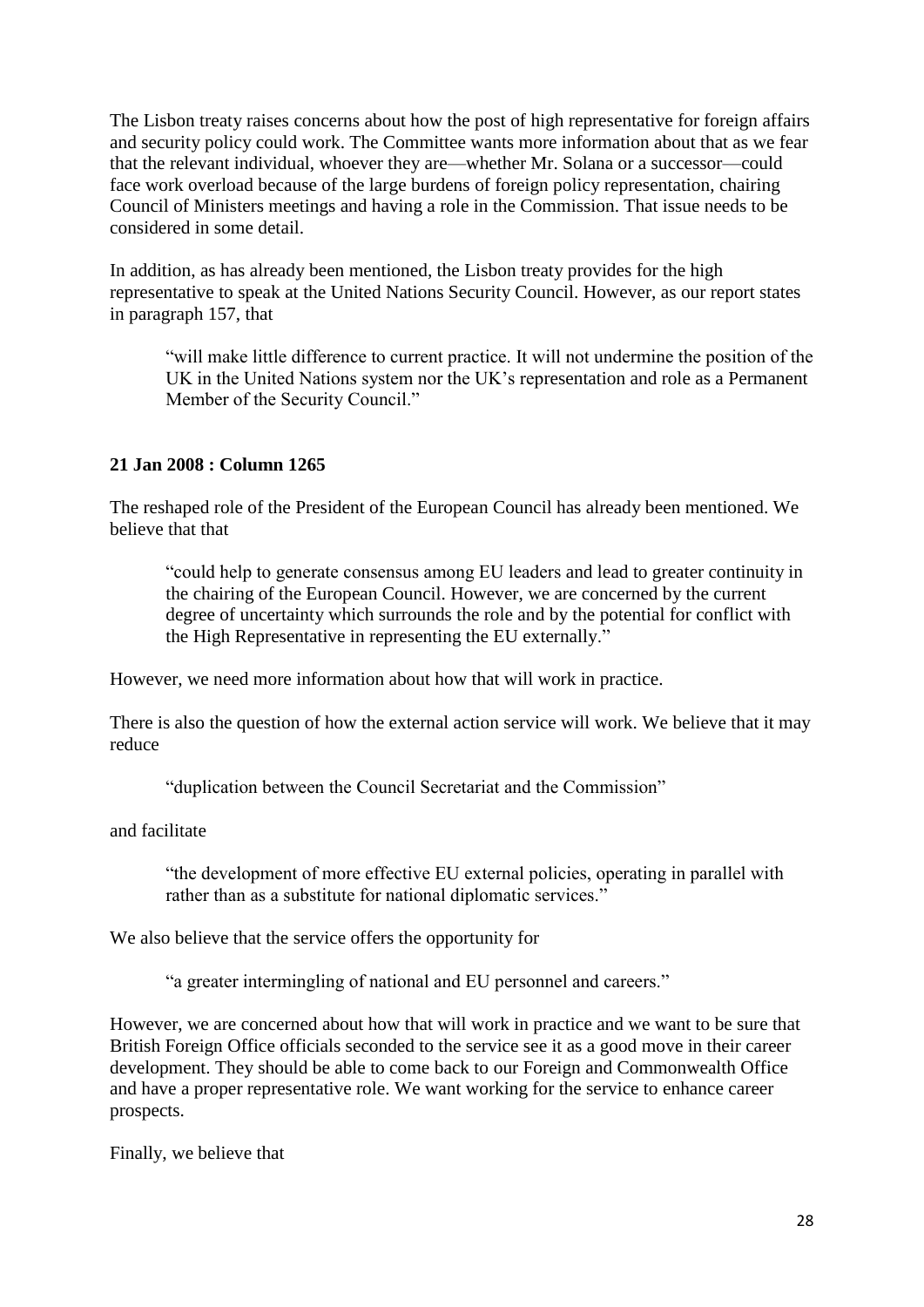The Lisbon treaty raises concerns about how the post of high representative for foreign affairs and security policy could work. The Committee wants more information about that as we fear that the relevant individual, whoever they are—whether Mr. Solana or a successor—could face work overload because of the large burdens of foreign policy representation, chairing Council of Ministers meetings and having a role in the Commission. That issue needs to be considered in some detail.

In addition, as has already been mentioned, the Lisbon treaty provides for the high representative to speak at the United Nations Security Council. However, as our report states in paragraph 157, that

> "will make little difference to current practice. It will not undermine the position of the UK in the United Nations system nor the UK's representation and role as a Permanent Member of the Security Council."

**21 Jan 2008 : Column 1265**

The reshaped role of the President of the European Council has already been mentioned. We believe that that

> "could help to generate consensus among EU leaders and lead to greater continuity in the chairing of the European Council. However, we are concerned by the current degree of uncertainty which surrounds the role and by the potential for conflict with the High Representative in representing the EU externally."

However, we need more information about how that will work in practice.

There is also the question of how the external action service will work. We believe that it may reduce

> "duplication between the Council Secretariat and the Commission"

and facilitate

> "the development of more effective EU external policies, operating in parallel with rather than as a substitute for national diplomatic services."

We also believe that the service offers the opportunity for

> "a greater intermingling of national and EU personnel and careers."

However, we are concerned about how that will work in practice and we want to be sure that British Foreign Office officials seconded to the service see it as a good move in their career development. They should be able to come back to our Foreign and Commonwealth Office and have a proper representative role. We want working for the service to enhance career prospects.

Finally, we believe that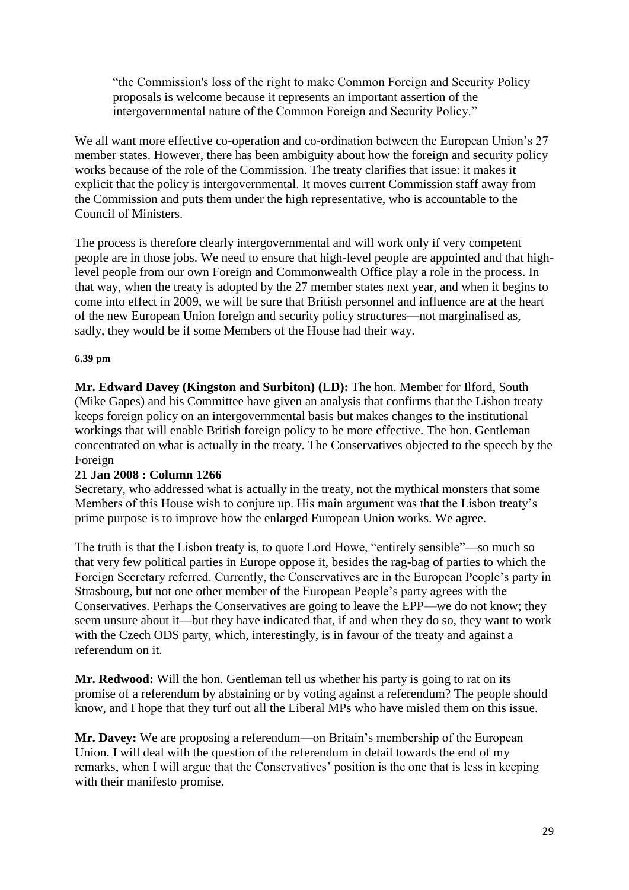"the Commission's loss of the right to make Common Foreign and Security Policy proposals is welcome because it represents an important assertion of the intergovernmental nature of the Common Foreign and Security Policy."

We all want more effective co-operation and co-ordination between the European Union's 27 member states. However, there has been ambiguity about how the foreign and security policy works because of the role of the Commission. The treaty clarifies that issue: it makes it explicit that the policy is intergovernmental. It moves current Commission staff away from the Commission and puts them under the high representative, who is accountable to the Council of Ministers.

The process is therefore clearly intergovernmental and will work only if very competent people are in those jobs. We need to ensure that high-level people are appointed and that high-level people from our own Foreign and Commonwealth Office play a role in the process. In that way, when the treaty is adopted by the 27 member states next year, and when it begins to come into effect in 2009, we will be sure that British personnel and influence are at the heart of the new European Union foreign and security policy structures—not marginalised as, sadly, they would be if some Members of the House had their way.

**6.39 pm**

**Mr. Edward Davey (Kingston and Surbiton) (LD):** The hon. Member for Ilford, South (Mike Gapes) and his Committee have given an analysis that confirms that the Lisbon treaty keeps foreign policy on an intergovernmental basis but makes changes to the institutional workings that will enable British foreign policy to be more effective. The hon. Gentleman concentrated on what is actually in the treaty. The Conservatives objected to the speech by the Foreign

**21 Jan 2008 : Column 1266**

Secretary, who addressed what is actually in the treaty, not the mythical monsters that some Members of this House wish to conjure up. His main argument was that the Lisbon treaty's prime purpose is to improve how the enlarged European Union works. We agree.

The truth is that the Lisbon treaty is, to quote Lord Howe, "entirely sensible"—so much so that very few political parties in Europe oppose it, besides the rag-bag of parties to which the Foreign Secretary referred. Currently, the Conservatives are in the European People's party in Strasbourg, but not one other member of the European People's party agrees with the Conservatives. Perhaps the Conservatives are going to leave the EPP—we do not know; they seem unsure about it—but they have indicated that, if and when they do so, they want to work with the Czech ODS party, which, interestingly, is in favour of the treaty and against a referendum on it.

**Mr. Redwood:** Will the hon. Gentleman tell us whether his party is going to rat on its promise of a referendum by abstaining or by voting against a referendum? The people should know, and I hope that they turf out all the Liberal MPs who have misled them on this issue.

**Mr. Davey:** We are proposing a referendum—on Britain's membership of the European Union. I will deal with the question of the referendum in detail towards the end of my remarks, when I will argue that the Conservatives' position is the one that is less in keeping with their manifesto promise.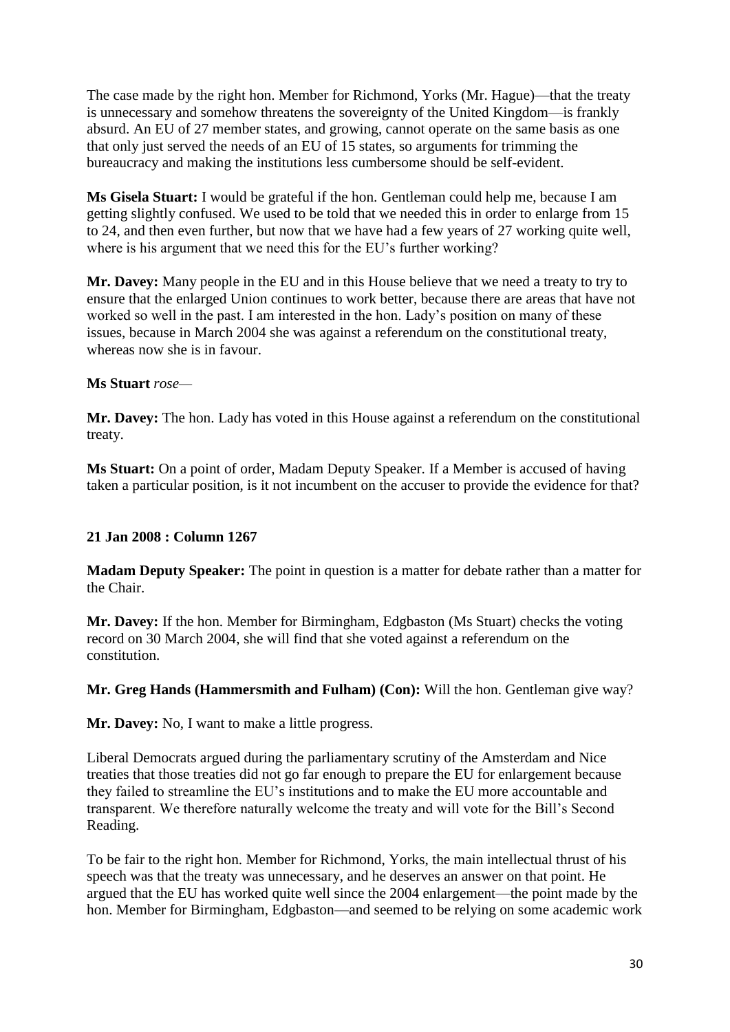The case made by the right hon. Member for Richmond, Yorks (Mr. Hague)—that the treaty is unnecessary and somehow threatens the sovereignty of the United Kingdom—is frankly absurd. An EU of 27 member states, and growing, cannot operate on the same basis as one that only just served the needs of an EU of 15 states, so arguments for trimming the bureaucracy and making the institutions less cumbersome should be self-evident.

**Ms Gisela Stuart:** I would be grateful if the hon. Gentleman could help me, because I am getting slightly confused. We used to be told that we needed this in order to enlarge from 15 to 24, and then even further, but now that we have had a few years of 27 working quite well, where is his argument that we need this for the EU's further working?

**Mr. Davey:** Many people in the EU and in this House believe that we need a treaty to try to ensure that the enlarged Union continues to work better, because there are areas that have not worked so well in the past. I am interested in the hon. Lady's position on many of these issues, because in March 2004 she was against a referendum on the constitutional treaty, whereas now she is in favour.

**Ms Stuart** *rose*—

**Mr. Davey:** The hon. Lady has voted in this House against a referendum on the constitutional treaty.

**Ms Stuart:** On a point of order, Madam Deputy Speaker. If a Member is accused of having taken a particular position, is it not incumbent on the accuser to provide the evidence for that?

**21 Jan 2008 : Column 1267**

**Madam Deputy Speaker:** The point in question is a matter for debate rather than a matter for the Chair.

**Mr. Davey:** If the hon. Member for Birmingham, Edgbaston (Ms Stuart) checks the voting record on 30 March 2004, she will find that she voted against a referendum on the constitution.

**Mr. Greg Hands (Hammersmith and Fulham) (Con):** Will the hon. Gentleman give way?

**Mr. Davey:** No, I want to make a little progress.

Liberal Democrats argued during the parliamentary scrutiny of the Amsterdam and Nice treaties that those treaties did not go far enough to prepare the EU for enlargement because they failed to streamline the EU's institutions and to make the EU more accountable and transparent. We therefore naturally welcome the treaty and will vote for the Bill's Second Reading.

To be fair to the right hon. Member for Richmond, Yorks, the main intellectual thrust of his speech was that the treaty was unnecessary, and he deserves an answer on that point. He argued that the EU has worked quite well since the 2004 enlargement—the point made by the hon. Member for Birmingham, Edgbaston—and seemed to be relying on some academic work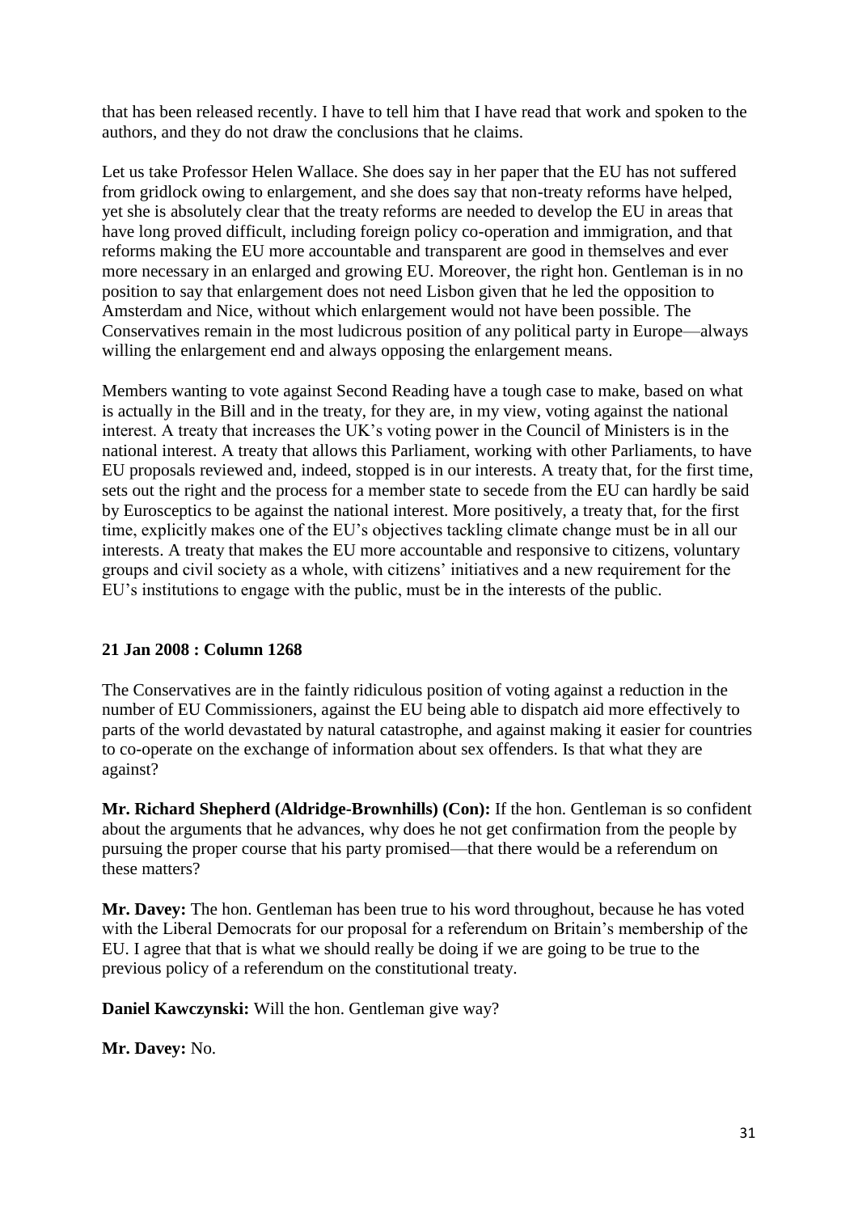that has been released recently. I have to tell him that I have read that work and spoken to the authors, and they do not draw the conclusions that he claims.

Let us take Professor Helen Wallace. She does say in her paper that the EU has not suffered from gridlock owing to enlargement, and she does say that non-treaty reforms have helped, yet she is absolutely clear that the treaty reforms are needed to develop the EU in areas that have long proved difficult, including foreign policy co-operation and immigration, and that reforms making the EU more accountable and transparent are good in themselves and ever more necessary in an enlarged and growing EU. Moreover, the right hon. Gentleman is in no position to say that enlargement does not need Lisbon given that he led the opposition to Amsterdam and Nice, without which enlargement would not have been possible. The Conservatives remain in the most ludicrous position of any political party in Europe—always willing the enlargement end and always opposing the enlargement means.

Members wanting to vote against Second Reading have a tough case to make, based on what is actually in the Bill and in the treaty, for they are, in my view, voting against the national interest. A treaty that increases the UK's voting power in the Council of Ministers is in the national interest. A treaty that allows this Parliament, working with other Parliaments, to have EU proposals reviewed and, indeed, stopped is in our interests. A treaty that, for the first time, sets out the right and the process for a member state to secede from the EU can hardly be said by Eurosceptics to be against the national interest. More positively, a treaty that, for the first time, explicitly makes one of the EU's objectives tackling climate change must be in all our interests. A treaty that makes the EU more accountable and responsive to citizens, voluntary groups and civil society as a whole, with citizens' initiatives and a new requirement for the EU's institutions to engage with the public, must be in the interests of the public.

**21 Jan 2008 : Column 1268**

The Conservatives are in the faintly ridiculous position of voting against a reduction in the number of EU Commissioners, against the EU being able to dispatch aid more effectively to parts of the world devastated by natural catastrophe, and against making it easier for countries to co-operate on the exchange of information about sex offenders. Is that what they are against?

**Mr. Richard Shepherd (Aldridge-Brownhills) (Con):** If the hon. Gentleman is so confident about the arguments that he advances, why does he not get confirmation from the people by pursuing the proper course that his party promised—that there would be a referendum on these matters?

**Mr. Davey:** The hon. Gentleman has been true to his word throughout, because he has voted with the Liberal Democrats for our proposal for a referendum on Britain's membership of the EU. I agree that that is what we should really be doing if we are going to be true to the previous policy of a referendum on the constitutional treaty.

**Daniel Kawczynski:** Will the hon. Gentleman give way?

**Mr. Davey:** No.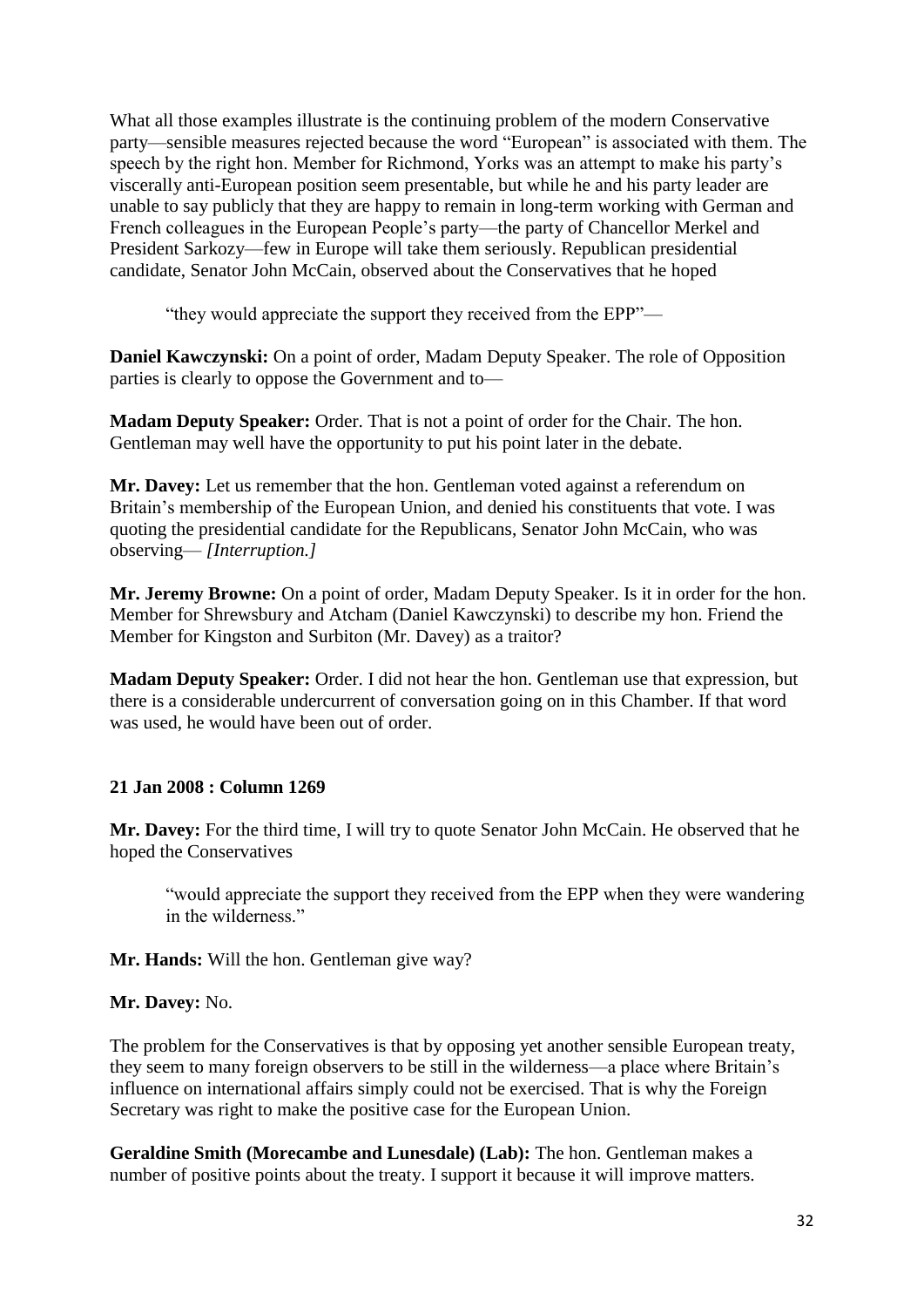What all those examples illustrate is the continuing problem of the modern Conservative party—sensible measures rejected because the word "European" is associated with them. The speech by the right hon. Member for Richmond, Yorks was an attempt to make his party's viscerally anti-European position seem presentable, but while he and his party leader are unable to say publicly that they are happy to remain in long-term working with German and French colleagues in the European People's party—the party of Chancellor Merkel and President Sarkozy—few in Europe will take them seriously. Republican presidential candidate, Senator John McCain, observed about the Conservatives that he hoped

> "they would appreciate the support they received from the EPP"—

**Daniel Kawczynski:** On a point of order, Madam Deputy Speaker. The role of Opposition parties is clearly to oppose the Government and to—

**Madam Deputy Speaker:** Order. That is not a point of order for the Chair. The hon. Gentleman may well have the opportunity to put his point later in the debate.

**Mr. Davey:** Let us remember that the hon. Gentleman voted against a referendum on Britain's membership of the European Union, and denied his constituents that vote. I was quoting the presidential candidate for the Republicans, Senator John McCain, who was observing— *[Interruption.]*

**Mr. Jeremy Browne:** On a point of order, Madam Deputy Speaker. Is it in order for the hon. Member for Shrewsbury and Atcham (Daniel Kawczynski) to describe my hon. Friend the Member for Kingston and Surbiton (Mr. Davey) as a traitor?

**Madam Deputy Speaker:** Order. I did not hear the hon. Gentleman use that expression, but there is a considerable undercurrent of conversation going on in this Chamber. If that word was used, he would have been out of order.

**21 Jan 2008 : Column 1269**

**Mr. Davey:** For the third time, I will try to quote Senator John McCain. He observed that he hoped the Conservatives

> "would appreciate the support they received from the EPP when they were wandering in the wilderness."

**Mr. Hands:** Will the hon. Gentleman give way?

**Mr. Davey:** No.

The problem for the Conservatives is that by opposing yet another sensible European treaty, they seem to many foreign observers to be still in the wilderness—a place where Britain's influence on international affairs simply could not be exercised. That is why the Foreign Secretary was right to make the positive case for the European Union.

**Geraldine Smith (Morecambe and Lunesdale) (Lab):** The hon. Gentleman makes a number of positive points about the treaty. I support it because it will improve matters.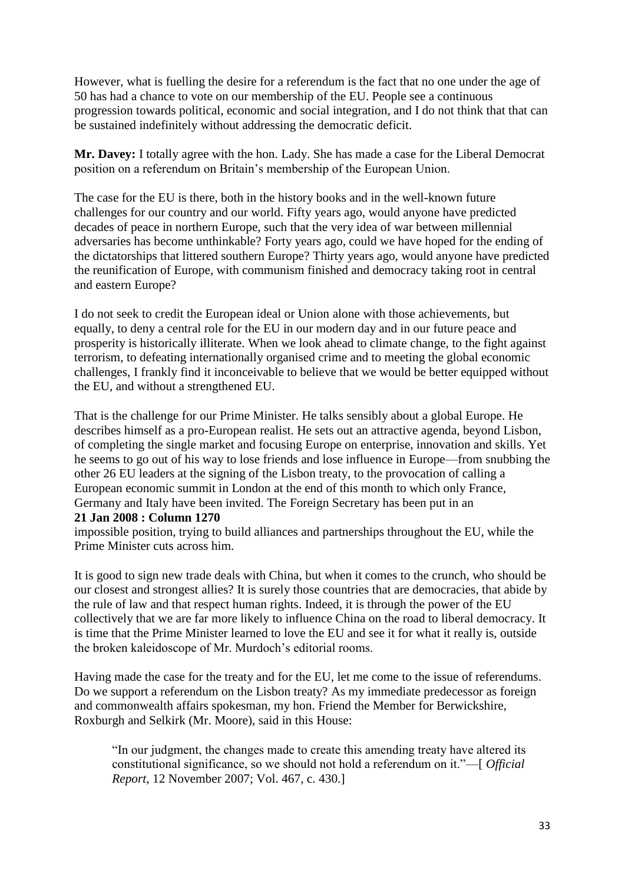However, what is fuelling the desire for a referendum is the fact that no one under the age of 50 has had a chance to vote on our membership of the EU. People see a continuous progression towards political, economic and social integration, and I do not think that that can be sustained indefinitely without addressing the democratic deficit.

**Mr. Davey:** I totally agree with the hon. Lady. She has made a case for the Liberal Democrat position on a referendum on Britain's membership of the European Union.

The case for the EU is there, both in the history books and in the well-known future challenges for our country and our world. Fifty years ago, would anyone have predicted decades of peace in northern Europe, such that the very idea of war between millennial adversaries has become unthinkable? Forty years ago, could we have hoped for the ending of the dictatorships that littered southern Europe? Thirty years ago, would anyone have predicted the reunification of Europe, with communism finished and democracy taking root in central and eastern Europe?

I do not seek to credit the European ideal or Union alone with those achievements, but equally, to deny a central role for the EU in our modern day and in our future peace and prosperity is historically illiterate. When we look ahead to climate change, to the fight against terrorism, to defeating internationally organised crime and to meeting the global economic challenges, I frankly find it inconceivable to believe that we would be better equipped without the EU, and without a strengthened EU.

That is the challenge for our Prime Minister. He talks sensibly about a global Europe. He describes himself as a pro-European realist. He sets out an attractive agenda, beyond Lisbon, of completing the single market and focusing Europe on enterprise, innovation and skills. Yet he seems to go out of his way to lose friends and lose influence in Europe—from snubbing the other 26 EU leaders at the signing of the Lisbon treaty, to the provocation of calling a European economic summit in London at the end of this month to which only France, Germany and Italy have been invited. The Foreign Secretary has been put in an

**21 Jan 2008 : Column 1270**

impossible position, trying to build alliances and partnerships throughout the EU, while the Prime Minister cuts across him.

It is good to sign new trade deals with China, but when it comes to the crunch, who should be our closest and strongest allies? It is surely those countries that are democracies, that abide by the rule of law and that respect human rights. Indeed, it is through the power of the EU collectively that we are far more likely to influence China on the road to liberal democracy. It is time that the Prime Minister learned to love the EU and see it for what it really is, outside the broken kaleidoscope of Mr. Murdoch's editorial rooms.

Having made the case for the treaty and for the EU, let me come to the issue of referendums. Do we support a referendum on the Lisbon treaty? As my immediate predecessor as foreign and commonwealth affairs spokesman, my hon. Friend the Member for Berwickshire, Roxburgh and Selkirk (Mr. Moore), said in this House:

> "In our judgment, the changes made to create this amending treaty have altered its constitutional significance, so we should not hold a referendum on it."—[ *Official Report*, 12 November 2007; Vol. 467, c. 430.]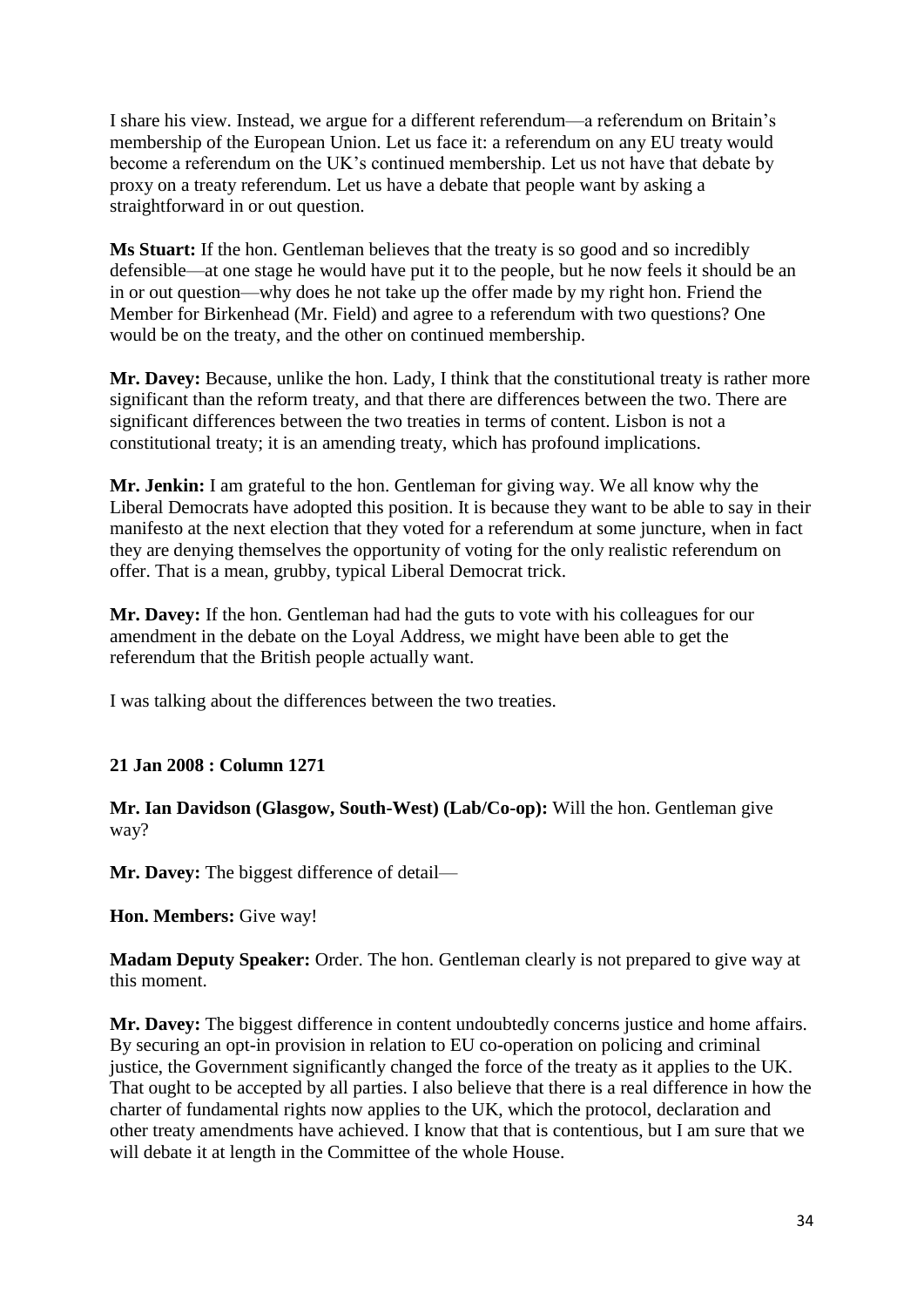I share his view. Instead, we argue for a different referendum—a referendum on Britain's membership of the European Union. Let us face it: a referendum on any EU treaty would become a referendum on the UK's continued membership. Let us not have that debate by proxy on a treaty referendum. Let us have a debate that people want by asking a straightforward in or out question.

**Ms Stuart:** If the hon. Gentleman believes that the treaty is so good and so incredibly defensible—at one stage he would have put it to the people, but he now feels it should be an in or out question—why does he not take up the offer made by my right hon. Friend the Member for Birkenhead (Mr. Field) and agree to a referendum with two questions? One would be on the treaty, and the other on continued membership.

**Mr. Davey:** Because, unlike the hon. Lady, I think that the constitutional treaty is rather more significant than the reform treaty, and that there are differences between the two. There are significant differences between the two treaties in terms of content. Lisbon is not a constitutional treaty; it is an amending treaty, which has profound implications.

**Mr. Jenkin:** I am grateful to the hon. Gentleman for giving way. We all know why the Liberal Democrats have adopted this position. It is because they want to be able to say in their manifesto at the next election that they voted for a referendum at some juncture, when in fact they are denying themselves the opportunity of voting for the only realistic referendum on offer. That is a mean, grubby, typical Liberal Democrat trick.

**Mr. Davey:** If the hon. Gentleman had had the guts to vote with his colleagues for our amendment in the debate on the Loyal Address, we might have been able to get the referendum that the British people actually want.

I was talking about the differences between the two treaties.

**21 Jan 2008 : Column 1271**

**Mr. Ian Davidson (Glasgow, South-West) (Lab/Co-op):** Will the hon. Gentleman give way?

**Mr. Davey:** The biggest difference of detail—

**Hon. Members:** Give way!

**Madam Deputy Speaker:** Order. The hon. Gentleman clearly is not prepared to give way at this moment.

**Mr. Davey:** The biggest difference in content undoubtedly concerns justice and home affairs. By securing an opt-in provision in relation to EU co-operation on policing and criminal justice, the Government significantly changed the force of the treaty as it applies to the UK. That ought to be accepted by all parties. I also believe that there is a real difference in how the charter of fundamental rights now applies to the UK, which the protocol, declaration and other treaty amendments have achieved. I know that that is contentious, but I am sure that we will debate it at length in the Committee of the whole House.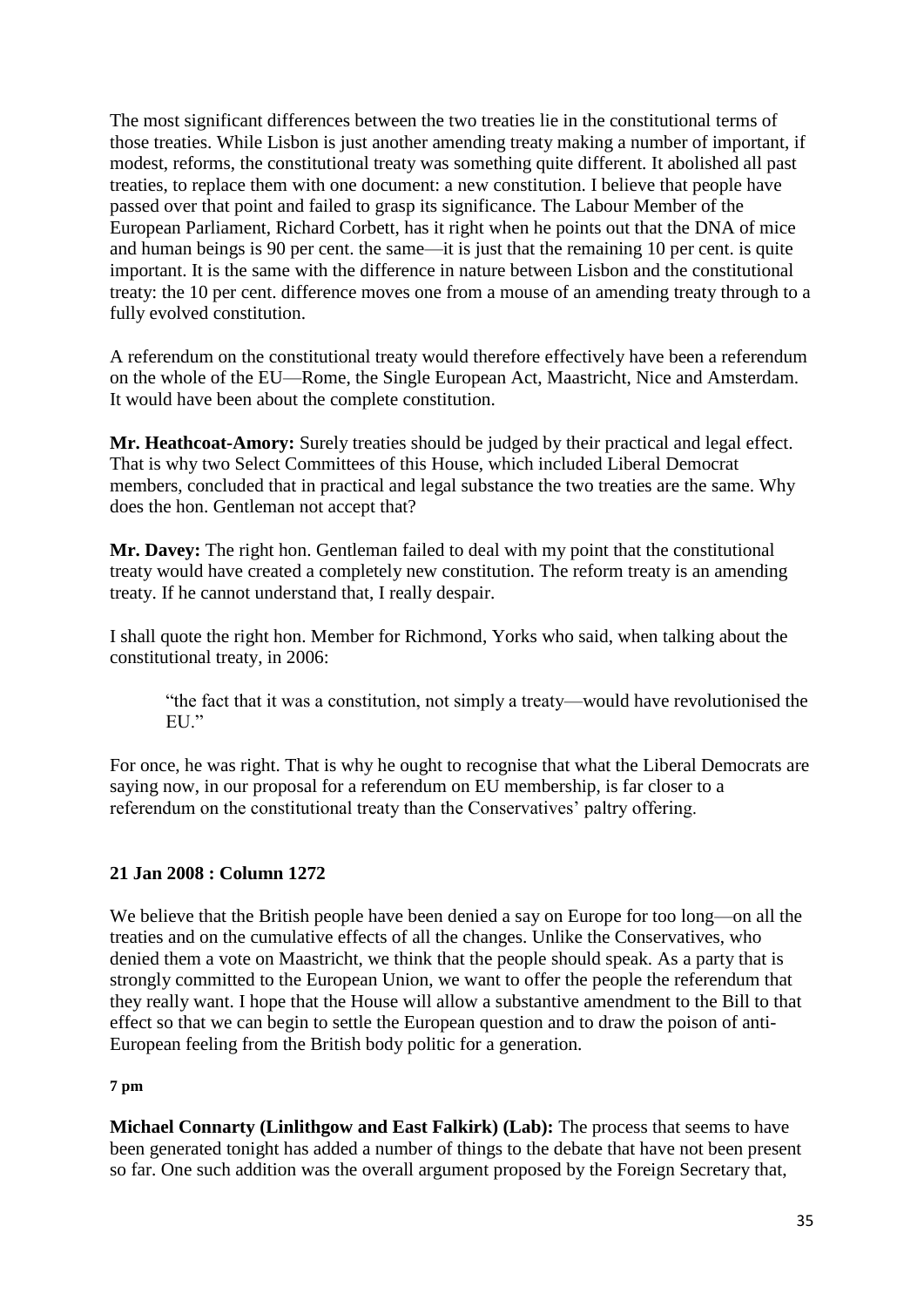The most significant differences between the two treaties lie in the constitutional terms of those treaties. While Lisbon is just another amending treaty making a number of important, if modest, reforms, the constitutional treaty was something quite different. It abolished all past treaties, to replace them with one document: a new constitution. I believe that people have passed over that point and failed to grasp its significance. The Labour Member of the European Parliament, Richard Corbett, has it right when he points out that the DNA of mice and human beings is 90 per cent. the same—it is just that the remaining 10 per cent. is quite important. It is the same with the difference in nature between Lisbon and the constitutional treaty: the 10 per cent. difference moves one from a mouse of an amending treaty through to a fully evolved constitution.

A referendum on the constitutional treaty would therefore effectively have been a referendum on the whole of the EU—Rome, the Single European Act, Maastricht, Nice and Amsterdam. It would have been about the complete constitution.

**Mr. Heathcoat-Amory:** Surely treaties should be judged by their practical and legal effect. That is why two Select Committees of this House, which included Liberal Democrat members, concluded that in practical and legal substance the two treaties are the same. Why does the hon. Gentleman not accept that?

**Mr. Davey:** The right hon. Gentleman failed to deal with my point that the constitutional treaty would have created a completely new constitution. The reform treaty is an amending treaty. If he cannot understand that, I really despair.

I shall quote the right hon. Member for Richmond, Yorks who said, when talking about the constitutional treaty, in 2006:

> "the fact that it was a constitution, not simply a treaty—would have revolutionised the EU."

For once, he was right. That is why he ought to recognise that what the Liberal Democrats are saying now, in our proposal for a referendum on EU membership, is far closer to a referendum on the constitutional treaty than the Conservatives' paltry offering.

**21 Jan 2008 : Column 1272**

We believe that the British people have been denied a say on Europe for too long—on all the treaties and on the cumulative effects of all the changes. Unlike the Conservatives, who denied them a vote on Maastricht, we think that the people should speak. As a party that is strongly committed to the European Union, we want to offer the people the referendum that they really want. I hope that the House will allow a substantive amendment to the Bill to that effect so that we can begin to settle the European question and to draw the poison of anti-European feeling from the British body politic for a generation.

**7 pm**

**Michael Connarty (Linlithgow and East Falkirk) (Lab):** The process that seems to have been generated tonight has added a number of things to the debate that have not been present so far. One such addition was the overall argument proposed by the Foreign Secretary that,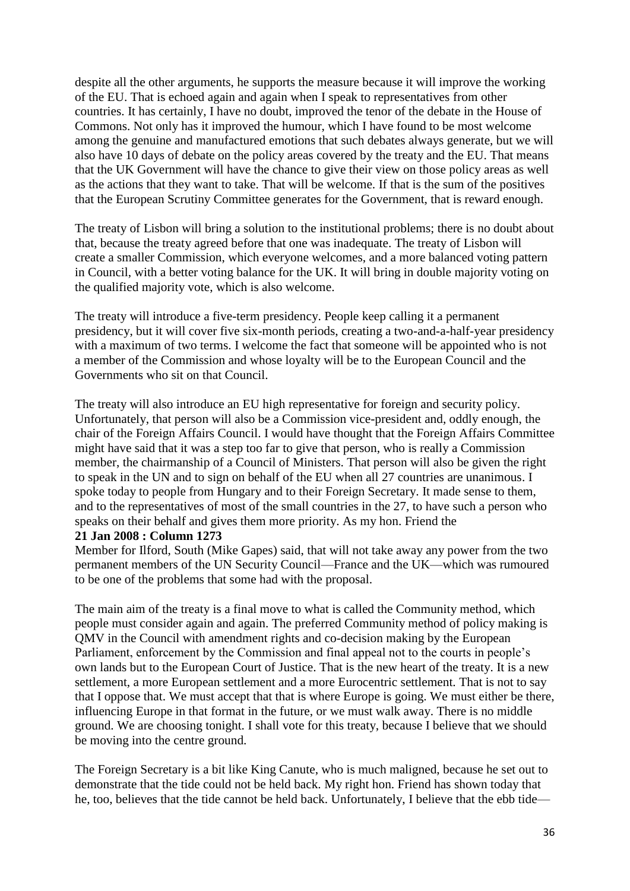despite all the other arguments, he supports the measure because it will improve the working of the EU. That is echoed again and again when I speak to representatives from other countries. It has certainly, I have no doubt, improved the tenor of the debate in the House of Commons. Not only has it improved the humour, which I have found to be most welcome among the genuine and manufactured emotions that such debates always generate, but we will also have 10 days of debate on the policy areas covered by the treaty and the EU. That means that the UK Government will have the chance to give their view on those policy areas as well as the actions that they want to take. That will be welcome. If that is the sum of the positives that the European Scrutiny Committee generates for the Government, that is reward enough.

The treaty of Lisbon will bring a solution to the institutional problems; there is no doubt about that, because the treaty agreed before that one was inadequate. The treaty of Lisbon will create a smaller Commission, which everyone welcomes, and a more balanced voting pattern in Council, with a better voting balance for the UK. It will bring in double majority voting on the qualified majority vote, which is also welcome.

The treaty will introduce a five-term presidency. People keep calling it a permanent presidency, but it will cover five six-month periods, creating a two-and-a-half-year presidency with a maximum of two terms. I welcome the fact that someone will be appointed who is not a member of the Commission and whose loyalty will be to the European Council and the Governments who sit on that Council.

The treaty will also introduce an EU high representative for foreign and security policy. Unfortunately, that person will also be a Commission vice-president and, oddly enough, the chair of the Foreign Affairs Council. I would have thought that the Foreign Affairs Committee might have said that it was a step too far to give that person, who is really a Commission member, the chairmanship of a Council of Ministers. That person will also be given the right to speak in the UN and to sign on behalf of the EU when all 27 countries are unanimous. I spoke today to people from Hungary and to their Foreign Secretary. It made sense to them, and to the representatives of most of the small countries in the 27, to have such a person who speaks on their behalf and gives them more priority. As my hon. Friend the

**21 Jan 2008 : Column 1273**

Member for Ilford, South (Mike Gapes) said, that will not take away any power from the two permanent members of the UN Security Council—France and the UK—which was rumoured to be one of the problems that some had with the proposal.

The main aim of the treaty is a final move to what is called the Community method, which people must consider again and again. The preferred Community method of policy making is QMV in the Council with amendment rights and co-decision making by the European Parliament, enforcement by the Commission and final appeal not to the courts in people's own lands but to the European Court of Justice. That is the new heart of the treaty. It is a new settlement, a more European settlement and a more Eurocentric settlement. That is not to say that I oppose that. We must accept that that is where Europe is going. We must either be there, influencing Europe in that format in the future, or we must walk away. There is no middle ground. We are choosing tonight. I shall vote for this treaty, because I believe that we should be moving into the centre ground.

The Foreign Secretary is a bit like King Canute, who is much maligned, because he set out to demonstrate that the tide could not be held back. My right hon. Friend has shown today that he, too, believes that the tide cannot be held back. Unfortunately, I believe that the ebb tide—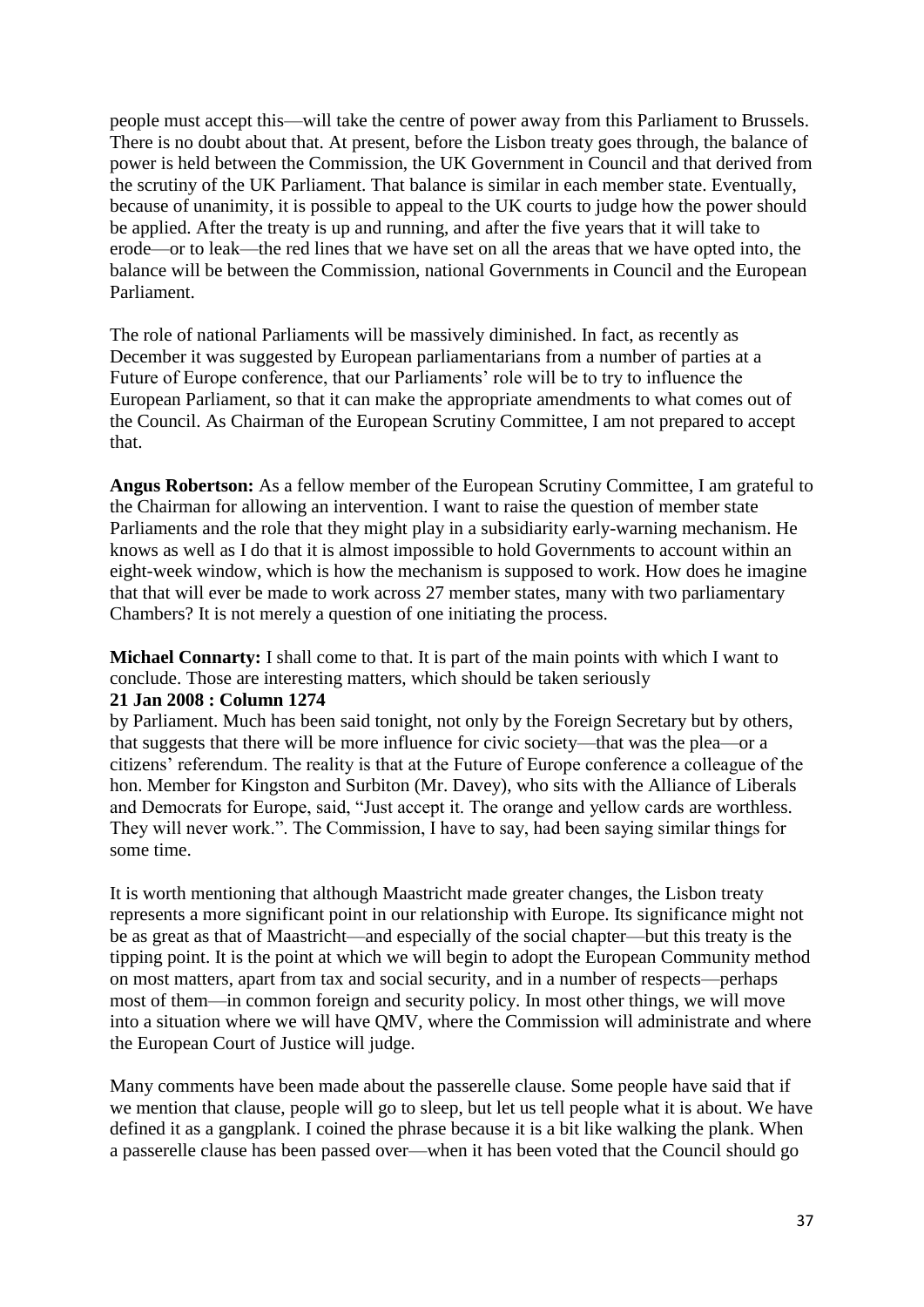people must accept this—will take the centre of power away from this Parliament to Brussels. There is no doubt about that. At present, before the Lisbon treaty goes through, the balance of power is held between the Commission, the UK Government in Council and that derived from the scrutiny of the UK Parliament. That balance is similar in each member state. Eventually, because of unanimity, it is possible to appeal to the UK courts to judge how the power should be applied. After the treaty is up and running, and after the five years that it will take to erode—or to leak—the red lines that we have set on all the areas that we have opted into, the balance will be between the Commission, national Governments in Council and the European Parliament.

The role of national Parliaments will be massively diminished. In fact, as recently as December it was suggested by European parliamentarians from a number of parties at a Future of Europe conference, that our Parliaments' role will be to try to influence the European Parliament, so that it can make the appropriate amendments to what comes out of the Council. As Chairman of the European Scrutiny Committee, I am not prepared to accept that.

**Angus Robertson:** As a fellow member of the European Scrutiny Committee, I am grateful to the Chairman for allowing an intervention. I want to raise the question of member state Parliaments and the role that they might play in a subsidiarity early-warning mechanism. He knows as well as I do that it is almost impossible to hold Governments to account within an eight-week window, which is how the mechanism is supposed to work. How does he imagine that that will ever be made to work across 27 member states, many with two parliamentary Chambers? It is not merely a question of one initiating the process.

**Michael Connarty:** I shall come to that. It is part of the main points with which I want to conclude. Those are interesting matters, which should be taken seriously

**21 Jan 2008 : Column 1274**

by Parliament. Much has been said tonight, not only by the Foreign Secretary but by others, that suggests that there will be more influence for civic society—that was the plea—or a citizens' referendum. The reality is that at the Future of Europe conference a colleague of the hon. Member for Kingston and Surbiton (Mr. Davey), who sits with the Alliance of Liberals and Democrats for Europe, said, "Just accept it. The orange and yellow cards are worthless. They will never work.". The Commission, I have to say, had been saying similar things for some time.

It is worth mentioning that although Maastricht made greater changes, the Lisbon treaty represents a more significant point in our relationship with Europe. Its significance might not be as great as that of Maastricht—and especially of the social chapter—but this treaty is the tipping point. It is the point at which we will begin to adopt the European Community method on most matters, apart from tax and social security, and in a number of respects—perhaps most of them—in common foreign and security policy. In most other things, we will move into a situation where we will have QMV, where the Commission will administrate and where the European Court of Justice will judge.

Many comments have been made about the passerelle clause. Some people have said that if we mention that clause, people will go to sleep, but let us tell people what it is about. We have defined it as a gangplank. I coined the phrase because it is a bit like walking the plank. When a passerelle clause has been passed over—when it has been voted that the Council should go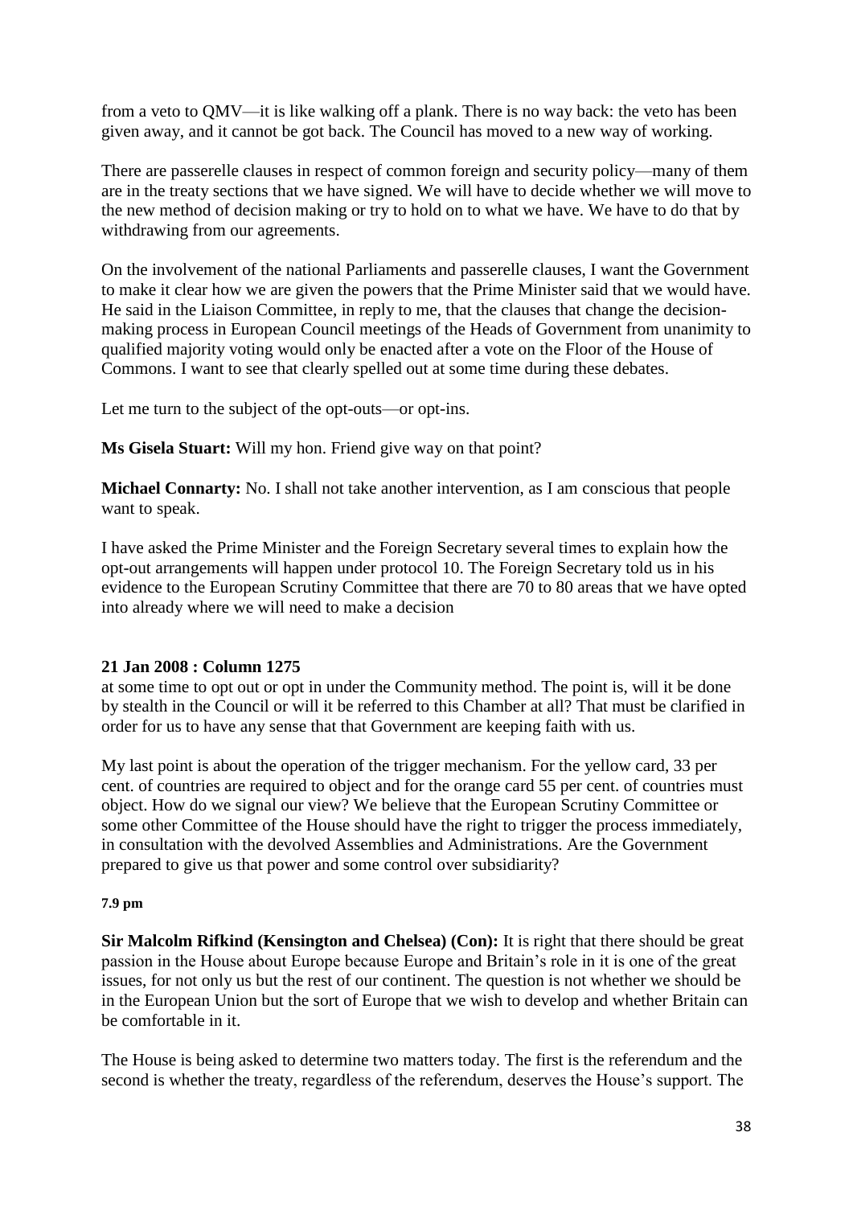from a veto to QMV—it is like walking off a plank. There is no way back: the veto has been given away, and it cannot be got back. The Council has moved to a new way of working.

There are passerelle clauses in respect of common foreign and security policy—many of them are in the treaty sections that we have signed. We will have to decide whether we will move to the new method of decision making or try to hold on to what we have. We have to do that by withdrawing from our agreements.

On the involvement of the national Parliaments and passerelle clauses, I want the Government to make it clear how we are given the powers that the Prime Minister said that we would have. He said in the Liaison Committee, in reply to me, that the clauses that change the decision-making process in European Council meetings of the Heads of Government from unanimity to qualified majority voting would only be enacted after a vote on the Floor of the House of Commons. I want to see that clearly spelled out at some time during these debates.

Let me turn to the subject of the opt-outs—or opt-ins.

**Ms Gisela Stuart:** Will my hon. Friend give way on that point?

**Michael Connarty:** No. I shall not take another intervention, as I am conscious that people want to speak.

I have asked the Prime Minister and the Foreign Secretary several times to explain how the opt-out arrangements will happen under protocol 10. The Foreign Secretary told us in his evidence to the European Scrutiny Committee that there are 70 to 80 areas that we have opted into already where we will need to make a decision

**21 Jan 2008 : Column 1275**

at some time to opt out or opt in under the Community method. The point is, will it be done by stealth in the Council or will it be referred to this Chamber at all? That must be clarified in order for us to have any sense that that Government are keeping faith with us.

My last point is about the operation of the trigger mechanism. For the yellow card, 33 per cent. of countries are required to object and for the orange card 55 per cent. of countries must object. How do we signal our view? We believe that the European Scrutiny Committee or some other Committee of the House should have the right to trigger the process immediately, in consultation with the devolved Assemblies and Administrations. Are the Government prepared to give us that power and some control over subsidiarity?

**7.9 pm**

**Sir Malcolm Rifkind (Kensington and Chelsea) (Con):** It is right that there should be great passion in the House about Europe because Europe and Britain's role in it is one of the great issues, for not only us but the rest of our continent. The question is not whether we should be in the European Union but the sort of Europe that we wish to develop and whether Britain can be comfortable in it.

The House is being asked to determine two matters today. The first is the referendum and the second is whether the treaty, regardless of the referendum, deserves the House's support. The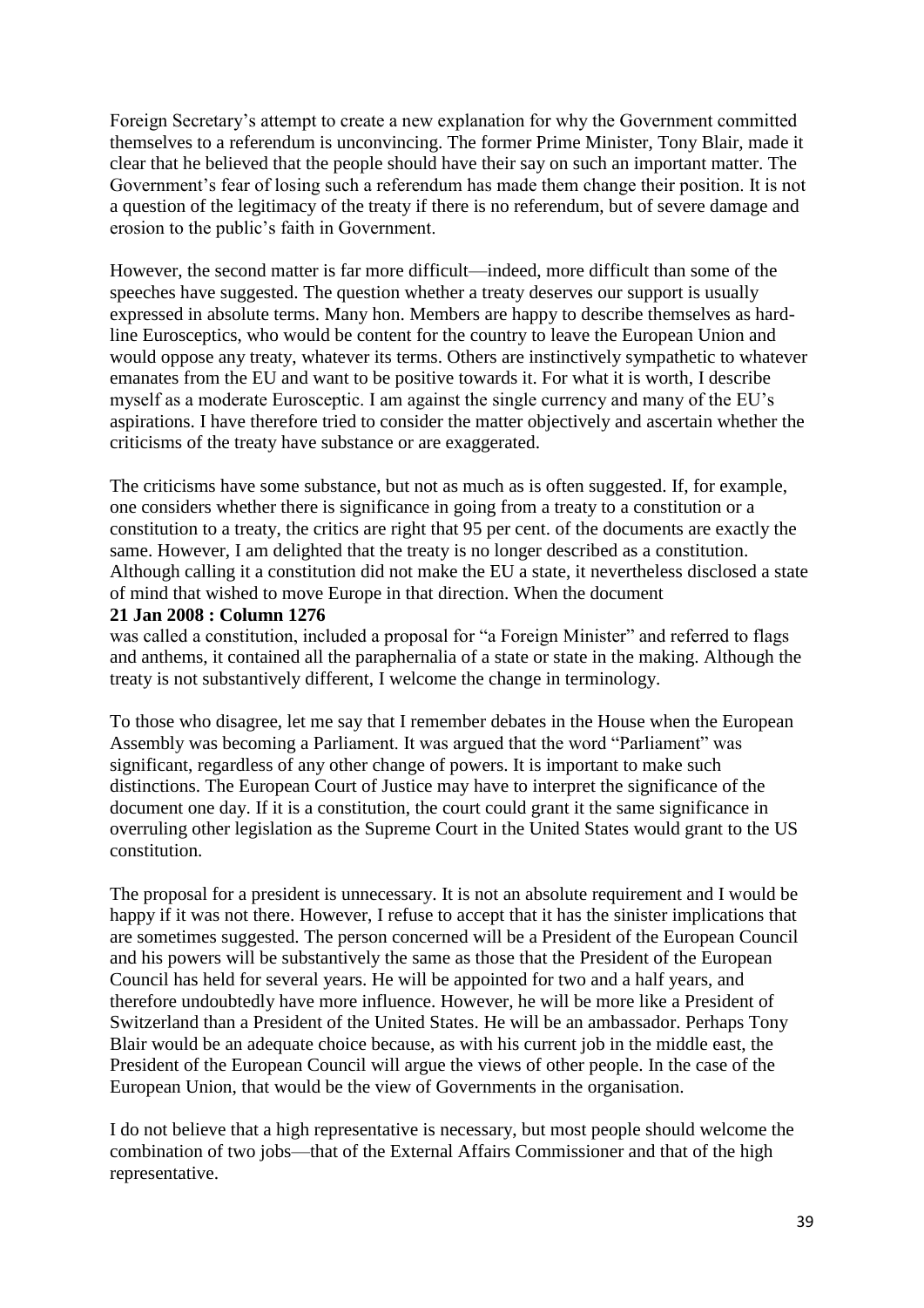Foreign Secretary's attempt to create a new explanation for why the Government committed themselves to a referendum is unconvincing. The former Prime Minister, Tony Blair, made it clear that he believed that the people should have their say on such an important matter. The Government's fear of losing such a referendum has made them change their position. It is not a question of the legitimacy of the treaty if there is no referendum, but of severe damage and erosion to the public's faith in Government.

However, the second matter is far more difficult—indeed, more difficult than some of the speeches have suggested. The question whether a treaty deserves our support is usually expressed in absolute terms. Many hon. Members are happy to describe themselves as hard-line Eurosceptics, who would be content for the country to leave the European Union and would oppose any treaty, whatever its terms. Others are instinctively sympathetic to whatever emanates from the EU and want to be positive towards it. For what it is worth, I describe myself as a moderate Eurosceptic. I am against the single currency and many of the EU's aspirations. I have therefore tried to consider the matter objectively and ascertain whether the criticisms of the treaty have substance or are exaggerated.

The criticisms have some substance, but not as much as is often suggested. If, for example, one considers whether there is significance in going from a treaty to a constitution or a constitution to a treaty, the critics are right that 95 per cent. of the documents are exactly the same. However, I am delighted that the treaty is no longer described as a constitution. Although calling it a constitution did not make the EU a state, it nevertheless disclosed a state of mind that wished to move Europe in that direction. When the document

**21 Jan 2008 : Column 1276**

was called a constitution, included a proposal for "a Foreign Minister" and referred to flags and anthems, it contained all the paraphernalia of a state or state in the making. Although the treaty is not substantively different, I welcome the change in terminology.

To those who disagree, let me say that I remember debates in the House when the European Assembly was becoming a Parliament. It was argued that the word "Parliament" was significant, regardless of any other change of powers. It is important to make such distinctions. The European Court of Justice may have to interpret the significance of the document one day. If it is a constitution, the court could grant it the same significance in overruling other legislation as the Supreme Court in the United States would grant to the US constitution.

The proposal for a president is unnecessary. It is not an absolute requirement and I would be happy if it was not there. However, I refuse to accept that it has the sinister implications that are sometimes suggested. The person concerned will be a President of the European Council and his powers will be substantively the same as those that the President of the European Council has held for several years. He will be appointed for two and a half years, and therefore undoubtedly have more influence. However, he will be more like a President of Switzerland than a President of the United States. He will be an ambassador. Perhaps Tony Blair would be an adequate choice because, as with his current job in the middle east, the President of the European Council will argue the views of other people. In the case of the European Union, that would be the view of Governments in the organisation.

I do not believe that a high representative is necessary, but most people should welcome the combination of two jobs—that of the External Affairs Commissioner and that of the high representative.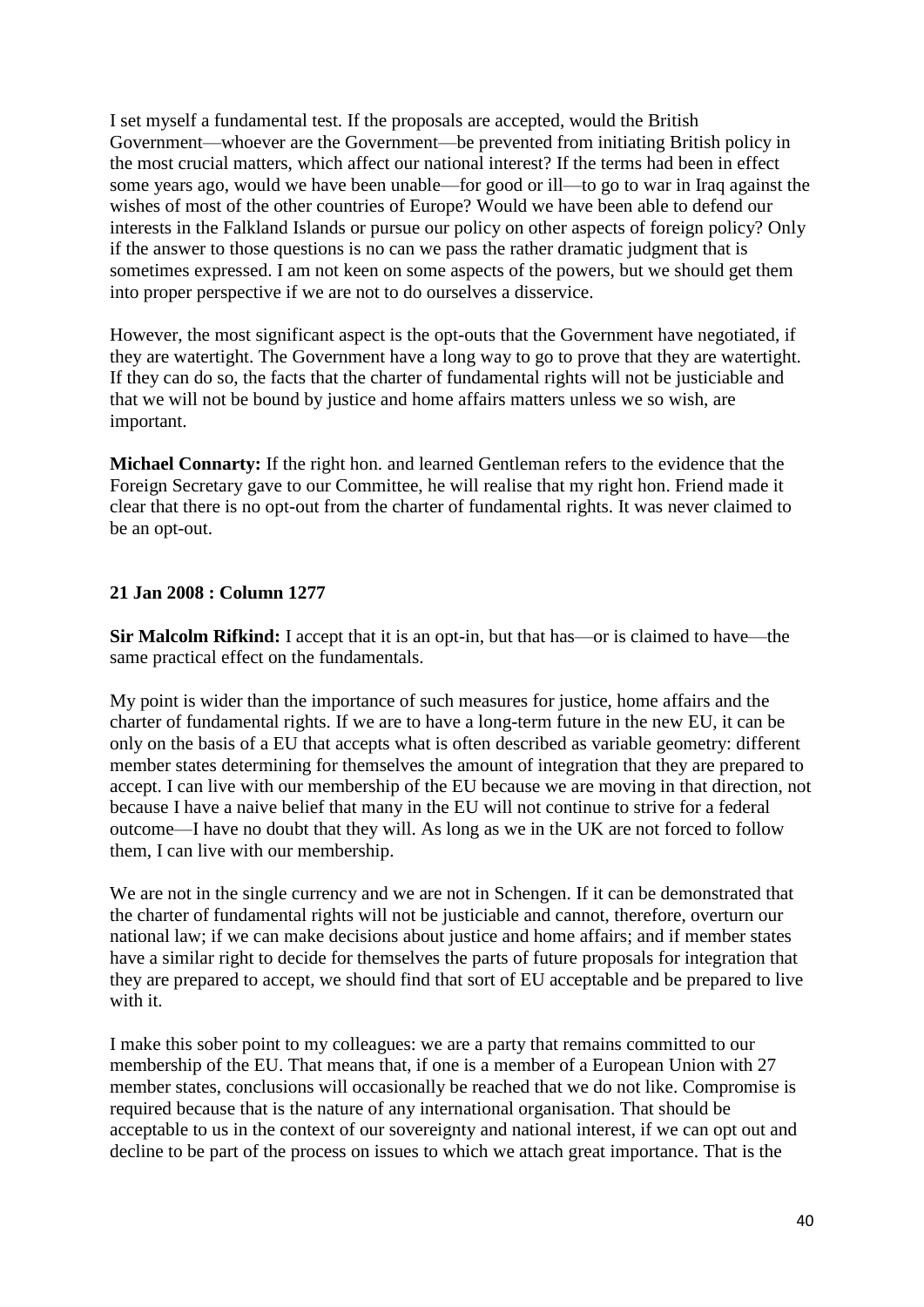I set myself a fundamental test. If the proposals are accepted, would the British Government—whoever are the Government—be prevented from initiating British policy in the most crucial matters, which affect our national interest? If the terms had been in effect some years ago, would we have been unable—for good or ill—to go to war in Iraq against the wishes of most of the other countries of Europe? Would we have been able to defend our interests in the Falkland Islands or pursue our policy on other aspects of foreign policy? Only if the answer to those questions is no can we pass the rather dramatic judgment that is sometimes expressed. I am not keen on some aspects of the powers, but we should get them into proper perspective if we are not to do ourselves a disservice.

However, the most significant aspect is the opt-outs that the Government have negotiated, if they are watertight. The Government have a long way to go to prove that they are watertight. If they can do so, the facts that the charter of fundamental rights will not be justiciable and that we will not be bound by justice and home affairs matters unless we so wish, are important.

**Michael Connarty:** If the right hon. and learned Gentleman refers to the evidence that the Foreign Secretary gave to our Committee, he will realise that my right hon. Friend made it clear that there is no opt-out from the charter of fundamental rights. It was never claimed to be an opt-out.

**21 Jan 2008 : Column 1277**

**Sir Malcolm Rifkind:** I accept that it is an opt-in, but that has—or is claimed to have—the same practical effect on the fundamentals.

My point is wider than the importance of such measures for justice, home affairs and the charter of fundamental rights. If we are to have a long-term future in the new EU, it can be only on the basis of a EU that accepts what is often described as variable geometry: different member states determining for themselves the amount of integration that they are prepared to accept. I can live with our membership of the EU because we are moving in that direction, not because I have a naive belief that many in the EU will not continue to strive for a federal outcome—I have no doubt that they will. As long as we in the UK are not forced to follow them, I can live with our membership.

We are not in the single currency and we are not in Schengen. If it can be demonstrated that the charter of fundamental rights will not be justiciable and cannot, therefore, overturn our national law; if we can make decisions about justice and home affairs; and if member states have a similar right to decide for themselves the parts of future proposals for integration that they are prepared to accept, we should find that sort of EU acceptable and be prepared to live with it.

I make this sober point to my colleagues: we are a party that remains committed to our membership of the EU. That means that, if one is a member of a European Union with 27 member states, conclusions will occasionally be reached that we do not like. Compromise is required because that is the nature of any international organisation. That should be acceptable to us in the context of our sovereignty and national interest, if we can opt out and decline to be part of the process on issues to which we attach great importance. That is the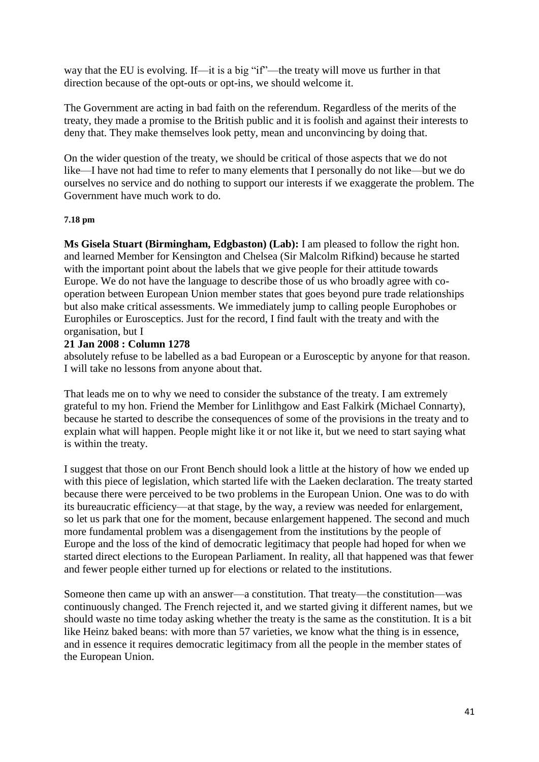way that the EU is evolving. If—it is a big "if"—the treaty will move us further in that direction because of the opt-outs or opt-ins, we should welcome it.

The Government are acting in bad faith on the referendum. Regardless of the merits of the treaty, they made a promise to the British public and it is foolish and against their interests to deny that. They make themselves look petty, mean and unconvincing by doing that.

On the wider question of the treaty, we should be critical of those aspects that we do not like—I have not had time to refer to many elements that I personally do not like—but we do ourselves no service and do nothing to support our interests if we exaggerate the problem. The Government have much work to do.

**7.18 pm**

**Ms Gisela Stuart (Birmingham, Edgbaston) (Lab):** I am pleased to follow the right hon. and learned Member for Kensington and Chelsea (Sir Malcolm Rifkind) because he started with the important point about the labels that we give people for their attitude towards Europe. We do not have the language to describe those of us who broadly agree with co-operation between European Union member states that goes beyond pure trade relationships but also make critical assessments. We immediately jump to calling people Europhobes or Europhiles or Eurosceptics. Just for the record, I find fault with the treaty and with the organisation, but I

**21 Jan 2008 : Column 1278**

absolutely refuse to be labelled as a bad European or a Eurosceptic by anyone for that reason. I will take no lessons from anyone about that.

That leads me on to why we need to consider the substance of the treaty. I am extremely grateful to my hon. Friend the Member for Linlithgow and East Falkirk (Michael Connarty), because he started to describe the consequences of some of the provisions in the treaty and to explain what will happen. People might like it or not like it, but we need to start saying what is within the treaty.

I suggest that those on our Front Bench should look a little at the history of how we ended up with this piece of legislation, which started life with the Laeken declaration. The treaty started because there were perceived to be two problems in the European Union. One was to do with its bureaucratic efficiency—at that stage, by the way, a review was needed for enlargement, so let us park that one for the moment, because enlargement happened. The second and much more fundamental problem was a disengagement from the institutions by the people of Europe and the loss of the kind of democratic legitimacy that people had hoped for when we started direct elections to the European Parliament. In reality, all that happened was that fewer and fewer people either turned up for elections or related to the institutions.

Someone then came up with an answer—a constitution. That treaty—the constitution—was continuously changed. The French rejected it, and we started giving it different names, but we should waste no time today asking whether the treaty is the same as the constitution. It is a bit like Heinz baked beans: with more than 57 varieties, we know what the thing is in essence, and in essence it requires democratic legitimacy from all the people in the member states of the European Union.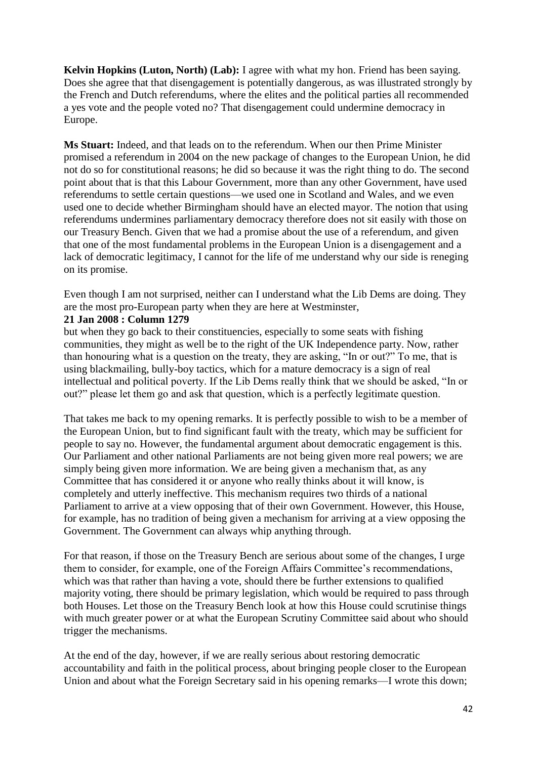**Kelvin Hopkins (Luton, North) (Lab):** I agree with what my hon. Friend has been saying. Does she agree that that disengagement is potentially dangerous, as was illustrated strongly by the French and Dutch referendums, where the elites and the political parties all recommended a yes vote and the people voted no? That disengagement could undermine democracy in Europe.

**Ms Stuart:** Indeed, and that leads on to the referendum. When our then Prime Minister promised a referendum in 2004 on the new package of changes to the European Union, he did not do so for constitutional reasons; he did so because it was the right thing to do. The second point about that is that this Labour Government, more than any other Government, have used referendums to settle certain questions—we used one in Scotland and Wales, and we even used one to decide whether Birmingham should have an elected mayor. The notion that using referendums undermines parliamentary democracy therefore does not sit easily with those on our Treasury Bench. Given that we had a promise about the use of a referendum, and given that one of the most fundamental problems in the European Union is a disengagement and a lack of democratic legitimacy, I cannot for the life of me understand why our side is reneging on its promise.

Even though I am not surprised, neither can I understand what the Lib Dems are doing. They are the most pro-European party when they are here at Westminster,

**21 Jan 2008 : Column 1279**

but when they go back to their constituencies, especially to some seats with fishing communities, they might as well be to the right of the UK Independence party. Now, rather than honouring what is a question on the treaty, they are asking, "In or out?" To me, that is using blackmailing, bully-boy tactics, which for a mature democracy is a sign of real intellectual and political poverty. If the Lib Dems really think that we should be asked, "In or out?" please let them go and ask that question, which is a perfectly legitimate question.

That takes me back to my opening remarks. It is perfectly possible to wish to be a member of the European Union, but to find significant fault with the treaty, which may be sufficient for people to say no. However, the fundamental argument about democratic engagement is this. Our Parliament and other national Parliaments are not being given more real powers; we are simply being given more information. We are being given a mechanism that, as any Committee that has considered it or anyone who really thinks about it will know, is completely and utterly ineffective. This mechanism requires two thirds of a national Parliament to arrive at a view opposing that of their own Government. However, this House, for example, has no tradition of being given a mechanism for arriving at a view opposing the Government. The Government can always whip anything through.

For that reason, if those on the Treasury Bench are serious about some of the changes, I urge them to consider, for example, one of the Foreign Affairs Committee's recommendations, which was that rather than having a vote, should there be further extensions to qualified majority voting, there should be primary legislation, which would be required to pass through both Houses. Let those on the Treasury Bench look at how this House could scrutinise things with much greater power or at what the European Scrutiny Committee said about who should trigger the mechanisms.

At the end of the day, however, if we are really serious about restoring democratic accountability and faith in the political process, about bringing people closer to the European Union and about what the Foreign Secretary said in his opening remarks—I wrote this down;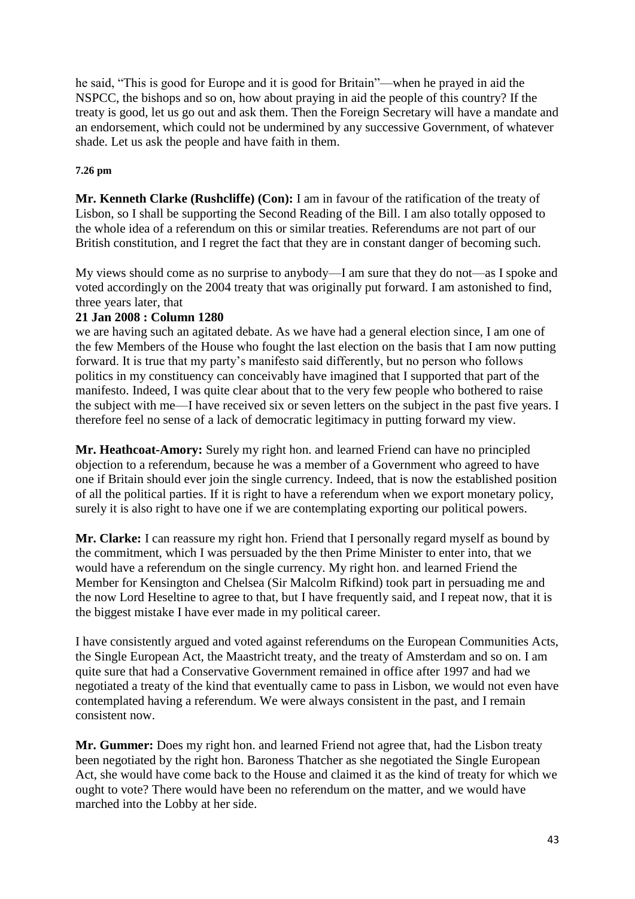he said, "This is good for Europe and it is good for Britain"—when he prayed in aid the NSPCC, the bishops and so on, how about praying in aid the people of this country? If the treaty is good, let us go out and ask them. Then the Foreign Secretary will have a mandate and an endorsement, which could not be undermined by any successive Government, of whatever shade. Let us ask the people and have faith in them.

**7.26 pm**

**Mr. Kenneth Clarke (Rushcliffe) (Con):** I am in favour of the ratification of the treaty of Lisbon, so I shall be supporting the Second Reading of the Bill. I am also totally opposed to the whole idea of a referendum on this or similar treaties. Referendums are not part of our British constitution, and I regret the fact that they are in constant danger of becoming such.

My views should come as no surprise to anybody—I am sure that they do not—as I spoke and voted accordingly on the 2004 treaty that was originally put forward. I am astonished to find, three years later, that

**21 Jan 2008 : Column 1280**

we are having such an agitated debate. As we have had a general election since, I am one of the few Members of the House who fought the last election on the basis that I am now putting forward. It is true that my party's manifesto said differently, but no person who follows politics in my constituency can conceivably have imagined that I supported that part of the manifesto. Indeed, I was quite clear about that to the very few people who bothered to raise the subject with me—I have received six or seven letters on the subject in the past five years. I therefore feel no sense of a lack of democratic legitimacy in putting forward my view.

**Mr. Heathcoat-Amory:** Surely my right hon. and learned Friend can have no principled objection to a referendum, because he was a member of a Government who agreed to have one if Britain should ever join the single currency. Indeed, that is now the established position of all the political parties. If it is right to have a referendum when we export monetary policy, surely it is also right to have one if we are contemplating exporting our political powers.

**Mr. Clarke:** I can reassure my right hon. Friend that I personally regard myself as bound by the commitment, which I was persuaded by the then Prime Minister to enter into, that we would have a referendum on the single currency. My right hon. and learned Friend the Member for Kensington and Chelsea (Sir Malcolm Rifkind) took part in persuading me and the now Lord Heseltine to agree to that, but I have frequently said, and I repeat now, that it is the biggest mistake I have ever made in my political career.

I have consistently argued and voted against referendums on the European Communities Acts, the Single European Act, the Maastricht treaty, and the treaty of Amsterdam and so on. I am quite sure that had a Conservative Government remained in office after 1997 and had we negotiated a treaty of the kind that eventually came to pass in Lisbon, we would not even have contemplated having a referendum. We were always consistent in the past, and I remain consistent now.

**Mr. Gummer:** Does my right hon. and learned Friend not agree that, had the Lisbon treaty been negotiated by the right hon. Baroness Thatcher as she negotiated the Single European Act, she would have come back to the House and claimed it as the kind of treaty for which we ought to vote? There would have been no referendum on the matter, and we would have marched into the Lobby at her side.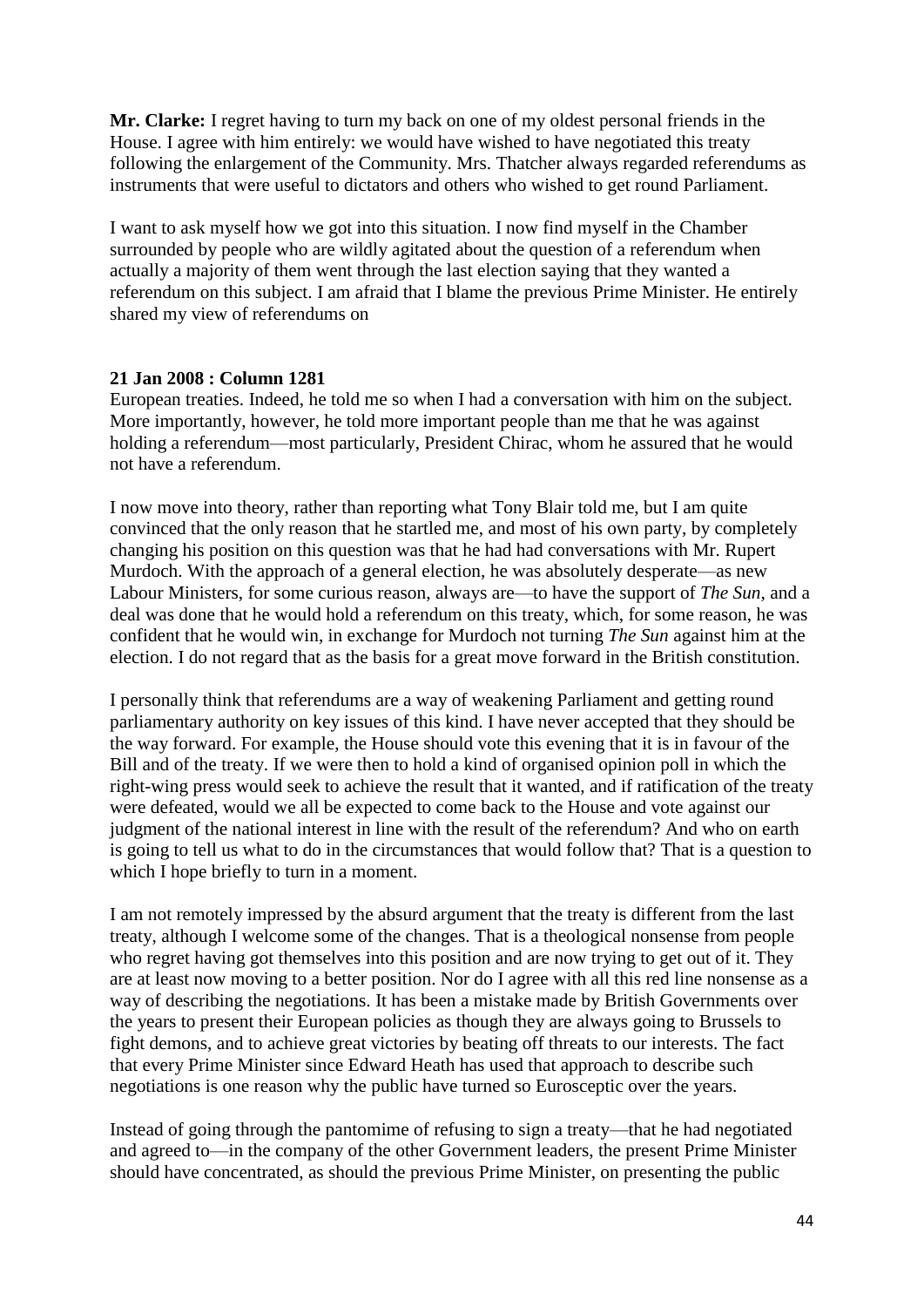**Mr. Clarke:** I regret having to turn my back on one of my oldest personal friends in the House. I agree with him entirely: we would have wished to have negotiated this treaty following the enlargement of the Community. Mrs. Thatcher always regarded referendums as instruments that were useful to dictators and others who wished to get round Parliament.

I want to ask myself how we got into this situation. I now find myself in the Chamber surrounded by people who are wildly agitated about the question of a referendum when actually a majority of them went through the last election saying that they wanted a referendum on this subject. I am afraid that I blame the previous Prime Minister. He entirely shared my view of referendums on

**21 Jan 2008 : Column 1281**

European treaties. Indeed, he told me so when I had a conversation with him on the subject. More importantly, however, he told more important people than me that he was against holding a referendum—most particularly, President Chirac, whom he assured that he would not have a referendum.

I now move into theory, rather than reporting what Tony Blair told me, but I am quite convinced that the only reason that he startled me, and most of his own party, by completely changing his position on this question was that he had had conversations with Mr. Rupert Murdoch. With the approach of a general election, he was absolutely desperate—as new Labour Ministers, for some curious reason, always are—to have the support of *The Sun*, and a deal was done that he would hold a referendum on this treaty, which, for some reason, he was confident that he would win, in exchange for Murdoch not turning *The Sun* against him at the election. I do not regard that as the basis for a great move forward in the British constitution.

I personally think that referendums are a way of weakening Parliament and getting round parliamentary authority on key issues of this kind. I have never accepted that they should be the way forward. For example, the House should vote this evening that it is in favour of the Bill and of the treaty. If we were then to hold a kind of organised opinion poll in which the right-wing press would seek to achieve the result that it wanted, and if ratification of the treaty were defeated, would we all be expected to come back to the House and vote against our judgment of the national interest in line with the result of the referendum? And who on earth is going to tell us what to do in the circumstances that would follow that? That is a question to which I hope briefly to turn in a moment.

I am not remotely impressed by the absurd argument that the treaty is different from the last treaty, although I welcome some of the changes. That is a theological nonsense from people who regret having got themselves into this position and are now trying to get out of it. They are at least now moving to a better position. Nor do I agree with all this red line nonsense as a way of describing the negotiations. It has been a mistake made by British Governments over the years to present their European policies as though they are always going to Brussels to fight demons, and to achieve great victories by beating off threats to our interests. The fact that every Prime Minister since Edward Heath has used that approach to describe such negotiations is one reason why the public have turned so Eurosceptic over the years.

Instead of going through the pantomime of refusing to sign a treaty—that he had negotiated and agreed to—in the company of the other Government leaders, the present Prime Minister should have concentrated, as should the previous Prime Minister, on presenting the public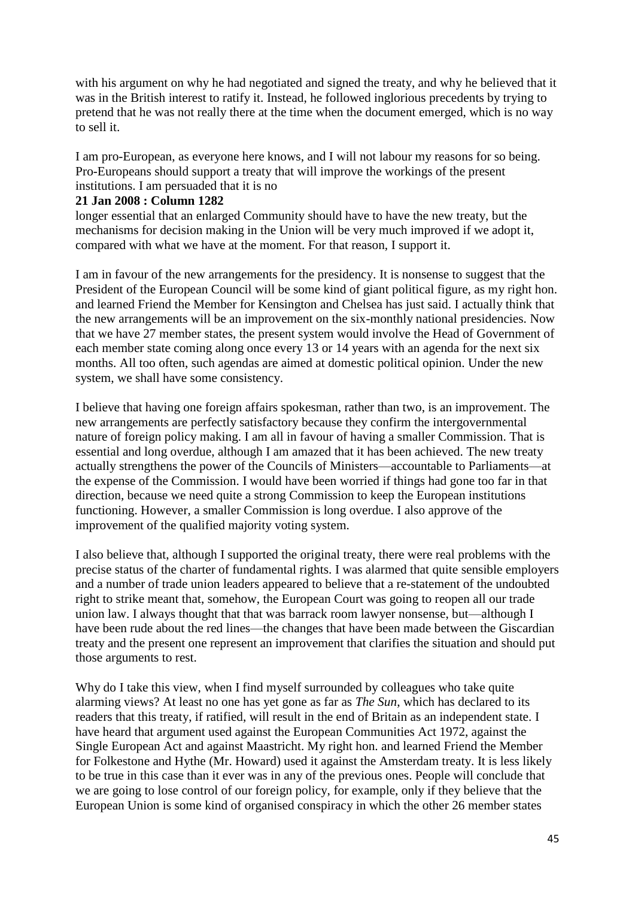with his argument on why he had negotiated and signed the treaty, and why he believed that it was in the British interest to ratify it. Instead, he followed inglorious precedents by trying to pretend that he was not really there at the time when the document emerged, which is no way to sell it.

I am pro-European, as everyone here knows, and I will not labour my reasons for so being. Pro-Europeans should support a treaty that will improve the workings of the present institutions. I am persuaded that it is no

**21 Jan 2008 : Column 1282**

longer essential that an enlarged Community should have to have the new treaty, but the mechanisms for decision making in the Union will be very much improved if we adopt it, compared with what we have at the moment. For that reason, I support it.

I am in favour of the new arrangements for the presidency. It is nonsense to suggest that the President of the European Council will be some kind of giant political figure, as my right hon. and learned Friend the Member for Kensington and Chelsea has just said. I actually think that the new arrangements will be an improvement on the six-monthly national presidencies. Now that we have 27 member states, the present system would involve the Head of Government of each member state coming along once every 13 or 14 years with an agenda for the next six months. All too often, such agendas are aimed at domestic political opinion. Under the new system, we shall have some consistency.

I believe that having one foreign affairs spokesman, rather than two, is an improvement. The new arrangements are perfectly satisfactory because they confirm the intergovernmental nature of foreign policy making. I am all in favour of having a smaller Commission. That is essential and long overdue, although I am amazed that it has been achieved. The new treaty actually strengthens the power of the Councils of Ministers—accountable to Parliaments—at the expense of the Commission. I would have been worried if things had gone too far in that direction, because we need quite a strong Commission to keep the European institutions functioning. However, a smaller Commission is long overdue. I also approve of the improvement of the qualified majority voting system.

I also believe that, although I supported the original treaty, there were real problems with the precise status of the charter of fundamental rights. I was alarmed that quite sensible employers and a number of trade union leaders appeared to believe that a re-statement of the undoubted right to strike meant that, somehow, the European Court was going to reopen all our trade union law. I always thought that that was barrack room lawyer nonsense, but—although I have been rude about the red lines—the changes that have been made between the Giscardian treaty and the present one represent an improvement that clarifies the situation and should put those arguments to rest.

Why do I take this view, when I find myself surrounded by colleagues who take quite alarming views? At least no one has yet gone as far as *The Sun*, which has declared to its readers that this treaty, if ratified, will result in the end of Britain as an independent state. I have heard that argument used against the European Communities Act 1972, against the Single European Act and against Maastricht. My right hon. and learned Friend the Member for Folkestone and Hythe (Mr. Howard) used it against the Amsterdam treaty. It is less likely to be true in this case than it ever was in any of the previous ones. People will conclude that we are going to lose control of our foreign policy, for example, only if they believe that the European Union is some kind of organised conspiracy in which the other 26 member states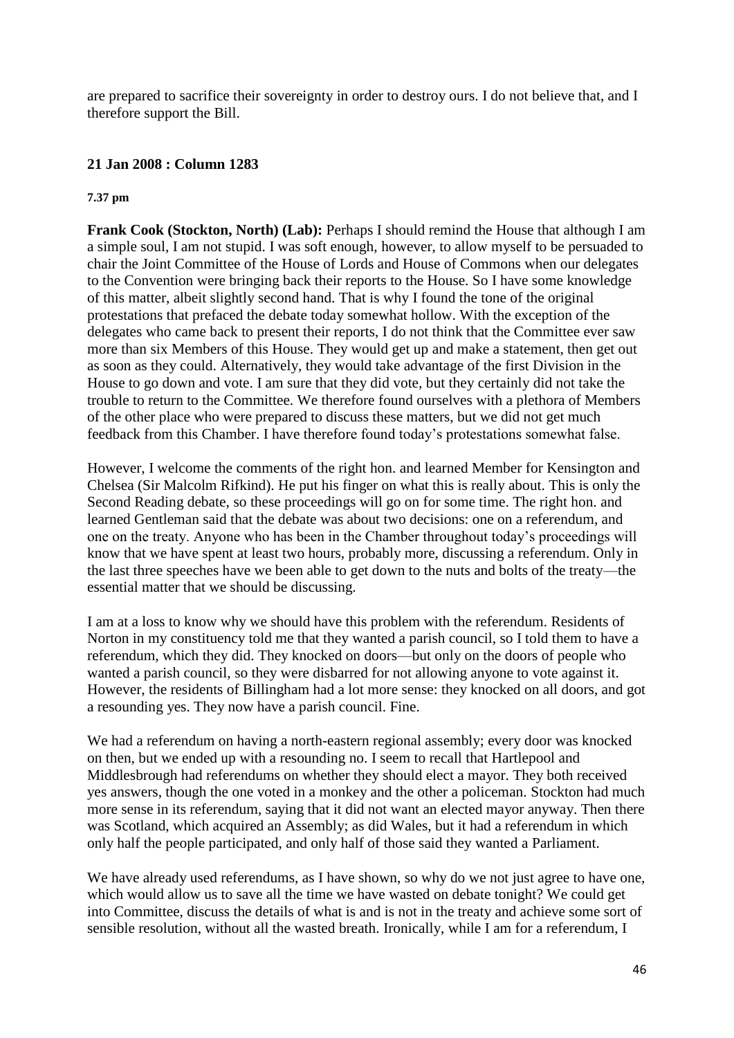are prepared to sacrifice their sovereignty in order to destroy ours. I do not believe that, and I therefore support the Bill.

### 21 Jan 2008 : Column 1283

**7.37 pm**

**Frank Cook (Stockton, North) (Lab):** Perhaps I should remind the House that although I am a simple soul, I am not stupid. I was soft enough, however, to allow myself to be persuaded to chair the Joint Committee of the House of Lords and House of Commons when our delegates to the Convention were bringing back their reports to the House. So I have some knowledge of this matter, albeit slightly second hand. That is why I found the tone of the original protestations that prefaced the debate today somewhat hollow. With the exception of the delegates who came back to present their reports, I do not think that the Committee ever saw more than six Members of this House. They would get up and make a statement, then get out as soon as they could. Alternatively, they would take advantage of the first Division in the House to go down and vote. I am sure that they did vote, but they certainly did not take the trouble to return to the Committee. We therefore found ourselves with a plethora of Members of the other place who were prepared to discuss these matters, but we did not get much feedback from this Chamber. I have therefore found today's protestations somewhat false.

However, I welcome the comments of the right hon. and learned Member for Kensington and Chelsea (Sir Malcolm Rifkind). He put his finger on what this is really about. This is only the Second Reading debate, so these proceedings will go on for some time. The right hon. and learned Gentleman said that the debate was about two decisions: one on a referendum, and one on the treaty. Anyone who has been in the Chamber throughout today's proceedings will know that we have spent at least two hours, probably more, discussing a referendum. Only in the last three speeches have we been able to get down to the nuts and bolts of the treaty—the essential matter that we should be discussing.

I am at a loss to know why we should have this problem with the referendum. Residents of Norton in my constituency told me that they wanted a parish council, so I told them to have a referendum, which they did. They knocked on doors—but only on the doors of people who wanted a parish council, so they were disbarred for not allowing anyone to vote against it. However, the residents of Billingham had a lot more sense: they knocked on all doors, and got a resounding yes. They now have a parish council. Fine.

We had a referendum on having a north-eastern regional assembly; every door was knocked on then, but we ended up with a resounding no. I seem to recall that Hartlepool and Middlesbrough had referendums on whether they should elect a mayor. They both received yes answers, though the one voted in a monkey and the other a policeman. Stockton had much more sense in its referendum, saying that it did not want an elected mayor anyway. Then there was Scotland, which acquired an Assembly; as did Wales, but it had a referendum in which only half the people participated, and only half of those said they wanted a Parliament.

We have already used referendums, as I have shown, so why do we not just agree to have one, which would allow us to save all the time we have wasted on debate tonight? We could get into Committee, discuss the details of what is and is not in the treaty and achieve some sort of sensible resolution, without all the wasted breath. Ironically, while I am for a referendum, I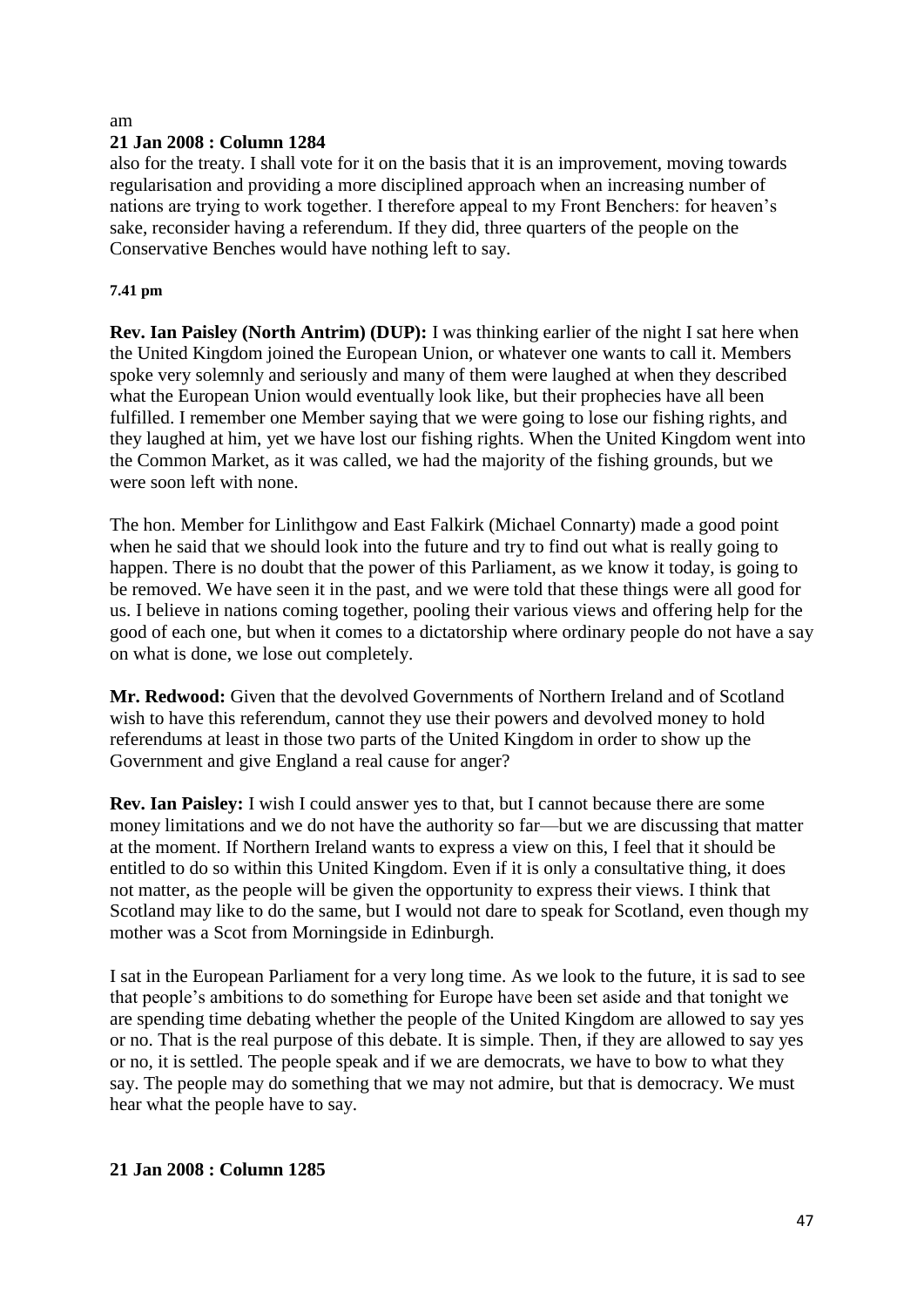am

**21 Jan 2008 : Column 1284**

also for the treaty. I shall vote for it on the basis that it is an improvement, moving towards regularisation and providing a more disciplined approach when an increasing number of nations are trying to work together. I therefore appeal to my Front Benchers: for heaven's sake, reconsider having a referendum. If they did, three quarters of the people on the Conservative Benches would have nothing left to say.

**7.41 pm**

**Rev. Ian Paisley (North Antrim) (DUP):** I was thinking earlier of the night I sat here when the United Kingdom joined the European Union, or whatever one wants to call it. Members spoke very solemnly and seriously and many of them were laughed at when they described what the European Union would eventually look like, but their prophecies have all been fulfilled. I remember one Member saying that we were going to lose our fishing rights, and they laughed at him, yet we have lost our fishing rights. When the United Kingdom went into the Common Market, as it was called, we had the majority of the fishing grounds, but we were soon left with none.

The hon. Member for Linlithgow and East Falkirk (Michael Connarty) made a good point when he said that we should look into the future and try to find out what is really going to happen. There is no doubt that the power of this Parliament, as we know it today, is going to be removed. We have seen it in the past, and we were told that these things were all good for us. I believe in nations coming together, pooling their various views and offering help for the good of each one, but when it comes to a dictatorship where ordinary people do not have a say on what is done, we lose out completely.

**Mr. Redwood:** Given that the devolved Governments of Northern Ireland and of Scotland wish to have this referendum, cannot they use their powers and devolved money to hold referendums at least in those two parts of the United Kingdom in order to show up the Government and give England a real cause for anger?

**Rev. Ian Paisley:** I wish I could answer yes to that, but I cannot because there are some money limitations and we do not have the authority so far—but we are discussing that matter at the moment. If Northern Ireland wants to express a view on this, I feel that it should be entitled to do so within this United Kingdom. Even if it is only a consultative thing, it does not matter, as the people will be given the opportunity to express their views. I think that Scotland may like to do the same, but I would not dare to speak for Scotland, even though my mother was a Scot from Morningside in Edinburgh.

I sat in the European Parliament for a very long time. As we look to the future, it is sad to see that people's ambitions to do something for Europe have been set aside and that tonight we are spending time debating whether the people of the United Kingdom are allowed to say yes or no. That is the real purpose of this debate. It is simple. Then, if they are allowed to say yes or no, it is settled. The people speak and if we are democrats, we have to bow to what they say. The people may do something that we may not admire, but that is democracy. We must hear what the people have to say.

**21 Jan 2008 : Column 1285**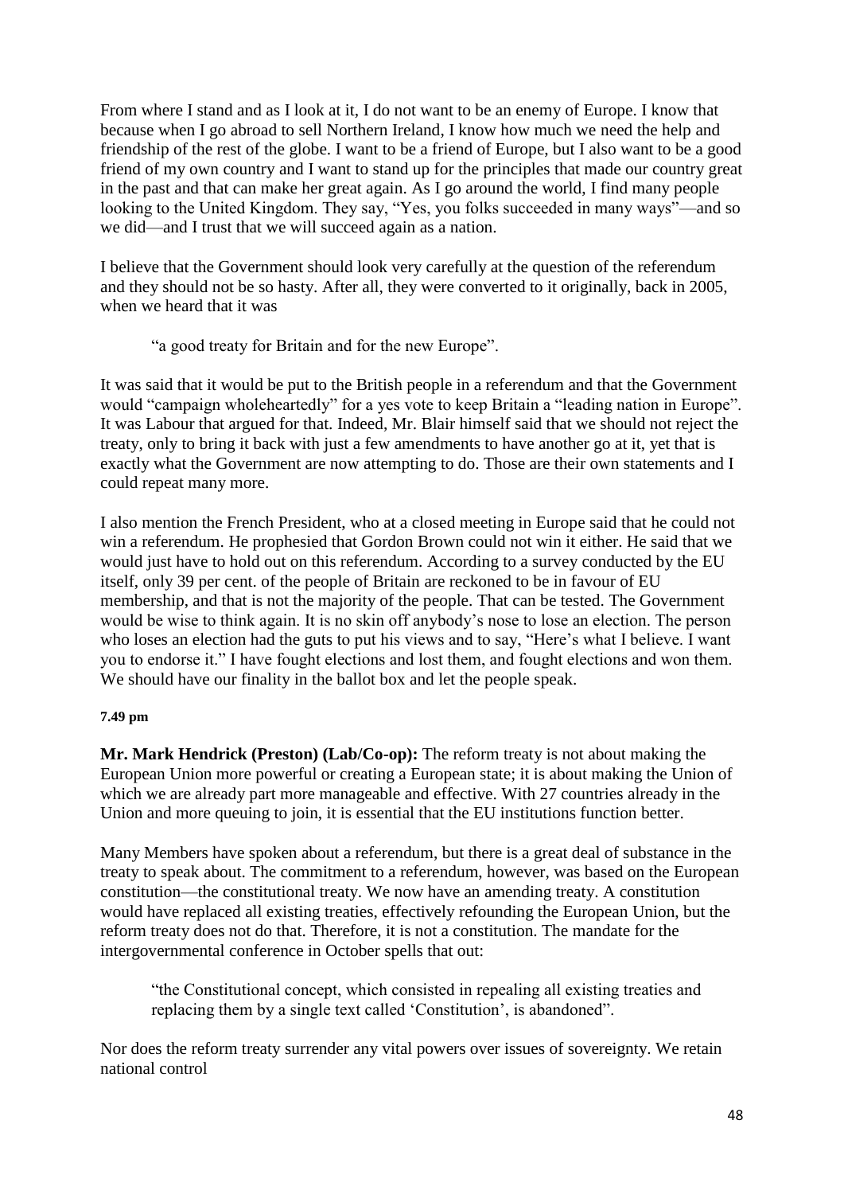From where I stand and as I look at it, I do not want to be an enemy of Europe. I know that because when I go abroad to sell Northern Ireland, I know how much we need the help and friendship of the rest of the globe. I want to be a friend of Europe, but I also want to be a good friend of my own country and I want to stand up for the principles that made our country great in the past and that can make her great again. As I go around the world, I find many people looking to the United Kingdom. They say, "Yes, you folks succeeded in many ways"—and so we did—and I trust that we will succeed again as a nation.

I believe that the Government should look very carefully at the question of the referendum and they should not be so hasty. After all, they were converted to it originally, back in 2005, when we heard that it was

> "a good treaty for Britain and for the new Europe".

It was said that it would be put to the British people in a referendum and that the Government would "campaign wholeheartedly" for a yes vote to keep Britain a "leading nation in Europe". It was Labour that argued for that. Indeed, Mr. Blair himself said that we should not reject the treaty, only to bring it back with just a few amendments to have another go at it, yet that is exactly what the Government are now attempting to do. Those are their own statements and I could repeat many more.

I also mention the French President, who at a closed meeting in Europe said that he could not win a referendum. He prophesied that Gordon Brown could not win it either. He said that we would just have to hold out on this referendum. According to a survey conducted by the EU itself, only 39 per cent. of the people of Britain are reckoned to be in favour of EU membership, and that is not the majority of the people. That can be tested. The Government would be wise to think again. It is no skin off anybody's nose to lose an election. The person who loses an election had the guts to put his views and to say, "Here's what I believe. I want you to endorse it." I have fought elections and lost them, and fought elections and won them. We should have our finality in the ballot box and let the people speak.

**7.49 pm**

**Mr. Mark Hendrick (Preston) (Lab/Co-op):** The reform treaty is not about making the European Union more powerful or creating a European state; it is about making the Union of which we are already part more manageable and effective. With 27 countries already in the Union and more queuing to join, it is essential that the EU institutions function better.

Many Members have spoken about a referendum, but there is a great deal of substance in the treaty to speak about. The commitment to a referendum, however, was based on the European constitution—the constitutional treaty. We now have an amending treaty. A constitution would have replaced all existing treaties, effectively refounding the European Union, but the reform treaty does not do that. Therefore, it is not a constitution. The mandate for the intergovernmental conference in October spells that out:

> "the Constitutional concept, which consisted in repealing all existing treaties and replacing them by a single text called 'Constitution', is abandoned".

Nor does the reform treaty surrender any vital powers over issues of sovereignty. We retain national control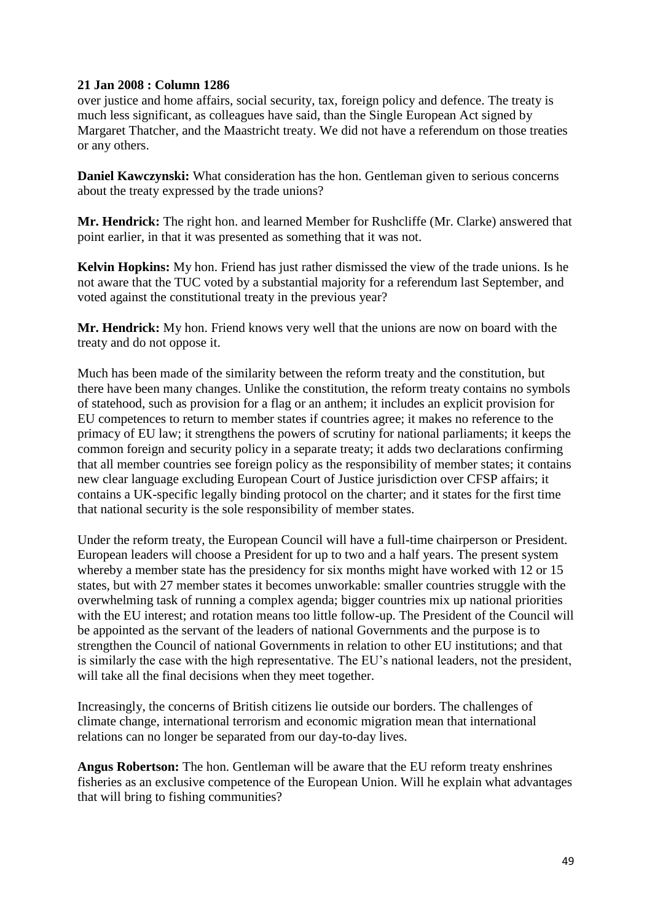**21 Jan 2008 : Column 1286**

over justice and home affairs, social security, tax, foreign policy and defence. The treaty is much less significant, as colleagues have said, than the Single European Act signed by Margaret Thatcher, and the Maastricht treaty. We did not have a referendum on those treaties or any others.

**Daniel Kawczynski:** What consideration has the hon. Gentleman given to serious concerns about the treaty expressed by the trade unions?

**Mr. Hendrick:** The right hon. and learned Member for Rushcliffe (Mr. Clarke) answered that point earlier, in that it was presented as something that it was not.

**Kelvin Hopkins:** My hon. Friend has just rather dismissed the view of the trade unions. Is he not aware that the TUC voted by a substantial majority for a referendum last September, and voted against the constitutional treaty in the previous year?

**Mr. Hendrick:** My hon. Friend knows very well that the unions are now on board with the treaty and do not oppose it.

Much has been made of the similarity between the reform treaty and the constitution, but there have been many changes. Unlike the constitution, the reform treaty contains no symbols of statehood, such as provision for a flag or an anthem; it includes an explicit provision for EU competences to return to member states if countries agree; it makes no reference to the primacy of EU law; it strengthens the powers of scrutiny for national parliaments; it keeps the common foreign and security policy in a separate treaty; it adds two declarations confirming that all member countries see foreign policy as the responsibility of member states; it contains new clear language excluding European Court of Justice jurisdiction over CFSP affairs; it contains a UK-specific legally binding protocol on the charter; and it states for the first time that national security is the sole responsibility of member states.

Under the reform treaty, the European Council will have a full-time chairperson or President. European leaders will choose a President for up to two and a half years. The present system whereby a member state has the presidency for six months might have worked with 12 or 15 states, but with 27 member states it becomes unworkable: smaller countries struggle with the overwhelming task of running a complex agenda; bigger countries mix up national priorities with the EU interest; and rotation means too little follow-up. The President of the Council will be appointed as the servant of the leaders of national Governments and the purpose is to strengthen the Council of national Governments in relation to other EU institutions; and that is similarly the case with the high representative. The EU's national leaders, not the president, will take all the final decisions when they meet together.

Increasingly, the concerns of British citizens lie outside our borders. The challenges of climate change, international terrorism and economic migration mean that international relations can no longer be separated from our day-to-day lives.

**Angus Robertson:** The hon. Gentleman will be aware that the EU reform treaty enshrines fisheries as an exclusive competence of the European Union. Will he explain what advantages that will bring to fishing communities?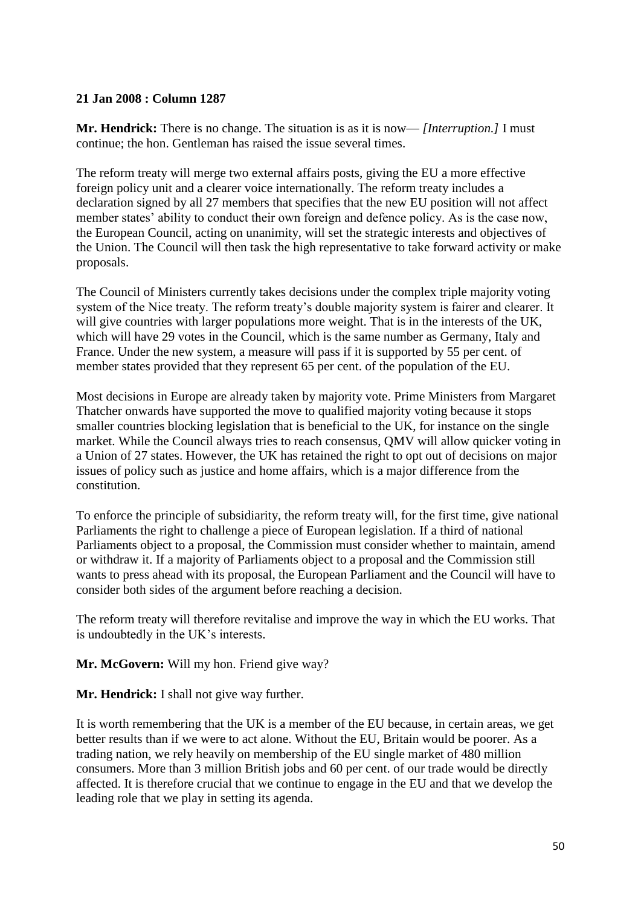**21 Jan 2008 : Column 1287**

**Mr. Hendrick:** There is no change. The situation is as it is now— *[Interruption.]* I must continue; the hon. Gentleman has raised the issue several times.

The reform treaty will merge two external affairs posts, giving the EU a more effective foreign policy unit and a clearer voice internationally. The reform treaty includes a declaration signed by all 27 members that specifies that the new EU position will not affect member states' ability to conduct their own foreign and defence policy. As is the case now, the European Council, acting on unanimity, will set the strategic interests and objectives of the Union. The Council will then task the high representative to take forward activity or make proposals.

The Council of Ministers currently takes decisions under the complex triple majority voting system of the Nice treaty. The reform treaty's double majority system is fairer and clearer. It will give countries with larger populations more weight. That is in the interests of the UK, which will have 29 votes in the Council, which is the same number as Germany, Italy and France. Under the new system, a measure will pass if it is supported by 55 per cent. of member states provided that they represent 65 per cent. of the population of the EU.

Most decisions in Europe are already taken by majority vote. Prime Ministers from Margaret Thatcher onwards have supported the move to qualified majority voting because it stops smaller countries blocking legislation that is beneficial to the UK, for instance on the single market. While the Council always tries to reach consensus, QMV will allow quicker voting in a Union of 27 states. However, the UK has retained the right to opt out of decisions on major issues of policy such as justice and home affairs, which is a major difference from the constitution.

To enforce the principle of subsidiarity, the reform treaty will, for the first time, give national Parliaments the right to challenge a piece of European legislation. If a third of national Parliaments object to a proposal, the Commission must consider whether to maintain, amend or withdraw it. If a majority of Parliaments object to a proposal and the Commission still wants to press ahead with its proposal, the European Parliament and the Council will have to consider both sides of the argument before reaching a decision.

The reform treaty will therefore revitalise and improve the way in which the EU works. That is undoubtedly in the UK's interests.

**Mr. McGovern:** Will my hon. Friend give way?

**Mr. Hendrick:** I shall not give way further.

It is worth remembering that the UK is a member of the EU because, in certain areas, we get better results than if we were to act alone. Without the EU, Britain would be poorer. As a trading nation, we rely heavily on membership of the EU single market of 480 million consumers. More than 3 million British jobs and 60 per cent. of our trade would be directly affected. It is therefore crucial that we continue to engage in the EU and that we develop the leading role that we play in setting its agenda.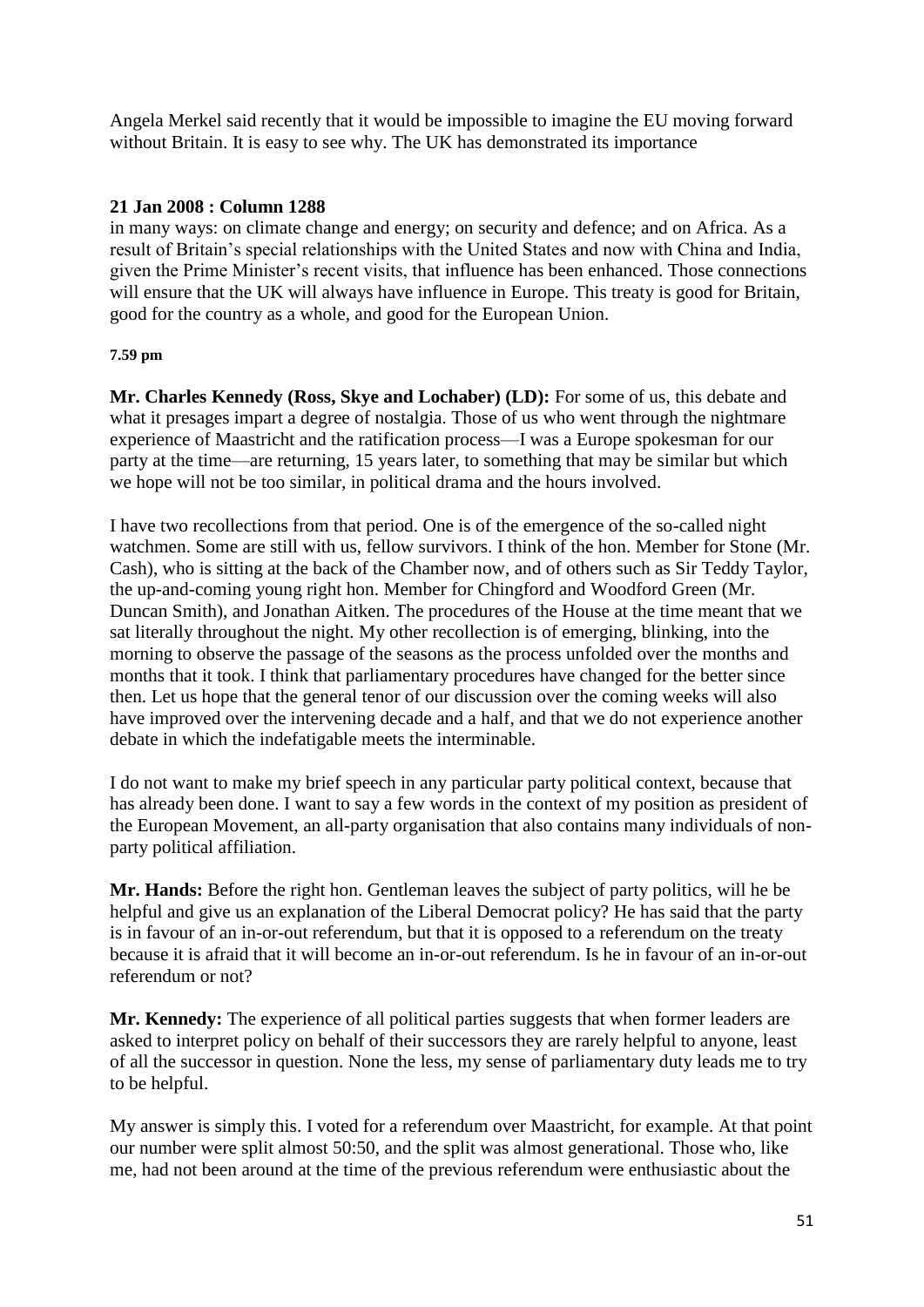Angela Merkel said recently that it would be impossible to imagine the EU moving forward without Britain. It is easy to see why. The UK has demonstrated its importance

**21 Jan 2008 : Column 1288**

in many ways: on climate change and energy; on security and defence; and on Africa. As a result of Britain's special relationships with the United States and now with China and India, given the Prime Minister's recent visits, that influence has been enhanced. Those connections will ensure that the UK will always have influence in Europe. This treaty is good for Britain, good for the country as a whole, and good for the European Union.

**7.59 pm**

**Mr. Charles Kennedy (Ross, Skye and Lochaber) (LD):** For some of us, this debate and what it presages impart a degree of nostalgia. Those of us who went through the nightmare experience of Maastricht and the ratification process—I was a Europe spokesman for our party at the time—are returning, 15 years later, to something that may be similar but which we hope will not be too similar, in political drama and the hours involved.

I have two recollections from that period. One is of the emergence of the so-called night watchmen. Some are still with us, fellow survivors. I think of the hon. Member for Stone (Mr. Cash), who is sitting at the back of the Chamber now, and of others such as Sir Teddy Taylor, the up-and-coming young right hon. Member for Chingford and Woodford Green (Mr. Duncan Smith), and Jonathan Aitken. The procedures of the House at the time meant that we sat literally throughout the night. My other recollection is of emerging, blinking, into the morning to observe the passage of the seasons as the process unfolded over the months and months that it took. I think that parliamentary procedures have changed for the better since then. Let us hope that the general tenor of our discussion over the coming weeks will also have improved over the intervening decade and a half, and that we do not experience another debate in which the indefatigable meets the interminable.

I do not want to make my brief speech in any particular party political context, because that has already been done. I want to say a few words in the context of my position as president of the European Movement, an all-party organisation that also contains many individuals of non-party political affiliation.

**Mr. Hands:** Before the right hon. Gentleman leaves the subject of party politics, will he be helpful and give us an explanation of the Liberal Democrat policy? He has said that the party is in favour of an in-or-out referendum, but that it is opposed to a referendum on the treaty because it is afraid that it will become an in-or-out referendum. Is he in favour of an in-or-out referendum or not?

**Mr. Kennedy:** The experience of all political parties suggests that when former leaders are asked to interpret policy on behalf of their successors they are rarely helpful to anyone, least of all the successor in question. None the less, my sense of parliamentary duty leads me to try to be helpful.

My answer is simply this. I voted for a referendum over Maastricht, for example. At that point our number were split almost 50:50, and the split was almost generational. Those who, like me, had not been around at the time of the previous referendum were enthusiastic about the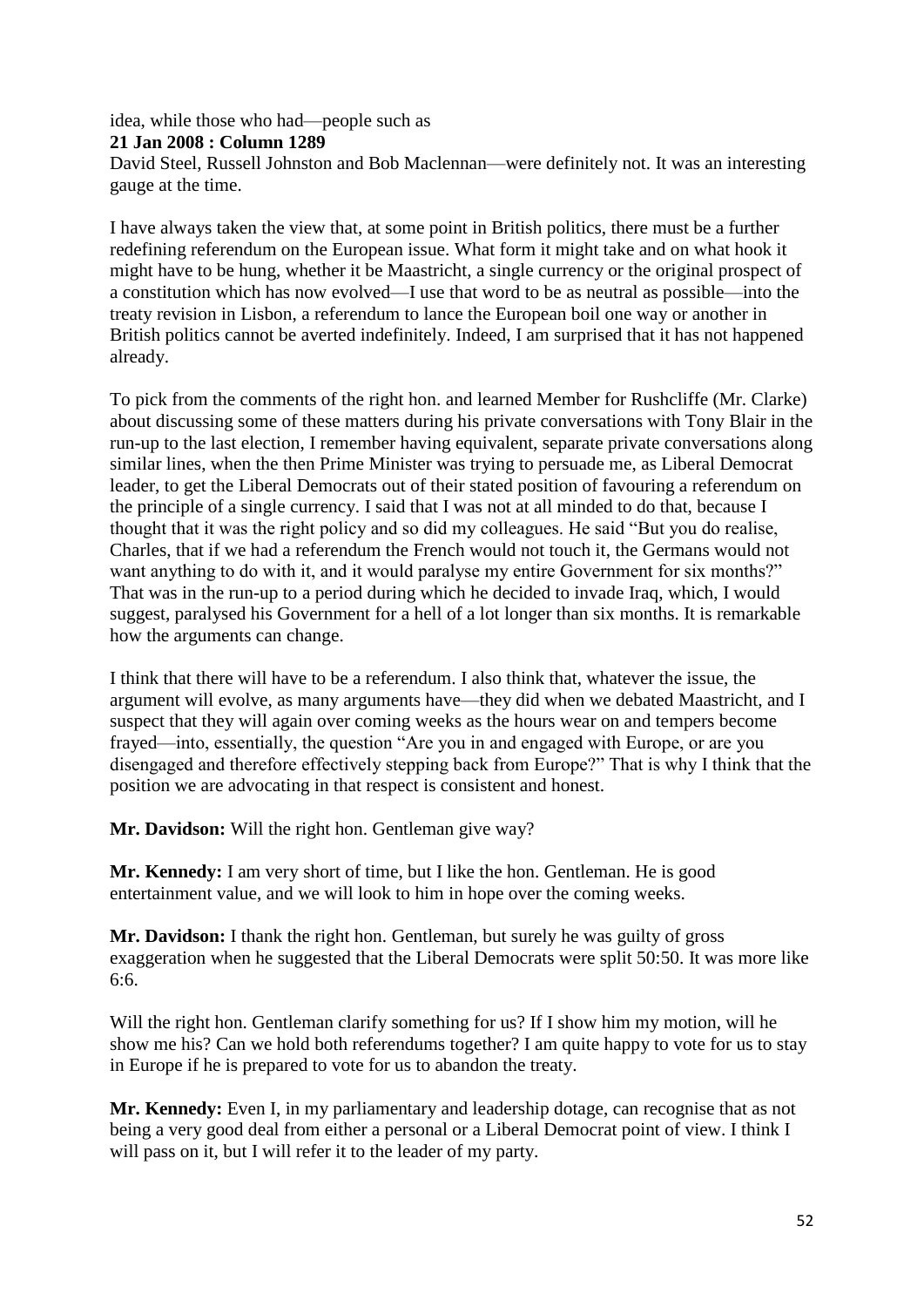idea, while those who had—people such as

**21 Jan 2008 : Column 1289**

David Steel, Russell Johnston and Bob Maclennan—were definitely not. It was an interesting gauge at the time.

I have always taken the view that, at some point in British politics, there must be a further redefining referendum on the European issue. What form it might take and on what hook it might have to be hung, whether it be Maastricht, a single currency or the original prospect of a constitution which has now evolved—I use that word to be as neutral as possible—into the treaty revision in Lisbon, a referendum to lance the European boil one way or another in British politics cannot be averted indefinitely. Indeed, I am surprised that it has not happened already.

To pick from the comments of the right hon. and learned Member for Rushcliffe (Mr. Clarke) about discussing some of these matters during his private conversations with Tony Blair in the run-up to the last election, I remember having equivalent, separate private conversations along similar lines, when the then Prime Minister was trying to persuade me, as Liberal Democrat leader, to get the Liberal Democrats out of their stated position of favouring a referendum on the principle of a single currency. I said that I was not at all minded to do that, because I thought that it was the right policy and so did my colleagues. He said "But you do realise, Charles, that if we had a referendum the French would not touch it, the Germans would not want anything to do with it, and it would paralyse my entire Government for six months?" That was in the run-up to a period during which he decided to invade Iraq, which, I would suggest, paralysed his Government for a hell of a lot longer than six months. It is remarkable how the arguments can change.

I think that there will have to be a referendum. I also think that, whatever the issue, the argument will evolve, as many arguments have—they did when we debated Maastricht, and I suspect that they will again over coming weeks as the hours wear on and tempers become frayed—into, essentially, the question "Are you in and engaged with Europe, or are you disengaged and therefore effectively stepping back from Europe?" That is why I think that the position we are advocating in that respect is consistent and honest.

**Mr. Davidson:** Will the right hon. Gentleman give way?

**Mr. Kennedy:** I am very short of time, but I like the hon. Gentleman. He is good entertainment value, and we will look to him in hope over the coming weeks.

**Mr. Davidson:** I thank the right hon. Gentleman, but surely he was guilty of gross exaggeration when he suggested that the Liberal Democrats were split 50:50. It was more like 6:6.

Will the right hon. Gentleman clarify something for us? If I show him my motion, will he show me his? Can we hold both referendums together? I am quite happy to vote for us to stay in Europe if he is prepared to vote for us to abandon the treaty.

**Mr. Kennedy:** Even I, in my parliamentary and leadership dotage, can recognise that as not being a very good deal from either a personal or a Liberal Democrat point of view. I think I will pass on it, but I will refer it to the leader of my party.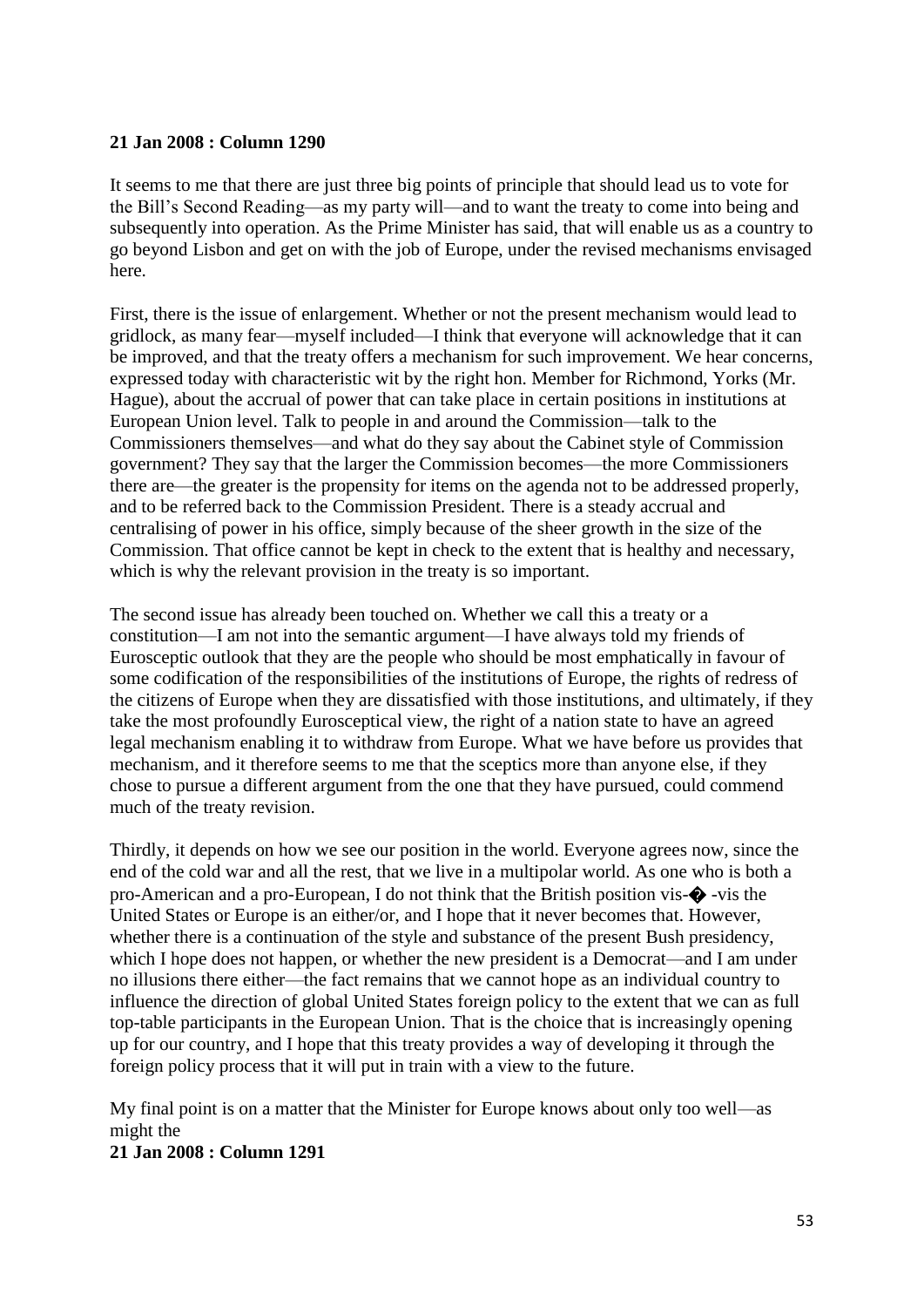**21 Jan 2008 : Column 1290**

It seems to me that there are just three big points of principle that should lead us to vote for the Bill's Second Reading—as my party will—and to want the treaty to come into being and subsequently into operation. As the Prime Minister has said, that will enable us as a country to go beyond Lisbon and get on with the job of Europe, under the revised mechanisms envisaged here.

First, there is the issue of enlargement. Whether or not the present mechanism would lead to gridlock, as many fear—myself included—I think that everyone will acknowledge that it can be improved, and that the treaty offers a mechanism for such improvement. We hear concerns, expressed today with characteristic wit by the right hon. Member for Richmond, Yorks (Mr. Hague), about the accrual of power that can take place in certain positions in institutions at European Union level. Talk to people in and around the Commission—talk to the Commissioners themselves—and what do they say about the Cabinet style of Commission government? They say that the larger the Commission becomes—the more Commissioners there are—the greater is the propensity for items on the agenda not to be addressed properly, and to be referred back to the Commission President. There is a steady accrual and centralising of power in his office, simply because of the sheer growth in the size of the Commission. That office cannot be kept in check to the extent that is healthy and necessary, which is why the relevant provision in the treaty is so important.

The second issue has already been touched on. Whether we call this a treaty or a constitution—I am not into the semantic argument—I have always told my friends of Eurosceptic outlook that they are the people who should be most emphatically in favour of some codification of the responsibilities of the institutions of Europe, the rights of redress of the citizens of Europe when they are dissatisfied with those institutions, and ultimately, if they take the most profoundly Eurosceptical view, the right of a nation state to have an agreed legal mechanism enabling it to withdraw from Europe. What we have before us provides that mechanism, and it therefore seems to me that the sceptics more than anyone else, if they chose to pursue a different argument from the one that they have pursued, could commend much of the treaty revision.

Thirdly, it depends on how we see our position in the world. Everyone agrees now, since the end of the cold war and all the rest, that we live in a multipolar world. As one who is both a pro-American and a pro-European, I do not think that the British position vis-� -vis the United States or Europe is an either/or, and I hope that it never becomes that. However, whether there is a continuation of the style and substance of the present Bush presidency, which I hope does not happen, or whether the new president is a Democrat—and I am under no illusions there either—the fact remains that we cannot hope as an individual country to influence the direction of global United States foreign policy to the extent that we can as full top-table participants in the European Union. That is the choice that is increasingly opening up for our country, and I hope that this treaty provides a way of developing it through the foreign policy process that it will put in train with a view to the future.

My final point is on a matter that the Minister for Europe knows about only too well—as might the

**21 Jan 2008 : Column 1291**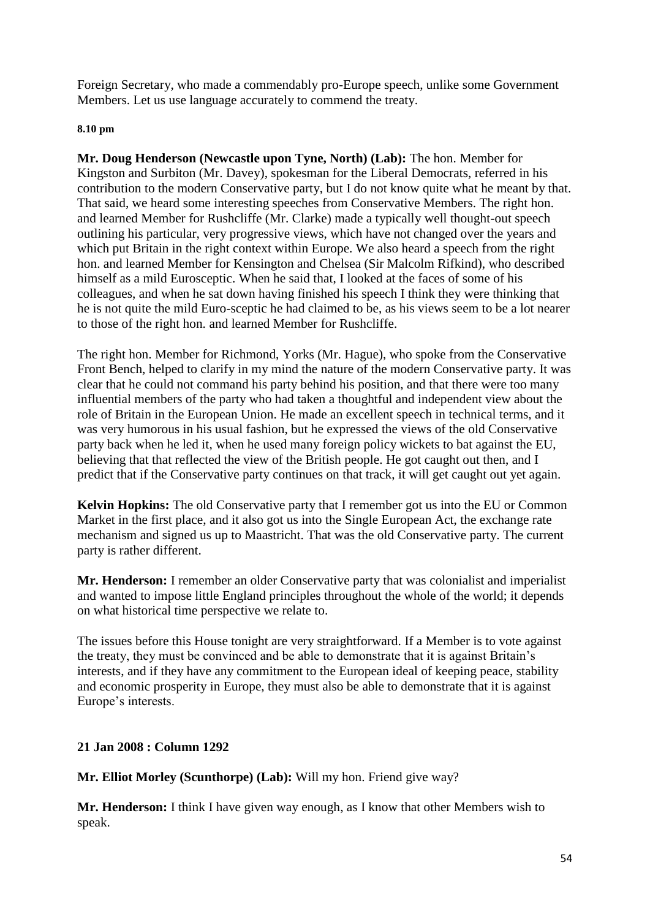Foreign Secretary, who made a commendably pro-Europe speech, unlike some Government Members. Let us use language accurately to commend the treaty.

**8.10 pm**

**Mr. Doug Henderson (Newcastle upon Tyne, North) (Lab):** The hon. Member for Kingston and Surbiton (Mr. Davey), spokesman for the Liberal Democrats, referred in his contribution to the modern Conservative party, but I do not know quite what he meant by that. That said, we heard some interesting speeches from Conservative Members. The right hon. and learned Member for Rushcliffe (Mr. Clarke) made a typically well thought-out speech outlining his particular, very progressive views, which have not changed over the years and which put Britain in the right context within Europe. We also heard a speech from the right hon. and learned Member for Kensington and Chelsea (Sir Malcolm Rifkind), who described himself as a mild Eurosceptic. When he said that, I looked at the faces of some of his colleagues, and when he sat down having finished his speech I think they were thinking that he is not quite the mild Euro-sceptic he had claimed to be, as his views seem to be a lot nearer to those of the right hon. and learned Member for Rushcliffe.

The right hon. Member for Richmond, Yorks (Mr. Hague), who spoke from the Conservative Front Bench, helped to clarify in my mind the nature of the modern Conservative party. It was clear that he could not command his party behind his position, and that there were too many influential members of the party who had taken a thoughtful and independent view about the role of Britain in the European Union. He made an excellent speech in technical terms, and it was very humorous in his usual fashion, but he expressed the views of the old Conservative party back when he led it, when he used many foreign policy wickets to bat against the EU, believing that that reflected the view of the British people. He got caught out then, and I predict that if the Conservative party continues on that track, it will get caught out yet again.

**Kelvin Hopkins:** The old Conservative party that I remember got us into the EU or Common Market in the first place, and it also got us into the Single European Act, the exchange rate mechanism and signed us up to Maastricht. That was the old Conservative party. The current party is rather different.

**Mr. Henderson:** I remember an older Conservative party that was colonialist and imperialist and wanted to impose little England principles throughout the whole of the world; it depends on what historical time perspective we relate to.

The issues before this House tonight are very straightforward. If a Member is to vote against the treaty, they must be convinced and be able to demonstrate that it is against Britain's interests, and if they have any commitment to the European ideal of keeping peace, stability and economic prosperity in Europe, they must also be able to demonstrate that it is against Europe's interests.

**21 Jan 2008 : Column 1292**

**Mr. Elliot Morley (Scunthorpe) (Lab):** Will my hon. Friend give way?

**Mr. Henderson:** I think I have given way enough, as I know that other Members wish to speak.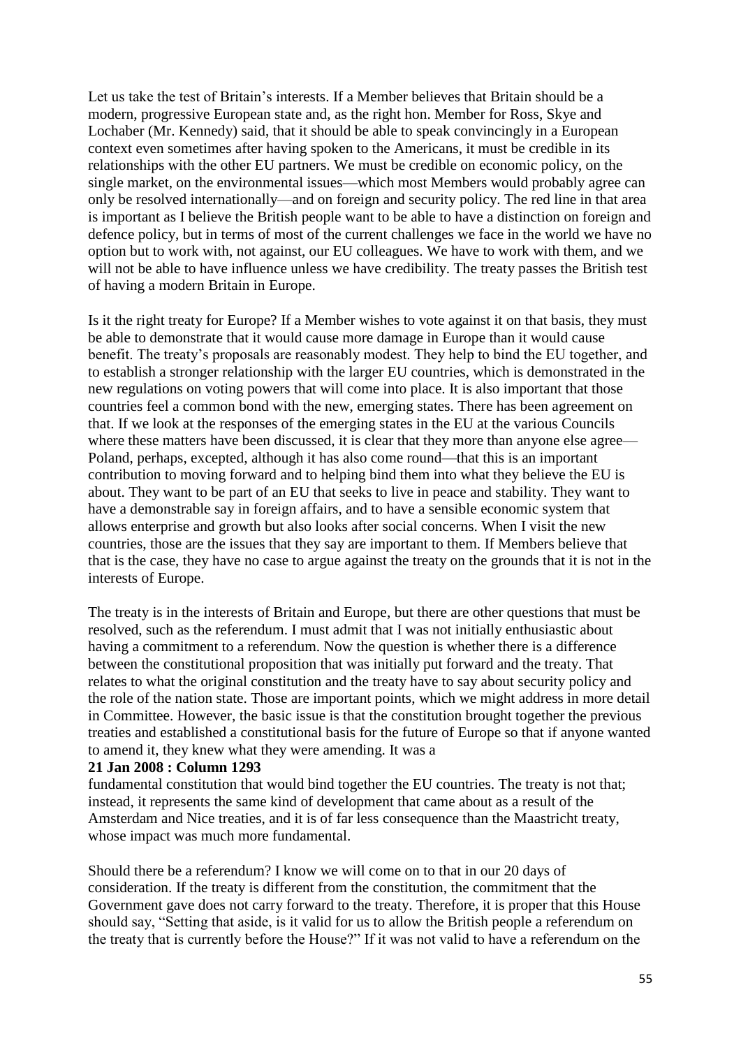Let us take the test of Britain's interests. If a Member believes that Britain should be a modern, progressive European state and, as the right hon. Member for Ross, Skye and Lochaber (Mr. Kennedy) said, that it should be able to speak convincingly in a European context even sometimes after having spoken to the Americans, it must be credible in its relationships with the other EU partners. We must be credible on economic policy, on the single market, on the environmental issues—which most Members would probably agree can only be resolved internationally—and on foreign and security policy. The red line in that area is important as I believe the British people want to be able to have a distinction on foreign and defence policy, but in terms of most of the current challenges we face in the world we have no option but to work with, not against, our EU colleagues. We have to work with them, and we will not be able to have influence unless we have credibility. The treaty passes the British test of having a modern Britain in Europe.

Is it the right treaty for Europe? If a Member wishes to vote against it on that basis, they must be able to demonstrate that it would cause more damage in Europe than it would cause benefit. The treaty's proposals are reasonably modest. They help to bind the EU together, and to establish a stronger relationship with the larger EU countries, which is demonstrated in the new regulations on voting powers that will come into place. It is also important that those countries feel a common bond with the new, emerging states. There has been agreement on that. If we look at the responses of the emerging states in the EU at the various Councils where these matters have been discussed, it is clear that they more than anyone else agree—Poland, perhaps, excepted, although it has also come round—that this is an important contribution to moving forward and to helping bind them into what they believe the EU is about. They want to be part of an EU that seeks to live in peace and stability. They want to have a demonstrable say in foreign affairs, and to have a sensible economic system that allows enterprise and growth but also looks after social concerns. When I visit the new countries, those are the issues that they say are important to them. If Members believe that that is the case, they have no case to argue against the treaty on the grounds that it is not in the interests of Europe.

The treaty is in the interests of Britain and Europe, but there are other questions that must be resolved, such as the referendum. I must admit that I was not initially enthusiastic about having a commitment to a referendum. Now the question is whether there is a difference between the constitutional proposition that was initially put forward and the treaty. That relates to what the original constitution and the treaty have to say about security policy and the role of the nation state. Those are important points, which we might address in more detail in Committee. However, the basic issue is that the constitution brought together the previous treaties and established a constitutional basis for the future of Europe so that if anyone wanted to amend it, they knew what they were amending. It was a

**21 Jan 2008 : Column 1293**

fundamental constitution that would bind together the EU countries. The treaty is not that; instead, it represents the same kind of development that came about as a result of the Amsterdam and Nice treaties, and it is of far less consequence than the Maastricht treaty, whose impact was much more fundamental.

Should there be a referendum? I know we will come on to that in our 20 days of consideration. If the treaty is different from the constitution, the commitment that the Government gave does not carry forward to the treaty. Therefore, it is proper that this House should say, "Setting that aside, is it valid for us to allow the British people a referendum on the treaty that is currently before the House?" If it was not valid to have a referendum on the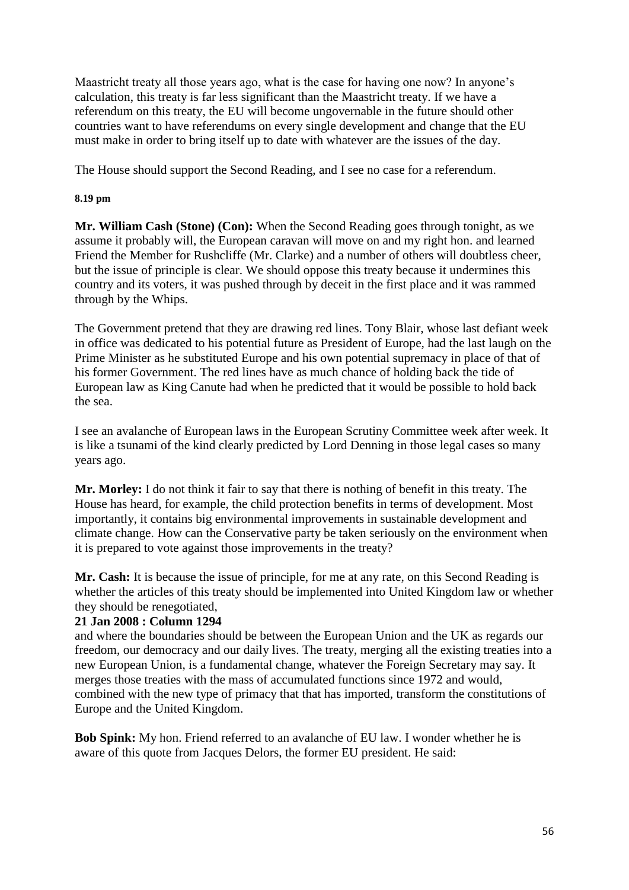Maastricht treaty all those years ago, what is the case for having one now? In anyone's calculation, this treaty is far less significant than the Maastricht treaty. If we have a referendum on this treaty, the EU will become ungovernable in the future should other countries want to have referendums on every single development and change that the EU must make in order to bring itself up to date with whatever are the issues of the day.

The House should support the Second Reading, and I see no case for a referendum.

**8.19 pm**

**Mr. William Cash (Stone) (Con):** When the Second Reading goes through tonight, as we assume it probably will, the European caravan will move on and my right hon. and learned Friend the Member for Rushcliffe (Mr. Clarke) and a number of others will doubtless cheer, but the issue of principle is clear. We should oppose this treaty because it undermines this country and its voters, it was pushed through by deceit in the first place and it was rammed through by the Whips.

The Government pretend that they are drawing red lines. Tony Blair, whose last defiant week in office was dedicated to his potential future as President of Europe, had the last laugh on the Prime Minister as he substituted Europe and his own potential supremacy in place of that of his former Government. The red lines have as much chance of holding back the tide of European law as King Canute had when he predicted that it would be possible to hold back the sea.

I see an avalanche of European laws in the European Scrutiny Committee week after week. It is like a tsunami of the kind clearly predicted by Lord Denning in those legal cases so many years ago.

**Mr. Morley:** I do not think it fair to say that there is nothing of benefit in this treaty. The House has heard, for example, the child protection benefits in terms of development. Most importantly, it contains big environmental improvements in sustainable development and climate change. How can the Conservative party be taken seriously on the environment when it is prepared to vote against those improvements in the treaty?

**Mr. Cash:** It is because the issue of principle, for me at any rate, on this Second Reading is whether the articles of this treaty should be implemented into United Kingdom law or whether they should be renegotiated,

**21 Jan 2008 : Column 1294**

and where the boundaries should be between the European Union and the UK as regards our freedom, our democracy and our daily lives. The treaty, merging all the existing treaties into a new European Union, is a fundamental change, whatever the Foreign Secretary may say. It merges those treaties with the mass of accumulated functions since 1972 and would, combined with the new type of primacy that that has imported, transform the constitutions of Europe and the United Kingdom.

**Bob Spink:** My hon. Friend referred to an avalanche of EU law. I wonder whether he is aware of this quote from Jacques Delors, the former EU president. He said: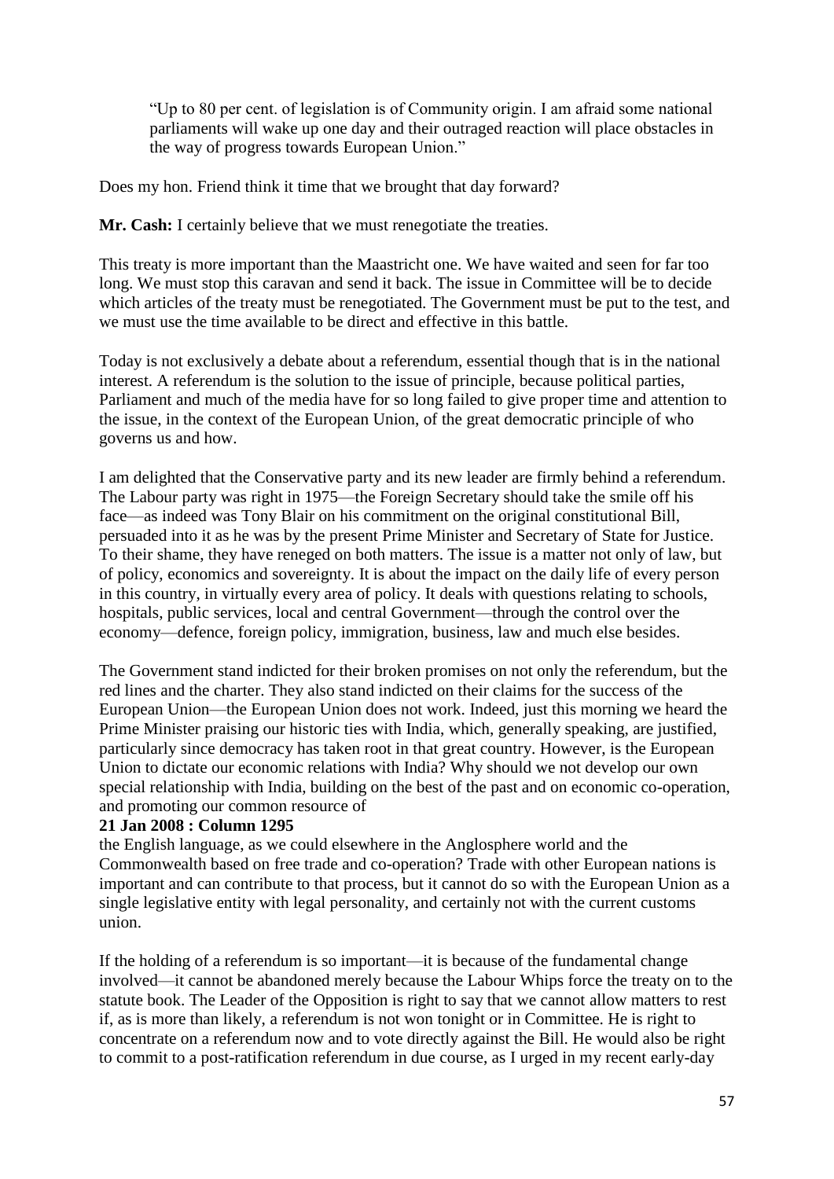"Up to 80 per cent. of legislation is of Community origin. I am afraid some national parliaments will wake up one day and their outraged reaction will place obstacles in the way of progress towards European Union."

Does my hon. Friend think it time that we brought that day forward?

**Mr. Cash:** I certainly believe that we must renegotiate the treaties.

This treaty is more important than the Maastricht one. We have waited and seen for far too long. We must stop this caravan and send it back. The issue in Committee will be to decide which articles of the treaty must be renegotiated. The Government must be put to the test, and we must use the time available to be direct and effective in this battle.

Today is not exclusively a debate about a referendum, essential though that is in the national interest. A referendum is the solution to the issue of principle, because political parties, Parliament and much of the media have for so long failed to give proper time and attention to the issue, in the context of the European Union, of the great democratic principle of who governs us and how.

I am delighted that the Conservative party and its new leader are firmly behind a referendum. The Labour party was right in 1975—the Foreign Secretary should take the smile off his face—as indeed was Tony Blair on his commitment on the original constitutional Bill, persuaded into it as he was by the present Prime Minister and Secretary of State for Justice. To their shame, they have reneged on both matters. The issue is a matter not only of law, but of policy, economics and sovereignty. It is about the impact on the daily life of every person in this country, in virtually every area of policy. It deals with questions relating to schools, hospitals, public services, local and central Government—through the control over the economy—defence, foreign policy, immigration, business, law and much else besides.

The Government stand indicted for their broken promises on not only the referendum, but the red lines and the charter. They also stand indicted on their claims for the success of the European Union—the European Union does not work. Indeed, just this morning we heard the Prime Minister praising our historic ties with India, which, generally speaking, are justified, particularly since democracy has taken root in that great country. However, is the European Union to dictate our economic relations with India? Why should we not develop our own special relationship with India, building on the best of the past and on economic co-operation, and promoting our common resource of

**21 Jan 2008 : Column 1295**

the English language, as we could elsewhere in the Anglosphere world and the Commonwealth based on free trade and co-operation? Trade with other European nations is important and can contribute to that process, but it cannot do so with the European Union as a single legislative entity with legal personality, and certainly not with the current customs union.

If the holding of a referendum is so important—it is because of the fundamental change involved—it cannot be abandoned merely because the Labour Whips force the treaty on to the statute book. The Leader of the Opposition is right to say that we cannot allow matters to rest if, as is more than likely, a referendum is not won tonight or in Committee. He is right to concentrate on a referendum now and to vote directly against the Bill. He would also be right to commit to a post-ratification referendum in due course, as I urged in my recent early-day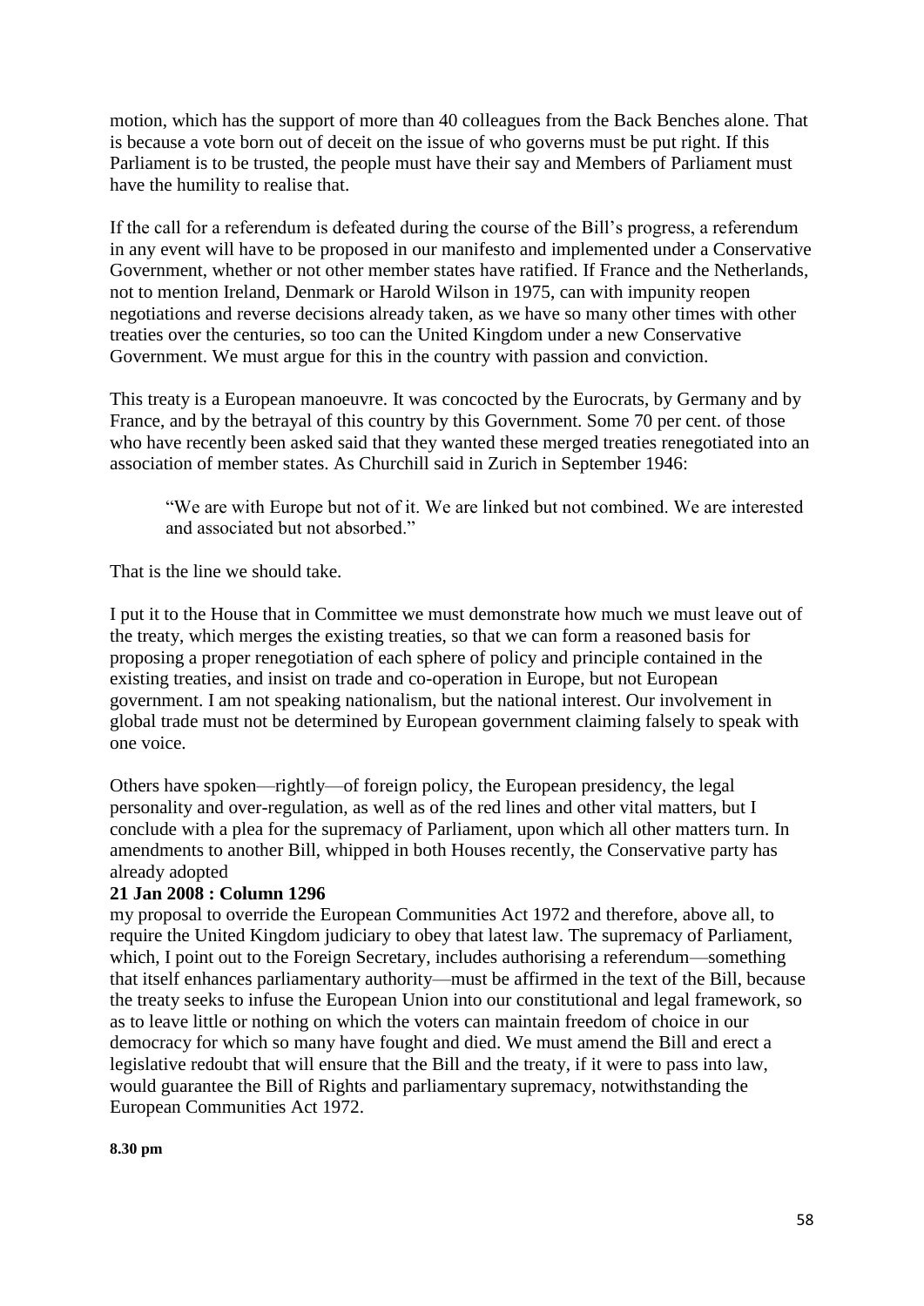motion, which has the support of more than 40 colleagues from the Back Benches alone. That is because a vote born out of deceit on the issue of who governs must be put right. If this Parliament is to be trusted, the people must have their say and Members of Parliament must have the humility to realise that.

If the call for a referendum is defeated during the course of the Bill's progress, a referendum in any event will have to be proposed in our manifesto and implemented under a Conservative Government, whether or not other member states have ratified. If France and the Netherlands, not to mention Ireland, Denmark or Harold Wilson in 1975, can with impunity reopen negotiations and reverse decisions already taken, as we have so many other times with other treaties over the centuries, so too can the United Kingdom under a new Conservative Government. We must argue for this in the country with passion and conviction.

This treaty is a European manoeuvre. It was concocted by the Eurocrats, by Germany and by France, and by the betrayal of this country by this Government. Some 70 per cent. of those who have recently been asked said that they wanted these merged treaties renegotiated into an association of member states. As Churchill said in Zurich in September 1946:

> "We are with Europe but not of it. We are linked but not combined. We are interested and associated but not absorbed."

That is the line we should take.

I put it to the House that in Committee we must demonstrate how much we must leave out of the treaty, which merges the existing treaties, so that we can form a reasoned basis for proposing a proper renegotiation of each sphere of policy and principle contained in the existing treaties, and insist on trade and co-operation in Europe, but not European government. I am not speaking nationalism, but the national interest. Our involvement in global trade must not be determined by European government claiming falsely to speak with one voice.

Others have spoken—rightly—of foreign policy, the European presidency, the legal personality and over-regulation, as well as of the red lines and other vital matters, but I conclude with a plea for the supremacy of Parliament, upon which all other matters turn. In amendments to another Bill, whipped in both Houses recently, the Conservative party has already adopted

**21 Jan 2008 : Column 1296**

my proposal to override the European Communities Act 1972 and therefore, above all, to require the United Kingdom judiciary to obey that latest law. The supremacy of Parliament, which, I point out to the Foreign Secretary, includes authorising a referendum—something that itself enhances parliamentary authority—must be affirmed in the text of the Bill, because the treaty seeks to infuse the European Union into our constitutional and legal framework, so as to leave little or nothing on which the voters can maintain freedom of choice in our democracy for which so many have fought and died. We must amend the Bill and erect a legislative redoubt that will ensure that the Bill and the treaty, if it were to pass into law, would guarantee the Bill of Rights and parliamentary supremacy, notwithstanding the European Communities Act 1972.

**8.30 pm**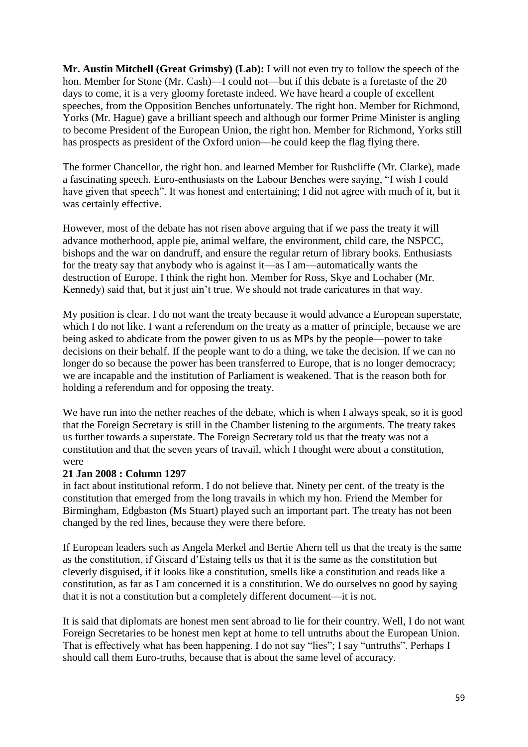**Mr. Austin Mitchell (Great Grimsby) (Lab):** I will not even try to follow the speech of the hon. Member for Stone (Mr. Cash)—I could not—but if this debate is a foretaste of the 20 days to come, it is a very gloomy foretaste indeed. We have heard a couple of excellent speeches, from the Opposition Benches unfortunately. The right hon. Member for Richmond, Yorks (Mr. Hague) gave a brilliant speech and although our former Prime Minister is angling to become President of the European Union, the right hon. Member for Richmond, Yorks still has prospects as president of the Oxford union—he could keep the flag flying there.

The former Chancellor, the right hon. and learned Member for Rushcliffe (Mr. Clarke), made a fascinating speech. Euro-enthusiasts on the Labour Benches were saying, "I wish I could have given that speech". It was honest and entertaining; I did not agree with much of it, but it was certainly effective.

However, most of the debate has not risen above arguing that if we pass the treaty it will advance motherhood, apple pie, animal welfare, the environment, child care, the NSPCC, bishops and the war on dandruff, and ensure the regular return of library books. Enthusiasts for the treaty say that anybody who is against it—as I am—automatically wants the destruction of Europe. I think the right hon. Member for Ross, Skye and Lochaber (Mr. Kennedy) said that, but it just ain't true. We should not trade caricatures in that way.

My position is clear. I do not want the treaty because it would advance a European superstate, which I do not like. I want a referendum on the treaty as a matter of principle, because we are being asked to abdicate from the power given to us as MPs by the people—power to take decisions on their behalf. If the people want to do a thing, we take the decision. If we can no longer do so because the power has been transferred to Europe, that is no longer democracy; we are incapable and the institution of Parliament is weakened. That is the reason both for holding a referendum and for opposing the treaty.

We have run into the nether reaches of the debate, which is when I always speak, so it is good that the Foreign Secretary is still in the Chamber listening to the arguments. The treaty takes us further towards a superstate. The Foreign Secretary told us that the treaty was not a constitution and that the seven years of travail, which I thought were about a constitution, were

**21 Jan 2008 : Column 1297**

in fact about institutional reform. I do not believe that. Ninety per cent. of the treaty is the constitution that emerged from the long travails in which my hon. Friend the Member for Birmingham, Edgbaston (Ms Stuart) played such an important part. The treaty has not been changed by the red lines, because they were there before.

If European leaders such as Angela Merkel and Bertie Ahern tell us that the treaty is the same as the constitution, if Giscard d'Estaing tells us that it is the same as the constitution but cleverly disguised, if it looks like a constitution, smells like a constitution and reads like a constitution, as far as I am concerned it is a constitution. We do ourselves no good by saying that it is not a constitution but a completely different document—it is not.

It is said that diplomats are honest men sent abroad to lie for their country. Well, I do not want Foreign Secretaries to be honest men kept at home to tell untruths about the European Union. That is effectively what has been happening. I do not say "lies"; I say "untruths". Perhaps I should call them Euro-truths, because that is about the same level of accuracy.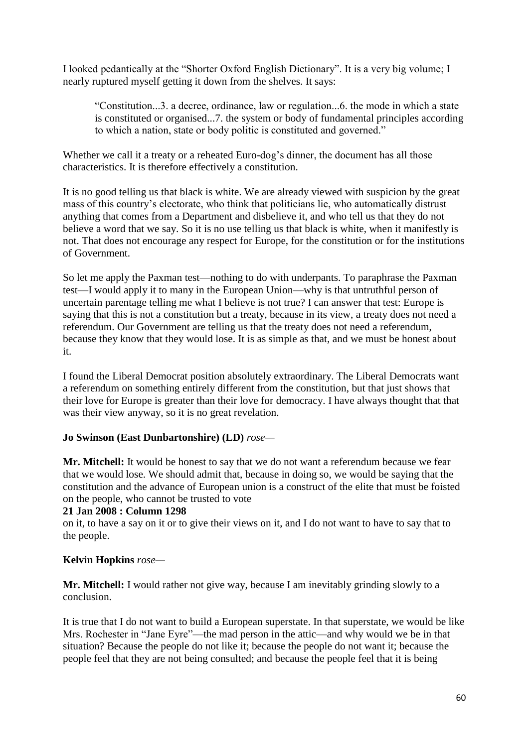I looked pedantically at the "Shorter Oxford English Dictionary". It is a very big volume; I nearly ruptured myself getting it down from the shelves. It says:

> "Constitution...3. a decree, ordinance, law or regulation...6. the mode in which a state is constituted or organised...7. the system or body of fundamental principles according to which a nation, state or body politic is constituted and governed."

Whether we call it a treaty or a reheated Euro-dog's dinner, the document has all those characteristics. It is therefore effectively a constitution.

It is no good telling us that black is white. We are already viewed with suspicion by the great mass of this country's electorate, who think that politicians lie, who automatically distrust anything that comes from a Department and disbelieve it, and who tell us that they do not believe a word that we say. So it is no use telling us that black is white, when it manifestly is not. That does not encourage any respect for Europe, for the constitution or for the institutions of Government.

So let me apply the Paxman test—nothing to do with underpants. To paraphrase the Paxman test—I would apply it to many in the European Union—why is that untruthful person of uncertain parentage telling me what I believe is not true? I can answer that test: Europe is saying that this is not a constitution but a treaty, because in its view, a treaty does not need a referendum. Our Government are telling us that the treaty does not need a referendum, because they know that they would lose. It is as simple as that, and we must be honest about it.

I found the Liberal Democrat position absolutely extraordinary. The Liberal Democrats want a referendum on something entirely different from the constitution, but that just shows that their love for Europe is greater than their love for democracy. I have always thought that that was their view anyway, so it is no great revelation.

**Jo Swinson (East Dunbartonshire) (LD)** *rose*—

**Mr. Mitchell:** It would be honest to say that we do not want a referendum because we fear that we would lose. We should admit that, because in doing so, we would be saying that the constitution and the advance of European union is a construct of the elite that must be foisted on the people, who cannot be trusted to vote

**21 Jan 2008 : Column 1298**

on it, to have a say on it or to give their views on it, and I do not want to have to say that to the people.

**Kelvin Hopkins** *rose*—

**Mr. Mitchell:** I would rather not give way, because I am inevitably grinding slowly to a conclusion.

It is true that I do not want to build a European superstate. In that superstate, we would be like Mrs. Rochester in "Jane Eyre"—the mad person in the attic—and why would we be in that situation? Because the people do not like it; because the people do not want it; because the people feel that they are not being consulted; and because the people feel that it is being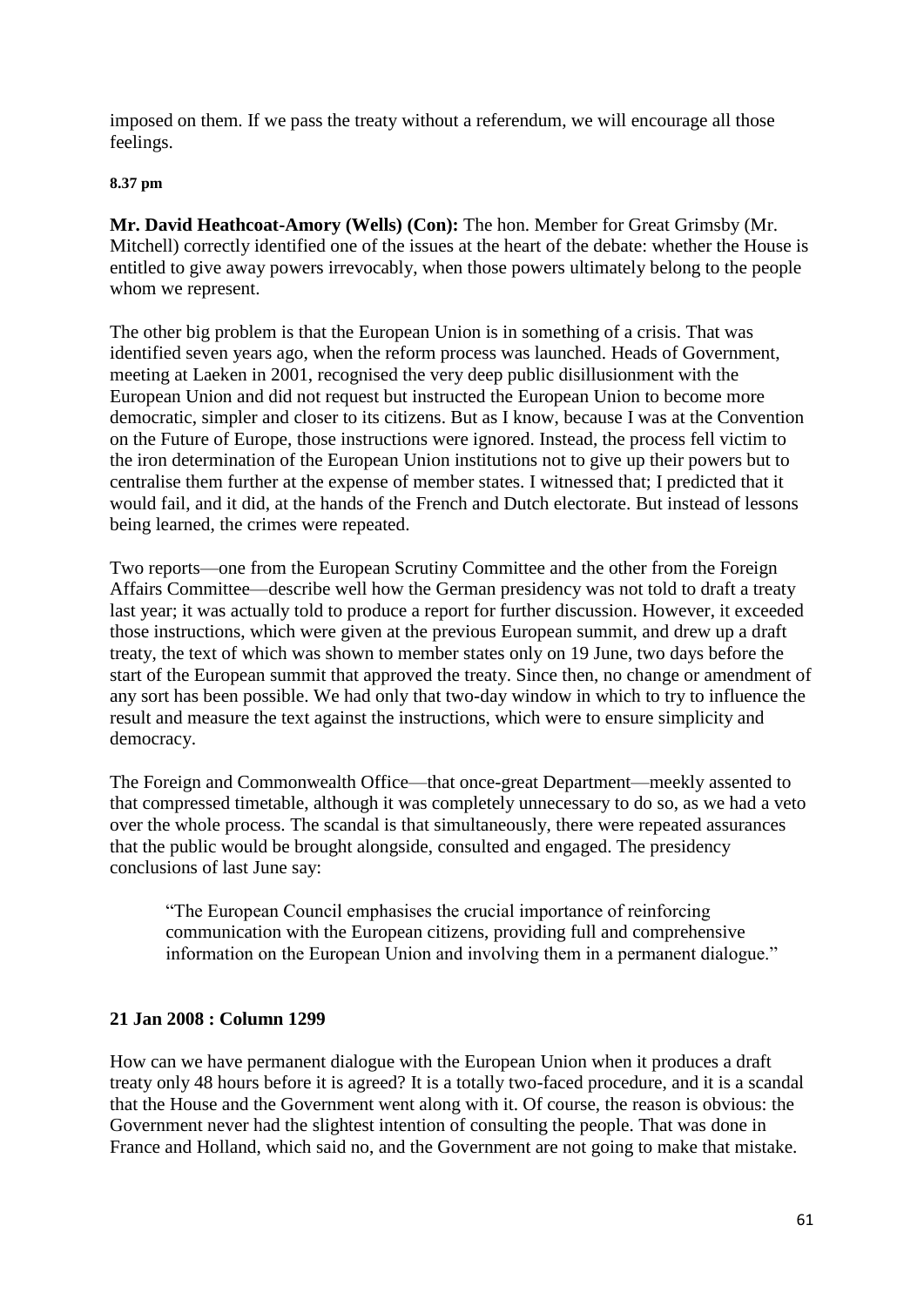imposed on them. If we pass the treaty without a referendum, we will encourage all those feelings.

**8.37 pm**

**Mr. David Heathcoat-Amory (Wells) (Con):** The hon. Member for Great Grimsby (Mr. Mitchell) correctly identified one of the issues at the heart of the debate: whether the House is entitled to give away powers irrevocably, when those powers ultimately belong to the people whom we represent.

The other big problem is that the European Union is in something of a crisis. That was identified seven years ago, when the reform process was launched. Heads of Government, meeting at Laeken in 2001, recognised the very deep public disillusionment with the European Union and did not request but instructed the European Union to become more democratic, simpler and closer to its citizens. But as I know, because I was at the Convention on the Future of Europe, those instructions were ignored. Instead, the process fell victim to the iron determination of the European Union institutions not to give up their powers but to centralise them further at the expense of member states. I witnessed that; I predicted that it would fail, and it did, at the hands of the French and Dutch electorate. But instead of lessons being learned, the crimes were repeated.

Two reports—one from the European Scrutiny Committee and the other from the Foreign Affairs Committee—describe well how the German presidency was not told to draft a treaty last year; it was actually told to produce a report for further discussion. However, it exceeded those instructions, which were given at the previous European summit, and drew up a draft treaty, the text of which was shown to member states only on 19 June, two days before the start of the European summit that approved the treaty. Since then, no change or amendment of any sort has been possible. We had only that two-day window in which to try to influence the result and measure the text against the instructions, which were to ensure simplicity and democracy.

The Foreign and Commonwealth Office—that once-great Department—meekly assented to that compressed timetable, although it was completely unnecessary to do so, as we had a veto over the whole process. The scandal is that simultaneously, there were repeated assurances that the public would be brought alongside, consulted and engaged. The presidency conclusions of last June say:

> "The European Council emphasises the crucial importance of reinforcing communication with the European citizens, providing full and comprehensive information on the European Union and involving them in a permanent dialogue."

**21 Jan 2008 : Column 1299**

How can we have permanent dialogue with the European Union when it produces a draft treaty only 48 hours before it is agreed? It is a totally two-faced procedure, and it is a scandal that the House and the Government went along with it. Of course, the reason is obvious: the Government never had the slightest intention of consulting the people. That was done in France and Holland, which said no, and the Government are not going to make that mistake.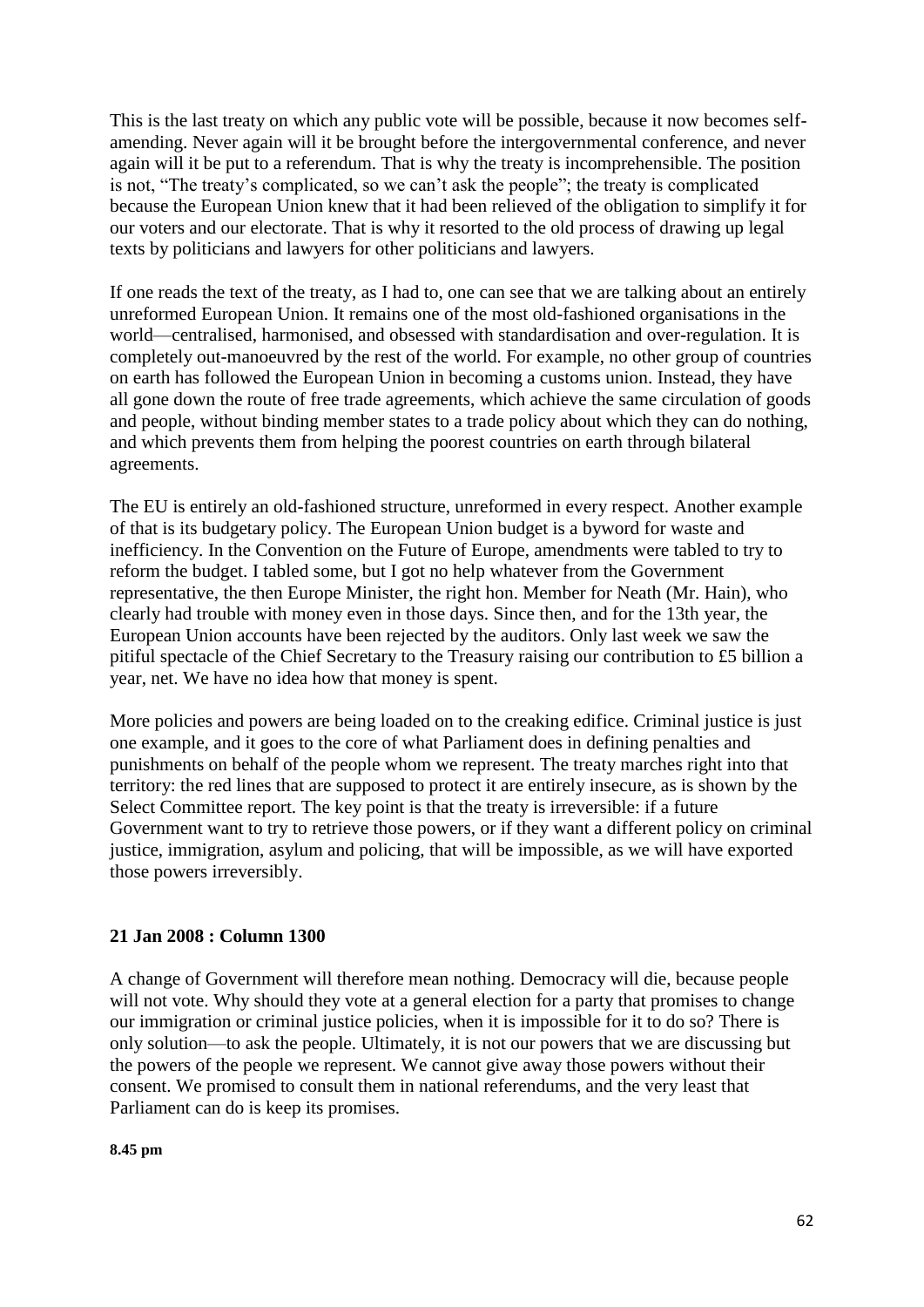This is the last treaty on which any public vote will be possible, because it now becomes self-amending. Never again will it be brought before the intergovernmental conference, and never again will it be put to a referendum. That is why the treaty is incomprehensible. The position is not, "The treaty's complicated, so we can't ask the people"; the treaty is complicated because the European Union knew that it had been relieved of the obligation to simplify it for our voters and our electorate. That is why it resorted to the old process of drawing up legal texts by politicians and lawyers for other politicians and lawyers.

If one reads the text of the treaty, as I had to, one can see that we are talking about an entirely unreformed European Union. It remains one of the most old-fashioned organisations in the world—centralised, harmonised, and obsessed with standardisation and over-regulation. It is completely out-manoeuvred by the rest of the world. For example, no other group of countries on earth has followed the European Union in becoming a customs union. Instead, they have all gone down the route of free trade agreements, which achieve the same circulation of goods and people, without binding member states to a trade policy about which they can do nothing, and which prevents them from helping the poorest countries on earth through bilateral agreements.

The EU is entirely an old-fashioned structure, unreformed in every respect. Another example of that is its budgetary policy. The European Union budget is a byword for waste and inefficiency. In the Convention on the Future of Europe, amendments were tabled to try to reform the budget. I tabled some, but I got no help whatever from the Government representative, the then Europe Minister, the right hon. Member for Neath (Mr. Hain), who clearly had trouble with money even in those days. Since then, and for the 13th year, the European Union accounts have been rejected by the auditors. Only last week we saw the pitiful spectacle of the Chief Secretary to the Treasury raising our contribution to £5 billion a year, net. We have no idea how that money is spent.

More policies and powers are being loaded on to the creaking edifice. Criminal justice is just one example, and it goes to the core of what Parliament does in defining penalties and punishments on behalf of the people whom we represent. The treaty marches right into that territory: the red lines that are supposed to protect it are entirely insecure, as is shown by the Select Committee report. The key point is that the treaty is irreversible: if a future Government want to try to retrieve those powers, or if they want a different policy on criminal justice, immigration, asylum and policing, that will be impossible, as we will have exported those powers irreversibly.

**21 Jan 2008 : Column 1300**

A change of Government will therefore mean nothing. Democracy will die, because people will not vote. Why should they vote at a general election for a party that promises to change our immigration or criminal justice policies, when it is impossible for it to do so? There is only solution—to ask the people. Ultimately, it is not our powers that we are discussing but the powers of the people we represent. We cannot give away those powers without their consent. We promised to consult them in national referendums, and the very least that Parliament can do is keep its promises.

**8.45 pm**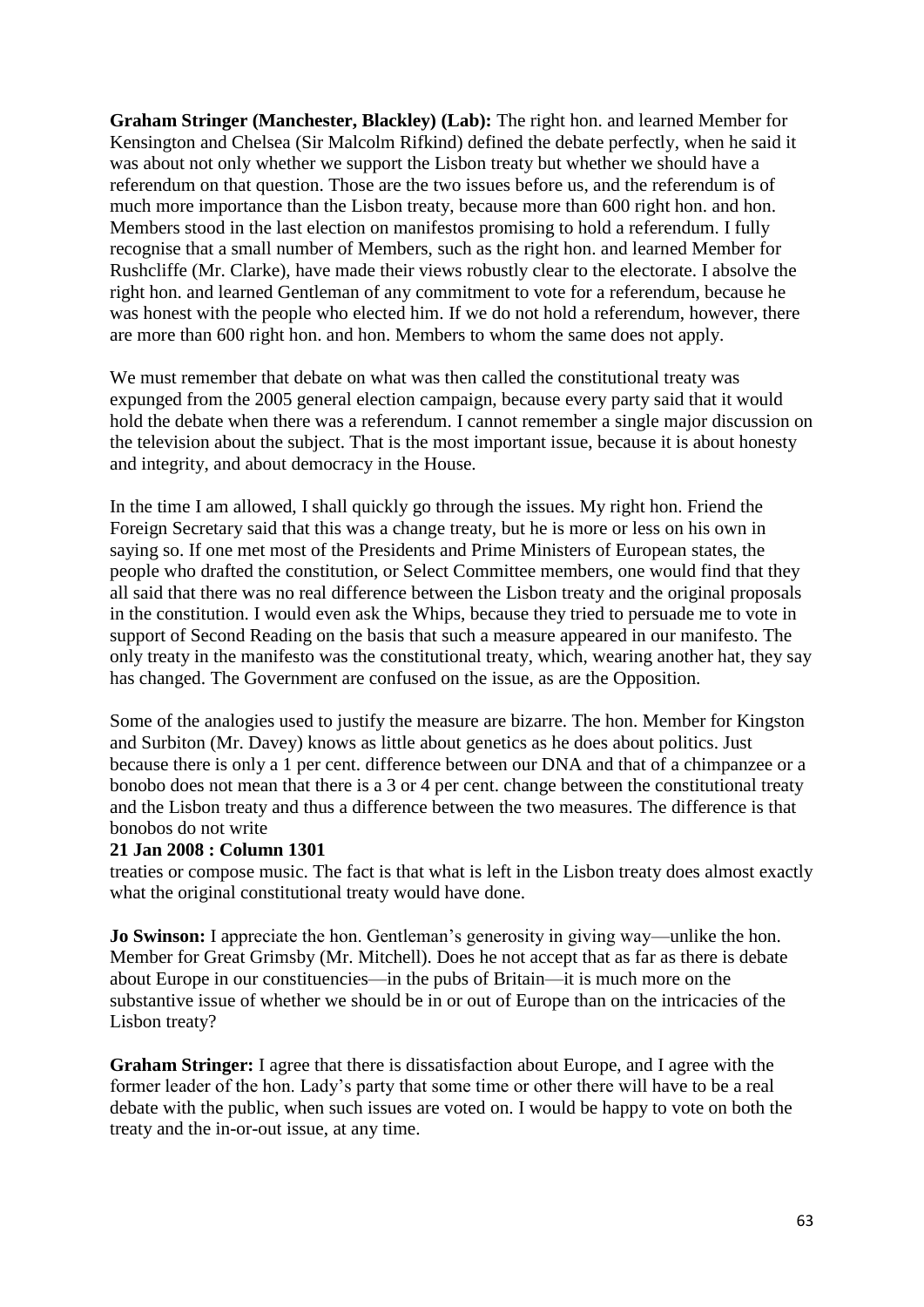**Graham Stringer (Manchester, Blackley) (Lab):** The right hon. and learned Member for Kensington and Chelsea (Sir Malcolm Rifkind) defined the debate perfectly, when he said it was about not only whether we support the Lisbon treaty but whether we should have a referendum on that question. Those are the two issues before us, and the referendum is of much more importance than the Lisbon treaty, because more than 600 right hon. and hon. Members stood in the last election on manifestos promising to hold a referendum. I fully recognise that a small number of Members, such as the right hon. and learned Member for Rushcliffe (Mr. Clarke), have made their views robustly clear to the electorate. I absolve the right hon. and learned Gentleman of any commitment to vote for a referendum, because he was honest with the people who elected him. If we do not hold a referendum, however, there are more than 600 right hon. and hon. Members to whom the same does not apply.

We must remember that debate on what was then called the constitutional treaty was expunged from the 2005 general election campaign, because every party said that it would hold the debate when there was a referendum. I cannot remember a single major discussion on the television about the subject. That is the most important issue, because it is about honesty and integrity, and about democracy in the House.

In the time I am allowed, I shall quickly go through the issues. My right hon. Friend the Foreign Secretary said that this was a change treaty, but he is more or less on his own in saying so. If one met most of the Presidents and Prime Ministers of European states, the people who drafted the constitution, or Select Committee members, one would find that they all said that there was no real difference between the Lisbon treaty and the original proposals in the constitution. I would even ask the Whips, because they tried to persuade me to vote in support of Second Reading on the basis that such a measure appeared in our manifesto. The only treaty in the manifesto was the constitutional treaty, which, wearing another hat, they say has changed. The Government are confused on the issue, as are the Opposition.

Some of the analogies used to justify the measure are bizarre. The hon. Member for Kingston and Surbiton (Mr. Davey) knows as little about genetics as he does about politics. Just because there is only a 1 per cent. difference between our DNA and that of a chimpanzee or a bonobo does not mean that there is a 3 or 4 per cent. change between the constitutional treaty and the Lisbon treaty and thus a difference between the two measures. The difference is that bonobos do not write

**21 Jan 2008 : Column 1301**

treaties or compose music. The fact is that what is left in the Lisbon treaty does almost exactly what the original constitutional treaty would have done.

**Jo Swinson:** I appreciate the hon. Gentleman's generosity in giving way—unlike the hon. Member for Great Grimsby (Mr. Mitchell). Does he not accept that as far as there is debate about Europe in our constituencies—in the pubs of Britain—it is much more on the substantive issue of whether we should be in or out of Europe than on the intricacies of the Lisbon treaty?

**Graham Stringer:** I agree that there is dissatisfaction about Europe, and I agree with the former leader of the hon. Lady's party that some time or other there will have to be a real debate with the public, when such issues are voted on. I would be happy to vote on both the treaty and the in-or-out issue, at any time.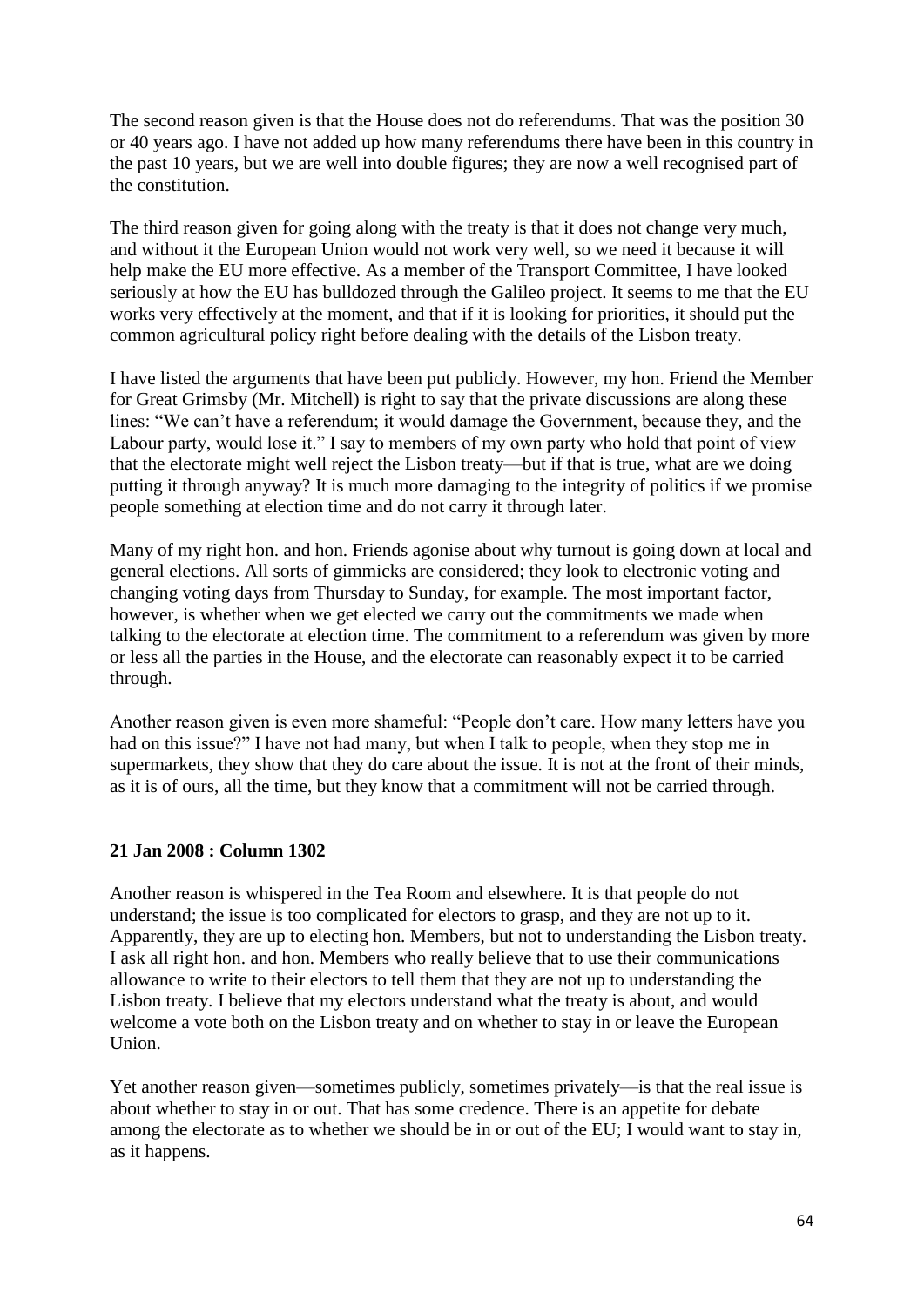The second reason given is that the House does not do referendums. That was the position 30 or 40 years ago. I have not added up how many referendums there have been in this country in the past 10 years, but we are well into double figures; they are now a well recognised part of the constitution.

The third reason given for going along with the treaty is that it does not change very much, and without it the European Union would not work very well, so we need it because it will help make the EU more effective. As a member of the Transport Committee, I have looked seriously at how the EU has bulldozed through the Galileo project. It seems to me that the EU works very effectively at the moment, and that if it is looking for priorities, it should put the common agricultural policy right before dealing with the details of the Lisbon treaty.

I have listed the arguments that have been put publicly. However, my hon. Friend the Member for Great Grimsby (Mr. Mitchell) is right to say that the private discussions are along these lines: "We can't have a referendum; it would damage the Government, because they, and the Labour party, would lose it." I say to members of my own party who hold that point of view that the electorate might well reject the Lisbon treaty—but if that is true, what are we doing putting it through anyway? It is much more damaging to the integrity of politics if we promise people something at election time and do not carry it through later.

Many of my right hon. and hon. Friends agonise about why turnout is going down at local and general elections. All sorts of gimmicks are considered; they look to electronic voting and changing voting days from Thursday to Sunday, for example. The most important factor, however, is whether when we get elected we carry out the commitments we made when talking to the electorate at election time. The commitment to a referendum was given by more or less all the parties in the House, and the electorate can reasonably expect it to be carried through.

Another reason given is even more shameful: "People don't care. How many letters have you had on this issue?" I have not had many, but when I talk to people, when they stop me in supermarkets, they show that they do care about the issue. It is not at the front of their minds, as it is of ours, all the time, but they know that a commitment will not be carried through.

**21 Jan 2008 : Column 1302**

Another reason is whispered in the Tea Room and elsewhere. It is that people do not understand; the issue is too complicated for electors to grasp, and they are not up to it. Apparently, they are up to electing hon. Members, but not to understanding the Lisbon treaty. I ask all right hon. and hon. Members who really believe that to use their communications allowance to write to their electors to tell them that they are not up to understanding the Lisbon treaty. I believe that my electors understand what the treaty is about, and would welcome a vote both on the Lisbon treaty and on whether to stay in or leave the European Union.

Yet another reason given—sometimes publicly, sometimes privately—is that the real issue is about whether to stay in or out. That has some credence. There is an appetite for debate among the electorate as to whether we should be in or out of the EU; I would want to stay in, as it happens.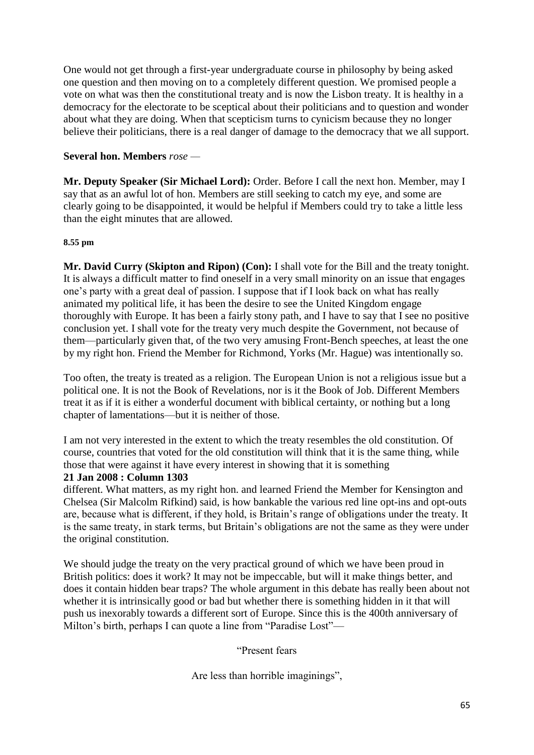One would not get through a first-year undergraduate course in philosophy by being asked one question and then moving on to a completely different question. We promised people a vote on what was then the constitutional treaty and is now the Lisbon treaty. It is healthy in a democracy for the electorate to be sceptical about their politicians and to question and wonder about what they are doing. When that scepticism turns to cynicism because they no longer believe their politicians, there is a real danger of damage to the democracy that we all support.

**Several hon. Members** *rose* —

**Mr. Deputy Speaker (Sir Michael Lord):** Order. Before I call the next hon. Member, may I say that as an awful lot of hon. Members are still seeking to catch my eye, and some are clearly going to be disappointed, it would be helpful if Members could try to take a little less than the eight minutes that are allowed.

**8.55 pm**

**Mr. David Curry (Skipton and Ripon) (Con):** I shall vote for the Bill and the treaty tonight. It is always a difficult matter to find oneself in a very small minority on an issue that engages one's party with a great deal of passion. I suppose that if I look back on what has really animated my political life, it has been the desire to see the United Kingdom engage thoroughly with Europe. It has been a fairly stony path, and I have to say that I see no positive conclusion yet. I shall vote for the treaty very much despite the Government, not because of them—particularly given that, of the two very amusing Front-Bench speeches, at least the one by my right hon. Friend the Member for Richmond, Yorks (Mr. Hague) was intentionally so.

Too often, the treaty is treated as a religion. The European Union is not a religious issue but a political one. It is not the Book of Revelations, nor is it the Book of Job. Different Members treat it as if it is either a wonderful document with biblical certainty, or nothing but a long chapter of lamentations—but it is neither of those.

I am not very interested in the extent to which the treaty resembles the old constitution. Of course, countries that voted for the old constitution will think that it is the same thing, while those that were against it have every interest in showing that it is something

**21 Jan 2008 : Column 1303**

different. What matters, as my right hon. and learned Friend the Member for Kensington and Chelsea (Sir Malcolm Rifkind) said, is how bankable the various red line opt-ins and opt-outs are, because what is different, if they hold, is Britain's range of obligations under the treaty. It is the same treaty, in stark terms, but Britain's obligations are not the same as they were under the original constitution.

We should judge the treaty on the very practical ground of which we have been proud in British politics: does it work? It may not be impeccable, but will it make things better, and does it contain hidden bear traps? The whole argument in this debate has really been about not whether it is intrinsically good or bad but whether there is something hidden in it that will push us inexorably towards a different sort of Europe. Since this is the 400th anniversary of Milton's birth, perhaps I can quote a line from "Paradise Lost"—

"Present fears

Are less than horrible imaginings",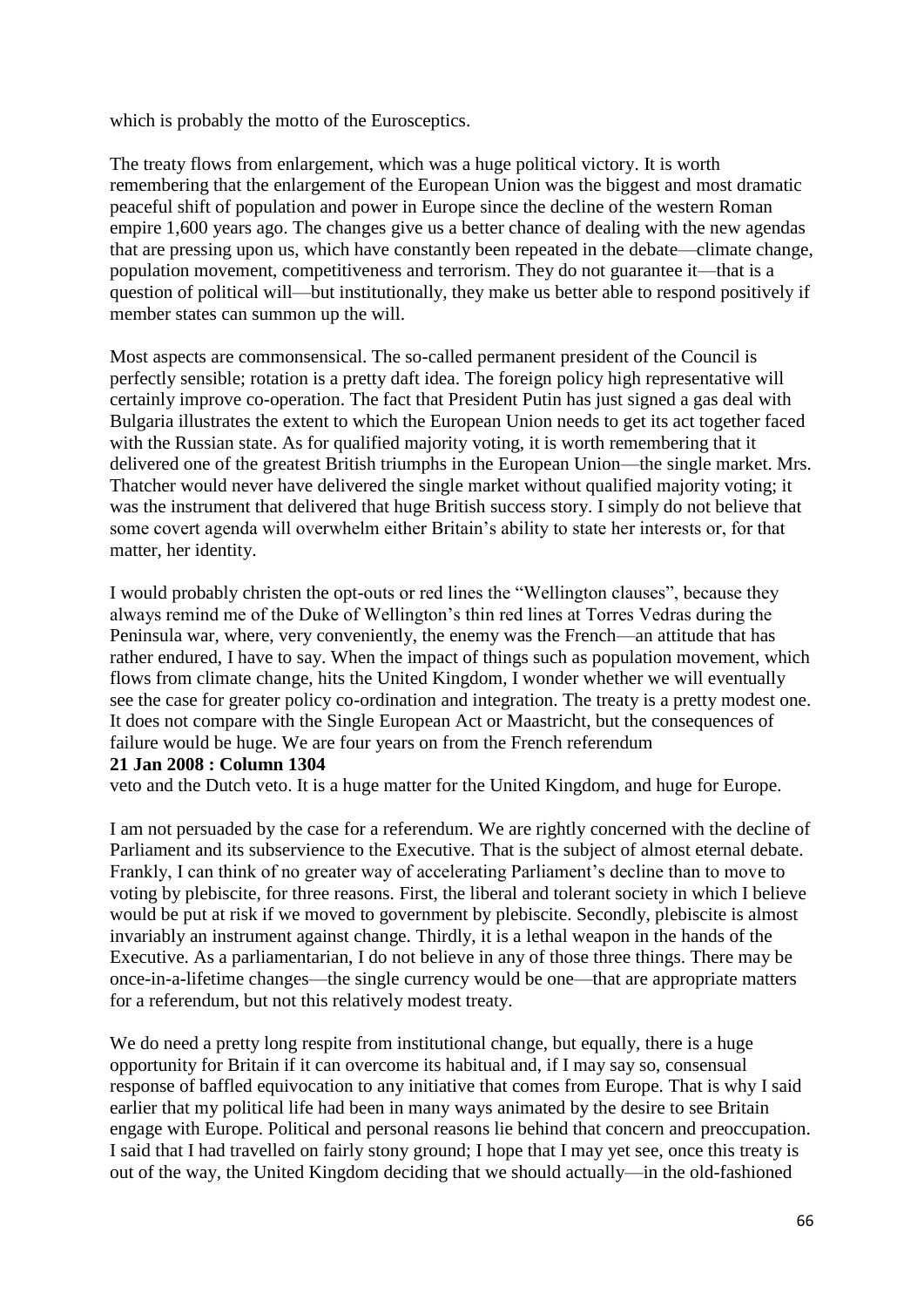which is probably the motto of the Eurosceptics.

The treaty flows from enlargement, which was a huge political victory. It is worth remembering that the enlargement of the European Union was the biggest and most dramatic peaceful shift of population and power in Europe since the decline of the western Roman empire 1,600 years ago. The changes give us a better chance of dealing with the new agendas that are pressing upon us, which have constantly been repeated in the debate—climate change, population movement, competitiveness and terrorism. They do not guarantee it—that is a question of political will—but institutionally, they make us better able to respond positively if member states can summon up the will.

Most aspects are commonsensical. The so-called permanent president of the Council is perfectly sensible; rotation is a pretty daft idea. The foreign policy high representative will certainly improve co-operation. The fact that President Putin has just signed a gas deal with Bulgaria illustrates the extent to which the European Union needs to get its act together faced with the Russian state. As for qualified majority voting, it is worth remembering that it delivered one of the greatest British triumphs in the European Union—the single market. Mrs. Thatcher would never have delivered the single market without qualified majority voting; it was the instrument that delivered that huge British success story. I simply do not believe that some covert agenda will overwhelm either Britain's ability to state her interests or, for that matter, her identity.

I would probably christen the opt-outs or red lines the "Wellington clauses", because they always remind me of the Duke of Wellington's thin red lines at Torres Vedras during the Peninsula war, where, very conveniently, the enemy was the French—an attitude that has rather endured, I have to say. When the impact of things such as population movement, which flows from climate change, hits the United Kingdom, I wonder whether we will eventually see the case for greater policy co-ordination and integration. The treaty is a pretty modest one. It does not compare with the Single European Act or Maastricht, but the consequences of failure would be huge. We are four years on from the French referendum

**21 Jan 2008 : Column 1304**

veto and the Dutch veto. It is a huge matter for the United Kingdom, and huge for Europe.

I am not persuaded by the case for a referendum. We are rightly concerned with the decline of Parliament and its subservience to the Executive. That is the subject of almost eternal debate. Frankly, I can think of no greater way of accelerating Parliament's decline than to move to voting by plebiscite, for three reasons. First, the liberal and tolerant society in which I believe would be put at risk if we moved to government by plebiscite. Secondly, plebiscite is almost invariably an instrument against change. Thirdly, it is a lethal weapon in the hands of the Executive. As a parliamentarian, I do not believe in any of those three things. There may be once-in-a-lifetime changes—the single currency would be one—that are appropriate matters for a referendum, but not this relatively modest treaty.

We do need a pretty long respite from institutional change, but equally, there is a huge opportunity for Britain if it can overcome its habitual and, if I may say so, consensual response of baffled equivocation to any initiative that comes from Europe. That is why I said earlier that my political life had been in many ways animated by the desire to see Britain engage with Europe. Political and personal reasons lie behind that concern and preoccupation. I said that I had travelled on fairly stony ground; I hope that I may yet see, once this treaty is out of the way, the United Kingdom deciding that we should actually—in the old-fashioned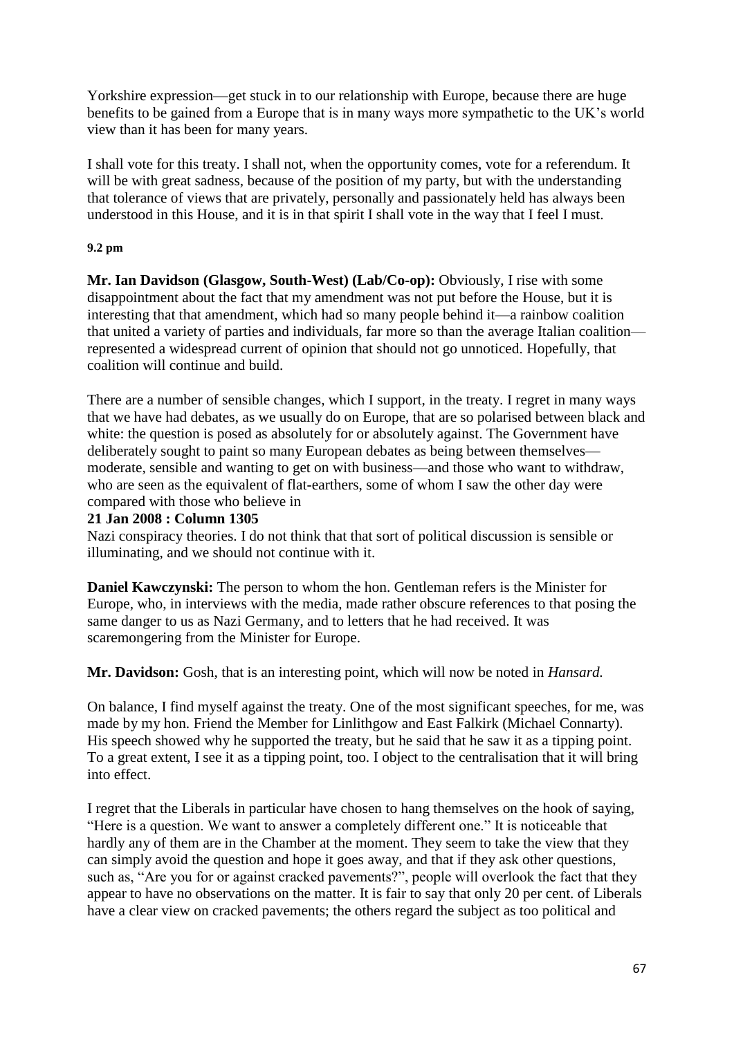Yorkshire expression—get stuck in to our relationship with Europe, because there are huge benefits to be gained from a Europe that is in many ways more sympathetic to the UK's world view than it has been for many years.

I shall vote for this treaty. I shall not, when the opportunity comes, vote for a referendum. It will be with great sadness, because of the position of my party, but with the understanding that tolerance of views that are privately, personally and passionately held has always been understood in this House, and it is in that spirit I shall vote in the way that I feel I must.

**9.2 pm**

**Mr. Ian Davidson (Glasgow, South-West) (Lab/Co-op):** Obviously, I rise with some disappointment about the fact that my amendment was not put before the House, but it is interesting that that amendment, which had so many people behind it—a rainbow coalition that united a variety of parties and individuals, far more so than the average Italian coalition—represented a widespread current of opinion that should not go unnoticed. Hopefully, that coalition will continue and build.

There are a number of sensible changes, which I support, in the treaty. I regret in many ways that we have had debates, as we usually do on Europe, that are so polarised between black and white: the question is posed as absolutely for or absolutely against. The Government have deliberately sought to paint so many European debates as being between themselves—moderate, sensible and wanting to get on with business—and those who want to withdraw, who are seen as the equivalent of flat-earthers, some of whom I saw the other day were compared with those who believe in

**21 Jan 2008 : Column 1305**

Nazi conspiracy theories. I do not think that that sort of political discussion is sensible or illuminating, and we should not continue with it.

**Daniel Kawczynski:** The person to whom the hon. Gentleman refers is the Minister for Europe, who, in interviews with the media, made rather obscure references to that posing the same danger to us as Nazi Germany, and to letters that he had received. It was scaremongering from the Minister for Europe.

**Mr. Davidson:** Gosh, that is an interesting point, which will now be noted in *Hansard.*

On balance, I find myself against the treaty. One of the most significant speeches, for me, was made by my hon. Friend the Member for Linlithgow and East Falkirk (Michael Connarty). His speech showed why he supported the treaty, but he said that he saw it as a tipping point. To a great extent, I see it as a tipping point, too. I object to the centralisation that it will bring into effect.

I regret that the Liberals in particular have chosen to hang themselves on the hook of saying, "Here is a question. We want to answer a completely different one." It is noticeable that hardly any of them are in the Chamber at the moment. They seem to take the view that they can simply avoid the question and hope it goes away, and that if they ask other questions, such as, "Are you for or against cracked pavements?", people will overlook the fact that they appear to have no observations on the matter. It is fair to say that only 20 per cent. of Liberals have a clear view on cracked pavements; the others regard the subject as too political and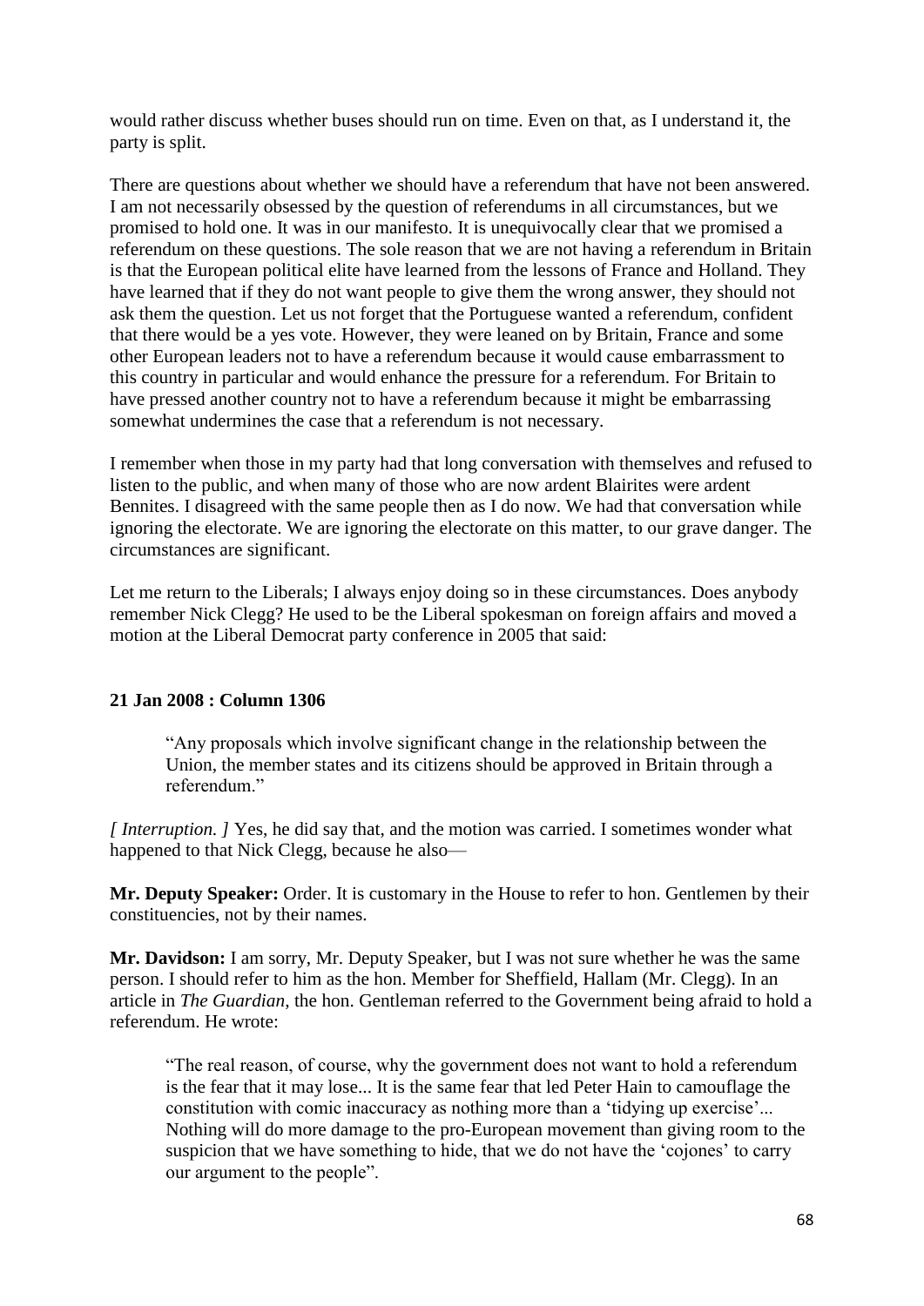would rather discuss whether buses should run on time. Even on that, as I understand it, the party is split.

There are questions about whether we should have a referendum that have not been answered. I am not necessarily obsessed by the question of referendums in all circumstances, but we promised to hold one. It was in our manifesto. It is unequivocally clear that we promised a referendum on these questions. The sole reason that we are not having a referendum in Britain is that the European political elite have learned from the lessons of France and Holland. They have learned that if they do not want people to give them the wrong answer, they should not ask them the question. Let us not forget that the Portuguese wanted a referendum, confident that there would be a yes vote. However, they were leaned on by Britain, France and some other European leaders not to have a referendum because it would cause embarrassment to this country in particular and would enhance the pressure for a referendum. For Britain to have pressed another country not to have a referendum because it might be embarrassing somewhat undermines the case that a referendum is not necessary.

I remember when those in my party had that long conversation with themselves and refused to listen to the public, and when many of those who are now ardent Blairites were ardent Bennites. I disagreed with the same people then as I do now. We had that conversation while ignoring the electorate. We are ignoring the electorate on this matter, to our grave danger. The circumstances are significant.

Let me return to the Liberals; I always enjoy doing so in these circumstances. Does anybody remember Nick Clegg? He used to be the Liberal spokesman on foreign affairs and moved a motion at the Liberal Democrat party conference in 2005 that said:

**21 Jan 2008 : Column 1306**

> "Any proposals which involve significant change in the relationship between the Union, the member states and its citizens should be approved in Britain through a referendum."

*[ Interruption. ]* Yes, he did say that, and the motion was carried. I sometimes wonder what happened to that Nick Clegg, because he also—

**Mr. Deputy Speaker:** Order. It is customary in the House to refer to hon. Gentlemen by their constituencies, not by their names.

**Mr. Davidson:** I am sorry, Mr. Deputy Speaker, but I was not sure whether he was the same person. I should refer to him as the hon. Member for Sheffield, Hallam (Mr. Clegg). In an article in *The Guardian*, the hon. Gentleman referred to the Government being afraid to hold a referendum. He wrote:

> "The real reason, of course, why the government does not want to hold a referendum is the fear that it may lose... It is the same fear that led Peter Hain to camouflage the constitution with comic inaccuracy as nothing more than a 'tidying up exercise'... Nothing will do more damage to the pro-European movement than giving room to the suspicion that we have something to hide, that we do not have the 'cojones' to carry our argument to the people".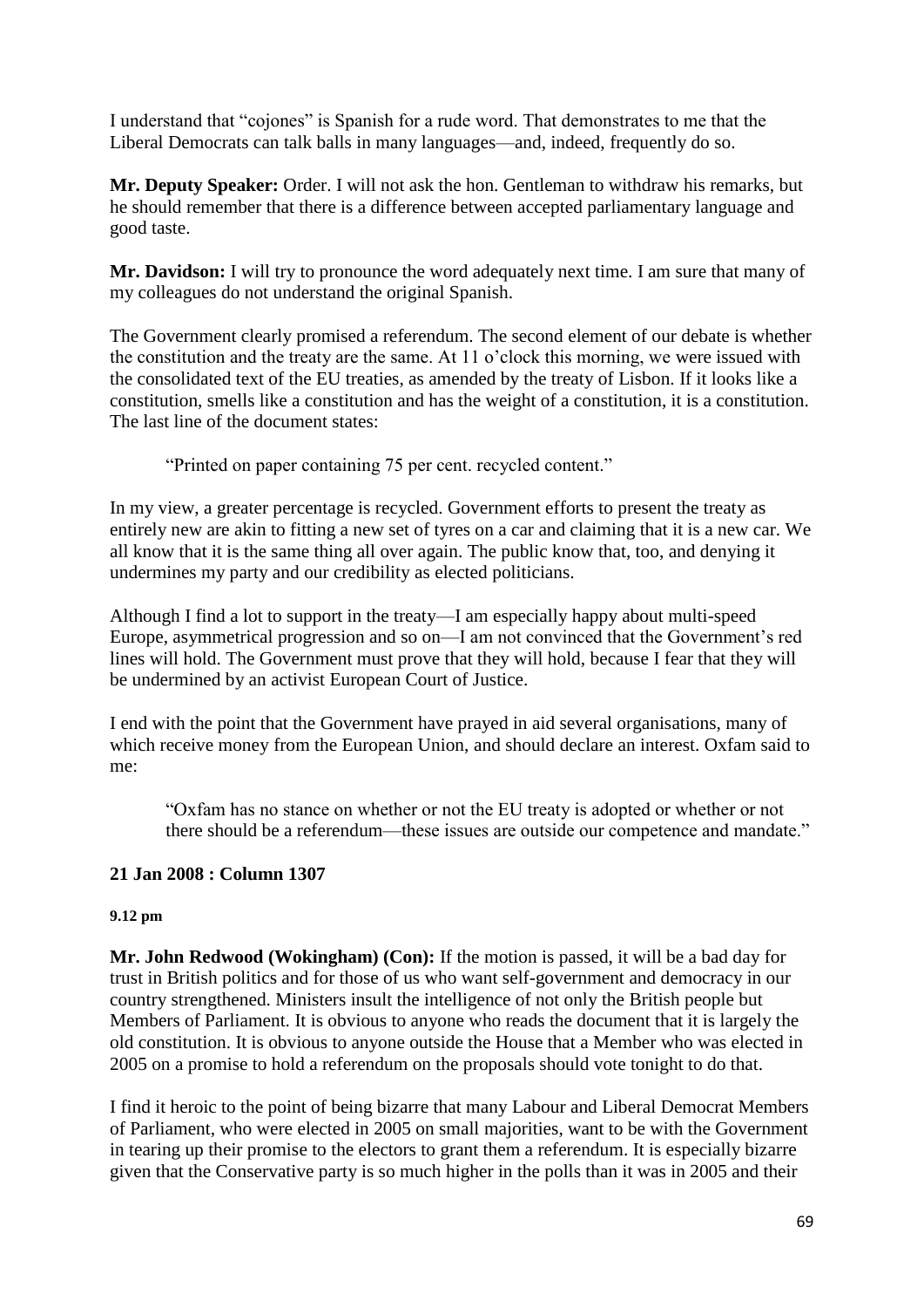I understand that "cojones" is Spanish for a rude word. That demonstrates to me that the Liberal Democrats can talk balls in many languages—and, indeed, frequently do so.

**Mr. Deputy Speaker:** Order. I will not ask the hon. Gentleman to withdraw his remarks, but he should remember that there is a difference between accepted parliamentary language and good taste.

**Mr. Davidson:** I will try to pronounce the word adequately next time. I am sure that many of my colleagues do not understand the original Spanish.

The Government clearly promised a referendum. The second element of our debate is whether the constitution and the treaty are the same. At 11 o'clock this morning, we were issued with the consolidated text of the EU treaties, as amended by the treaty of Lisbon. If it looks like a constitution, smells like a constitution and has the weight of a constitution, it is a constitution. The last line of the document states:

> "Printed on paper containing 75 per cent. recycled content."

In my view, a greater percentage is recycled. Government efforts to present the treaty as entirely new are akin to fitting a new set of tyres on a car and claiming that it is a new car. We all know that it is the same thing all over again. The public know that, too, and denying it undermines my party and our credibility as elected politicians.

Although I find a lot to support in the treaty—I am especially happy about multi-speed Europe, asymmetrical progression and so on—I am not convinced that the Government's red lines will hold. The Government must prove that they will hold, because I fear that they will be undermined by an activist European Court of Justice.

I end with the point that the Government have prayed in aid several organisations, many of which receive money from the European Union, and should declare an interest. Oxfam said to me:

> "Oxfam has no stance on whether or not the EU treaty is adopted or whether or not there should be a referendum—these issues are outside our competence and mandate."

**21 Jan 2008 : Column 1307**

**9.12 pm**

**Mr. John Redwood (Wokingham) (Con):** If the motion is passed, it will be a bad day for trust in British politics and for those of us who want self-government and democracy in our country strengthened. Ministers insult the intelligence of not only the British people but Members of Parliament. It is obvious to anyone who reads the document that it is largely the old constitution. It is obvious to anyone outside the House that a Member who was elected in 2005 on a promise to hold a referendum on the proposals should vote tonight to do that.

I find it heroic to the point of being bizarre that many Labour and Liberal Democrat Members of Parliament, who were elected in 2005 on small majorities, want to be with the Government in tearing up their promise to the electors to grant them a referendum. It is especially bizarre given that the Conservative party is so much higher in the polls than it was in 2005 and their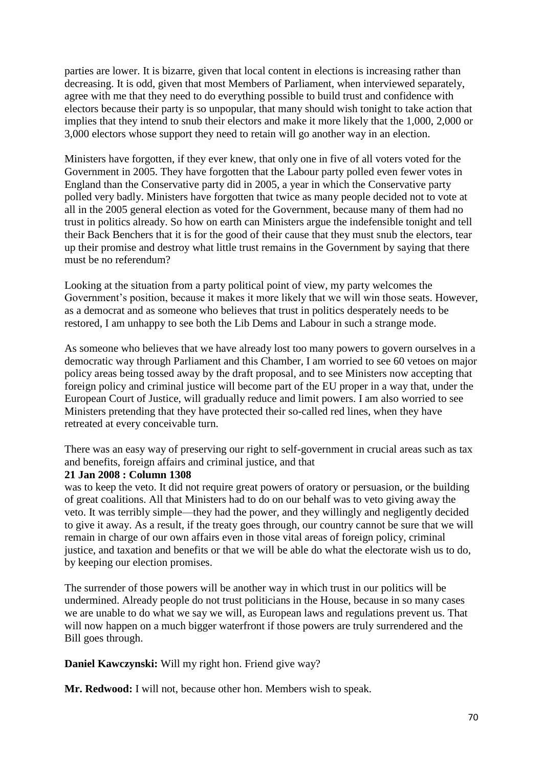parties are lower. It is bizarre, given that local content in elections is increasing rather than decreasing. It is odd, given that most Members of Parliament, when interviewed separately, agree with me that they need to do everything possible to build trust and confidence with electors because their party is so unpopular, that many should wish tonight to take action that implies that they intend to snub their electors and make it more likely that the 1,000, 2,000 or 3,000 electors whose support they need to retain will go another way in an election.

Ministers have forgotten, if they ever knew, that only one in five of all voters voted for the Government in 2005. They have forgotten that the Labour party polled even fewer votes in England than the Conservative party did in 2005, a year in which the Conservative party polled very badly. Ministers have forgotten that twice as many people decided not to vote at all in the 2005 general election as voted for the Government, because many of them had no trust in politics already. So how on earth can Ministers argue the indefensible tonight and tell their Back Benchers that it is for the good of their cause that they must snub the electors, tear up their promise and destroy what little trust remains in the Government by saying that there must be no referendum?

Looking at the situation from a party political point of view, my party welcomes the Government's position, because it makes it more likely that we will win those seats. However, as a democrat and as someone who believes that trust in politics desperately needs to be restored, I am unhappy to see both the Lib Dems and Labour in such a strange mode.

As someone who believes that we have already lost too many powers to govern ourselves in a democratic way through Parliament and this Chamber, I am worried to see 60 vetoes on major policy areas being tossed away by the draft proposal, and to see Ministers now accepting that foreign policy and criminal justice will become part of the EU proper in a way that, under the European Court of Justice, will gradually reduce and limit powers. I am also worried to see Ministers pretending that they have protected their so-called red lines, when they have retreated at every conceivable turn.

There was an easy way of preserving our right to self-government in crucial areas such as tax and benefits, foreign affairs and criminal justice, and that

**21 Jan 2008 : Column 1308**

was to keep the veto. It did not require great powers of oratory or persuasion, or the building of great coalitions. All that Ministers had to do on our behalf was to veto giving away the veto. It was terribly simple—they had the power, and they willingly and negligently decided to give it away. As a result, if the treaty goes through, our country cannot be sure that we will remain in charge of our own affairs even in those vital areas of foreign policy, criminal justice, and taxation and benefits or that we will be able do what the electorate wish us to do, by keeping our election promises.

The surrender of those powers will be another way in which trust in our politics will be undermined. Already people do not trust politicians in the House, because in so many cases we are unable to do what we say we will, as European laws and regulations prevent us. That will now happen on a much bigger waterfront if those powers are truly surrendered and the Bill goes through.

**Daniel Kawczynski:** Will my right hon. Friend give way?

**Mr. Redwood:** I will not, because other hon. Members wish to speak.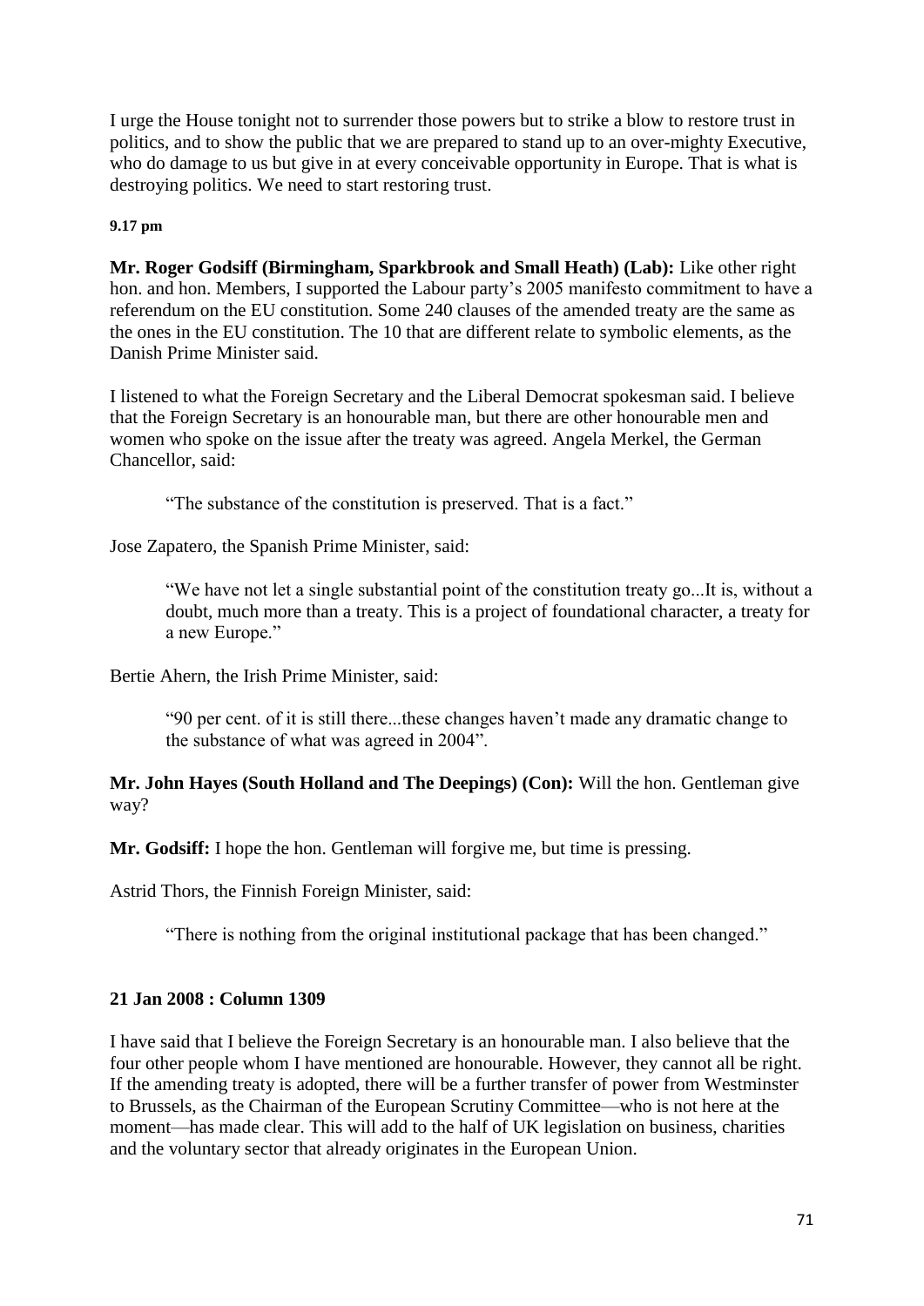I urge the House tonight not to surrender those powers but to strike a blow to restore trust in politics, and to show the public that we are prepared to stand up to an over-mighty Executive, who do damage to us but give in at every conceivable opportunity in Europe. That is what is destroying politics. We need to start restoring trust.

**9.17 pm**

**Mr. Roger Godsiff (Birmingham, Sparkbrook and Small Heath) (Lab):** Like other right hon. and hon. Members, I supported the Labour party's 2005 manifesto commitment to have a referendum on the EU constitution. Some 240 clauses of the amended treaty are the same as the ones in the EU constitution. The 10 that are different relate to symbolic elements, as the Danish Prime Minister said.

I listened to what the Foreign Secretary and the Liberal Democrat spokesman said. I believe that the Foreign Secretary is an honourable man, but there are other honourable men and women who spoke on the issue after the treaty was agreed. Angela Merkel, the German Chancellor, said:

> "The substance of the constitution is preserved. That is a fact."

Jose Zapatero, the Spanish Prime Minister, said:

> "We have not let a single substantial point of the constitution treaty go...It is, without a doubt, much more than a treaty. This is a project of foundational character, a treaty for a new Europe."

Bertie Ahern, the Irish Prime Minister, said:

> "90 per cent. of it is still there...these changes haven't made any dramatic change to the substance of what was agreed in 2004".

**Mr. John Hayes (South Holland and The Deepings) (Con):** Will the hon. Gentleman give way?

**Mr. Godsiff:** I hope the hon. Gentleman will forgive me, but time is pressing.

Astrid Thors, the Finnish Foreign Minister, said:

> "There is nothing from the original institutional package that has been changed."

**21 Jan 2008 : Column 1309**

I have said that I believe the Foreign Secretary is an honourable man. I also believe that the four other people whom I have mentioned are honourable. However, they cannot all be right. If the amending treaty is adopted, there will be a further transfer of power from Westminster to Brussels, as the Chairman of the European Scrutiny Committee—who is not here at the moment—has made clear. This will add to the half of UK legislation on business, charities and the voluntary sector that already originates in the European Union.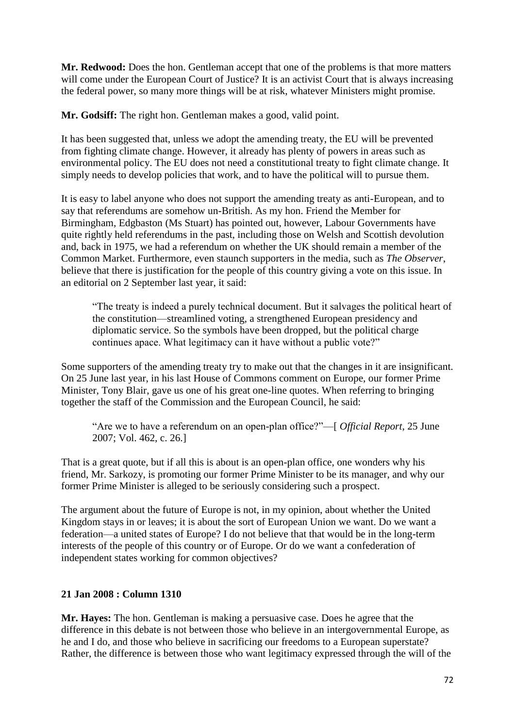**Mr. Redwood:** Does the hon. Gentleman accept that one of the problems is that more matters will come under the European Court of Justice? It is an activist Court that is always increasing the federal power, so many more things will be at risk, whatever Ministers might promise.

**Mr. Godsiff:** The right hon. Gentleman makes a good, valid point.

It has been suggested that, unless we adopt the amending treaty, the EU will be prevented from fighting climate change. However, it already has plenty of powers in areas such as environmental policy. The EU does not need a constitutional treaty to fight climate change. It simply needs to develop policies that work, and to have the political will to pursue them.

It is easy to label anyone who does not support the amending treaty as anti-European, and to say that referendums are somehow un-British. As my hon. Friend the Member for Birmingham, Edgbaston (Ms Stuart) has pointed out, however, Labour Governments have quite rightly held referendums in the past, including those on Welsh and Scottish devolution and, back in 1975, we had a referendum on whether the UK should remain a member of the Common Market. Furthermore, even staunch supporters in the media, such as *The Observer*, believe that there is justification for the people of this country giving a vote on this issue. In an editorial on 2 September last year, it said:

> "The treaty is indeed a purely technical document. But it salvages the political heart of the constitution—streamlined voting, a strengthened European presidency and diplomatic service. So the symbols have been dropped, but the political charge continues apace. What legitimacy can it have without a public vote?"

Some supporters of the amending treaty try to make out that the changes in it are insignificant. On 25 June last year, in his last House of Commons comment on Europe, our former Prime Minister, Tony Blair, gave us one of his great one-line quotes. When referring to bringing together the staff of the Commission and the European Council, he said:

> "Are we to have a referendum on an open-plan office?"—[ *Official Report*, 25 June 2007; Vol. 462, c. 26.]

That is a great quote, but if all this is about is an open-plan office, one wonders why his friend, Mr. Sarkozy, is promoting our former Prime Minister to be its manager, and why our former Prime Minister is alleged to be seriously considering such a prospect.

The argument about the future of Europe is not, in my opinion, about whether the United Kingdom stays in or leaves; it is about the sort of European Union we want. Do we want a federation—a united states of Europe? I do not believe that that would be in the long-term interests of the people of this country or of Europe. Or do we want a confederation of independent states working for common objectives?

**21 Jan 2008 : Column 1310**

**Mr. Hayes:** The hon. Gentleman is making a persuasive case. Does he agree that the difference in this debate is not between those who believe in an intergovernmental Europe, as he and I do, and those who believe in sacrificing our freedoms to a European superstate? Rather, the difference is between those who want legitimacy expressed through the will of the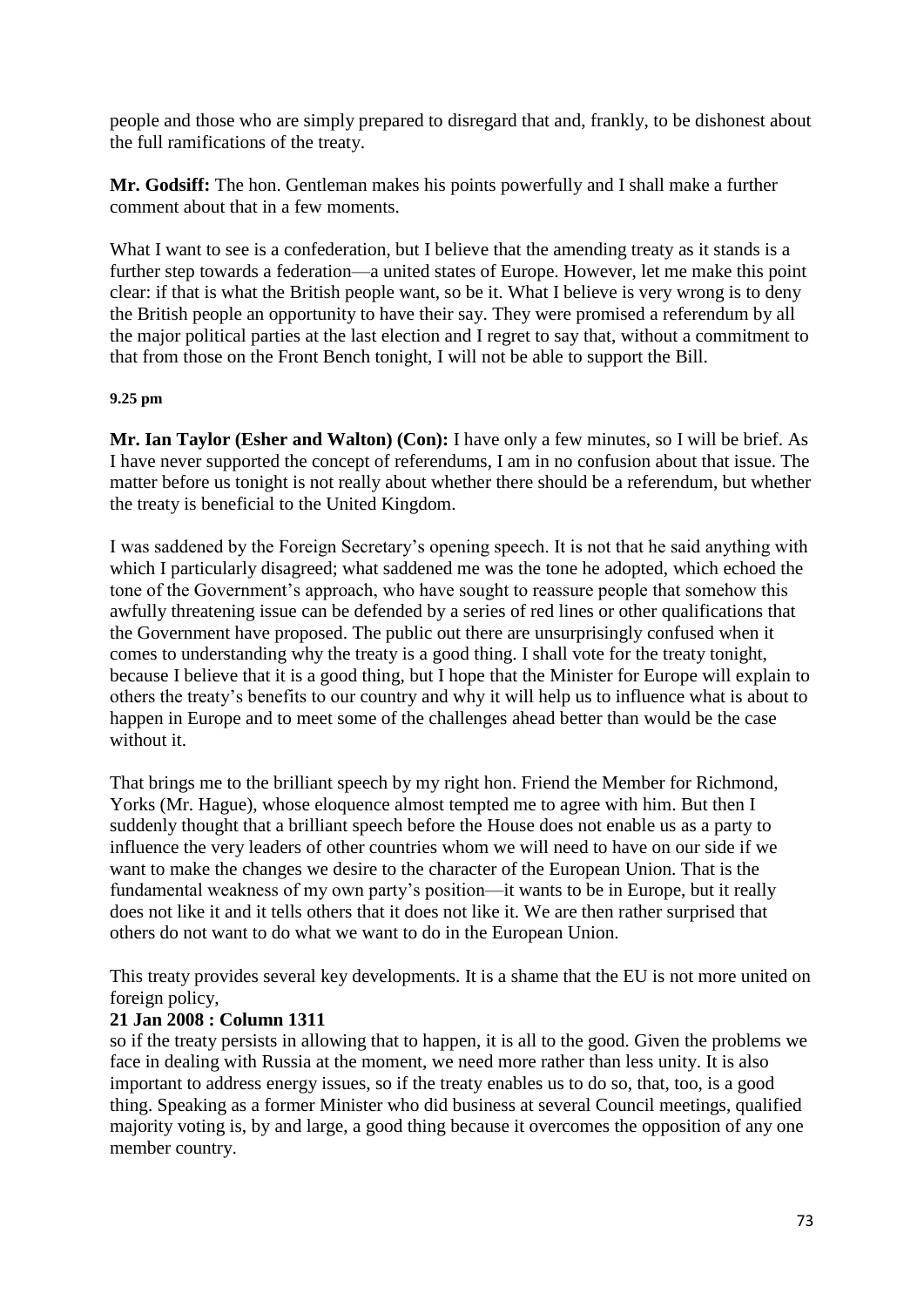people and those who are simply prepared to disregard that and, frankly, to be dishonest about the full ramifications of the treaty.

**Mr. Godsiff:** The hon. Gentleman makes his points powerfully and I shall make a further comment about that in a few moments.

What I want to see is a confederation, but I believe that the amending treaty as it stands is a further step towards a federation—a united states of Europe. However, let me make this point clear: if that is what the British people want, so be it. What I believe is very wrong is to deny the British people an opportunity to have their say. They were promised a referendum by all the major political parties at the last election and I regret to say that, without a commitment to that from those on the Front Bench tonight, I will not be able to support the Bill.

**9.25 pm**

**Mr. Ian Taylor (Esher and Walton) (Con):** I have only a few minutes, so I will be brief. As I have never supported the concept of referendums, I am in no confusion about that issue. The matter before us tonight is not really about whether there should be a referendum, but whether the treaty is beneficial to the United Kingdom.

I was saddened by the Foreign Secretary's opening speech. It is not that he said anything with which I particularly disagreed; what saddened me was the tone he adopted, which echoed the tone of the Government's approach, who have sought to reassure people that somehow this awfully threatening issue can be defended by a series of red lines or other qualifications that the Government have proposed. The public out there are unsurprisingly confused when it comes to understanding why the treaty is a good thing. I shall vote for the treaty tonight, because I believe that it is a good thing, but I hope that the Minister for Europe will explain to others the treaty's benefits to our country and why it will help us to influence what is about to happen in Europe and to meet some of the challenges ahead better than would be the case without it.

That brings me to the brilliant speech by my right hon. Friend the Member for Richmond, Yorks (Mr. Hague), whose eloquence almost tempted me to agree with him. But then I suddenly thought that a brilliant speech before the House does not enable us as a party to influence the very leaders of other countries whom we will need to have on our side if we want to make the changes we desire to the character of the European Union. That is the fundamental weakness of my own party's position—it wants to be in Europe, but it really does not like it and it tells others that it does not like it. We are then rather surprised that others do not want to do what we want to do in the European Union.

This treaty provides several key developments. It is a shame that the EU is not more united on foreign policy,

**21 Jan 2008 : Column 1311**

so if the treaty persists in allowing that to happen, it is all to the good. Given the problems we face in dealing with Russia at the moment, we need more rather than less unity. It is also important to address energy issues, so if the treaty enables us to do so, that, too, is a good thing. Speaking as a former Minister who did business at several Council meetings, qualified majority voting is, by and large, a good thing because it overcomes the opposition of any one member country.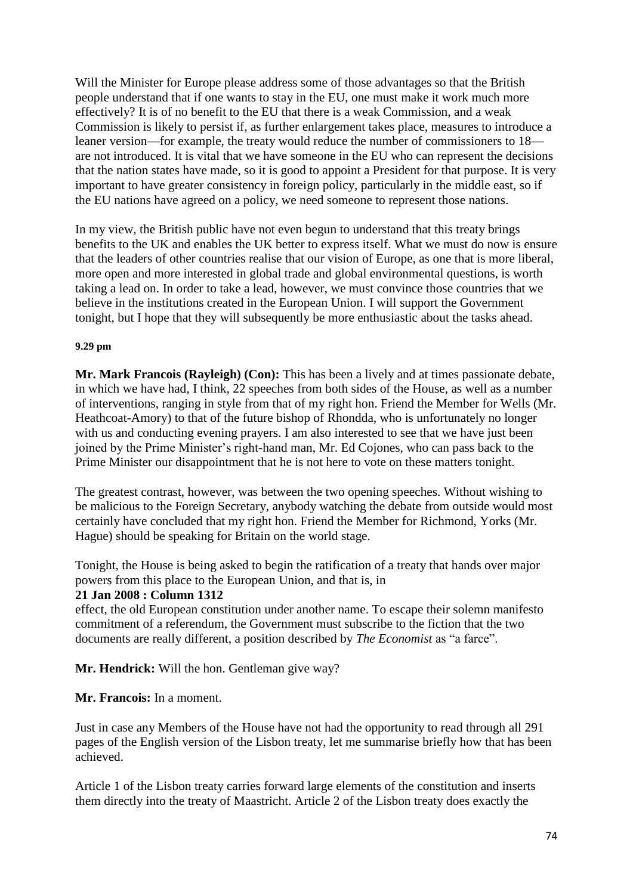Will the Minister for Europe please address some of those advantages so that the British people understand that if one wants to stay in the EU, one must make it work much more effectively? It is of no benefit to the EU that there is a weak Commission, and a weak Commission is likely to persist if, as further enlargement takes place, measures to introduce a leaner version—for example, the treaty would reduce the number of commissioners to 18—are not introduced. It is vital that we have someone in the EU who can represent the decisions that the nation states have made, so it is good to appoint a President for that purpose. It is very important to have greater consistency in foreign policy, particularly in the middle east, so if the EU nations have agreed on a policy, we need someone to represent those nations.

In my view, the British public have not even begun to understand that this treaty brings benefits to the UK and enables the UK better to express itself. What we must do now is ensure that the leaders of other countries realise that our vision of Europe, as one that is more liberal, more open and more interested in global trade and global environmental questions, is worth taking a lead on. In order to take a lead, however, we must convince those countries that we believe in the institutions created in the European Union. I will support the Government tonight, but I hope that they will subsequently be more enthusiastic about the tasks ahead.

**9.29 pm**

**Mr. Mark Francois (Rayleigh) (Con):** This has been a lively and at times passionate debate, in which we have had, I think, 22 speeches from both sides of the House, as well as a number of interventions, ranging in style from that of my right hon. Friend the Member for Wells (Mr. Heathcoat-Amory) to that of the future bishop of Rhondda, who is unfortunately no longer with us and conducting evening prayers. I am also interested to see that we have just been joined by the Prime Minister's right-hand man, Mr. Ed Cojones, who can pass back to the Prime Minister our disappointment that he is not here to vote on these matters tonight.

The greatest contrast, however, was between the two opening speeches. Without wishing to be malicious to the Foreign Secretary, anybody watching the debate from outside would most certainly have concluded that my right hon. Friend the Member for Richmond, Yorks (Mr. Hague) should be speaking for Britain on the world stage.

Tonight, the House is being asked to begin the ratification of a treaty that hands over major powers from this place to the European Union, and that is, in

**21 Jan 2008 : Column 1312**

effect, the old European constitution under another name. To escape their solemn manifesto commitment of a referendum, the Government must subscribe to the fiction that the two documents are really different, a position described by *The Economist* as "a farce".

**Mr. Hendrick:** Will the hon. Gentleman give way?

**Mr. Francois:** In a moment.

Just in case any Members of the House have not had the opportunity to read through all 291 pages of the English version of the Lisbon treaty, let me summarise briefly how that has been achieved.

Article 1 of the Lisbon treaty carries forward large elements of the constitution and inserts them directly into the treaty of Maastricht. Article 2 of the Lisbon treaty does exactly the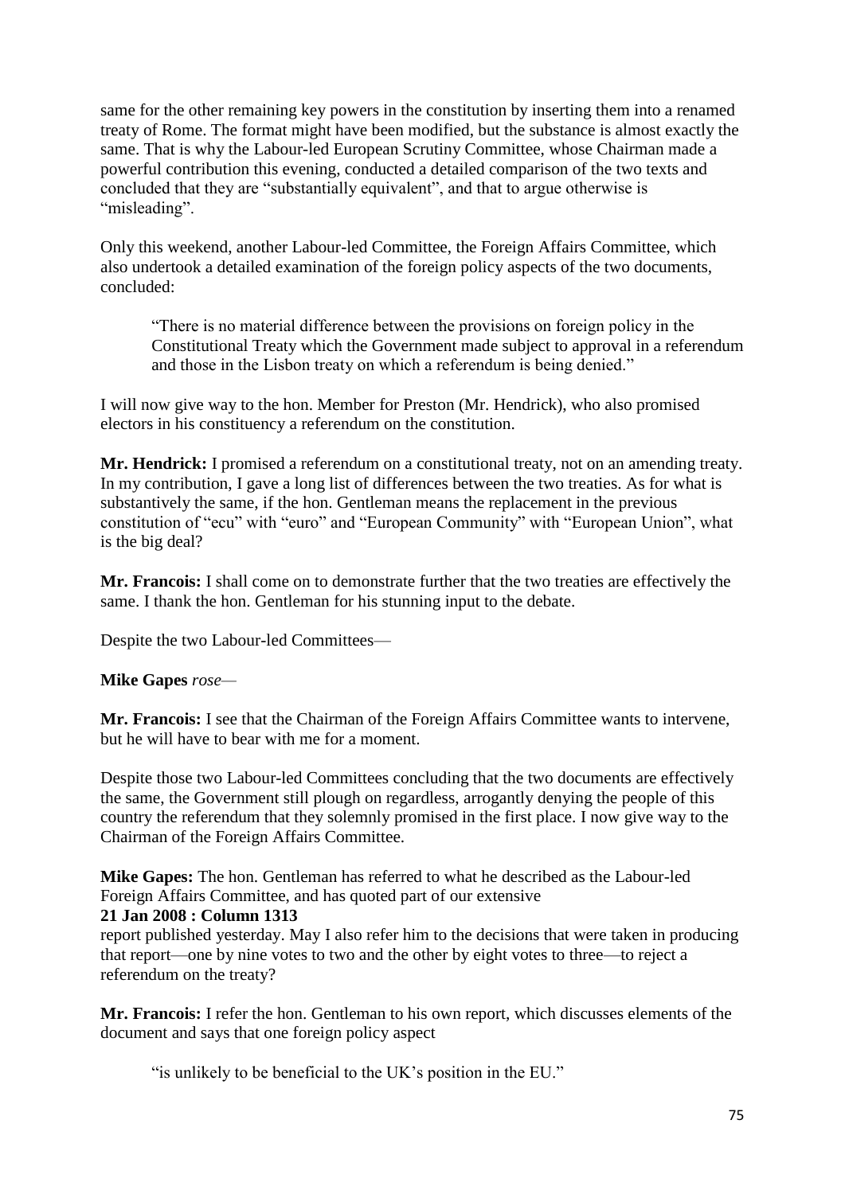same for the other remaining key powers in the constitution by inserting them into a renamed treaty of Rome. The format might have been modified, but the substance is almost exactly the same. That is why the Labour-led European Scrutiny Committee, whose Chairman made a powerful contribution this evening, conducted a detailed comparison of the two texts and concluded that they are "substantially equivalent", and that to argue otherwise is "misleading".

Only this weekend, another Labour-led Committee, the Foreign Affairs Committee, which also undertook a detailed examination of the foreign policy aspects of the two documents, concluded:

> "There is no material difference between the provisions on foreign policy in the Constitutional Treaty which the Government made subject to approval in a referendum and those in the Lisbon treaty on which a referendum is being denied."

I will now give way to the hon. Member for Preston (Mr. Hendrick), who also promised electors in his constituency a referendum on the constitution.

**Mr. Hendrick:** I promised a referendum on a constitutional treaty, not on an amending treaty. In my contribution, I gave a long list of differences between the two treaties. As for what is substantively the same, if the hon. Gentleman means the replacement in the previous constitution of "ecu" with "euro" and "European Community" with "European Union", what is the big deal?

**Mr. Francois:** I shall come on to demonstrate further that the two treaties are effectively the same. I thank the hon. Gentleman for his stunning input to the debate.

Despite the two Labour-led Committees—

**Mike Gapes** *rose—*

**Mr. Francois:** I see that the Chairman of the Foreign Affairs Committee wants to intervene, but he will have to bear with me for a moment.

Despite those two Labour-led Committees concluding that the two documents are effectively the same, the Government still plough on regardless, arrogantly denying the people of this country the referendum that they solemnly promised in the first place. I now give way to the Chairman of the Foreign Affairs Committee.

**Mike Gapes:** The hon. Gentleman has referred to what he described as the Labour-led Foreign Affairs Committee, and has quoted part of our extensive

**21 Jan 2008 : Column 1313**

report published yesterday. May I also refer him to the decisions that were taken in producing that report—one by nine votes to two and the other by eight votes to three—to reject a referendum on the treaty?

**Mr. Francois:** I refer the hon. Gentleman to his own report, which discusses elements of the document and says that one foreign policy aspect

> "is unlikely to be beneficial to the UK's position in the EU."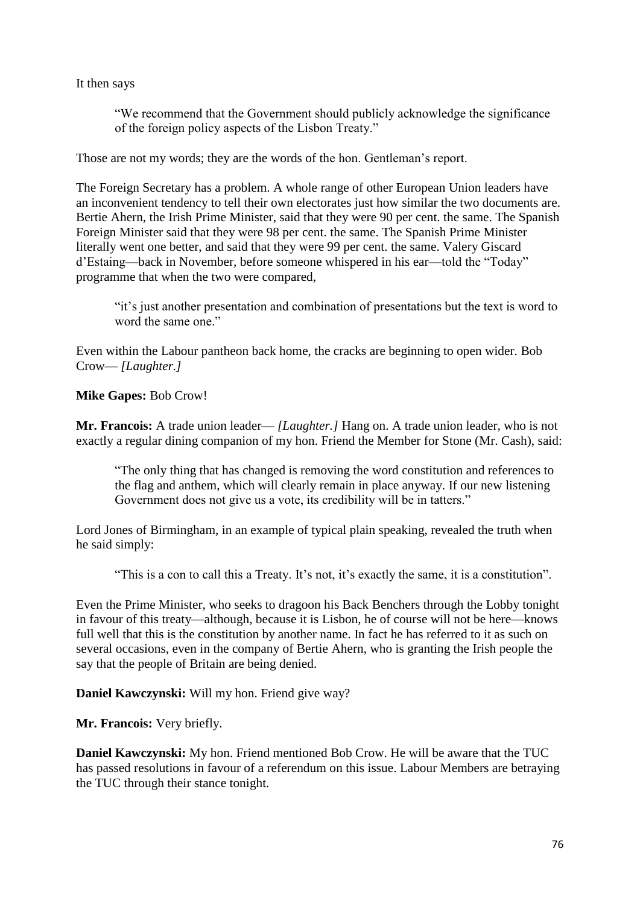It then says

> "We recommend that the Government should publicly acknowledge the significance of the foreign policy aspects of the Lisbon Treaty."

Those are not my words; they are the words of the hon. Gentleman's report.

The Foreign Secretary has a problem. A whole range of other European Union leaders have an inconvenient tendency to tell their own electorates just how similar the two documents are. Bertie Ahern, the Irish Prime Minister, said that they were 90 per cent. the same. The Spanish Foreign Minister said that they were 98 per cent. the same. The Spanish Prime Minister literally went one better, and said that they were 99 per cent. the same. Valery Giscard d'Estaing—back in November, before someone whispered in his ear—told the "Today" programme that when the two were compared,

> "it's just another presentation and combination of presentations but the text is word to word the same one."

Even within the Labour pantheon back home, the cracks are beginning to open wider. Bob Crow— *[Laughter.]*

**Mike Gapes:** Bob Crow!

**Mr. Francois:** A trade union leader— *[Laughter.]* Hang on. A trade union leader, who is not exactly a regular dining companion of my hon. Friend the Member for Stone (Mr. Cash), said:

> "The only thing that has changed is removing the word constitution and references to the flag and anthem, which will clearly remain in place anyway. If our new listening Government does not give us a vote, its credibility will be in tatters."

Lord Jones of Birmingham, in an example of typical plain speaking, revealed the truth when he said simply:

> "This is a con to call this a Treaty. It's not, it's exactly the same, it is a constitution".

Even the Prime Minister, who seeks to dragoon his Back Benchers through the Lobby tonight in favour of this treaty—although, because it is Lisbon, he of course will not be here—knows full well that this is the constitution by another name. In fact he has referred to it as such on several occasions, even in the company of Bertie Ahern, who is granting the Irish people the say that the people of Britain are being denied.

**Daniel Kawczynski:** Will my hon. Friend give way?

**Mr. Francois:** Very briefly.

**Daniel Kawczynski:** My hon. Friend mentioned Bob Crow. He will be aware that the TUC has passed resolutions in favour of a referendum on this issue. Labour Members are betraying the TUC through their stance tonight.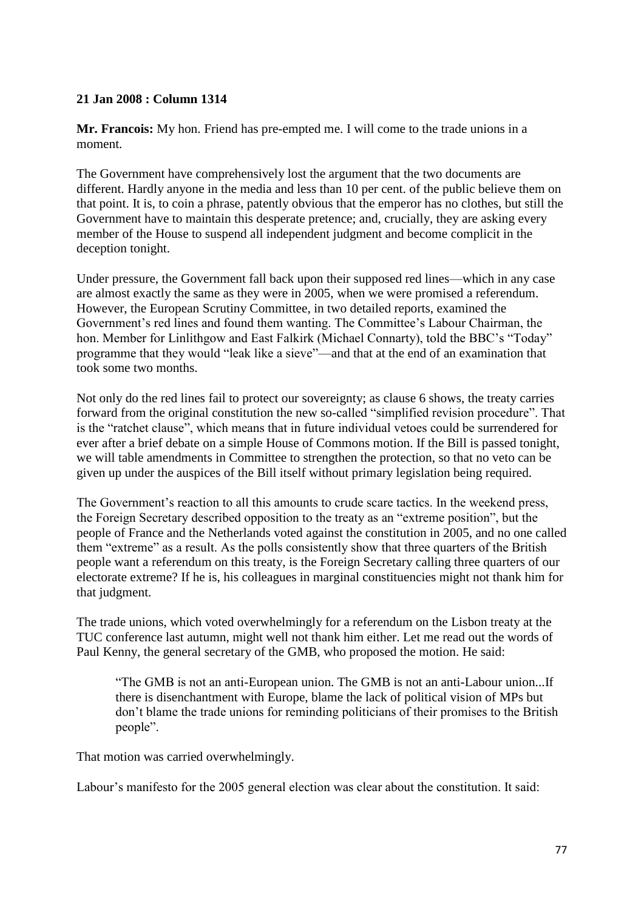**21 Jan 2008 : Column 1314**

**Mr. Francois:** My hon. Friend has pre-empted me. I will come to the trade unions in a moment.

The Government have comprehensively lost the argument that the two documents are different. Hardly anyone in the media and less than 10 per cent. of the public believe them on that point. It is, to coin a phrase, patently obvious that the emperor has no clothes, but still the Government have to maintain this desperate pretence; and, crucially, they are asking every member of the House to suspend all independent judgment and become complicit in the deception tonight.

Under pressure, the Government fall back upon their supposed red lines—which in any case are almost exactly the same as they were in 2005, when we were promised a referendum. However, the European Scrutiny Committee, in two detailed reports, examined the Government's red lines and found them wanting. The Committee's Labour Chairman, the hon. Member for Linlithgow and East Falkirk (Michael Connarty), told the BBC's "Today" programme that they would "leak like a sieve"—and that at the end of an examination that took some two months.

Not only do the red lines fail to protect our sovereignty; as clause 6 shows, the treaty carries forward from the original constitution the new so-called "simplified revision procedure". That is the "ratchet clause", which means that in future individual vetoes could be surrendered for ever after a brief debate on a simple House of Commons motion. If the Bill is passed tonight, we will table amendments in Committee to strengthen the protection, so that no veto can be given up under the auspices of the Bill itself without primary legislation being required.

The Government's reaction to all this amounts to crude scare tactics. In the weekend press, the Foreign Secretary described opposition to the treaty as an "extreme position", but the people of France and the Netherlands voted against the constitution in 2005, and no one called them "extreme" as a result. As the polls consistently show that three quarters of the British people want a referendum on this treaty, is the Foreign Secretary calling three quarters of our electorate extreme? If he is, his colleagues in marginal constituencies might not thank him for that judgment.

The trade unions, which voted overwhelmingly for a referendum on the Lisbon treaty at the TUC conference last autumn, might well not thank him either. Let me read out the words of Paul Kenny, the general secretary of the GMB, who proposed the motion. He said:

> "The GMB is not an anti-European union. The GMB is not an anti-Labour union...If there is disenchantment with Europe, blame the lack of political vision of MPs but don't blame the trade unions for reminding politicians of their promises to the British people".

That motion was carried overwhelmingly.

Labour's manifesto for the 2005 general election was clear about the constitution. It said: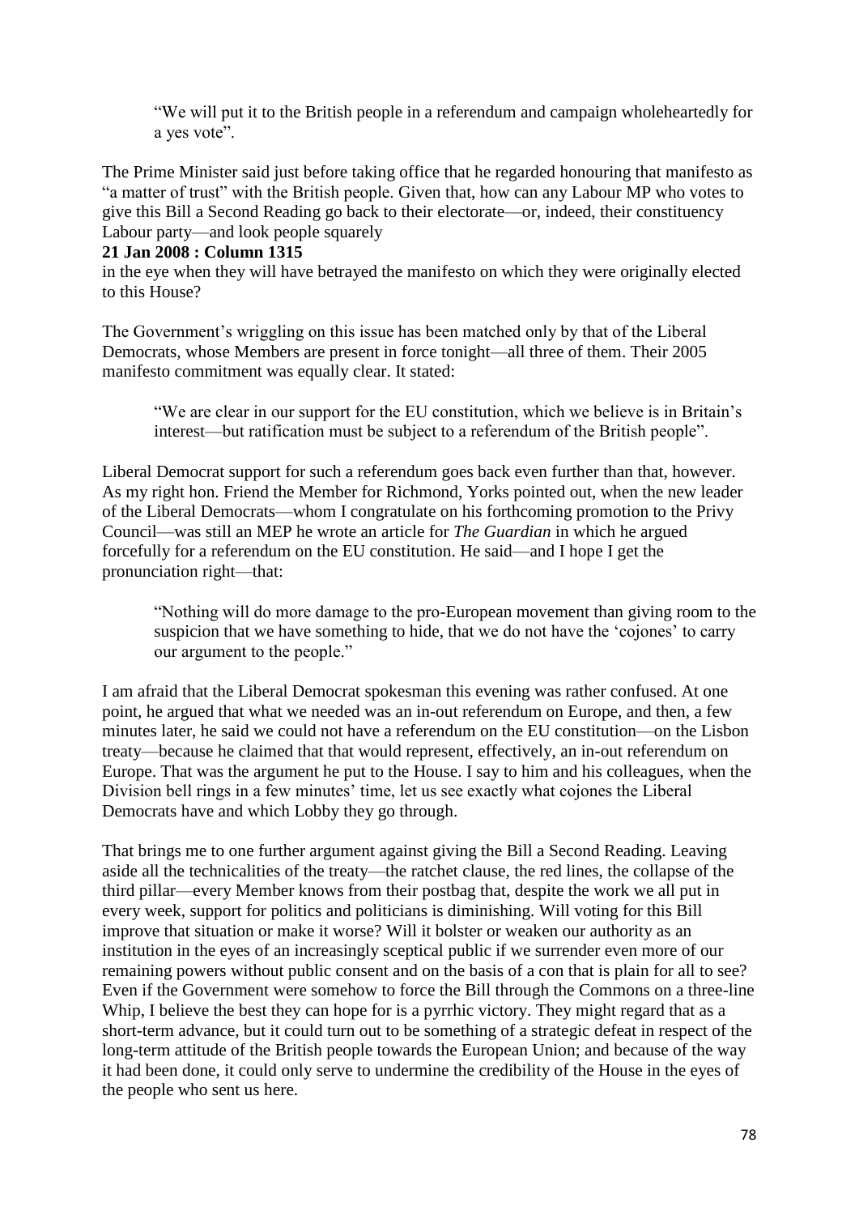> "We will put it to the British people in a referendum and campaign wholeheartedly for a yes vote".

The Prime Minister said just before taking office that he regarded honouring that manifesto as "a matter of trust" with the British people. Given that, how can any Labour MP who votes to give this Bill a Second Reading go back to their electorate—or, indeed, their constituency Labour party—and look people squarely

**21 Jan 2008 : Column 1315**

in the eye when they will have betrayed the manifesto on which they were originally elected to this House?

The Government's wriggling on this issue has been matched only by that of the Liberal Democrats, whose Members are present in force tonight—all three of them. Their 2005 manifesto commitment was equally clear. It stated:

> "We are clear in our support for the EU constitution, which we believe is in Britain's interest—but ratification must be subject to a referendum of the British people".

Liberal Democrat support for such a referendum goes back even further than that, however. As my right hon. Friend the Member for Richmond, Yorks pointed out, when the new leader of the Liberal Democrats—whom I congratulate on his forthcoming promotion to the Privy Council—was still an MEP he wrote an article for *The Guardian* in which he argued forcefully for a referendum on the EU constitution. He said—and I hope I get the pronunciation right—that:

> "Nothing will do more damage to the pro-European movement than giving room to the suspicion that we have something to hide, that we do not have the 'cojones' to carry our argument to the people."

I am afraid that the Liberal Democrat spokesman this evening was rather confused. At one point, he argued that what we needed was an in-out referendum on Europe, and then, a few minutes later, he said we could not have a referendum on the EU constitution—on the Lisbon treaty—because he claimed that that would represent, effectively, an in-out referendum on Europe. That was the argument he put to the House. I say to him and his colleagues, when the Division bell rings in a few minutes' time, let us see exactly what cojones the Liberal Democrats have and which Lobby they go through.

That brings me to one further argument against giving the Bill a Second Reading. Leaving aside all the technicalities of the treaty—the ratchet clause, the red lines, the collapse of the third pillar—every Member knows from their postbag that, despite the work we all put in every week, support for politics and politicians is diminishing. Will voting for this Bill improve that situation or make it worse? Will it bolster or weaken our authority as an institution in the eyes of an increasingly sceptical public if we surrender even more of our remaining powers without public consent and on the basis of a con that is plain for all to see? Even if the Government were somehow to force the Bill through the Commons on a three-line Whip, I believe the best they can hope for is a pyrrhic victory. They might regard that as a short-term advance, but it could turn out to be something of a strategic defeat in respect of the long-term attitude of the British people towards the European Union; and because of the way it had been done, it could only serve to undermine the credibility of the House in the eyes of the people who sent us here.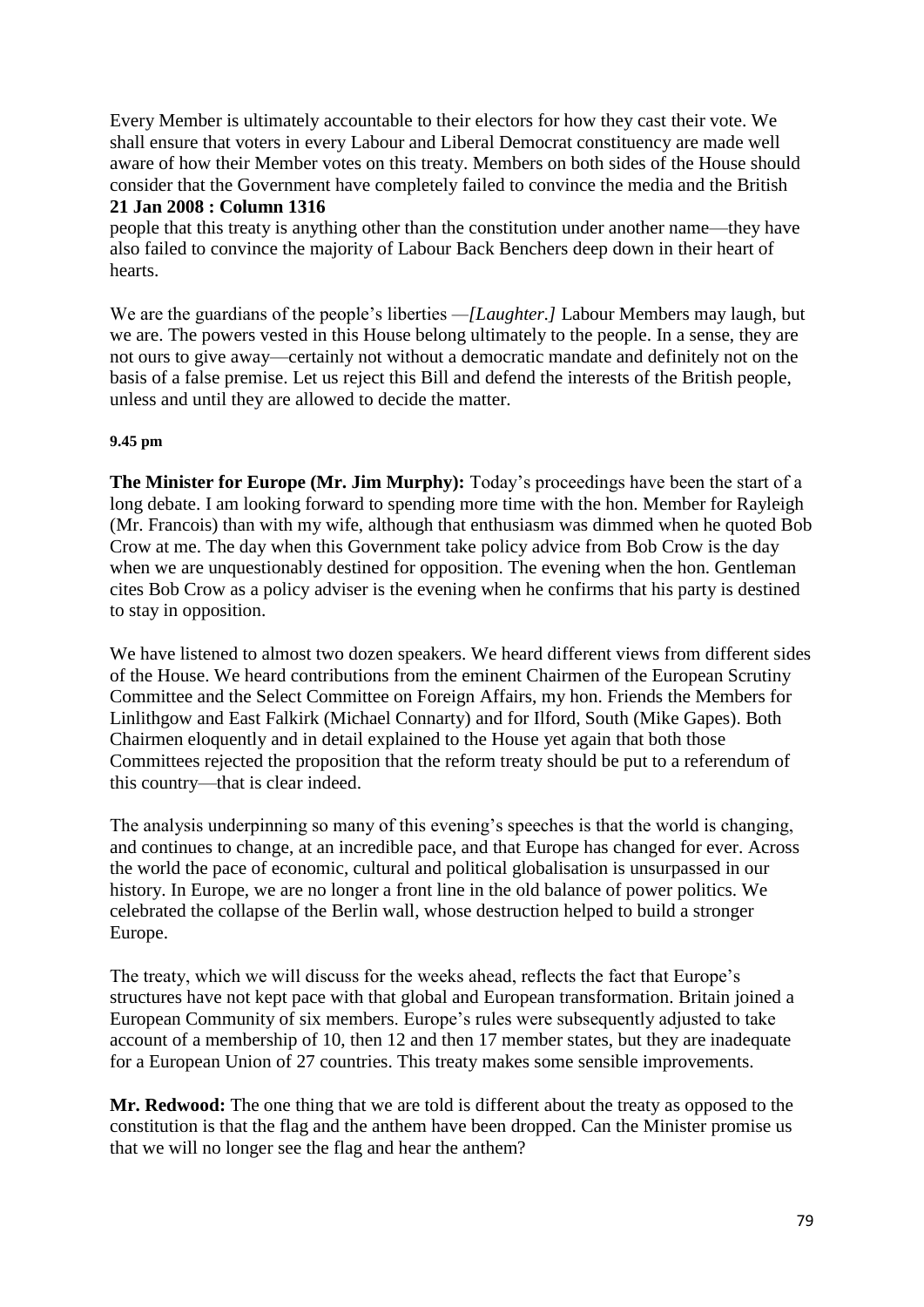Every Member is ultimately accountable to their electors for how they cast their vote. We shall ensure that voters in every Labour and Liberal Democrat constituency are made well aware of how their Member votes on this treaty. Members on both sides of the House should consider that the Government have completely failed to convince the media and the British

**21 Jan 2008 : Column 1316**

people that this treaty is anything other than the constitution under another name—they have also failed to convince the majority of Labour Back Benchers deep down in their heart of hearts.

We are the guardians of the people's liberties —*[Laughter.]* Labour Members may laugh, but we are. The powers vested in this House belong ultimately to the people. In a sense, they are not ours to give away—certainly not without a democratic mandate and definitely not on the basis of a false premise. Let us reject this Bill and defend the interests of the British people, unless and until they are allowed to decide the matter.

**9.45 pm**

**The Minister for Europe (Mr. Jim Murphy):** Today's proceedings have been the start of a long debate. I am looking forward to spending more time with the hon. Member for Rayleigh (Mr. Francois) than with my wife, although that enthusiasm was dimmed when he quoted Bob Crow at me. The day when this Government take policy advice from Bob Crow is the day when we are unquestionably destined for opposition. The evening when the hon. Gentleman cites Bob Crow as a policy adviser is the evening when he confirms that his party is destined to stay in opposition.

We have listened to almost two dozen speakers. We heard different views from different sides of the House. We heard contributions from the eminent Chairmen of the European Scrutiny Committee and the Select Committee on Foreign Affairs, my hon. Friends the Members for Linlithgow and East Falkirk (Michael Connarty) and for Ilford, South (Mike Gapes). Both Chairmen eloquently and in detail explained to the House yet again that both those Committees rejected the proposition that the reform treaty should be put to a referendum of this country—that is clear indeed.

The analysis underpinning so many of this evening's speeches is that the world is changing, and continues to change, at an incredible pace, and that Europe has changed for ever. Across the world the pace of economic, cultural and political globalisation is unsurpassed in our history. In Europe, we are no longer a front line in the old balance of power politics. We celebrated the collapse of the Berlin wall, whose destruction helped to build a stronger Europe.

The treaty, which we will discuss for the weeks ahead, reflects the fact that Europe's structures have not kept pace with that global and European transformation. Britain joined a European Community of six members. Europe's rules were subsequently adjusted to take account of a membership of 10, then 12 and then 17 member states, but they are inadequate for a European Union of 27 countries. This treaty makes some sensible improvements.

**Mr. Redwood:** The one thing that we are told is different about the treaty as opposed to the constitution is that the flag and the anthem have been dropped. Can the Minister promise us that we will no longer see the flag and hear the anthem?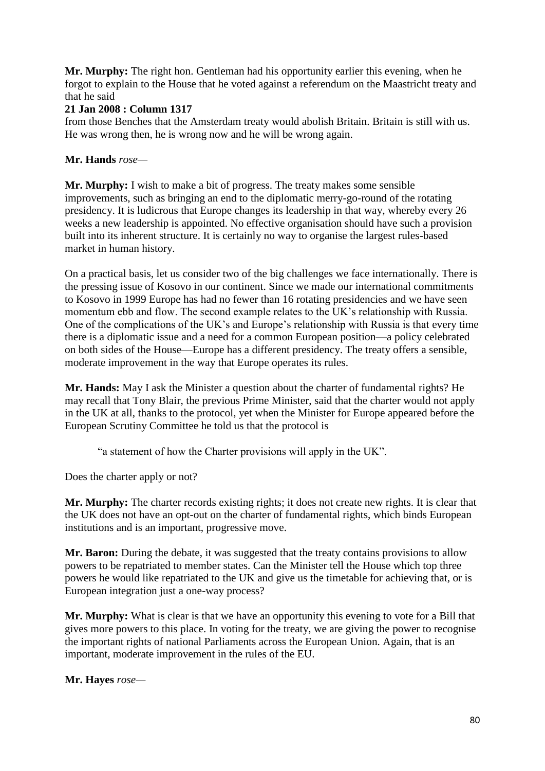**Mr. Murphy:** The right hon. Gentleman had his opportunity earlier this evening, when he forgot to explain to the House that he voted against a referendum on the Maastricht treaty and that he said

**21 Jan 2008 : Column 1317**

from those Benches that the Amsterdam treaty would abolish Britain. Britain is still with us. He was wrong then, he is wrong now and he will be wrong again.

**Mr. Hands** *rose—*

**Mr. Murphy:** I wish to make a bit of progress. The treaty makes some sensible improvements, such as bringing an end to the diplomatic merry-go-round of the rotating presidency. It is ludicrous that Europe changes its leadership in that way, whereby every 26 weeks a new leadership is appointed. No effective organisation should have such a provision built into its inherent structure. It is certainly no way to organise the largest rules-based market in human history.

On a practical basis, let us consider two of the big challenges we face internationally. There is the pressing issue of Kosovo in our continent. Since we made our international commitments to Kosovo in 1999 Europe has had no fewer than 16 rotating presidencies and we have seen momentum ebb and flow. The second example relates to the UK's relationship with Russia. One of the complications of the UK's and Europe's relationship with Russia is that every time there is a diplomatic issue and a need for a common European position—a policy celebrated on both sides of the House—Europe has a different presidency. The treaty offers a sensible, moderate improvement in the way that Europe operates its rules.

**Mr. Hands:** May I ask the Minister a question about the charter of fundamental rights? He may recall that Tony Blair, the previous Prime Minister, said that the charter would not apply in the UK at all, thanks to the protocol, yet when the Minister for Europe appeared before the European Scrutiny Committee he told us that the protocol is

> "a statement of how the Charter provisions will apply in the UK".

Does the charter apply or not?

**Mr. Murphy:** The charter records existing rights; it does not create new rights. It is clear that the UK does not have an opt-out on the charter of fundamental rights, which binds European institutions and is an important, progressive move.

**Mr. Baron:** During the debate, it was suggested that the treaty contains provisions to allow powers to be repatriated to member states. Can the Minister tell the House which top three powers he would like repatriated to the UK and give us the timetable for achieving that, or is European integration just a one-way process?

**Mr. Murphy:** What is clear is that we have an opportunity this evening to vote for a Bill that gives more powers to this place. In voting for the treaty, we are giving the power to recognise the important rights of national Parliaments across the European Union. Again, that is an important, moderate improvement in the rules of the EU.

**Mr. Hayes** *rose—*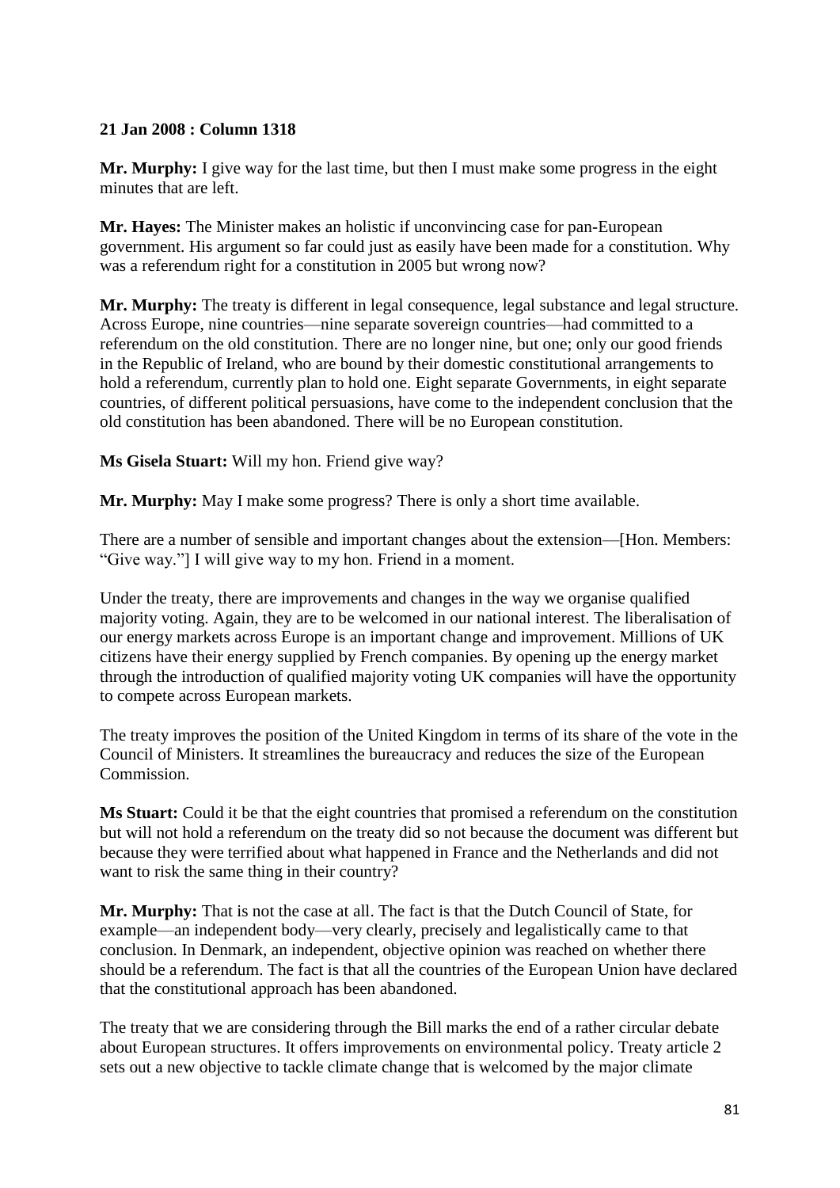**21 Jan 2008 : Column 1318**

**Mr. Murphy:** I give way for the last time, but then I must make some progress in the eight minutes that are left.

**Mr. Hayes:** The Minister makes an holistic if unconvincing case for pan-European government. His argument so far could just as easily have been made for a constitution. Why was a referendum right for a constitution in 2005 but wrong now?

**Mr. Murphy:** The treaty is different in legal consequence, legal substance and legal structure. Across Europe, nine countries—nine separate sovereign countries—had committed to a referendum on the old constitution. There are no longer nine, but one; only our good friends in the Republic of Ireland, who are bound by their domestic constitutional arrangements to hold a referendum, currently plan to hold one. Eight separate Governments, in eight separate countries, of different political persuasions, have come to the independent conclusion that the old constitution has been abandoned. There will be no European constitution.

**Ms Gisela Stuart:** Will my hon. Friend give way?

**Mr. Murphy:** May I make some progress? There is only a short time available.

There are a number of sensible and important changes about the extension—[Hon. Members: "Give way."] I will give way to my hon. Friend in a moment.

Under the treaty, there are improvements and changes in the way we organise qualified majority voting. Again, they are to be welcomed in our national interest. The liberalisation of our energy markets across Europe is an important change and improvement. Millions of UK citizens have their energy supplied by French companies. By opening up the energy market through the introduction of qualified majority voting UK companies will have the opportunity to compete across European markets.

The treaty improves the position of the United Kingdom in terms of its share of the vote in the Council of Ministers. It streamlines the bureaucracy and reduces the size of the European Commission.

**Ms Stuart:** Could it be that the eight countries that promised a referendum on the constitution but will not hold a referendum on the treaty did so not because the document was different but because they were terrified about what happened in France and the Netherlands and did not want to risk the same thing in their country?

**Mr. Murphy:** That is not the case at all. The fact is that the Dutch Council of State, for example—an independent body—very clearly, precisely and legalistically came to that conclusion. In Denmark, an independent, objective opinion was reached on whether there should be a referendum. The fact is that all the countries of the European Union have declared that the constitutional approach has been abandoned.

The treaty that we are considering through the Bill marks the end of a rather circular debate about European structures. It offers improvements on environmental policy. Treaty article 2 sets out a new objective to tackle climate change that is welcomed by the major climate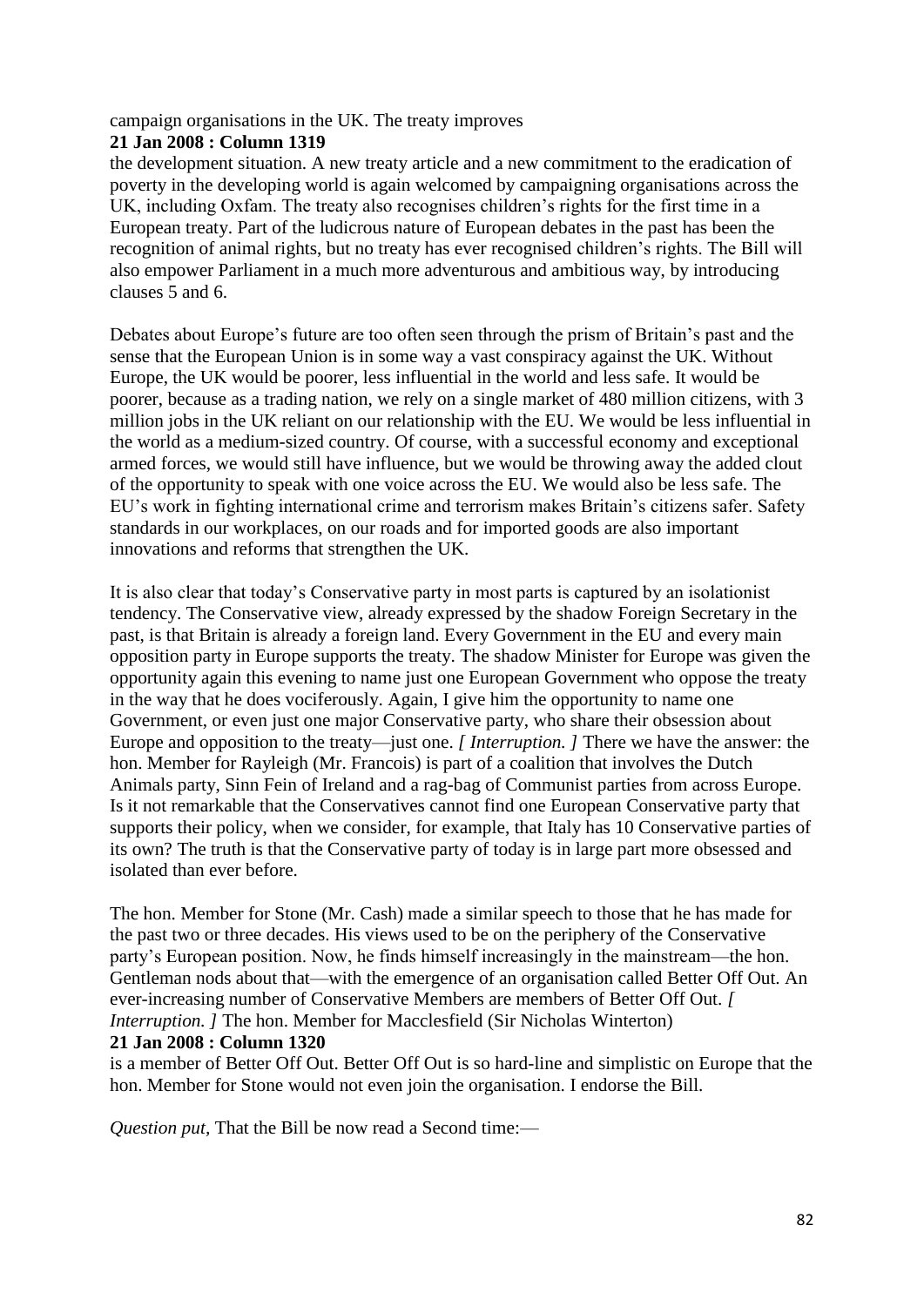campaign organisations in the UK. The treaty improves

**21 Jan 2008 : Column 1319**

the development situation. A new treaty article and a new commitment to the eradication of poverty in the developing world is again welcomed by campaigning organisations across the UK, including Oxfam. The treaty also recognises children's rights for the first time in a European treaty. Part of the ludicrous nature of European debates in the past has been the recognition of animal rights, but no treaty has ever recognised children's rights. The Bill will also empower Parliament in a much more adventurous and ambitious way, by introducing clauses 5 and 6.

Debates about Europe's future are too often seen through the prism of Britain's past and the sense that the European Union is in some way a vast conspiracy against the UK. Without Europe, the UK would be poorer, less influential in the world and less safe. It would be poorer, because as a trading nation, we rely on a single market of 480 million citizens, with 3 million jobs in the UK reliant on our relationship with the EU. We would be less influential in the world as a medium-sized country. Of course, with a successful economy and exceptional armed forces, we would still have influence, but we would be throwing away the added clout of the opportunity to speak with one voice across the EU. We would also be less safe. The EU's work in fighting international crime and terrorism makes Britain's citizens safer. Safety standards in our workplaces, on our roads and for imported goods are also important innovations and reforms that strengthen the UK.

It is also clear that today's Conservative party in most parts is captured by an isolationist tendency. The Conservative view, already expressed by the shadow Foreign Secretary in the past, is that Britain is already a foreign land. Every Government in the EU and every main opposition party in Europe supports the treaty. The shadow Minister for Europe was given the opportunity again this evening to name just one European Government who oppose the treaty in the way that he does vociferously. Again, I give him the opportunity to name one Government, or even just one major Conservative party, who share their obsession about Europe and opposition to the treaty—just one. *[ Interruption. ]* There we have the answer: the hon. Member for Rayleigh (Mr. Francois) is part of a coalition that involves the Dutch Animals party, Sinn Fein of Ireland and a rag-bag of Communist parties from across Europe. Is it not remarkable that the Conservatives cannot find one European Conservative party that supports their policy, when we consider, for example, that Italy has 10 Conservative parties of its own? The truth is that the Conservative party of today is in large part more obsessed and isolated than ever before.

The hon. Member for Stone (Mr. Cash) made a similar speech to those that he has made for the past two or three decades. His views used to be on the periphery of the Conservative party's European position. Now, he finds himself increasingly in the mainstream—the hon. Gentleman nods about that—with the emergence of an organisation called Better Off Out. An ever-increasing number of Conservative Members are members of Better Off Out. *[ Interruption. ]* The hon. Member for Macclesfield (Sir Nicholas Winterton)

**21 Jan 2008 : Column 1320**

is a member of Better Off Out. Better Off Out is so hard-line and simplistic on Europe that the hon. Member for Stone would not even join the organisation. I endorse the Bill.

*Question put*, That the Bill be now read a Second time:—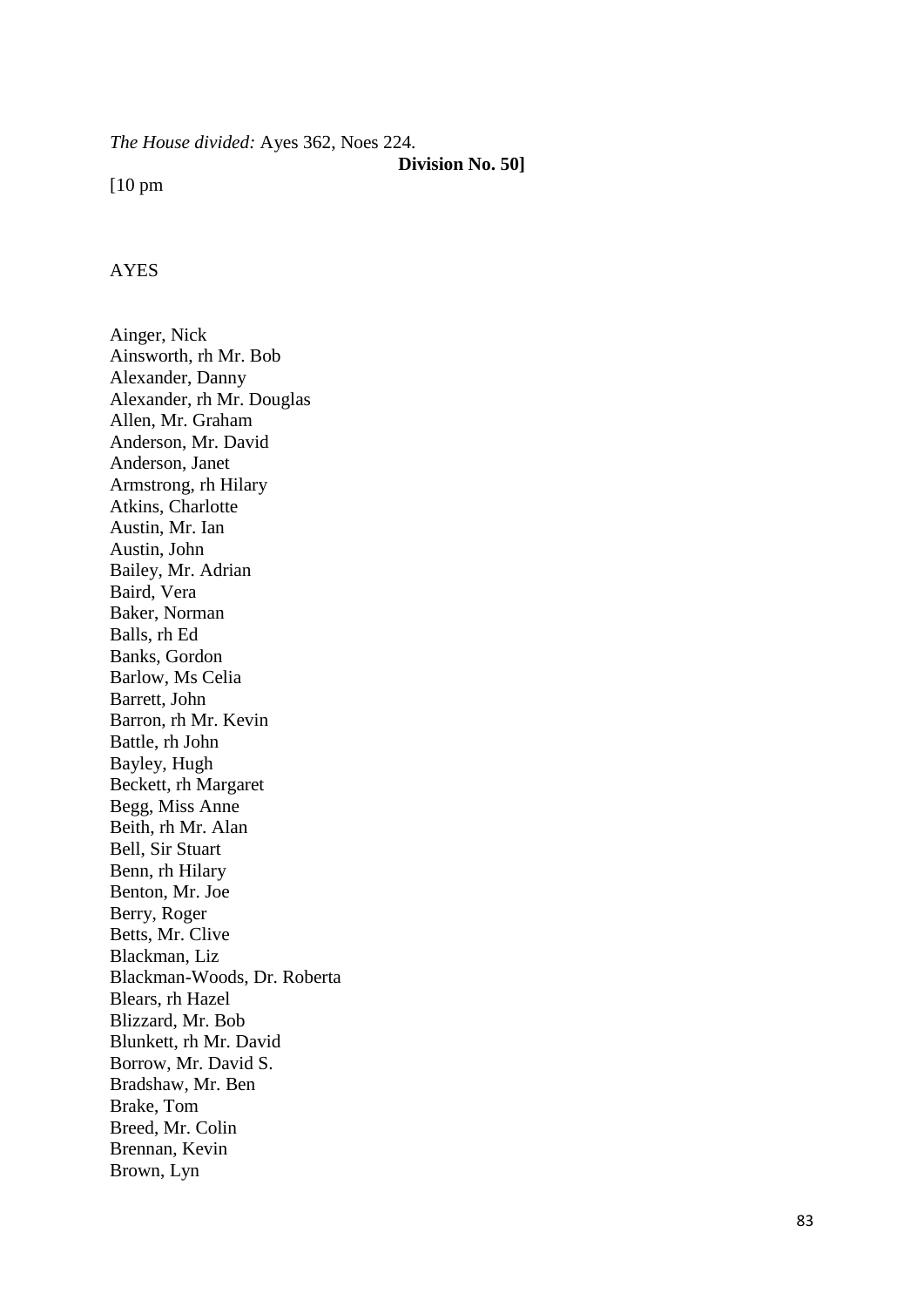*The House divided:* Ayes 362, Noes 224.

**Division No. 50]**

[10 pm

AYES

Ainger, Nick
Ainsworth, rh Mr. Bob
Alexander, Danny
Alexander, rh Mr. Douglas
Allen, Mr. Graham
Anderson, Mr. David
Anderson, Janet
Armstrong, rh Hilary
Atkins, Charlotte
Austin, Mr. Ian
Austin, John
Bailey, Mr. Adrian
Baird, Vera
Baker, Norman
Balls, rh Ed
Banks, Gordon
Barlow, Ms Celia
Barrett, John
Barron, rh Mr. Kevin
Battle, rh John
Bayley, Hugh
Beckett, rh Margaret
Begg, Miss Anne
Beith, rh Mr. Alan
Bell, Sir Stuart
Benn, rh Hilary
Benton, Mr. Joe
Berry, Roger
Betts, Mr. Clive
Blackman, Liz
Blackman-Woods, Dr. Roberta
Blears, rh Hazel
Blizzard, Mr. Bob
Blunkett, rh Mr. David
Borrow, Mr. David S.
Bradshaw, Mr. Ben
Brake, Tom
Breed, Mr. Colin
Brennan, Kevin
Brown, Lyn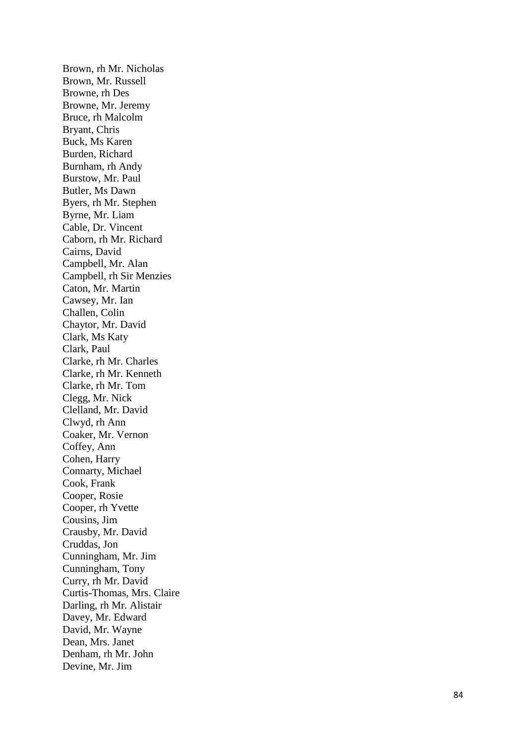Brown, rh Mr. Nicholas
Brown, Mr. Russell
Browne, rh Des
Browne, Mr. Jeremy
Bruce, rh Malcolm
Bryant, Chris
Buck, Ms Karen
Burden, Richard
Burnham, rh Andy
Burstow, Mr. Paul
Butler, Ms Dawn
Byers, rh Mr. Stephen
Byrne, Mr. Liam
Cable, Dr. Vincent
Caborn, rh Mr. Richard
Cairns, David
Campbell, Mr. Alan
Campbell, rh Sir Menzies
Caton, Mr. Martin
Cawsey, Mr. Ian
Challen, Colin
Chaytor, Mr. David
Clark, Ms Katy
Clark, Paul
Clarke, rh Mr. Charles
Clarke, rh Mr. Kenneth
Clarke, rh Mr. Tom
Clegg, Mr. Nick
Clelland, Mr. David
Clwyd, rh Ann
Coaker, Mr. Vernon
Coffey, Ann
Cohen, Harry
Connarty, Michael
Cook, Frank
Cooper, Rosie
Cooper, rh Yvette
Cousins, Jim
Crausby, Mr. David
Cruddas, Jon
Cunningham, Mr. Jim
Cunningham, Tony
Curry, rh Mr. David
Curtis-Thomas, Mrs. Claire
Darling, rh Mr. Alistair
Davey, Mr. Edward
David, Mr. Wayne
Dean, Mrs. Janet
Denham, rh Mr. John
Devine, Mr. Jim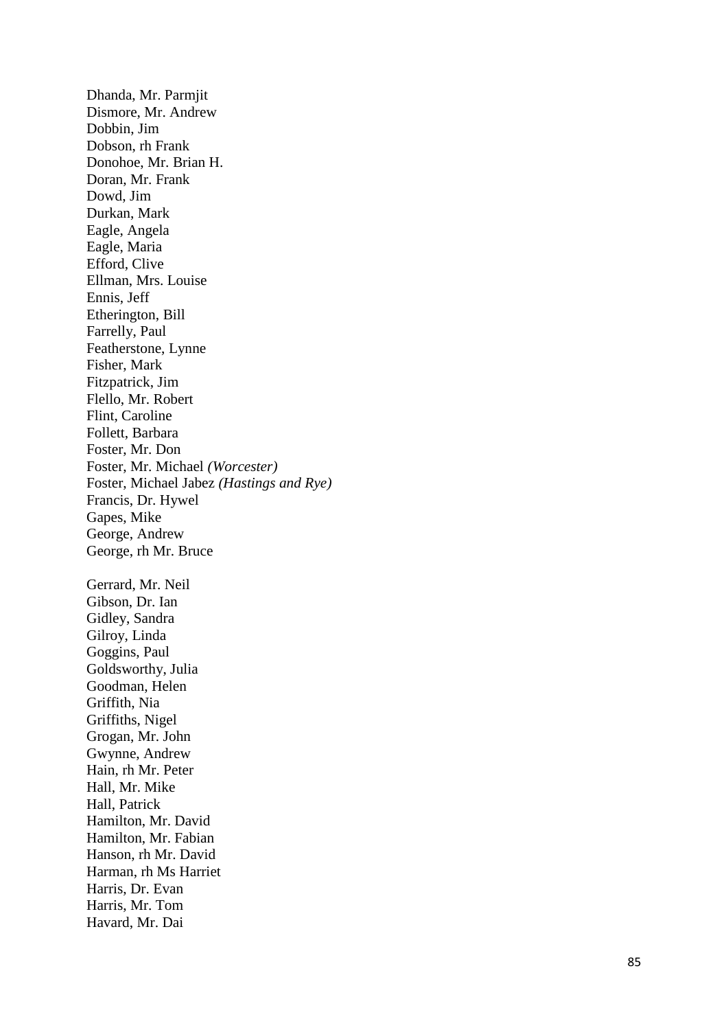Dhanda, Mr. Parmjit
Dismore, Mr. Andrew
Dobbin, Jim
Dobson, rh Frank
Donohoe, Mr. Brian H.
Doran, Mr. Frank
Dowd, Jim
Durkan, Mark
Eagle, Angela
Eagle, Maria
Efford, Clive
Ellman, Mrs. Louise
Ennis, Jeff
Etherington, Bill
Farrelly, Paul
Featherstone, Lynne
Fisher, Mark
Fitzpatrick, Jim
Flello, Mr. Robert
Flint, Caroline
Follett, Barbara
Foster, Mr. Don
Foster, Mr. Michael *(Worcester)*
Foster, Michael Jabez *(Hastings and Rye)*
Francis, Dr. Hywel
Gapes, Mike
George, Andrew
George, rh Mr. Bruce

Gerrard, Mr. Neil
Gibson, Dr. Ian
Gidley, Sandra
Gilroy, Linda
Goggins, Paul
Goldsworthy, Julia
Goodman, Helen
Griffith, Nia
Griffiths, Nigel
Grogan, Mr. John
Gwynne, Andrew
Hain, rh Mr. Peter
Hall, Mr. Mike
Hall, Patrick
Hamilton, Mr. David
Hamilton, Mr. Fabian
Hanson, rh Mr. David
Harman, rh Ms Harriet
Harris, Dr. Evan
Harris, Mr. Tom
Havard, Mr. Dai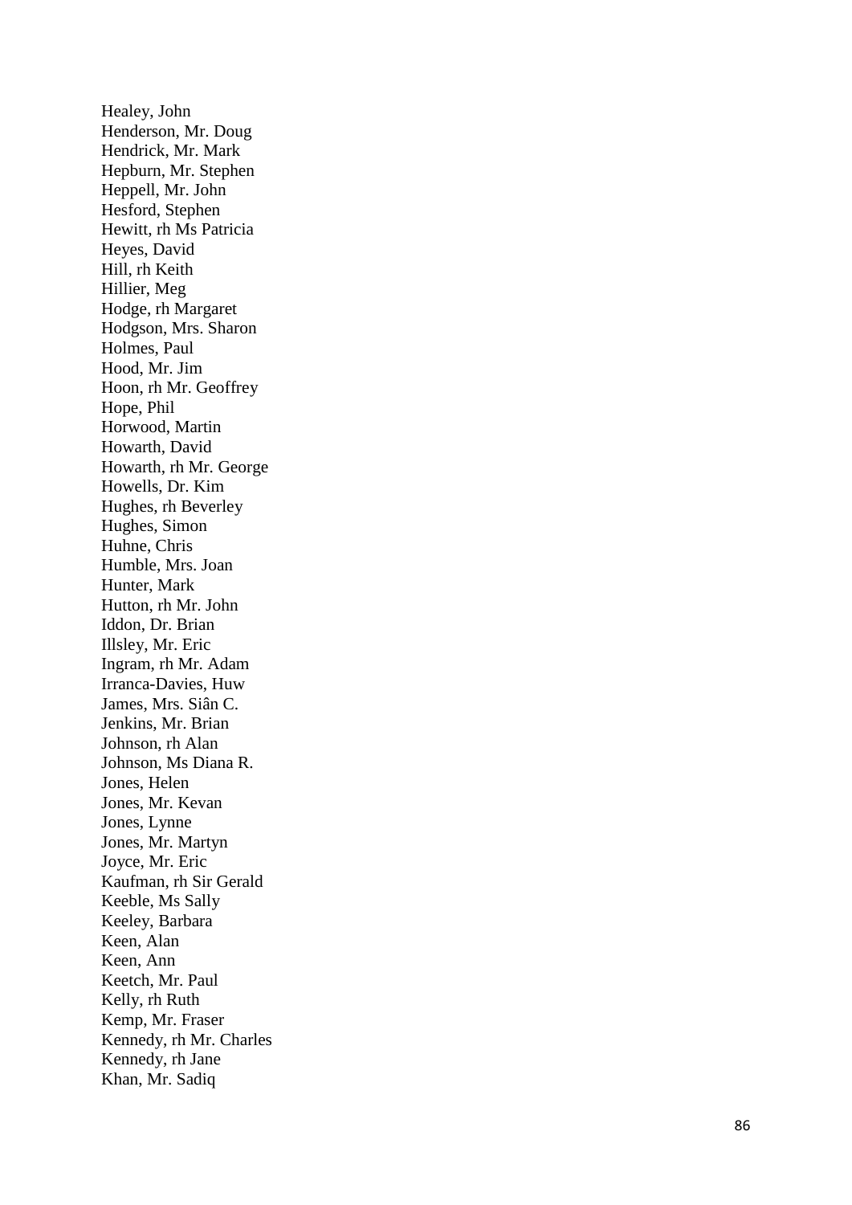Healey, John
Henderson, Mr. Doug
Hendrick, Mr. Mark
Hepburn, Mr. Stephen
Heppell, Mr. John
Hesford, Stephen
Hewitt, rh Ms Patricia
Heyes, David
Hill, rh Keith
Hillier, Meg
Hodge, rh Margaret
Hodgson, Mrs. Sharon
Holmes, Paul
Hood, Mr. Jim
Hoon, rh Mr. Geoffrey
Hope, Phil
Horwood, Martin
Howarth, David
Howarth, rh Mr. George
Howells, Dr. Kim
Hughes, rh Beverley
Hughes, Simon
Huhne, Chris
Humble, Mrs. Joan
Hunter, Mark
Hutton, rh Mr. John
Iddon, Dr. Brian
Illsley, Mr. Eric
Ingram, rh Mr. Adam
Irranca-Davies, Huw
James, Mrs. Siân C.
Jenkins, Mr. Brian
Johnson, rh Alan
Johnson, Ms Diana R.
Jones, Helen
Jones, Mr. Kevan
Jones, Lynne
Jones, Mr. Martyn
Joyce, Mr. Eric
Kaufman, rh Sir Gerald
Keeble, Ms Sally
Keeley, Barbara
Keen, Alan
Keen, Ann
Keetch, Mr. Paul
Kelly, rh Ruth
Kemp, Mr. Fraser
Kennedy, rh Mr. Charles
Kennedy, rh Jane
Khan, Mr. Sadiq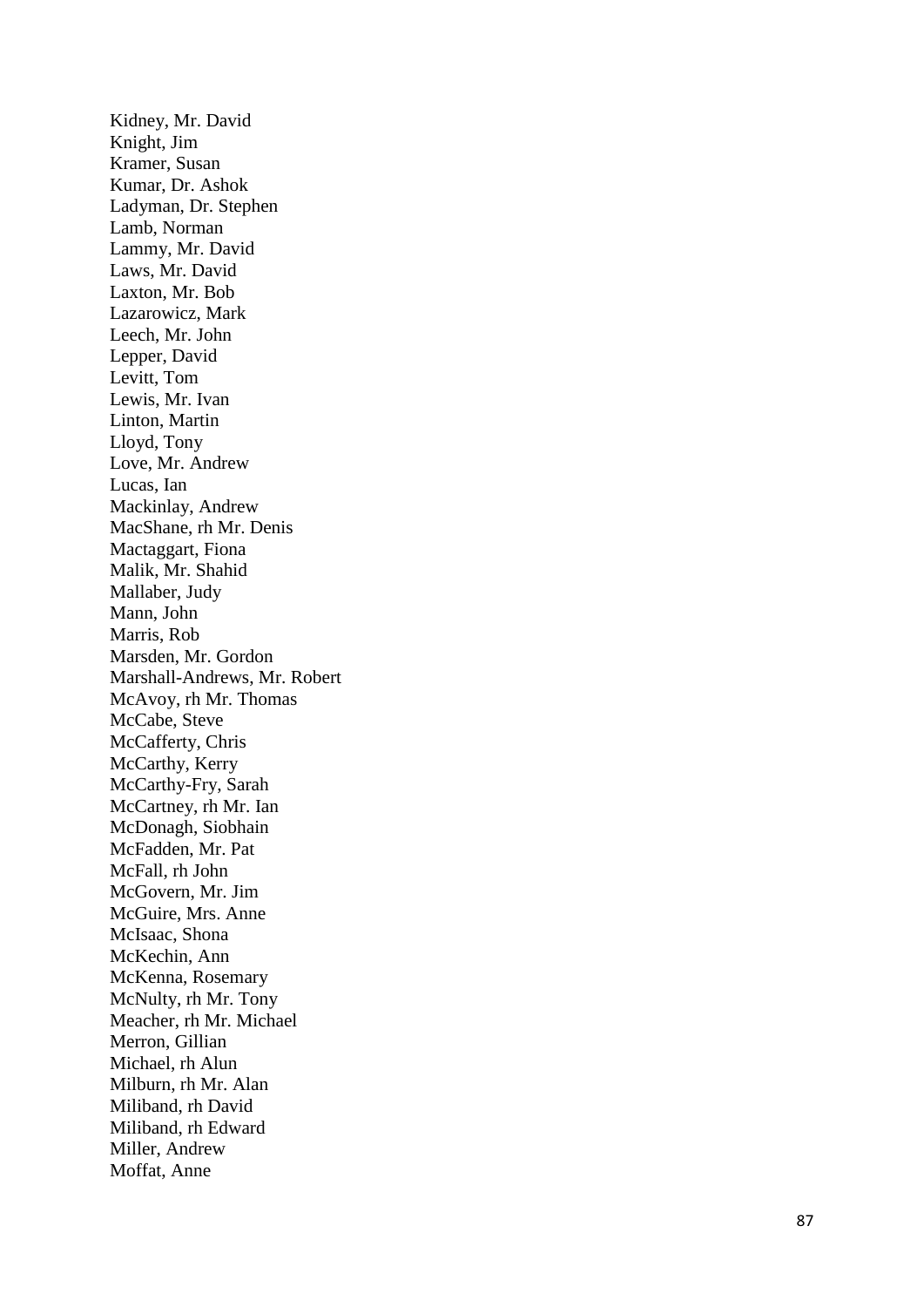Kidney, Mr. David
Knight, Jim
Kramer, Susan
Kumar, Dr. Ashok
Ladyman, Dr. Stephen
Lamb, Norman
Lammy, Mr. David
Laws, Mr. David
Laxton, Mr. Bob
Lazarowicz, Mark
Leech, Mr. John
Lepper, David
Levitt, Tom
Lewis, Mr. Ivan
Linton, Martin
Lloyd, Tony
Love, Mr. Andrew
Lucas, Ian
Mackinlay, Andrew
MacShane, rh Mr. Denis
Mactaggart, Fiona
Malik, Mr. Shahid
Mallaber, Judy
Mann, John
Marris, Rob
Marsden, Mr. Gordon
Marshall-Andrews, Mr. Robert
McAvoy, rh Mr. Thomas
McCabe, Steve
McCafferty, Chris
McCarthy, Kerry
McCarthy-Fry, Sarah
McCartney, rh Mr. Ian
McDonagh, Siobhain
McFadden, Mr. Pat
McFall, rh John
McGovern, Mr. Jim
McGuire, Mrs. Anne
McIsaac, Shona
McKechin, Ann
McKenna, Rosemary
McNulty, rh Mr. Tony
Meacher, rh Mr. Michael
Merron, Gillian
Michael, rh Alun
Milburn, rh Mr. Alan
Miliband, rh David
Miliband, rh Edward
Miller, Andrew
Moffat, Anne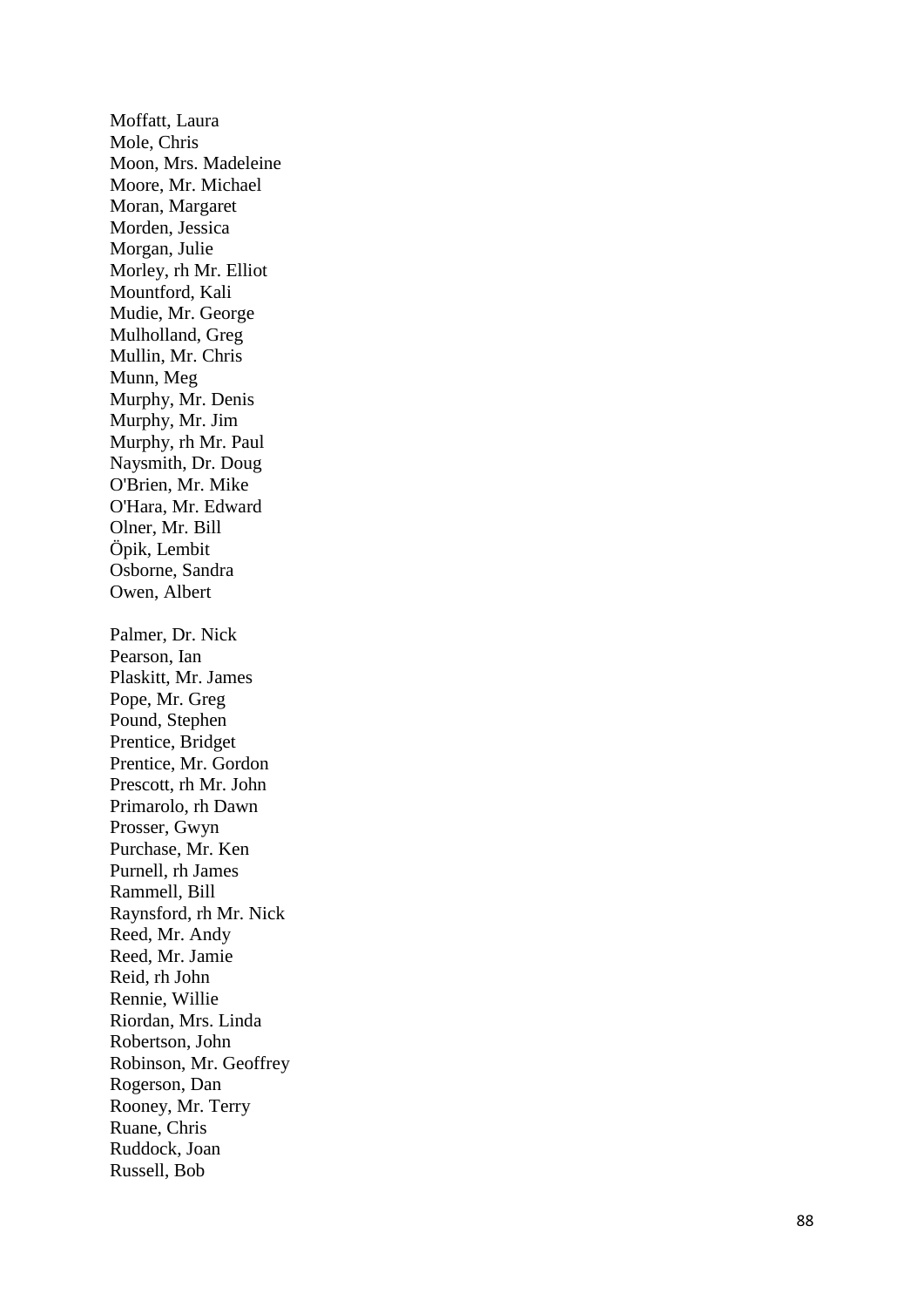Moffatt, Laura
Mole, Chris
Moon, Mrs. Madeleine
Moore, Mr. Michael
Moran, Margaret
Morden, Jessica
Morgan, Julie
Morley, rh Mr. Elliot
Mountford, Kali
Mudie, Mr. George
Mulholland, Greg
Mullin, Mr. Chris
Munn, Meg
Murphy, Mr. Denis
Murphy, Mr. Jim
Murphy, rh Mr. Paul
Naysmith, Dr. Doug
O'Brien, Mr. Mike
O'Hara, Mr. Edward
Olner, Mr. Bill
Öpik, Lembit
Osborne, Sandra
Owen, Albert

Palmer, Dr. Nick
Pearson, Ian
Plaskitt, Mr. James
Pope, Mr. Greg
Pound, Stephen
Prentice, Bridget
Prentice, Mr. Gordon
Prescott, rh Mr. John
Primarolo, rh Dawn
Prosser, Gwyn
Purchase, Mr. Ken
Purnell, rh James
Rammell, Bill
Raynsford, rh Mr. Nick
Reed, Mr. Andy
Reed, Mr. Jamie
Reid, rh John
Rennie, Willie
Riordan, Mrs. Linda
Robertson, John
Robinson, Mr. Geoffrey
Rogerson, Dan
Rooney, Mr. Terry
Ruane, Chris
Ruddock, Joan
Russell, Bob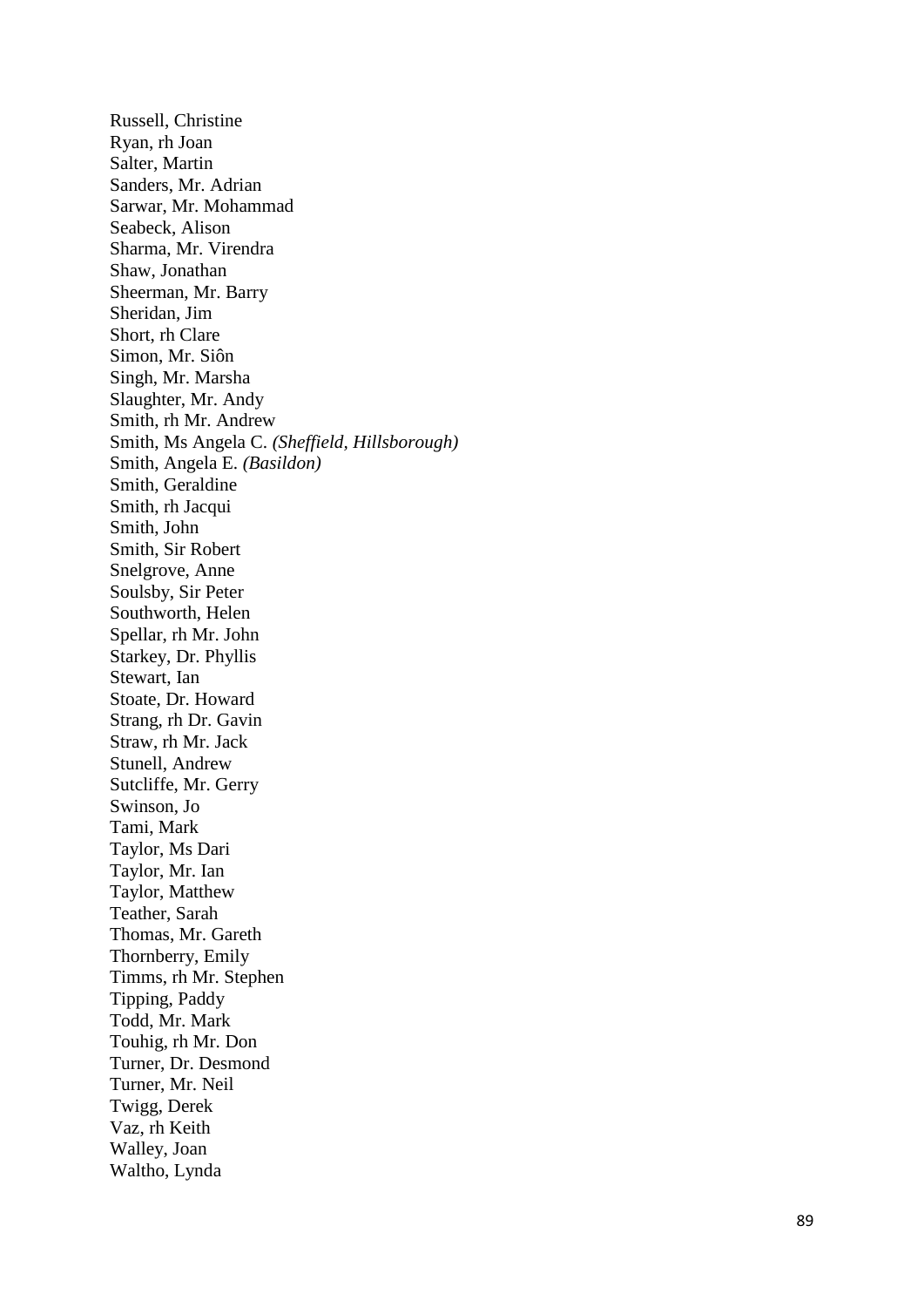Russell, Christine
Ryan, rh Joan
Salter, Martin
Sanders, Mr. Adrian
Sarwar, Mr. Mohammad
Seabeck, Alison
Sharma, Mr. Virendra
Shaw, Jonathan
Sheerman, Mr. Barry
Sheridan, Jim
Short, rh Clare
Simon, Mr. Siôn
Singh, Mr. Marsha
Slaughter, Mr. Andy
Smith, rh Mr. Andrew
Smith, Ms Angela C. *(Sheffield, Hillsborough)*
Smith, Angela E. *(Basildon)*
Smith, Geraldine
Smith, rh Jacqui
Smith, John
Smith, Sir Robert
Snelgrove, Anne
Soulsby, Sir Peter
Southworth, Helen
Spellar, rh Mr. John
Starkey, Dr. Phyllis
Stewart, Ian
Stoate, Dr. Howard
Strang, rh Dr. Gavin
Straw, rh Mr. Jack
Stunell, Andrew
Sutcliffe, Mr. Gerry
Swinson, Jo
Tami, Mark
Taylor, Ms Dari
Taylor, Mr. Ian
Taylor, Matthew
Teather, Sarah
Thomas, Mr. Gareth
Thornberry, Emily
Timms, rh Mr. Stephen
Tipping, Paddy
Todd, Mr. Mark
Touhig, rh Mr. Don
Turner, Dr. Desmond
Turner, Mr. Neil
Twigg, Derek
Vaz, rh Keith
Walley, Joan
Waltho, Lynda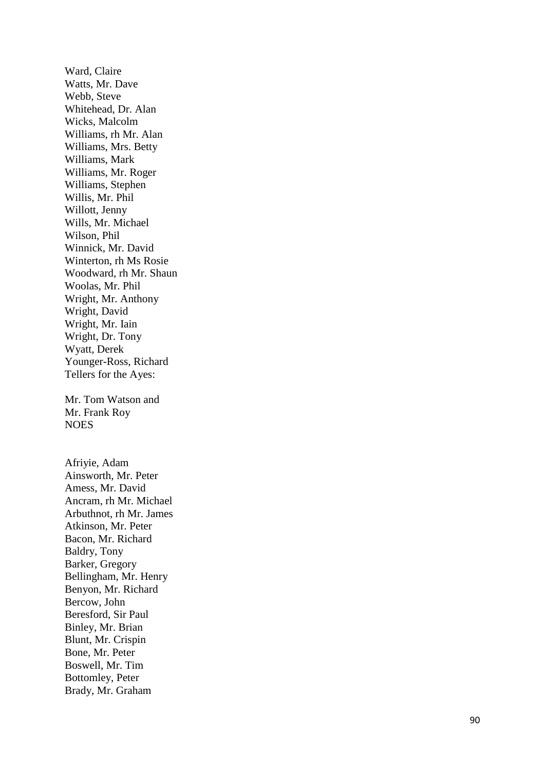Ward, Claire
Watts, Mr. Dave
Webb, Steve
Whitehead, Dr. Alan
Wicks, Malcolm
Williams, rh Mr. Alan
Williams, Mrs. Betty
Williams, Mark
Williams, Mr. Roger
Williams, Stephen
Willis, Mr. Phil
Willott, Jenny
Wills, Mr. Michael
Wilson, Phil
Winnick, Mr. David
Winterton, rh Ms Rosie
Woodward, rh Mr. Shaun
Woolas, Mr. Phil
Wright, Mr. Anthony
Wright, David
Wright, Mr. Iain
Wright, Dr. Tony
Wyatt, Derek
Younger-Ross, Richard
Tellers for the Ayes:

Mr. Tom Watson and
Mr. Frank Roy
NOES

Afriyie, Adam
Ainsworth, Mr. Peter
Amess, Mr. David
Ancram, rh Mr. Michael
Arbuthnot, rh Mr. James
Atkinson, Mr. Peter
Bacon, Mr. Richard
Baldry, Tony
Barker, Gregory
Bellingham, Mr. Henry
Benyon, Mr. Richard
Bercow, John
Beresford, Sir Paul
Binley, Mr. Brian
Blunt, Mr. Crispin
Bone, Mr. Peter
Boswell, Mr. Tim
Bottomley, Peter
Brady, Mr. Graham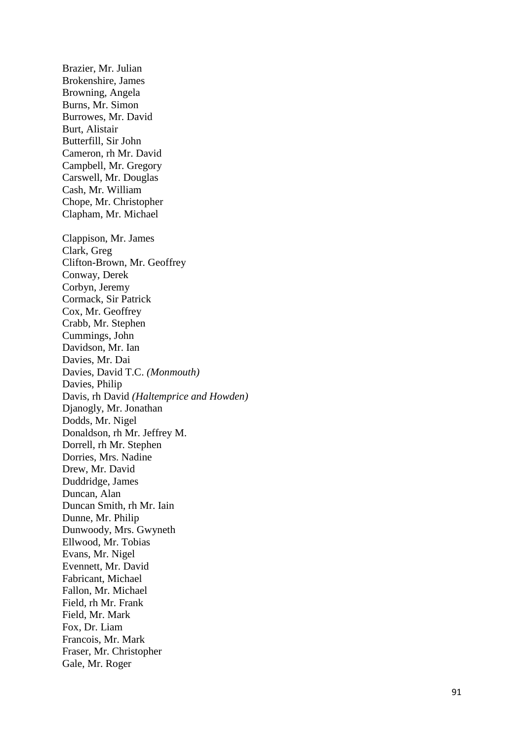Brazier, Mr. Julian
Brokenshire, James
Browning, Angela
Burns, Mr. Simon
Burrowes, Mr. David
Burt, Alistair
Butterfill, Sir John
Cameron, rh Mr. David
Campbell, Mr. Gregory
Carswell, Mr. Douglas
Cash, Mr. William
Chope, Mr. Christopher
Clapham, Mr. Michael

Clappison, Mr. James
Clark, Greg
Clifton-Brown, Mr. Geoffrey
Conway, Derek
Corbyn, Jeremy
Cormack, Sir Patrick
Cox, Mr. Geoffrey
Crabb, Mr. Stephen
Cummings, John
Davidson, Mr. Ian
Davies, Mr. Dai
Davies, David T.C. *(Monmouth)*
Davies, Philip
Davis, rh David *(Haltemprice and Howden)*
Djanogly, Mr. Jonathan
Dodds, Mr. Nigel
Donaldson, rh Mr. Jeffrey M.
Dorrell, rh Mr. Stephen
Dorries, Mrs. Nadine
Drew, Mr. David
Duddridge, James
Duncan, Alan
Duncan Smith, rh Mr. Iain
Dunne, Mr. Philip
Dunwoody, Mrs. Gwyneth
Ellwood, Mr. Tobias
Evans, Mr. Nigel
Evennett, Mr. David
Fabricant, Michael
Fallon, Mr. Michael
Field, rh Mr. Frank
Field, Mr. Mark
Fox, Dr. Liam
Francois, Mr. Mark
Fraser, Mr. Christopher
Gale, Mr. Roger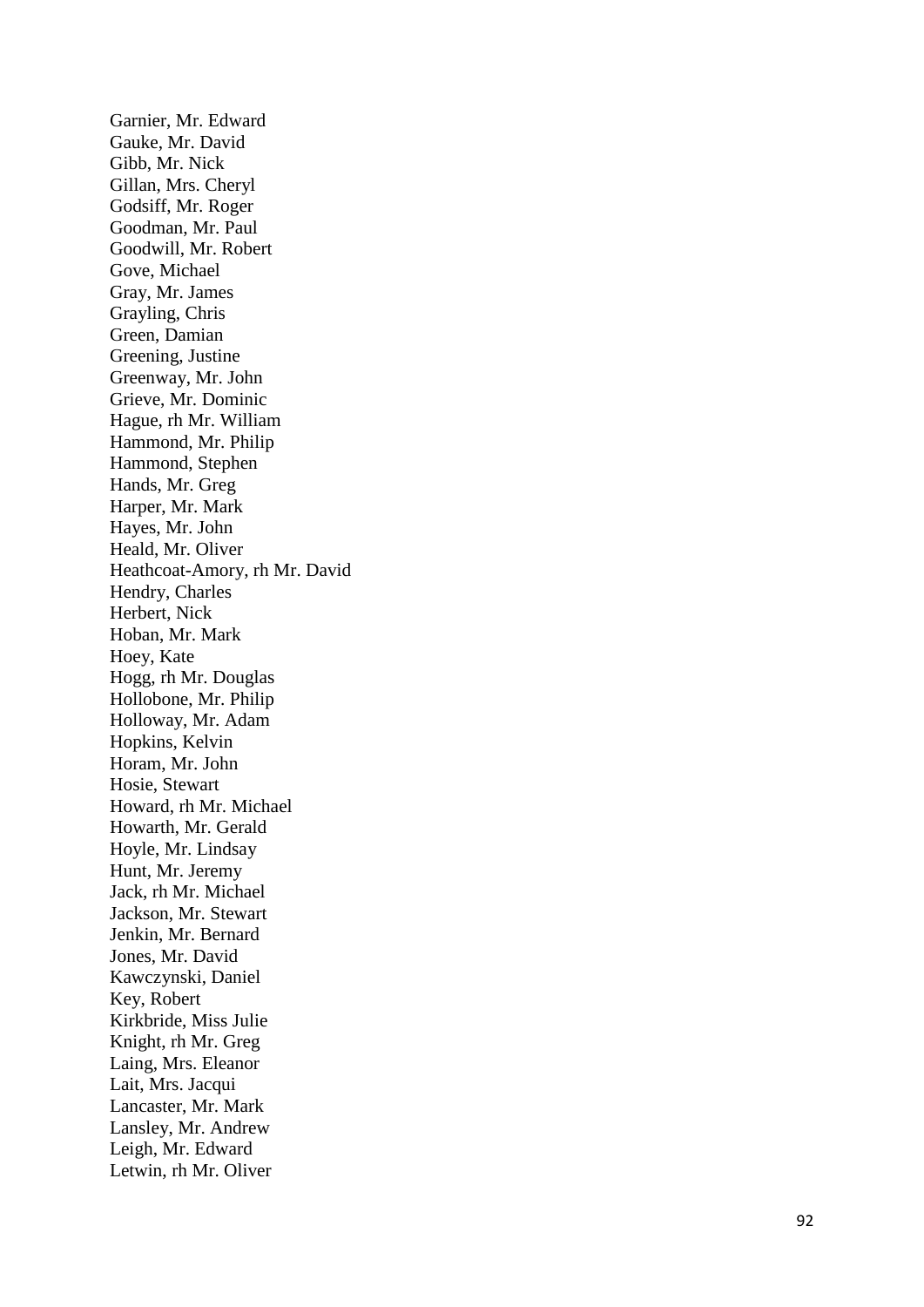Garnier, Mr. Edward
Gauke, Mr. David
Gibb, Mr. Nick
Gillan, Mrs. Cheryl
Godsiff, Mr. Roger
Goodman, Mr. Paul
Goodwill, Mr. Robert
Gove, Michael
Gray, Mr. James
Grayling, Chris
Green, Damian
Greening, Justine
Greenway, Mr. John
Grieve, Mr. Dominic
Hague, rh Mr. William
Hammond, Mr. Philip
Hammond, Stephen
Hands, Mr. Greg
Harper, Mr. Mark
Hayes, Mr. John
Heald, Mr. Oliver
Heathcoat-Amory, rh Mr. David
Hendry, Charles
Herbert, Nick
Hoban, Mr. Mark
Hoey, Kate
Hogg, rh Mr. Douglas
Hollobone, Mr. Philip
Holloway, Mr. Adam
Hopkins, Kelvin
Horam, Mr. John
Hosie, Stewart
Howard, rh Mr. Michael
Howarth, Mr. Gerald
Hoyle, Mr. Lindsay
Hunt, Mr. Jeremy
Jack, rh Mr. Michael
Jackson, Mr. Stewart
Jenkin, Mr. Bernard
Jones, Mr. David
Kawczynski, Daniel
Key, Robert
Kirkbride, Miss Julie
Knight, rh Mr. Greg
Laing, Mrs. Eleanor
Lait, Mrs. Jacqui
Lancaster, Mr. Mark
Lansley, Mr. Andrew
Leigh, Mr. Edward
Letwin, rh Mr. Oliver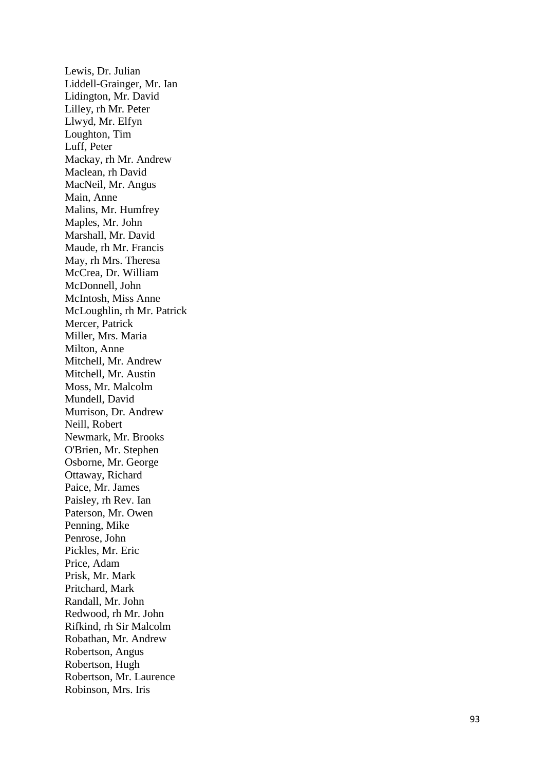Lewis, Dr. Julian
Liddell-Grainger, Mr. Ian
Lidington, Mr. David
Lilley, rh Mr. Peter
Llwyd, Mr. Elfyn
Loughton, Tim
Luff, Peter
Mackay, rh Mr. Andrew
Maclean, rh David
MacNeil, Mr. Angus
Main, Anne
Malins, Mr. Humfrey
Maples, Mr. John
Marshall, Mr. David
Maude, rh Mr. Francis
May, rh Mrs. Theresa
McCrea, Dr. William
McDonnell, John
McIntosh, Miss Anne
McLoughlin, rh Mr. Patrick
Mercer, Patrick
Miller, Mrs. Maria
Milton, Anne
Mitchell, Mr. Andrew
Mitchell, Mr. Austin
Moss, Mr. Malcolm
Mundell, David
Murrison, Dr. Andrew
Neill, Robert
Newmark, Mr. Brooks
O'Brien, Mr. Stephen
Osborne, Mr. George
Ottaway, Richard
Paice, Mr. James
Paisley, rh Rev. Ian
Paterson, Mr. Owen
Penning, Mike
Penrose, John
Pickles, Mr. Eric
Price, Adam
Prisk, Mr. Mark
Pritchard, Mark
Randall, Mr. John
Redwood, rh Mr. John
Rifkind, rh Sir Malcolm
Robathan, Mr. Andrew
Robertson, Angus
Robertson, Hugh
Robertson, Mr. Laurence
Robinson, Mrs. Iris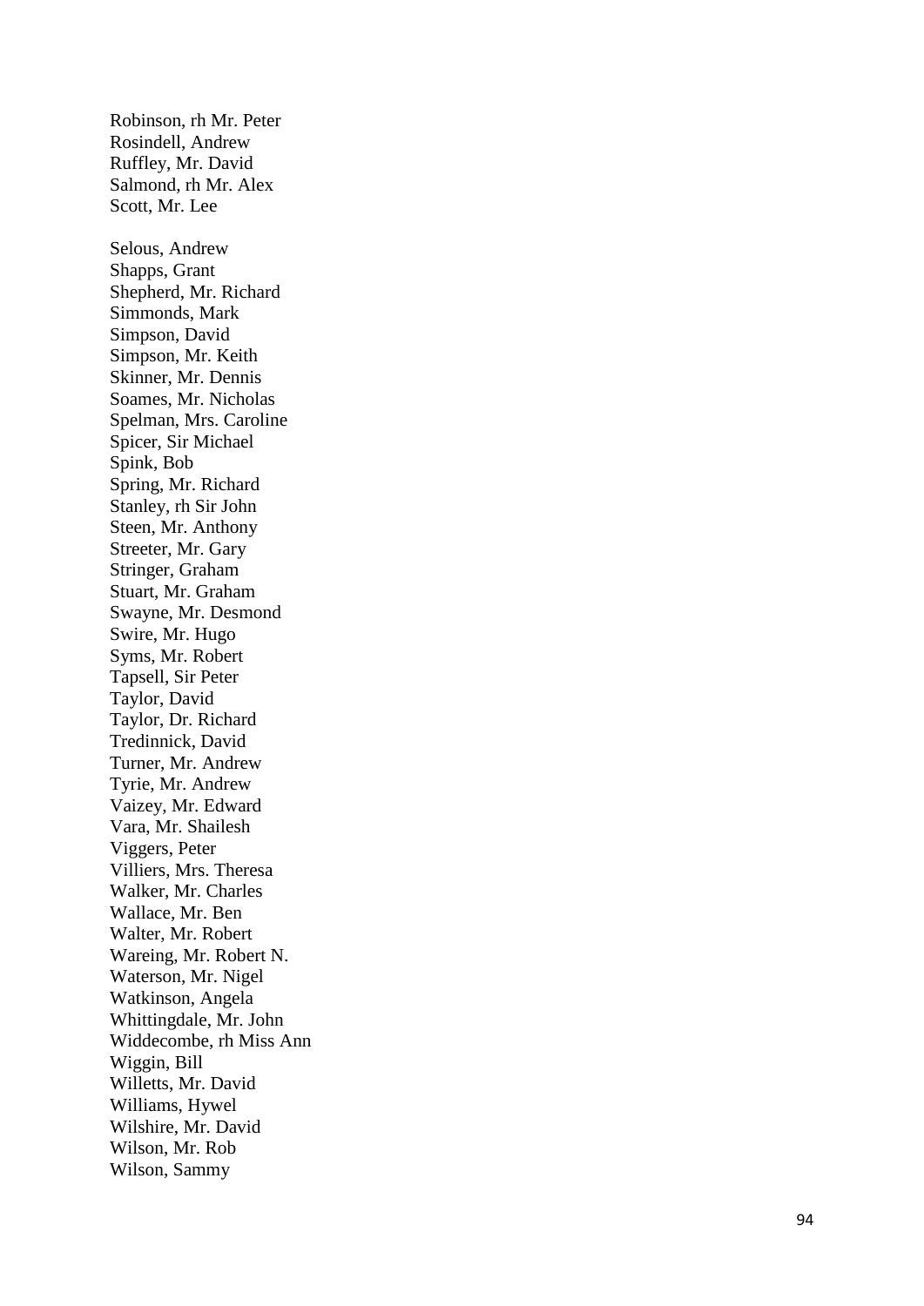Robinson, rh Mr. Peter
Rosindell, Andrew
Ruffley, Mr. David
Salmond, rh Mr. Alex
Scott, Mr. Lee

Selous, Andrew
Shapps, Grant
Shepherd, Mr. Richard
Simmonds, Mark
Simpson, David
Simpson, Mr. Keith
Skinner, Mr. Dennis
Soames, Mr. Nicholas
Spelman, Mrs. Caroline
Spicer, Sir Michael
Spink, Bob
Spring, Mr. Richard
Stanley, rh Sir John
Steen, Mr. Anthony
Streeter, Mr. Gary
Stringer, Graham
Stuart, Mr. Graham
Swayne, Mr. Desmond
Swire, Mr. Hugo
Syms, Mr. Robert
Tapsell, Sir Peter
Taylor, David
Taylor, Dr. Richard
Tredinnick, David
Turner, Mr. Andrew
Tyrie, Mr. Andrew
Vaizey, Mr. Edward
Vara, Mr. Shailesh
Viggers, Peter
Villiers, Mrs. Theresa
Walker, Mr. Charles
Wallace, Mr. Ben
Walter, Mr. Robert
Wareing, Mr. Robert N.
Waterson, Mr. Nigel
Watkinson, Angela
Whittingdale, Mr. John
Widdecombe, rh Miss Ann
Wiggin, Bill
Willetts, Mr. David
Williams, Hywel
Wilshire, Mr. David
Wilson, Mr. Rob
Wilson, Sammy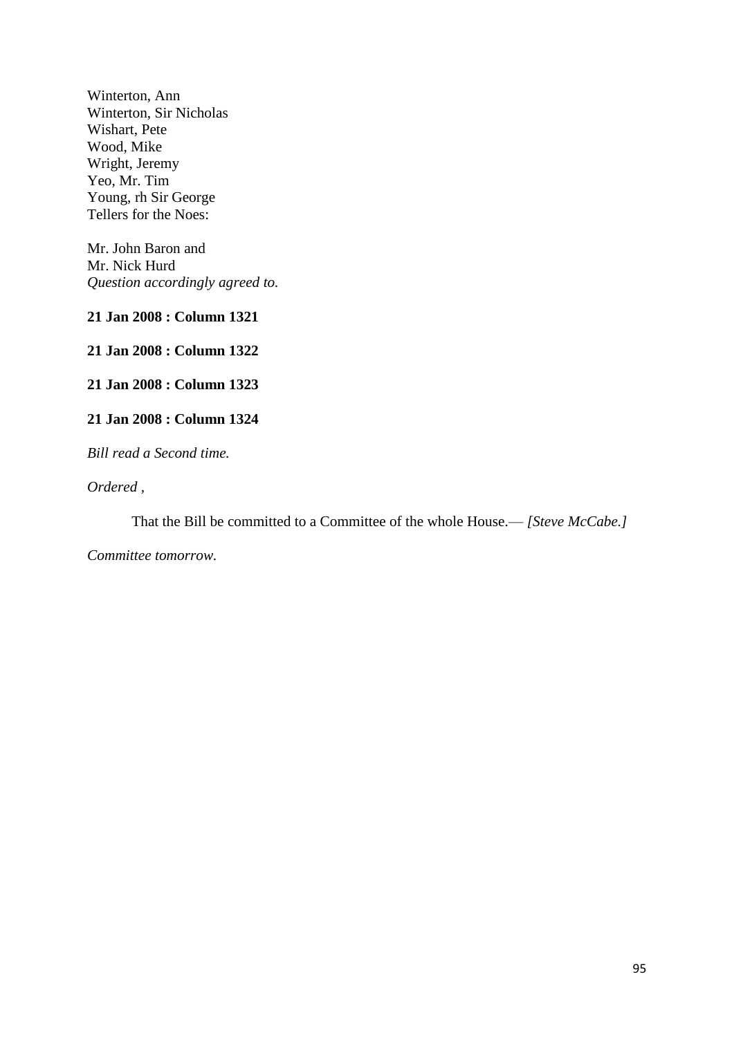Winterton, Ann
Winterton, Sir Nicholas
Wishart, Pete
Wood, Mike
Wright, Jeremy
Yeo, Mr. Tim
Young, rh Sir George
Tellers for the Noes:

Mr. John Baron and
Mr. Nick Hurd
*Question accordingly agreed to.*

**21 Jan 2008 : Column 1321**

**21 Jan 2008 : Column 1322**

**21 Jan 2008 : Column 1323**

**21 Jan 2008 : Column 1324**

*Bill read a Second time.*

*Ordered ,*

That the Bill be committed to a Committee of the whole House.— *[Steve McCabe.]*

*Committee tomorrow.*